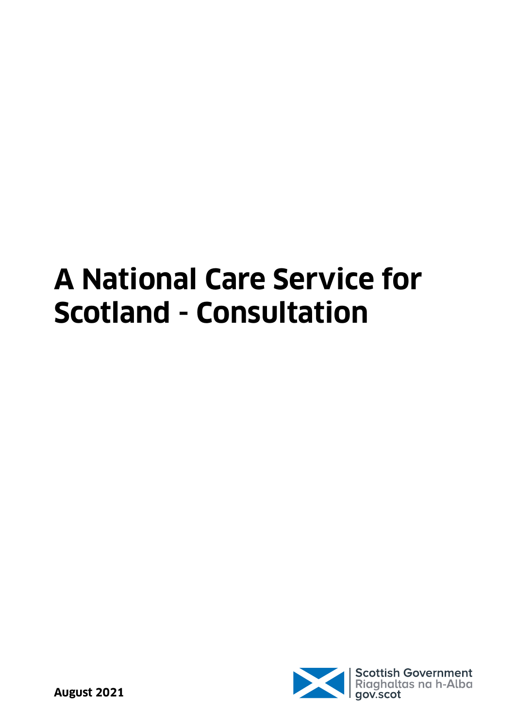# A National Care Service for Scotland - Consultation

**August 2021**

Scottish Government
Riaghaltas na h-Alba
gov.scot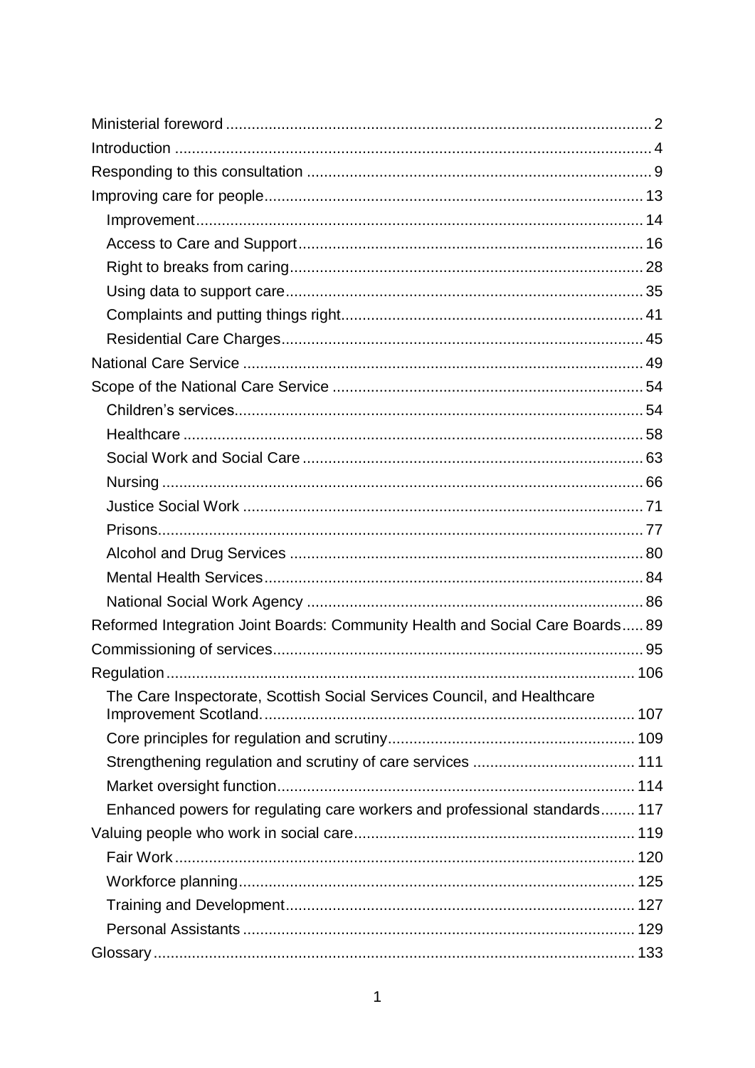- Ministerial foreword .......... 2
- Introduction .......... 4
- Responding to this consultation .......... 9
- Improving care for people .......... 13
  - Improvement .......... 14
  - Access to Care and Support .......... 16
  - Right to breaks from caring .......... 28
  - Using data to support care .......... 35
  - Complaints and putting things right .......... 41
  - Residential Care Charges .......... 45
- National Care Service .......... 49
- Scope of the National Care Service .......... 54
  - Children's services .......... 54
  - Healthcare .......... 58
  - Social Work and Social Care .......... 63
  - Nursing .......... 66
  - Justice Social Work .......... 71
  - Prisons .......... 77
  - Alcohol and Drug Services .......... 80
  - Mental Health Services .......... 84
  - National Social Work Agency .......... 86
- Reformed Integration Joint Boards: Community Health and Social Care Boards .......... 89
- Commissioning of services .......... 95
- Regulation .......... 106
  - The Care Inspectorate, Scottish Social Services Council, and Healthcare Improvement Scotland. .......... 107
  - Core principles for regulation and scrutiny .......... 109
  - Strengthening regulation and scrutiny of care services .......... 111
  - Market oversight function .......... 114
  - Enhanced powers for regulating care workers and professional standards .......... 117
- Valuing people who work in social care .......... 119
  - Fair Work .......... 120
  - Workforce planning .......... 125
  - Training and Development .......... 127
  - Personal Assistants .......... 129
- Glossary .......... 133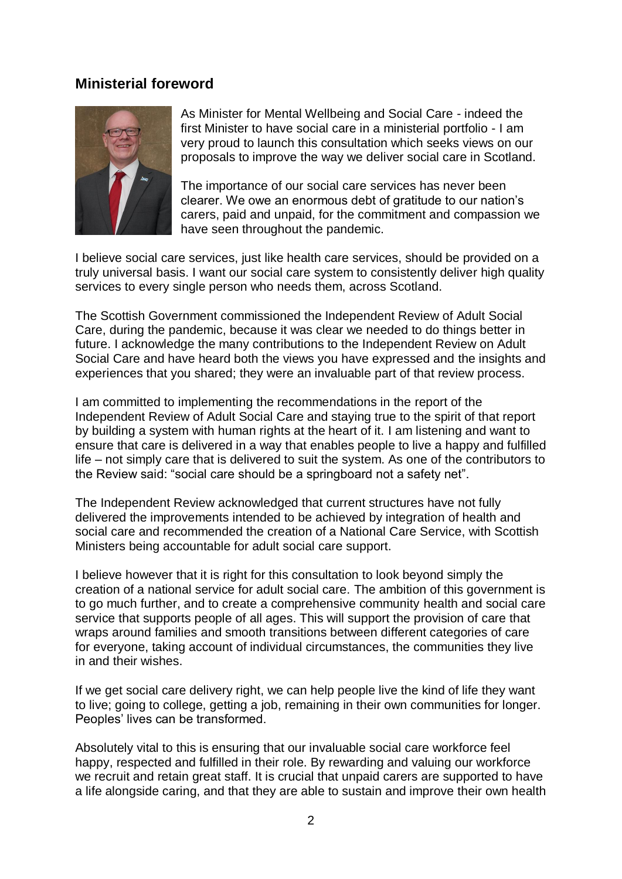## Ministerial foreword

As Minister for Mental Wellbeing and Social Care - indeed the first Minister to have social care in a ministerial portfolio - I am very proud to launch this consultation which seeks views on our proposals to improve the way we deliver social care in Scotland.

The importance of our social care services has never been clearer. We owe an enormous debt of gratitude to our nation's carers, paid and unpaid, for the commitment and compassion we have seen throughout the pandemic.

I believe social care services, just like health care services, should be provided on a truly universal basis. I want our social care system to consistently deliver high quality services to every single person who needs them, across Scotland.

The Scottish Government commissioned the Independent Review of Adult Social Care, during the pandemic, because it was clear we needed to do things better in future. I acknowledge the many contributions to the Independent Review on Adult Social Care and have heard both the views you have expressed and the insights and experiences that you shared; they were an invaluable part of that review process.

I am committed to implementing the recommendations in the report of the Independent Review of Adult Social Care and staying true to the spirit of that report by building a system with human rights at the heart of it. I am listening and want to ensure that care is delivered in a way that enables people to live a happy and fulfilled life – not simply care that is delivered to suit the system. As one of the contributors to the Review said: "social care should be a springboard not a safety net".

The Independent Review acknowledged that current structures have not fully delivered the improvements intended to be achieved by integration of health and social care and recommended the creation of a National Care Service, with Scottish Ministers being accountable for adult social care support.

I believe however that it is right for this consultation to look beyond simply the creation of a national service for adult social care. The ambition of this government is to go much further, and to create a comprehensive community health and social care service that supports people of all ages. This will support the provision of care that wraps around families and smooth transitions between different categories of care for everyone, taking account of individual circumstances, the communities they live in and their wishes.

If we get social care delivery right, we can help people live the kind of life they want to live; going to college, getting a job, remaining in their own communities for longer. Peoples' lives can be transformed.

Absolutely vital to this is ensuring that our invaluable social care workforce feel happy, respected and fulfilled in their role. By rewarding and valuing our workforce we recruit and retain great staff. It is crucial that unpaid carers are supported to have a life alongside caring, and that they are able to sustain and improve their own health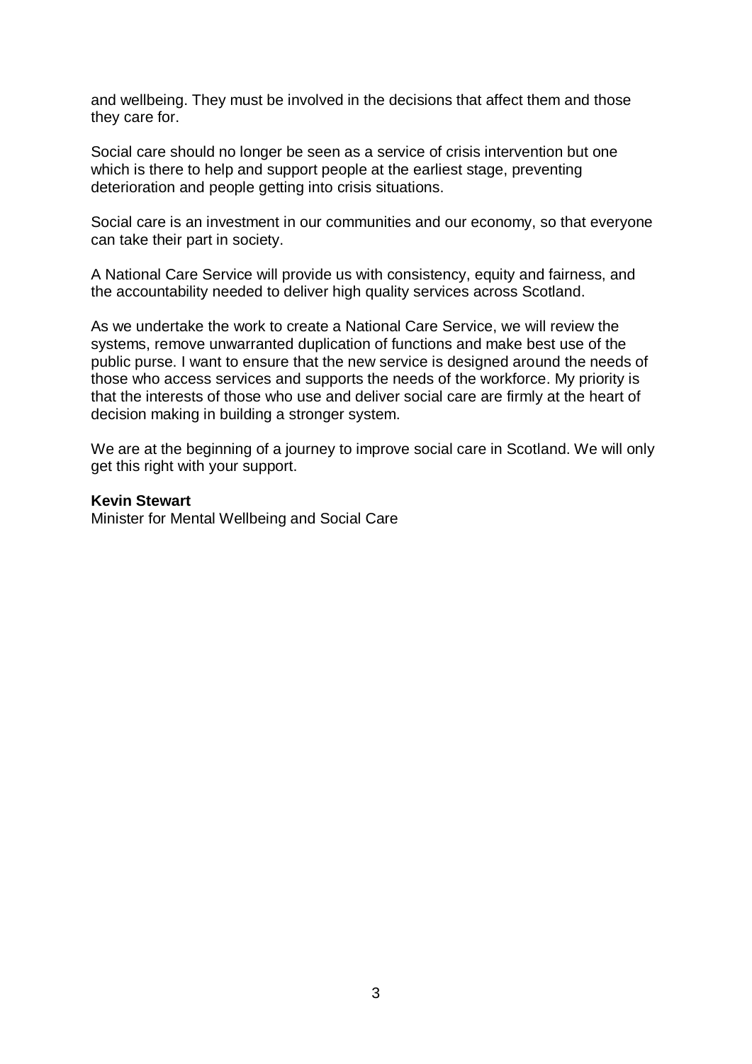and wellbeing. They must be involved in the decisions that affect them and those they care for.

Social care should no longer be seen as a service of crisis intervention but one which is there to help and support people at the earliest stage, preventing deterioration and people getting into crisis situations.

Social care is an investment in our communities and our economy, so that everyone can take their part in society.

A National Care Service will provide us with consistency, equity and fairness, and the accountability needed to deliver high quality services across Scotland.

As we undertake the work to create a National Care Service, we will review the systems, remove unwarranted duplication of functions and make best use of the public purse. I want to ensure that the new service is designed around the needs of those who access services and supports the needs of the workforce. My priority is that the interests of those who use and deliver social care are firmly at the heart of decision making in building a stronger system.

We are at the beginning of a journey to improve social care in Scotland. We will only get this right with your support.

**Kevin Stewart**
Minister for Mental Wellbeing and Social Care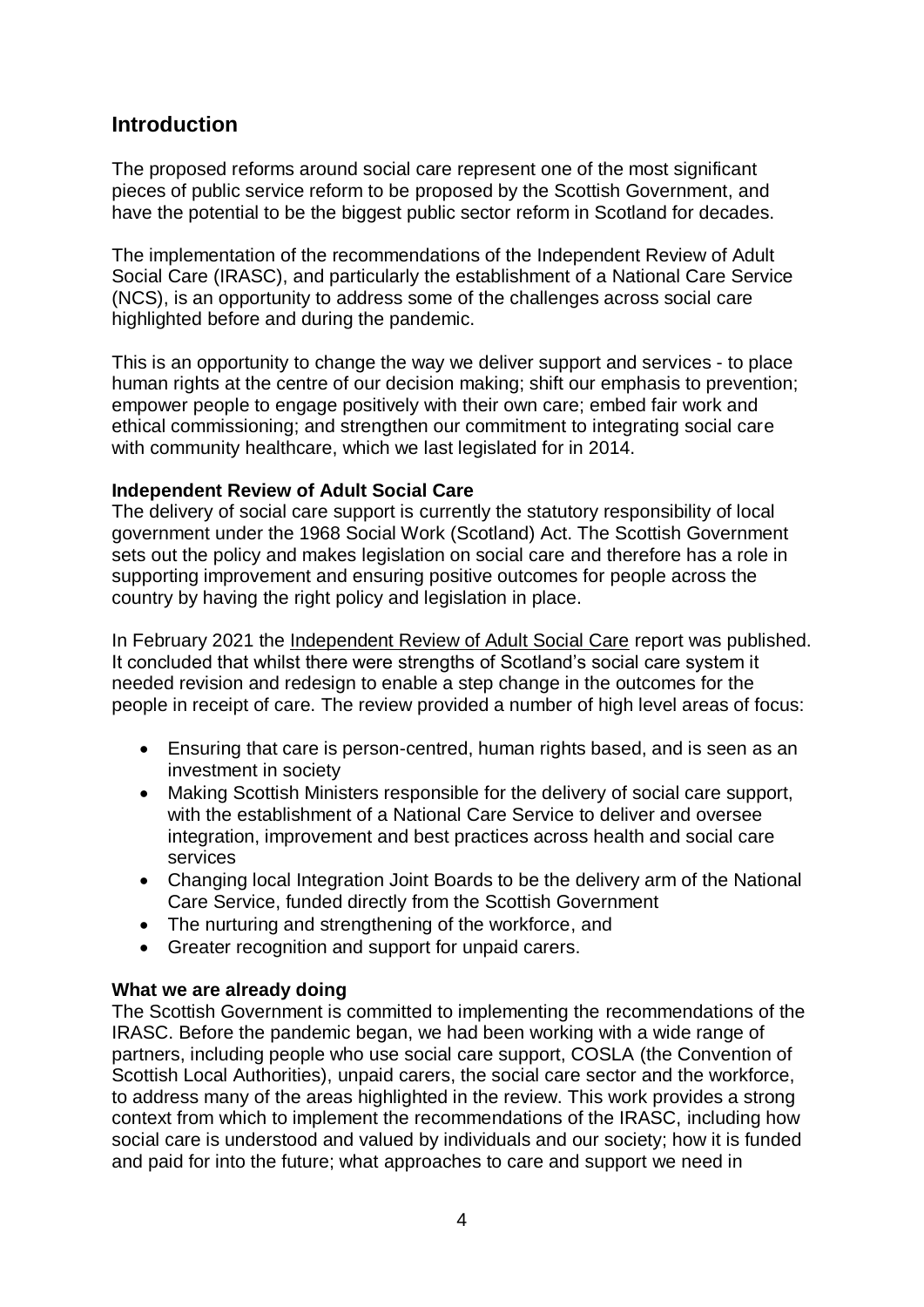## Introduction

The proposed reforms around social care represent one of the most significant pieces of public service reform to be proposed by the Scottish Government, and have the potential to be the biggest public sector reform in Scotland for decades.

The implementation of the recommendations of the Independent Review of Adult Social Care (IRASC), and particularly the establishment of a National Care Service (NCS), is an opportunity to address some of the challenges across social care highlighted before and during the pandemic.

This is an opportunity to change the way we deliver support and services - to place human rights at the centre of our decision making; shift our emphasis to prevention; empower people to engage positively with their own care; embed fair work and ethical commissioning; and strengthen our commitment to integrating social care with community healthcare, which we last legislated for in 2014.

**Independent Review of Adult Social Care**

The delivery of social care support is currently the statutory responsibility of local government under the 1968 Social Work (Scotland) Act. The Scottish Government sets out the policy and makes legislation on social care and therefore has a role in supporting improvement and ensuring positive outcomes for people across the country by having the right policy and legislation in place.

In February 2021 the Independent Review of Adult Social Care report was published. It concluded that whilst there were strengths of Scotland's social care system it needed revision and redesign to enable a step change in the outcomes for the people in receipt of care. The review provided a number of high level areas of focus:

- Ensuring that care is person-centred, human rights based, and is seen as an investment in society
- Making Scottish Ministers responsible for the delivery of social care support, with the establishment of a National Care Service to deliver and oversee integration, improvement and best practices across health and social care services
- Changing local Integration Joint Boards to be the delivery arm of the National Care Service, funded directly from the Scottish Government
- The nurturing and strengthening of the workforce, and
- Greater recognition and support for unpaid carers.

**What we are already doing**

The Scottish Government is committed to implementing the recommendations of the IRASC. Before the pandemic began, we had been working with a wide range of partners, including people who use social care support, COSLA (the Convention of Scottish Local Authorities), unpaid carers, the social care sector and the workforce, to address many of the areas highlighted in the review. This work provides a strong context from which to implement the recommendations of the IRASC, including how social care is understood and valued by individuals and our society; how it is funded and paid for into the future; what approaches to care and support we need in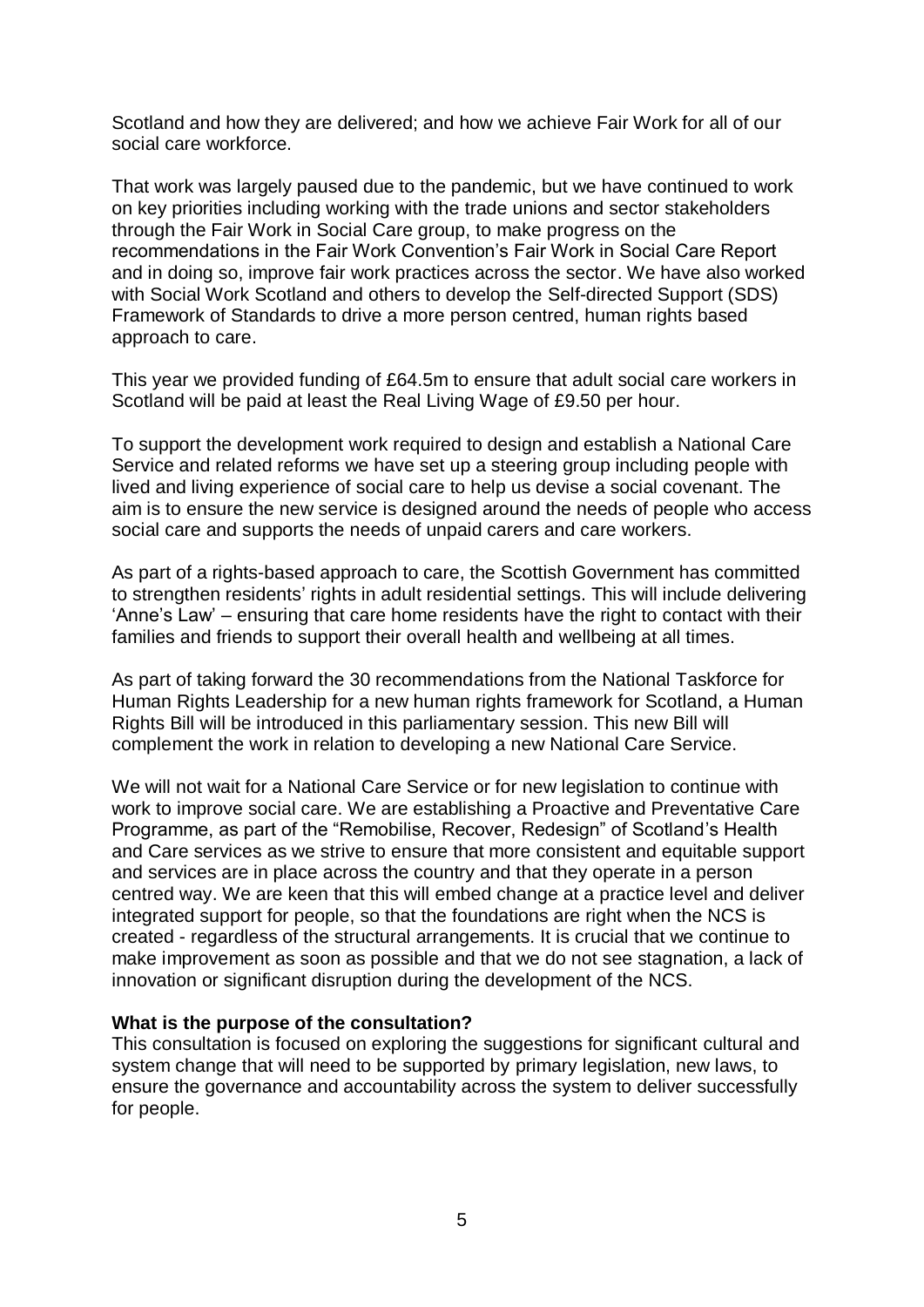Scotland and how they are delivered; and how we achieve Fair Work for all of our social care workforce.

That work was largely paused due to the pandemic, but we have continued to work on key priorities including working with the trade unions and sector stakeholders through the Fair Work in Social Care group, to make progress on the recommendations in the Fair Work Convention's Fair Work in Social Care Report and in doing so, improve fair work practices across the sector. We have also worked with Social Work Scotland and others to develop the Self-directed Support (SDS) Framework of Standards to drive a more person centred, human rights based approach to care.

This year we provided funding of £64.5m to ensure that adult social care workers in Scotland will be paid at least the Real Living Wage of £9.50 per hour.

To support the development work required to design and establish a National Care Service and related reforms we have set up a steering group including people with lived and living experience of social care to help us devise a social covenant. The aim is to ensure the new service is designed around the needs of people who access social care and supports the needs of unpaid carers and care workers.

As part of a rights-based approach to care, the Scottish Government has committed to strengthen residents' rights in adult residential settings. This will include delivering 'Anne's Law' – ensuring that care home residents have the right to contact with their families and friends to support their overall health and wellbeing at all times.

As part of taking forward the 30 recommendations from the National Taskforce for Human Rights Leadership for a new human rights framework for Scotland, a Human Rights Bill will be introduced in this parliamentary session. This new Bill will complement the work in relation to developing a new National Care Service.

We will not wait for a National Care Service or for new legislation to continue with work to improve social care. We are establishing a Proactive and Preventative Care Programme, as part of the "Remobilise, Recover, Redesign" of Scotland's Health and Care services as we strive to ensure that more consistent and equitable support and services are in place across the country and that they operate in a person centred way. We are keen that this will embed change at a practice level and deliver integrated support for people, so that the foundations are right when the NCS is created - regardless of the structural arrangements. It is crucial that we continue to make improvement as soon as possible and that we do not see stagnation, a lack of innovation or significant disruption during the development of the NCS.

**What is the purpose of the consultation?**

This consultation is focused on exploring the suggestions for significant cultural and system change that will need to be supported by primary legislation, new laws, to ensure the governance and accountability across the system to deliver successfully for people.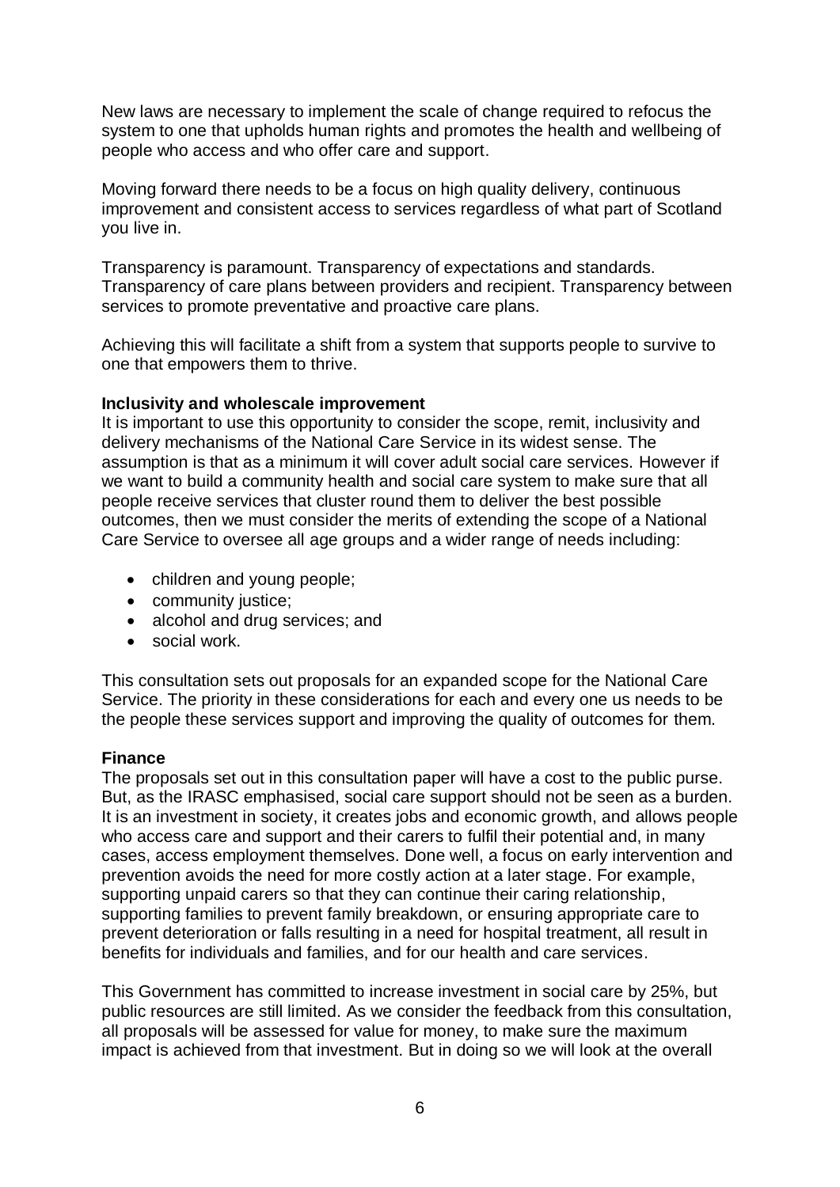New laws are necessary to implement the scale of change required to refocus the system to one that upholds human rights and promotes the health and wellbeing of people who access and who offer care and support.

Moving forward there needs to be a focus on high quality delivery, continuous improvement and consistent access to services regardless of what part of Scotland you live in.

Transparency is paramount. Transparency of expectations and standards. Transparency of care plans between providers and recipient. Transparency between services to promote preventative and proactive care plans.

Achieving this will facilitate a shift from a system that supports people to survive to one that empowers them to thrive.

**Inclusivity and wholescale improvement**
It is important to use this opportunity to consider the scope, remit, inclusivity and delivery mechanisms of the National Care Service in its widest sense. The assumption is that as a minimum it will cover adult social care services. However if we want to build a community health and social care system to make sure that all people receive services that cluster round them to deliver the best possible outcomes, then we must consider the merits of extending the scope of a National Care Service to oversee all age groups and a wider range of needs including:

- children and young people;
- community justice;
- alcohol and drug services; and
- social work.

This consultation sets out proposals for an expanded scope for the National Care Service. The priority in these considerations for each and every one us needs to be the people these services support and improving the quality of outcomes for them.

**Finance**
The proposals set out in this consultation paper will have a cost to the public purse. But, as the IRASC emphasised, social care support should not be seen as a burden. It is an investment in society, it creates jobs and economic growth, and allows people who access care and support and their carers to fulfil their potential and, in many cases, access employment themselves. Done well, a focus on early intervention and prevention avoids the need for more costly action at a later stage. For example, supporting unpaid carers so that they can continue their caring relationship, supporting families to prevent family breakdown, or ensuring appropriate care to prevent deterioration or falls resulting in a need for hospital treatment, all result in benefits for individuals and families, and for our health and care services.

This Government has committed to increase investment in social care by 25%, but public resources are still limited. As we consider the feedback from this consultation, all proposals will be assessed for value for money, to make sure the maximum impact is achieved from that investment. But in doing so we will look at the overall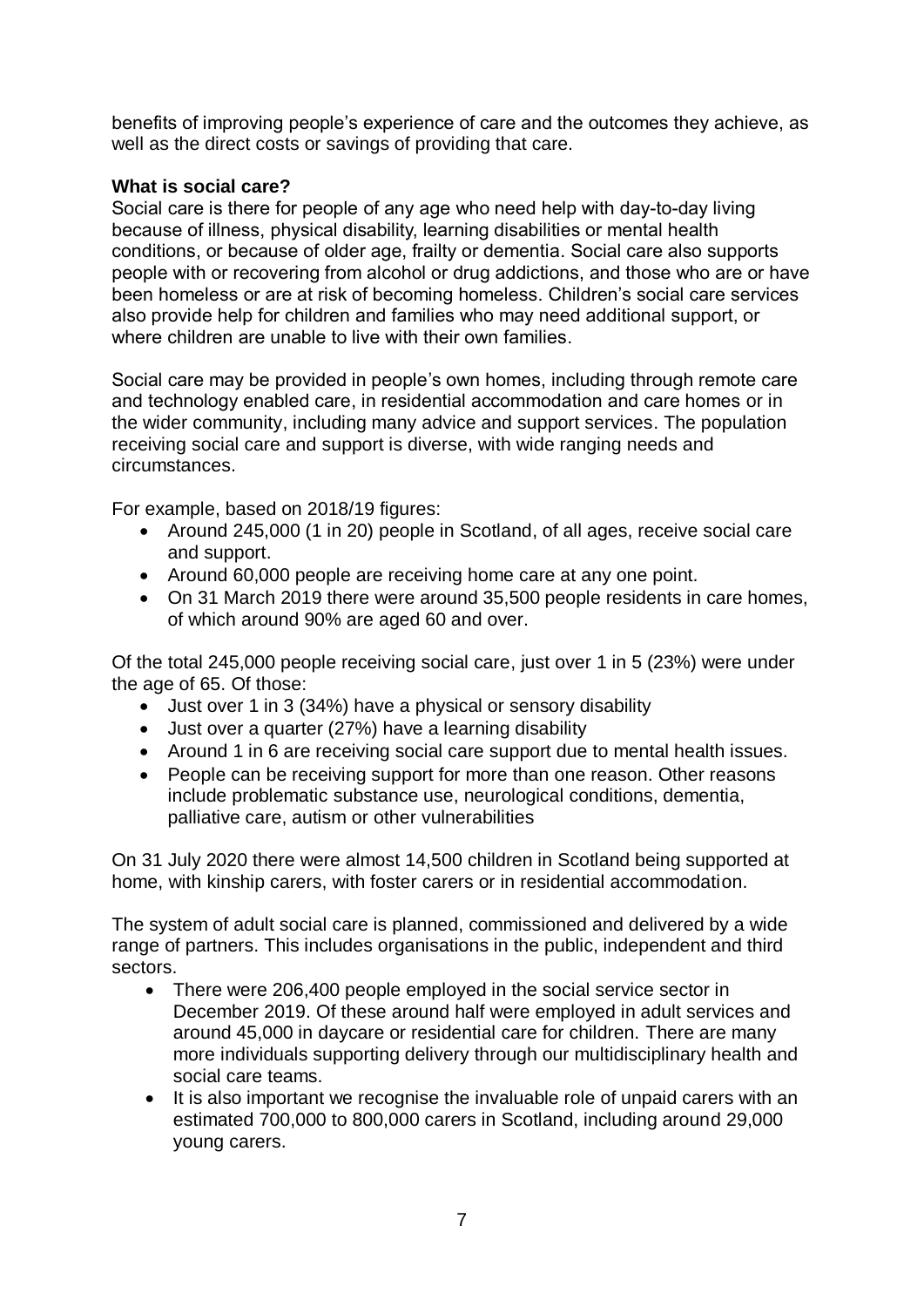benefits of improving people's experience of care and the outcomes they achieve, as well as the direct costs or savings of providing that care.

**What is social care?**

Social care is there for people of any age who need help with day-to-day living because of illness, physical disability, learning disabilities or mental health conditions, or because of older age, frailty or dementia. Social care also supports people with or recovering from alcohol or drug addictions, and those who are or have been homeless or are at risk of becoming homeless. Children's social care services also provide help for children and families who may need additional support, or where children are unable to live with their own families.

Social care may be provided in people's own homes, including through remote care and technology enabled care, in residential accommodation and care homes or in the wider community, including many advice and support services. The population receiving social care and support is diverse, with wide ranging needs and circumstances.

For example, based on 2018/19 figures:

- Around 245,000 (1 in 20) people in Scotland, of all ages, receive social care and support.
- Around 60,000 people are receiving home care at any one point.
- On 31 March 2019 there were around 35,500 people residents in care homes, of which around 90% are aged 60 and over.

Of the total 245,000 people receiving social care, just over 1 in 5 (23%) were under the age of 65. Of those:

- Just over 1 in 3 (34%) have a physical or sensory disability
- Just over a quarter (27%) have a learning disability
- Around 1 in 6 are receiving social care support due to mental health issues.
- People can be receiving support for more than one reason. Other reasons include problematic substance use, neurological conditions, dementia, palliative care, autism or other vulnerabilities

On 31 July 2020 there were almost 14,500 children in Scotland being supported at home, with kinship carers, with foster carers or in residential accommodation.

The system of adult social care is planned, commissioned and delivered by a wide range of partners. This includes organisations in the public, independent and third sectors.

- There were 206,400 people employed in the social service sector in December 2019. Of these around half were employed in adult services and around 45,000 in daycare or residential care for children. There are many more individuals supporting delivery through our multidisciplinary health and social care teams.
- It is also important we recognise the invaluable role of unpaid carers with an estimated 700,000 to 800,000 carers in Scotland, including around 29,000 young carers.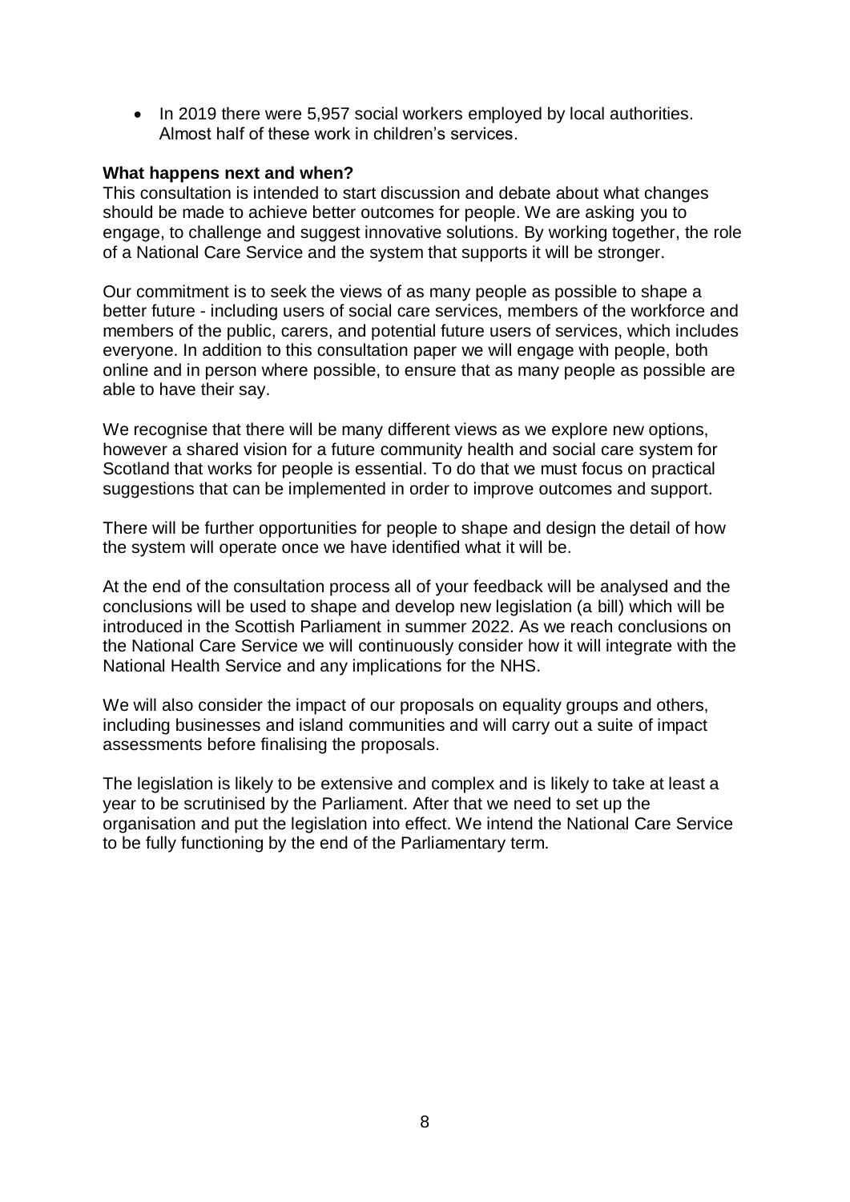- In 2019 there were 5,957 social workers employed by local authorities. Almost half of these work in children's services.

**What happens next and when?**

This consultation is intended to start discussion and debate about what changes should be made to achieve better outcomes for people. We are asking you to engage, to challenge and suggest innovative solutions. By working together, the role of a National Care Service and the system that supports it will be stronger.

Our commitment is to seek the views of as many people as possible to shape a better future - including users of social care services, members of the workforce and members of the public, carers, and potential future users of services, which includes everyone. In addition to this consultation paper we will engage with people, both online and in person where possible, to ensure that as many people as possible are able to have their say.

We recognise that there will be many different views as we explore new options, however a shared vision for a future community health and social care system for Scotland that works for people is essential. To do that we must focus on practical suggestions that can be implemented in order to improve outcomes and support.

There will be further opportunities for people to shape and design the detail of how the system will operate once we have identified what it will be.

At the end of the consultation process all of your feedback will be analysed and the conclusions will be used to shape and develop new legislation (a bill) which will be introduced in the Scottish Parliament in summer 2022. As we reach conclusions on the National Care Service we will continuously consider how it will integrate with the National Health Service and any implications for the NHS.

We will also consider the impact of our proposals on equality groups and others, including businesses and island communities and will carry out a suite of impact assessments before finalising the proposals.

The legislation is likely to be extensive and complex and is likely to take at least a year to be scrutinised by the Parliament. After that we need to set up the organisation and put the legislation into effect. We intend the National Care Service to be fully functioning by the end of the Parliamentary term.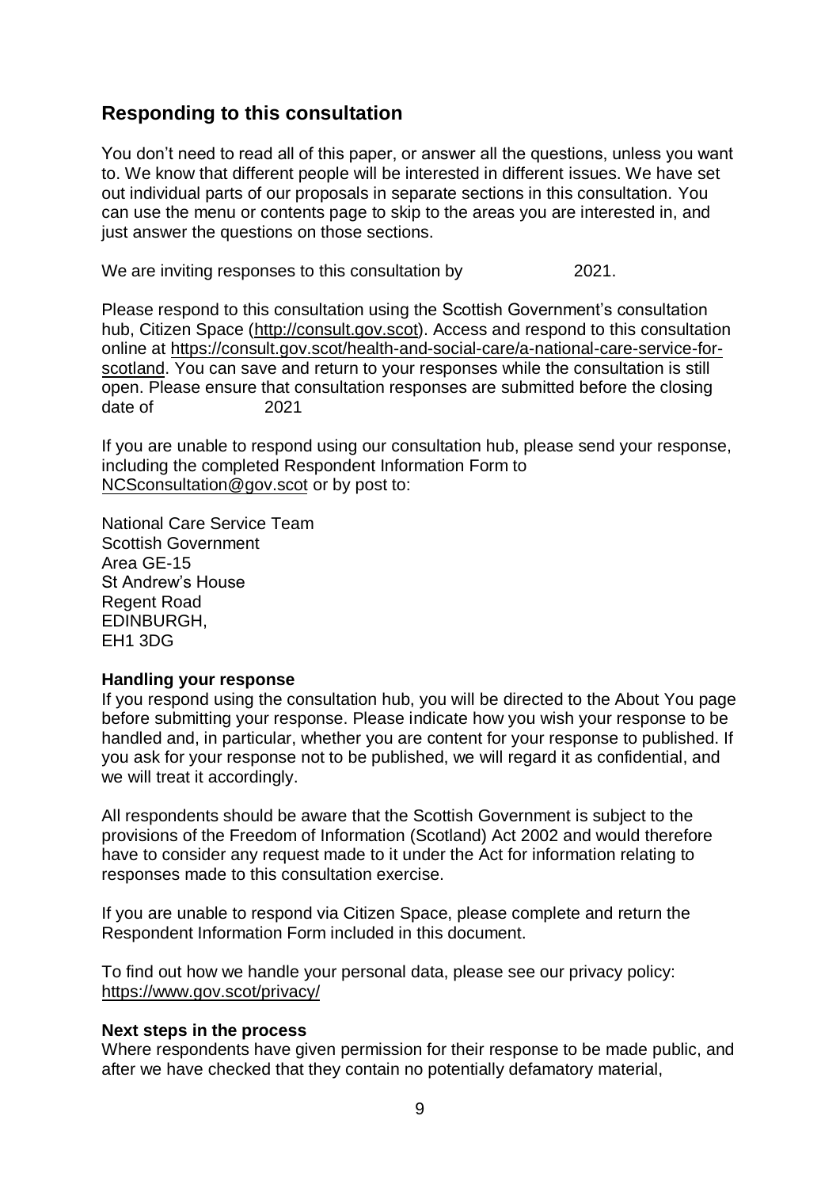## Responding to this consultation

You don't need to read all of this paper, or answer all the questions, unless you want to. We know that different people will be interested in different issues. We have set out individual parts of our proposals in separate sections in this consultation. You can use the menu or contents page to skip to the areas you are interested in, and just answer the questions on those sections.

We are inviting responses to this consultation by 2021.

Please respond to this consultation using the Scottish Government's consultation hub, Citizen Space (http://consult.gov.scot). Access and respond to this consultation online at https://consult.gov.scot/health-and-social-care/a-national-care-service-for-scotland. You can save and return to your responses while the consultation is still open. Please ensure that consultation responses are submitted before the closing date of 2021

If you are unable to respond using our consultation hub, please send your response, including the completed Respondent Information Form to NCSconsultation@gov.scot or by post to:

National Care Service Team
Scottish Government
Area GE-15
St Andrew's House
Regent Road
EDINBURGH,
EH1 3DG

**Handling your response**

If you respond using the consultation hub, you will be directed to the About You page before submitting your response. Please indicate how you wish your response to be handled and, in particular, whether you are content for your response to published. If you ask for your response not to be published, we will regard it as confidential, and we will treat it accordingly.

All respondents should be aware that the Scottish Government is subject to the provisions of the Freedom of Information (Scotland) Act 2002 and would therefore have to consider any request made to it under the Act for information relating to responses made to this consultation exercise.

If you are unable to respond via Citizen Space, please complete and return the Respondent Information Form included in this document.

To find out how we handle your personal data, please see our privacy policy: https://www.gov.scot/privacy/

**Next steps in the process**

Where respondents have given permission for their response to be made public, and after we have checked that they contain no potentially defamatory material,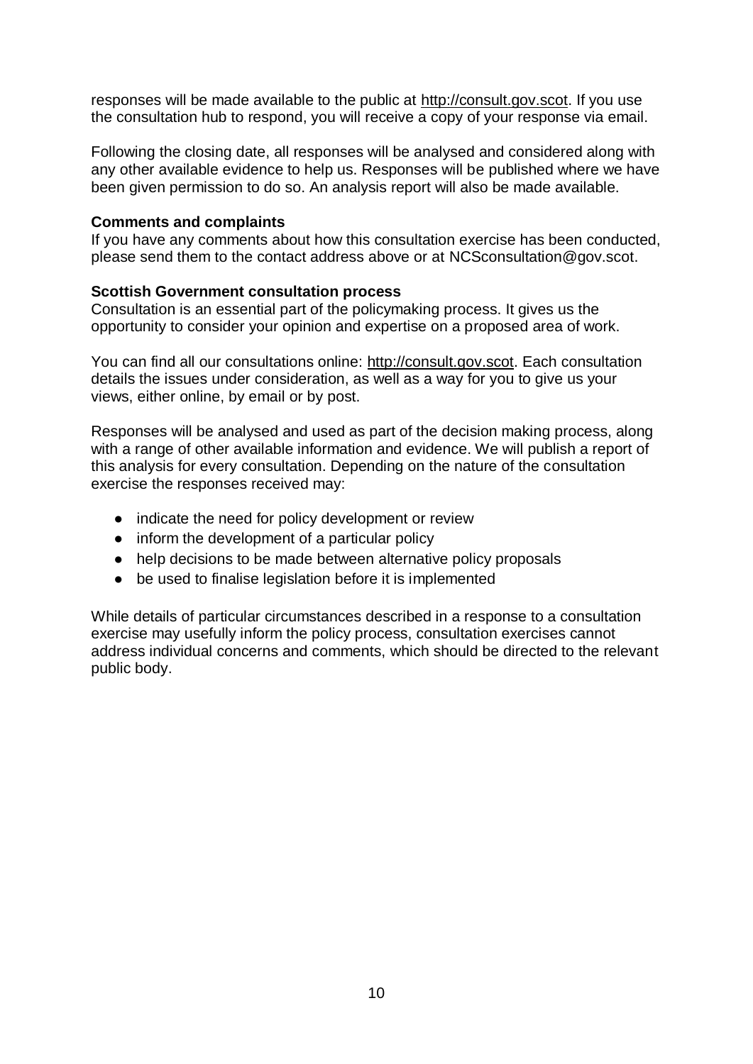responses will be made available to the public at http://consult.gov.scot. If you use the consultation hub to respond, you will receive a copy of your response via email.

Following the closing date, all responses will be analysed and considered along with any other available evidence to help us. Responses will be published where we have been given permission to do so. An analysis report will also be made available.

**Comments and complaints**
If you have any comments about how this consultation exercise has been conducted, please send them to the contact address above or at NCSconsultation@gov.scot.

**Scottish Government consultation process**
Consultation is an essential part of the policymaking process. It gives us the opportunity to consider your opinion and expertise on a proposed area of work.

You can find all our consultations online: http://consult.gov.scot. Each consultation details the issues under consideration, as well as a way for you to give us your views, either online, by email or by post.

Responses will be analysed and used as part of the decision making process, along with a range of other available information and evidence. We will publish a report of this analysis for every consultation. Depending on the nature of the consultation exercise the responses received may:

- indicate the need for policy development or review
- inform the development of a particular policy
- help decisions to be made between alternative policy proposals
- be used to finalise legislation before it is implemented

While details of particular circumstances described in a response to a consultation exercise may usefully inform the policy process, consultation exercises cannot address individual concerns and comments, which should be directed to the relevant public body.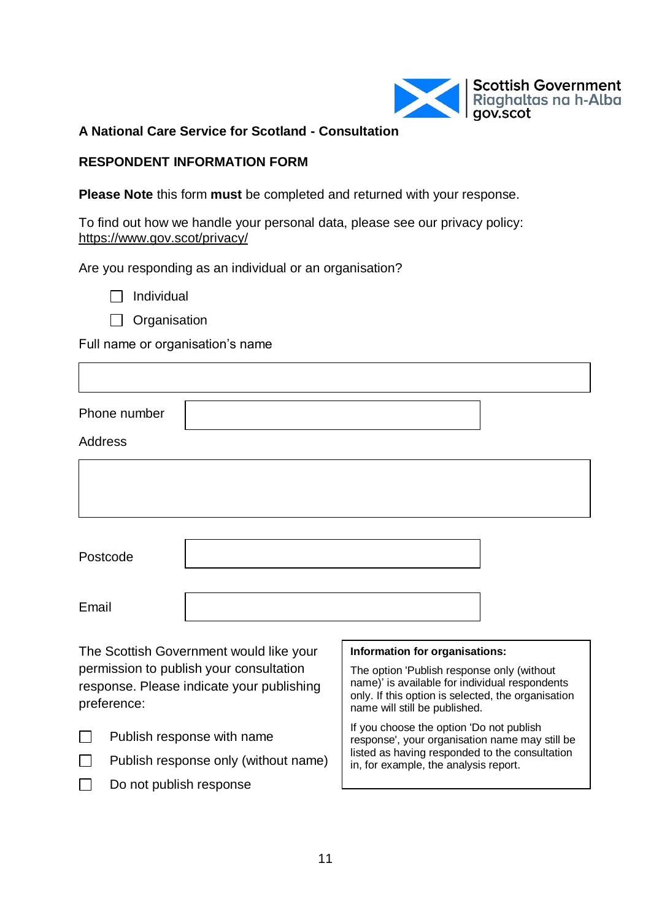**A National Care Service for Scotland - Consultation**

**RESPONDENT INFORMATION FORM**

**Please Note** this form **must** be completed and returned with your response.

To find out how we handle your personal data, please see our privacy policy: https://www.gov.scot/privacy/

Are you responding as an individual or an organisation?

- ☐ Individual
- ☐ Organisation

Full name or organisation's name

| |
|---|
| |

| Phone number | |
|---|---|

Address

| |
|---|
| |

| Postcode | |
|---|---|

| Email | |
|---|---|

The Scottish Government would like your permission to publish your consultation response. Please indicate your publishing preference:

- ☐ Publish response with name
- ☐ Publish response only (without name)
- ☐ Do not publish response

**Information for organisations:**

The option 'Publish response only (without name)' is available for individual respondents only. If this option is selected, the organisation name will still be published.

If you choose the option 'Do not publish response', your organisation name may still be listed as having responded to the consultation in, for example, the analysis report.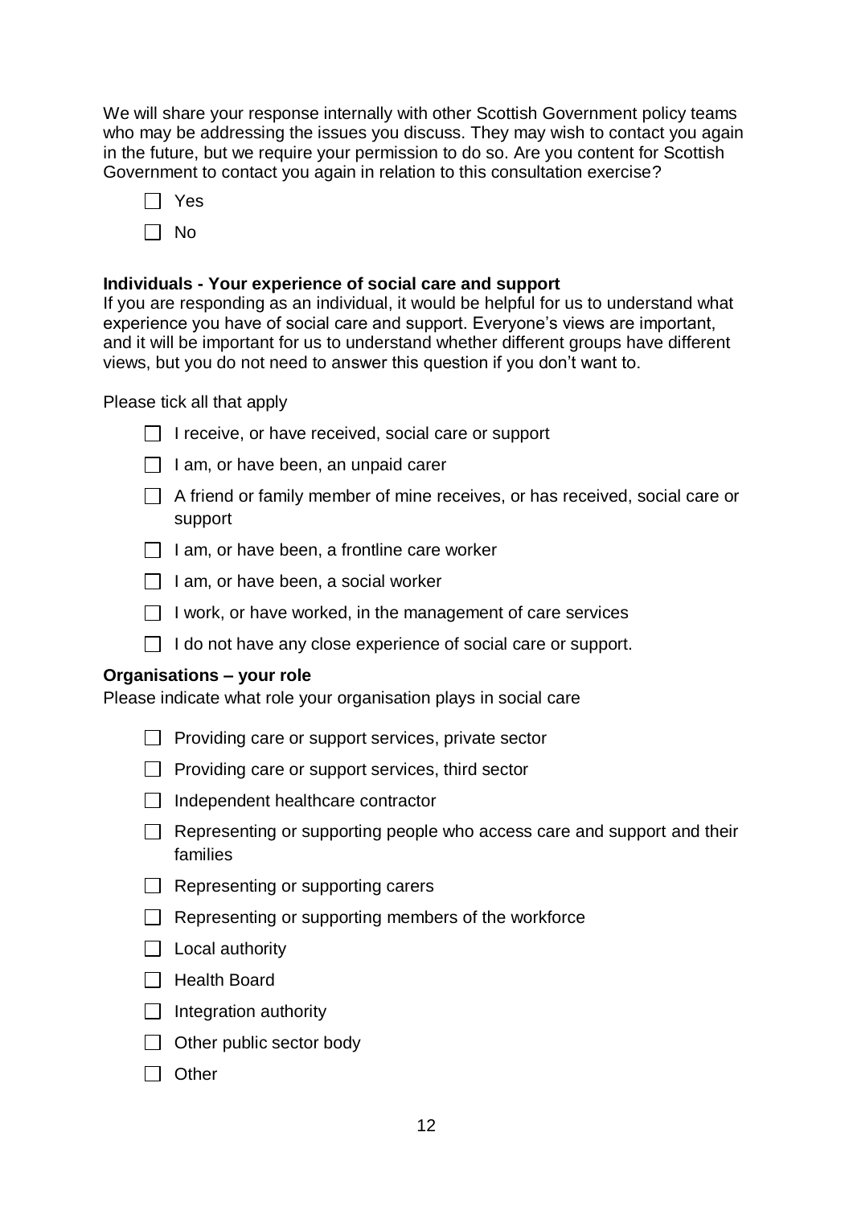We will share your response internally with other Scottish Government policy teams who may be addressing the issues you discuss. They may wish to contact you again in the future, but we require your permission to do so. Are you content for Scottish Government to contact you again in relation to this consultation exercise?

☐ Yes

☐ No

**Individuals - Your experience of social care and support**
If you are responding as an individual, it would be helpful for us to understand what experience you have of social care and support. Everyone's views are important, and it will be important for us to understand whether different groups have different views, but you do not need to answer this question if you don't want to.

Please tick all that apply

☐ I receive, or have received, social care or support

☐ I am, or have been, an unpaid carer

☐ A friend or family member of mine receives, or has received, social care or support

☐ I am, or have been, a frontline care worker

☐ I am, or have been, a social worker

☐ I work, or have worked, in the management of care services

☐ I do not have any close experience of social care or support.

**Organisations – your role**
Please indicate what role your organisation plays in social care

☐ Providing care or support services, private sector

☐ Providing care or support services, third sector

☐ Independent healthcare contractor

☐ Representing or supporting people who access care and support and their families

☐ Representing or supporting carers

☐ Representing or supporting members of the workforce

☐ Local authority

☐ Health Board

☐ Integration authority

☐ Other public sector body

☐ Other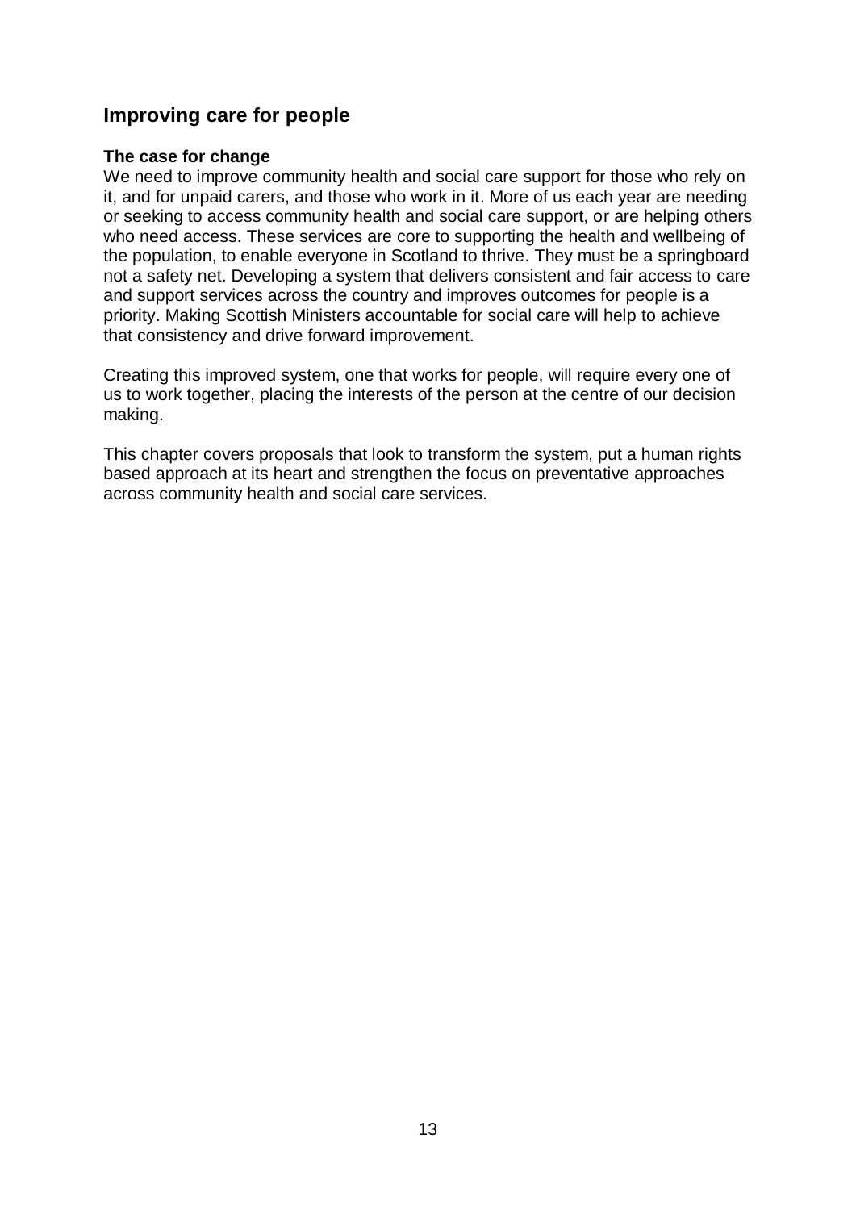## Improving care for people

### The case for change

We need to improve community health and social care support for those who rely on it, and for unpaid carers, and those who work in it. More of us each year are needing or seeking to access community health and social care support, or are helping others who need access. These services are core to supporting the health and wellbeing of the population, to enable everyone in Scotland to thrive. They must be a springboard not a safety net. Developing a system that delivers consistent and fair access to care and support services across the country and improves outcomes for people is a priority. Making Scottish Ministers accountable for social care will help to achieve that consistency and drive forward improvement.

Creating this improved system, one that works for people, will require every one of us to work together, placing the interests of the person at the centre of our decision making.

This chapter covers proposals that look to transform the system, put a human rights based approach at its heart and strengthen the focus on preventative approaches across community health and social care services.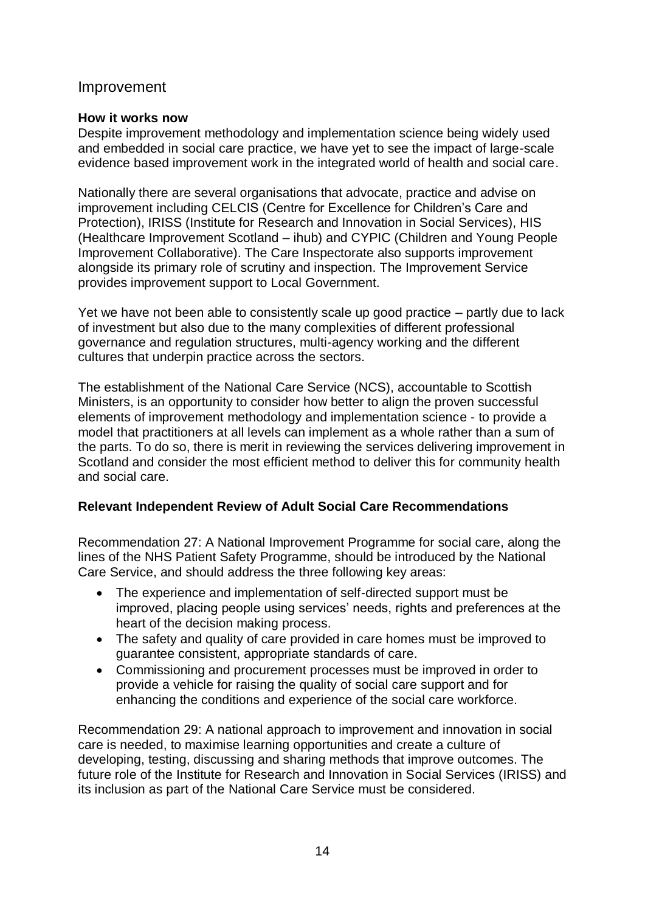## Improvement

**How it works now**

Despite improvement methodology and implementation science being widely used and embedded in social care practice, we have yet to see the impact of large-scale evidence based improvement work in the integrated world of health and social care.

Nationally there are several organisations that advocate, practice and advise on improvement including CELCIS (Centre for Excellence for Children's Care and Protection), IRISS (Institute for Research and Innovation in Social Services), HIS (Healthcare Improvement Scotland – ihub) and CYPIC (Children and Young People Improvement Collaborative). The Care Inspectorate also supports improvement alongside its primary role of scrutiny and inspection. The Improvement Service provides improvement support to Local Government.

Yet we have not been able to consistently scale up good practice – partly due to lack of investment but also due to the many complexities of different professional governance and regulation structures, multi-agency working and the different cultures that underpin practice across the sectors.

The establishment of the National Care Service (NCS), accountable to Scottish Ministers, is an opportunity to consider how better to align the proven successful elements of improvement methodology and implementation science - to provide a model that practitioners at all levels can implement as a whole rather than a sum of the parts. To do so, there is merit in reviewing the services delivering improvement in Scotland and consider the most efficient method to deliver this for community health and social care.

**Relevant Independent Review of Adult Social Care Recommendations**

Recommendation 27: A National Improvement Programme for social care, along the lines of the NHS Patient Safety Programme, should be introduced by the National Care Service, and should address the three following key areas:

- The experience and implementation of self-directed support must be improved, placing people using services' needs, rights and preferences at the heart of the decision making process.
- The safety and quality of care provided in care homes must be improved to guarantee consistent, appropriate standards of care.
- Commissioning and procurement processes must be improved in order to provide a vehicle for raising the quality of social care support and for enhancing the conditions and experience of the social care workforce.

Recommendation 29: A national approach to improvement and innovation in social care is needed, to maximise learning opportunities and create a culture of developing, testing, discussing and sharing methods that improve outcomes. The future role of the Institute for Research and Innovation in Social Services (IRISS) and its inclusion as part of the National Care Service must be considered.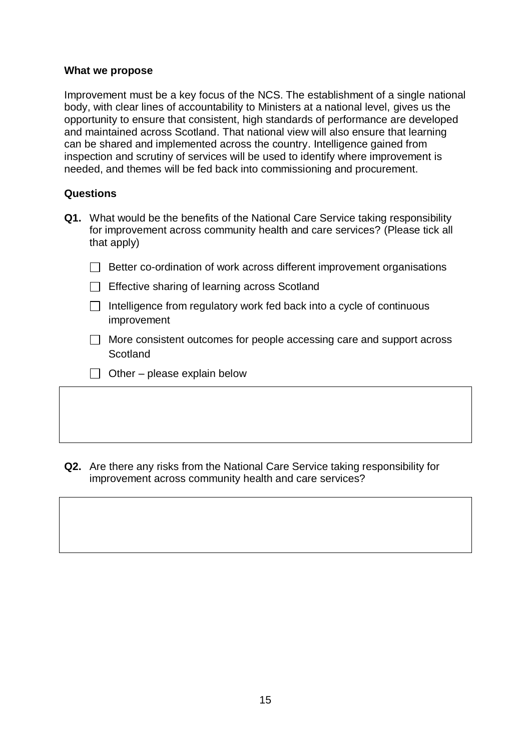**What we propose**

Improvement must be a key focus of the NCS. The establishment of a single national body, with clear lines of accountability to Ministers at a national level, gives us the opportunity to ensure that consistent, high standards of performance are developed and maintained across Scotland. That national view will also ensure that learning can be shared and implemented across the country. Intelligence gained from inspection and scrutiny of services will be used to identify where improvement is needed, and themes will be fed back into commissioning and procurement.

**Questions**

**Q1.** What would be the benefits of the National Care Service taking responsibility for improvement across community health and care services? (Please tick all that apply)

- [ ] Better co-ordination of work across different improvement organisations
- [ ] Effective sharing of learning across Scotland
- [ ] Intelligence from regulatory work fed back into a cycle of continuous improvement
- [ ] More consistent outcomes for people accessing care and support across Scotland
- [ ] Other – please explain below

**Q2.** Are there any risks from the National Care Service taking responsibility for improvement across community health and care services?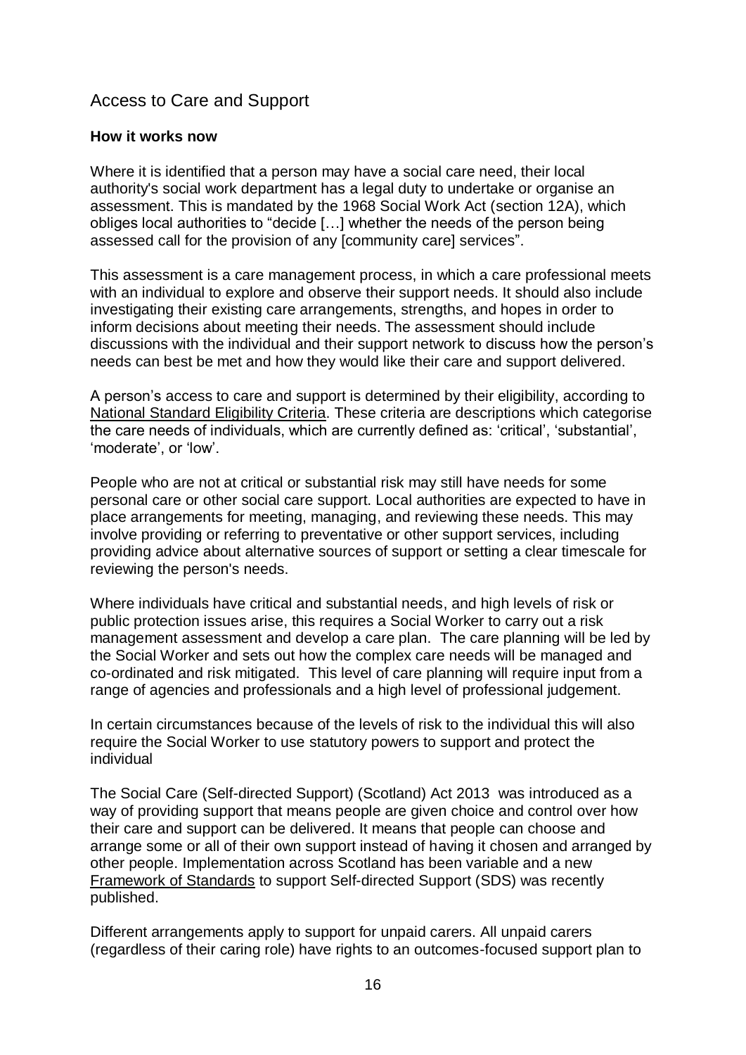## Access to Care and Support

**How it works now**

Where it is identified that a person may have a social care need, their local authority's social work department has a legal duty to undertake or organise an assessment. This is mandated by the 1968 Social Work Act (section 12A), which obliges local authorities to "decide […] whether the needs of the person being assessed call for the provision of any [community care] services".

This assessment is a care management process, in which a care professional meets with an individual to explore and observe their support needs. It should also include investigating their existing care arrangements, strengths, and hopes in order to inform decisions about meeting their needs. The assessment should include discussions with the individual and their support network to discuss how the person's needs can best be met and how they would like their care and support delivered.

A person's access to care and support is determined by their eligibility, according to National Standard Eligibility Criteria. These criteria are descriptions which categorise the care needs of individuals, which are currently defined as: 'critical', 'substantial', 'moderate', or 'low'.

People who are not at critical or substantial risk may still have needs for some personal care or other social care support. Local authorities are expected to have in place arrangements for meeting, managing, and reviewing these needs. This may involve providing or referring to preventative or other support services, including providing advice about alternative sources of support or setting a clear timescale for reviewing the person's needs.

Where individuals have critical and substantial needs, and high levels of risk or public protection issues arise, this requires a Social Worker to carry out a risk management assessment and develop a care plan. The care planning will be led by the Social Worker and sets out how the complex care needs will be managed and co-ordinated and risk mitigated. This level of care planning will require input from a range of agencies and professionals and a high level of professional judgement.

In certain circumstances because of the levels of risk to the individual this will also require the Social Worker to use statutory powers to support and protect the individual

The Social Care (Self-directed Support) (Scotland) Act 2013 was introduced as a way of providing support that means people are given choice and control over how their care and support can be delivered. It means that people can choose and arrange some or all of their own support instead of having it chosen and arranged by other people. Implementation across Scotland has been variable and a new Framework of Standards to support Self-directed Support (SDS) was recently published.

Different arrangements apply to support for unpaid carers. All unpaid carers (regardless of their caring role) have rights to an outcomes-focused support plan to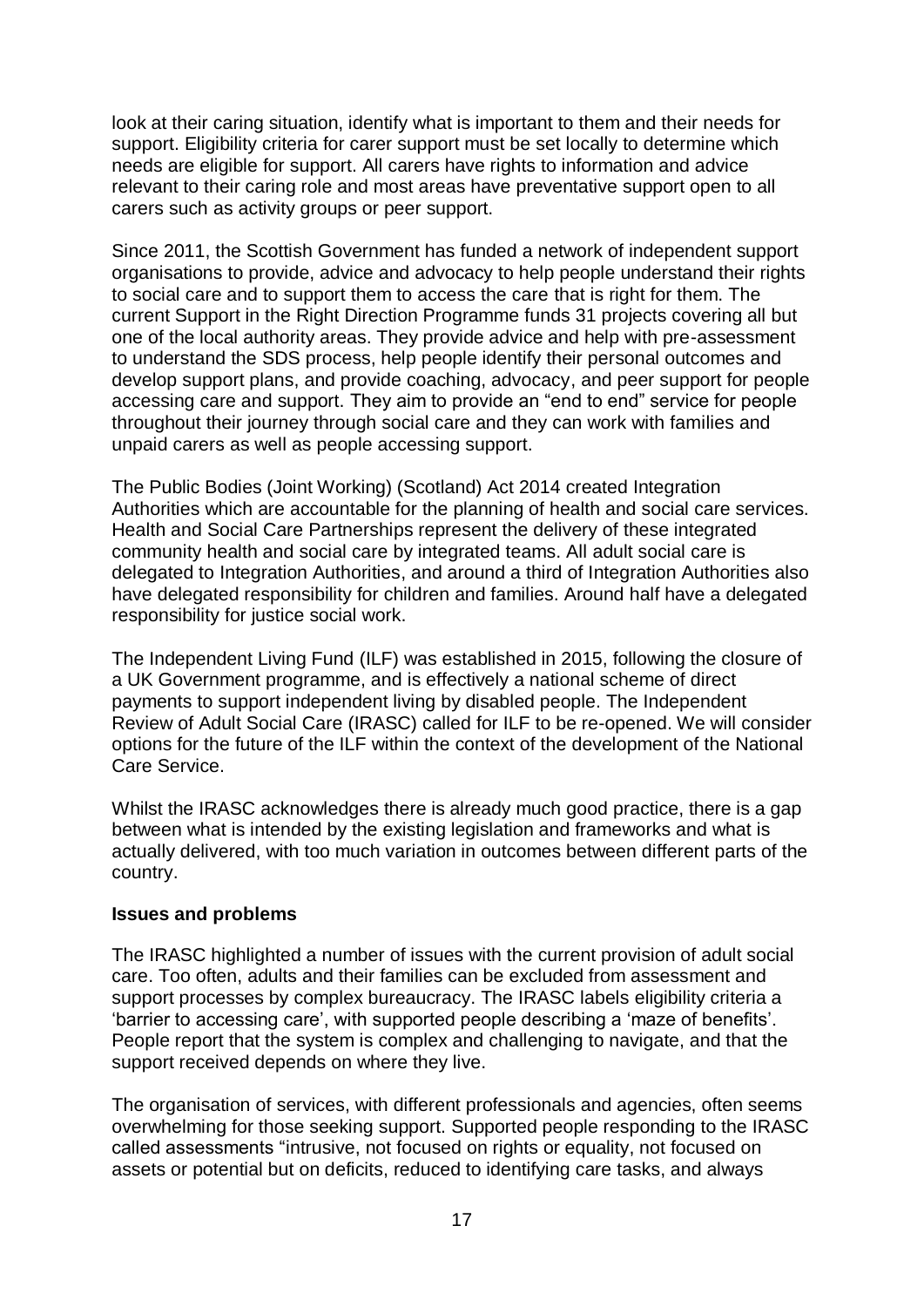look at their caring situation, identify what is important to them and their needs for support. Eligibility criteria for carer support must be set locally to determine which needs are eligible for support. All carers have rights to information and advice relevant to their caring role and most areas have preventative support open to all carers such as activity groups or peer support.

Since 2011, the Scottish Government has funded a network of independent support organisations to provide, advice and advocacy to help people understand their rights to social care and to support them to access the care that is right for them. The current Support in the Right Direction Programme funds 31 projects covering all but one of the local authority areas. They provide advice and help with pre-assessment to understand the SDS process, help people identify their personal outcomes and develop support plans, and provide coaching, advocacy, and peer support for people accessing care and support. They aim to provide an "end to end" service for people throughout their journey through social care and they can work with families and unpaid carers as well as people accessing support.

The Public Bodies (Joint Working) (Scotland) Act 2014 created Integration Authorities which are accountable for the planning of health and social care services. Health and Social Care Partnerships represent the delivery of these integrated community health and social care by integrated teams. All adult social care is delegated to Integration Authorities, and around a third of Integration Authorities also have delegated responsibility for children and families. Around half have a delegated responsibility for justice social work.

The Independent Living Fund (ILF) was established in 2015, following the closure of a UK Government programme, and is effectively a national scheme of direct payments to support independent living by disabled people. The Independent Review of Adult Social Care (IRASC) called for ILF to be re-opened. We will consider options for the future of the ILF within the context of the development of the National Care Service.

Whilst the IRASC acknowledges there is already much good practice, there is a gap between what is intended by the existing legislation and frameworks and what is actually delivered, with too much variation in outcomes between different parts of the country.

**Issues and problems**

The IRASC highlighted a number of issues with the current provision of adult social care. Too often, adults and their families can be excluded from assessment and support processes by complex bureaucracy. The IRASC labels eligibility criteria a 'barrier to accessing care', with supported people describing a 'maze of benefits'. People report that the system is complex and challenging to navigate, and that the support received depends on where they live.

The organisation of services, with different professionals and agencies, often seems overwhelming for those seeking support. Supported people responding to the IRASC called assessments "intrusive, not focused on rights or equality, not focused on assets or potential but on deficits, reduced to identifying care tasks, and always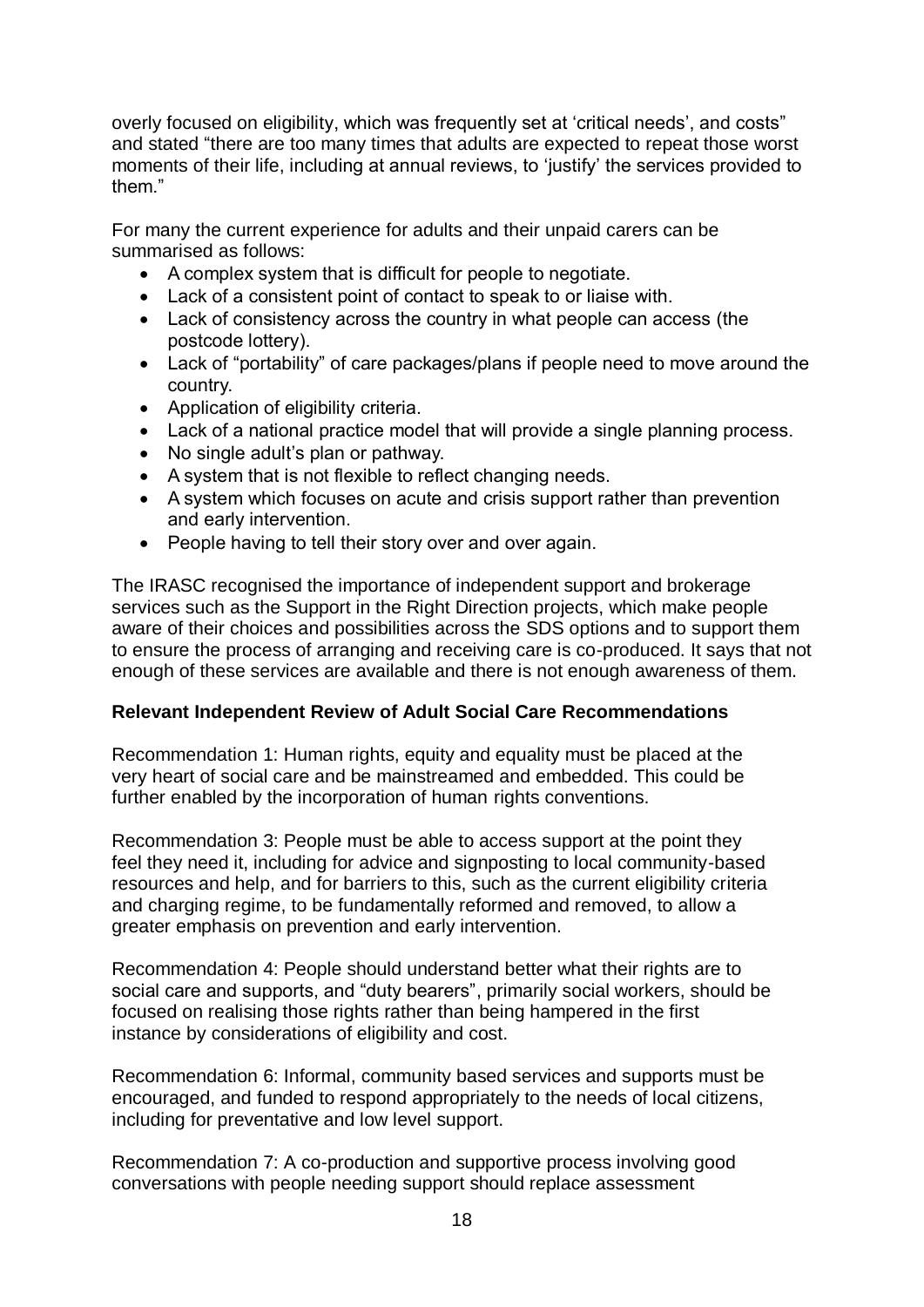overly focused on eligibility, which was frequently set at 'critical needs', and costs" and stated "there are too many times that adults are expected to repeat those worst moments of their life, including at annual reviews, to 'justify' the services provided to them."

For many the current experience for adults and their unpaid carers can be summarised as follows:

- A complex system that is difficult for people to negotiate.
- Lack of a consistent point of contact to speak to or liaise with.
- Lack of consistency across the country in what people can access (the postcode lottery).
- Lack of "portability" of care packages/plans if people need to move around the country.
- Application of eligibility criteria.
- Lack of a national practice model that will provide a single planning process.
- No single adult's plan or pathway.
- A system that is not flexible to reflect changing needs.
- A system which focuses on acute and crisis support rather than prevention and early intervention.
- People having to tell their story over and over again.

The IRASC recognised the importance of independent support and brokerage services such as the Support in the Right Direction projects, which make people aware of their choices and possibilities across the SDS options and to support them to ensure the process of arranging and receiving care is co-produced. It says that not enough of these services are available and there is not enough awareness of them.

**Relevant Independent Review of Adult Social Care Recommendations**

Recommendation 1: Human rights, equity and equality must be placed at the very heart of social care and be mainstreamed and embedded. This could be further enabled by the incorporation of human rights conventions.

Recommendation 3: People must be able to access support at the point they feel they need it, including for advice and signposting to local community-based resources and help, and for barriers to this, such as the current eligibility criteria and charging regime, to be fundamentally reformed and removed, to allow a greater emphasis on prevention and early intervention.

Recommendation 4: People should understand better what their rights are to social care and supports, and "duty bearers", primarily social workers, should be focused on realising those rights rather than being hampered in the first instance by considerations of eligibility and cost.

Recommendation 6: Informal, community based services and supports must be encouraged, and funded to respond appropriately to the needs of local citizens, including for preventative and low level support.

Recommendation 7: A co-production and supportive process involving good conversations with people needing support should replace assessment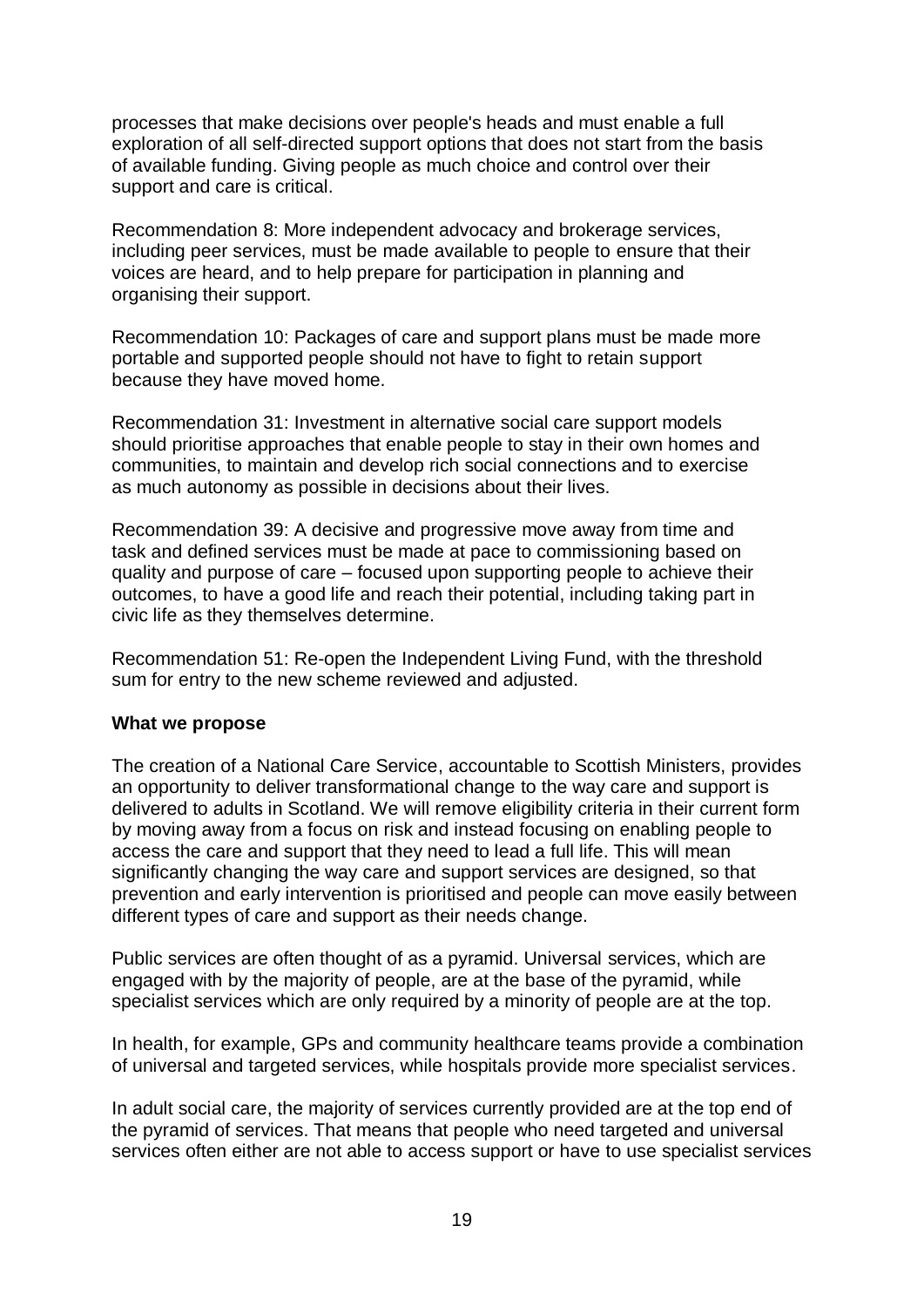processes that make decisions over people's heads and must enable a full exploration of all self-directed support options that does not start from the basis of available funding. Giving people as much choice and control over their support and care is critical.

Recommendation 8: More independent advocacy and brokerage services, including peer services, must be made available to people to ensure that their voices are heard, and to help prepare for participation in planning and organising their support.

Recommendation 10: Packages of care and support plans must be made more portable and supported people should not have to fight to retain support because they have moved home.

Recommendation 31: Investment in alternative social care support models should prioritise approaches that enable people to stay in their own homes and communities, to maintain and develop rich social connections and to exercise as much autonomy as possible in decisions about their lives.

Recommendation 39: A decisive and progressive move away from time and task and defined services must be made at pace to commissioning based on quality and purpose of care – focused upon supporting people to achieve their outcomes, to have a good life and reach their potential, including taking part in civic life as they themselves determine.

Recommendation 51: Re-open the Independent Living Fund, with the threshold sum for entry to the new scheme reviewed and adjusted.

**What we propose**

The creation of a National Care Service, accountable to Scottish Ministers, provides an opportunity to deliver transformational change to the way care and support is delivered to adults in Scotland. We will remove eligibility criteria in their current form by moving away from a focus on risk and instead focusing on enabling people to access the care and support that they need to lead a full life. This will mean significantly changing the way care and support services are designed, so that prevention and early intervention is prioritised and people can move easily between different types of care and support as their needs change.

Public services are often thought of as a pyramid. Universal services, which are engaged with by the majority of people, are at the base of the pyramid, while specialist services which are only required by a minority of people are at the top.

In health, for example, GPs and community healthcare teams provide a combination of universal and targeted services, while hospitals provide more specialist services.

In adult social care, the majority of services currently provided are at the top end of the pyramid of services. That means that people who need targeted and universal services often either are not able to access support or have to use specialist services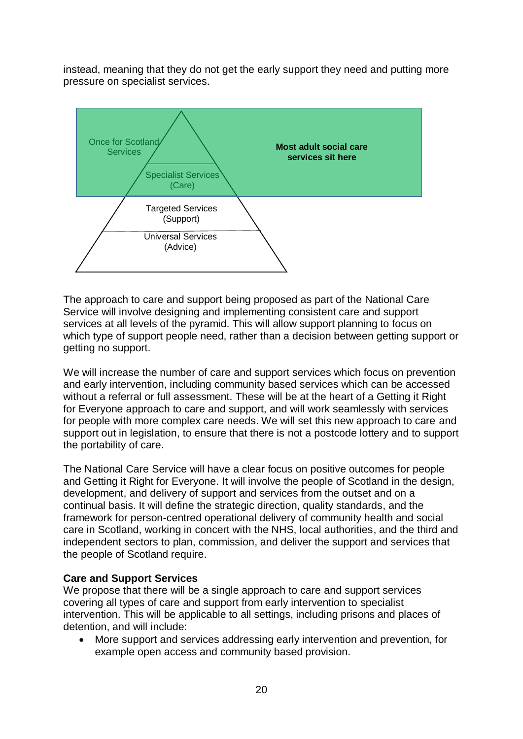instead, meaning that they do not get the early support they need and putting more pressure on specialist services.

Once for Scotland Services

Specialist Services (Care)

Most adult social care services sit here

Targeted Services (Support)

Universal Services (Advice)

The approach to care and support being proposed as part of the National Care Service will involve designing and implementing consistent care and support services at all levels of the pyramid. This will allow support planning to focus on which type of support people need, rather than a decision between getting support or getting no support.

We will increase the number of care and support services which focus on prevention and early intervention, including community based services which can be accessed without a referral or full assessment. These will be at the heart of a Getting it Right for Everyone approach to care and support, and will work seamlessly with services for people with more complex care needs. We will set this new approach to care and support out in legislation, to ensure that there is not a postcode lottery and to support the portability of care.

The National Care Service will have a clear focus on positive outcomes for people and Getting it Right for Everyone. It will involve the people of Scotland in the design, development, and delivery of support and services from the outset and on a continual basis. It will define the strategic direction, quality standards, and the framework for person-centred operational delivery of community health and social care in Scotland, working in concert with the NHS, local authorities, and the third and independent sectors to plan, commission, and deliver the support and services that the people of Scotland require.

**Care and Support Services**

We propose that there will be a single approach to care and support services covering all types of care and support from early intervention to specialist intervention. This will be applicable to all settings, including prisons and places of detention, and will include:

- More support and services addressing early intervention and prevention, for example open access and community based provision.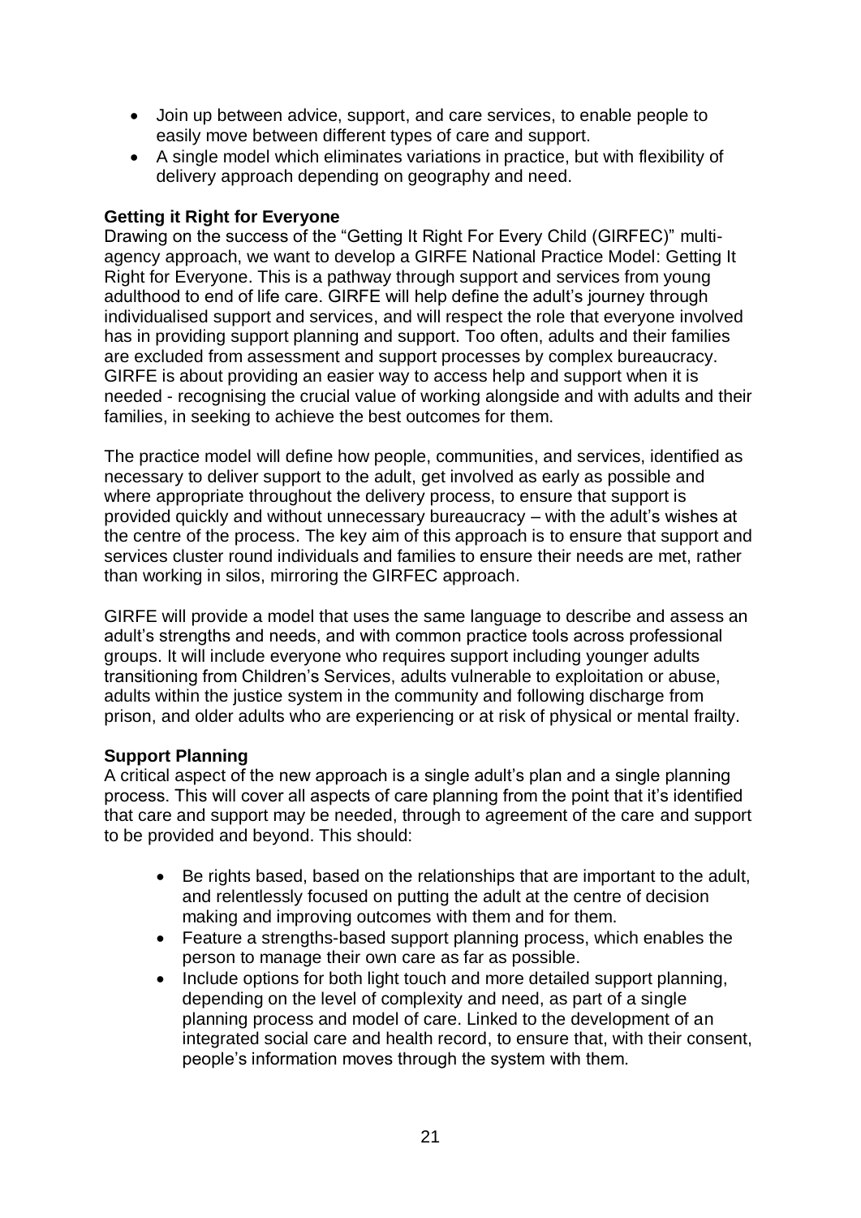- Join up between advice, support, and care services, to enable people to easily move between different types of care and support.
- A single model which eliminates variations in practice, but with flexibility of delivery approach depending on geography and need.

**Getting it Right for Everyone**

Drawing on the success of the "Getting It Right For Every Child (GIRFEC)" multi-agency approach, we want to develop a GIRFE National Practice Model: Getting It Right for Everyone. This is a pathway through support and services from young adulthood to end of life care. GIRFE will help define the adult's journey through individualised support and services, and will respect the role that everyone involved has in providing support planning and support. Too often, adults and their families are excluded from assessment and support processes by complex bureaucracy. GIRFE is about providing an easier way to access help and support when it is needed - recognising the crucial value of working alongside and with adults and their families, in seeking to achieve the best outcomes for them.

The practice model will define how people, communities, and services, identified as necessary to deliver support to the adult, get involved as early as possible and where appropriate throughout the delivery process, to ensure that support is provided quickly and without unnecessary bureaucracy – with the adult's wishes at the centre of the process. The key aim of this approach is to ensure that support and services cluster round individuals and families to ensure their needs are met, rather than working in silos, mirroring the GIRFEC approach.

GIRFE will provide a model that uses the same language to describe and assess an adult's strengths and needs, and with common practice tools across professional groups. It will include everyone who requires support including younger adults transitioning from Children's Services, adults vulnerable to exploitation or abuse, adults within the justice system in the community and following discharge from prison, and older adults who are experiencing or at risk of physical or mental frailty.

**Support Planning**

A critical aspect of the new approach is a single adult's plan and a single planning process. This will cover all aspects of care planning from the point that it's identified that care and support may be needed, through to agreement of the care and support to be provided and beyond. This should:

- Be rights based, based on the relationships that are important to the adult, and relentlessly focused on putting the adult at the centre of decision making and improving outcomes with them and for them.
- Feature a strengths-based support planning process, which enables the person to manage their own care as far as possible.
- Include options for both light touch and more detailed support planning, depending on the level of complexity and need, as part of a single planning process and model of care. Linked to the development of an integrated social care and health record, to ensure that, with their consent, people's information moves through the system with them.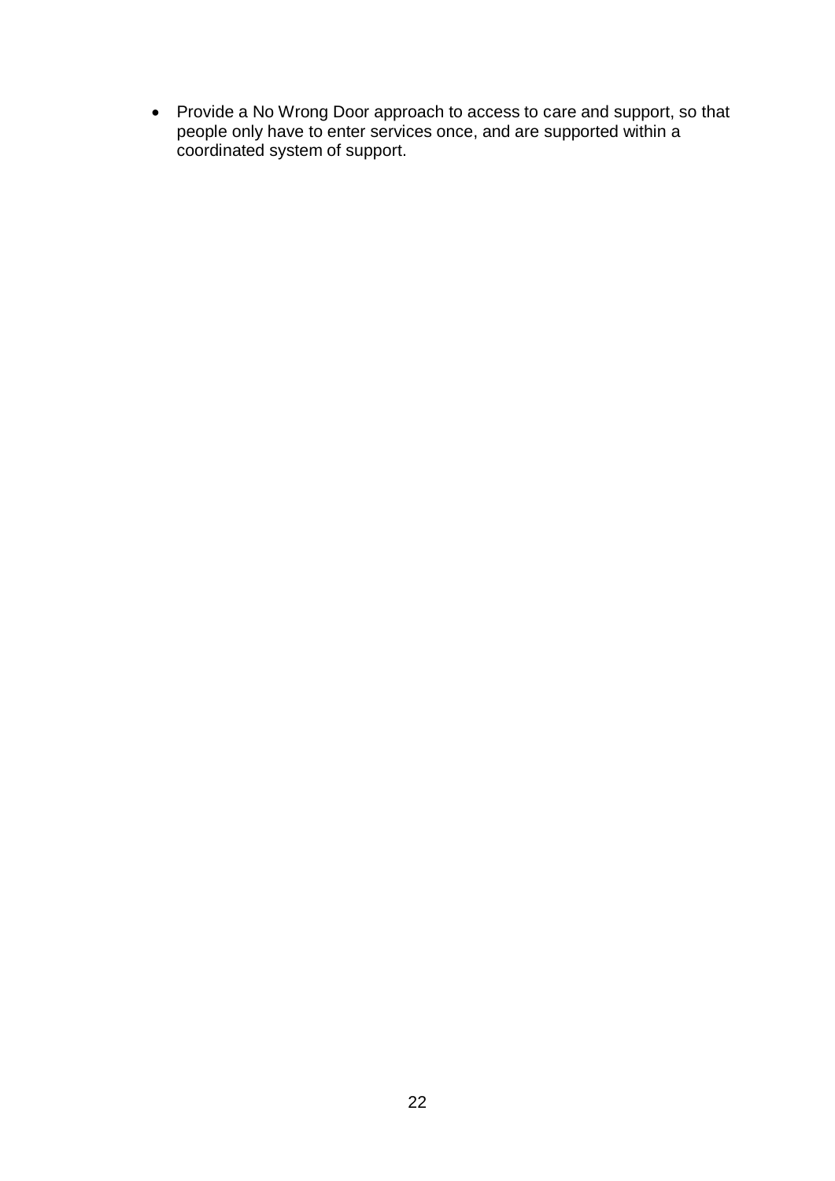- Provide a No Wrong Door approach to access to care and support, so that people only have to enter services once, and are supported within a coordinated system of support.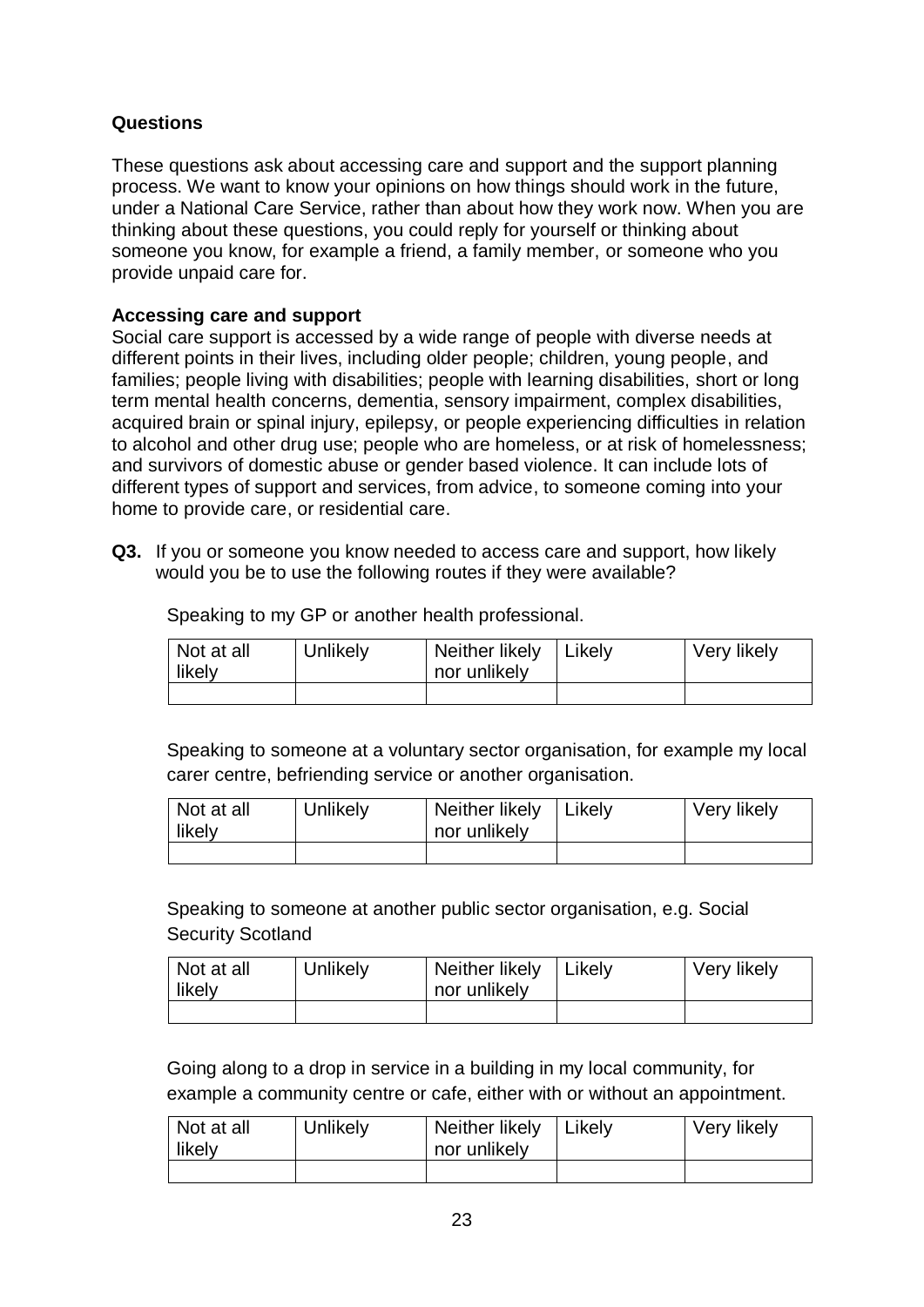### Questions

These questions ask about accessing care and support and the support planning process. We want to know your opinions on how things should work in the future, under a National Care Service, rather than about how they work now. When you are thinking about these questions, you could reply for yourself or thinking about someone you know, for example a friend, a family member, or someone who you provide unpaid care for.

### Accessing care and support

Social care support is accessed by a wide range of people with diverse needs at different points in their lives, including older people; children, young people, and families; people living with disabilities; people with learning disabilities, short or long term mental health concerns, dementia, sensory impairment, complex disabilities, acquired brain or spinal injury, epilepsy, or people experiencing difficulties in relation to alcohol and other drug use; people who are homeless, or at risk of homelessness; and survivors of domestic abuse or gender based violence. It can include lots of different types of support and services, from advice, to someone coming into your home to provide care, or residential care.

**Q3.** If you or someone you know needed to access care and support, how likely would you be to use the following routes if they were available?

Speaking to my GP or another health professional.

| Not at all likely | Unlikely | Neither likely nor unlikely | Likely | Very likely |
|---|---|---|---|---|
| | | | | |

Speaking to someone at a voluntary sector organisation, for example my local carer centre, befriending service or another organisation.

| Not at all likely | Unlikely | Neither likely nor unlikely | Likely | Very likely |
|---|---|---|---|---|
| | | | | |

Speaking to someone at another public sector organisation, e.g. Social Security Scotland

| Not at all likely | Unlikely | Neither likely nor unlikely | Likely | Very likely |
|---|---|---|---|---|
| | | | | |

Going along to a drop in service in a building in my local community, for example a community centre or cafe, either with or without an appointment.

| Not at all likely | Unlikely | Neither likely nor unlikely | Likely | Very likely |
|---|---|---|---|---|
| | | | | |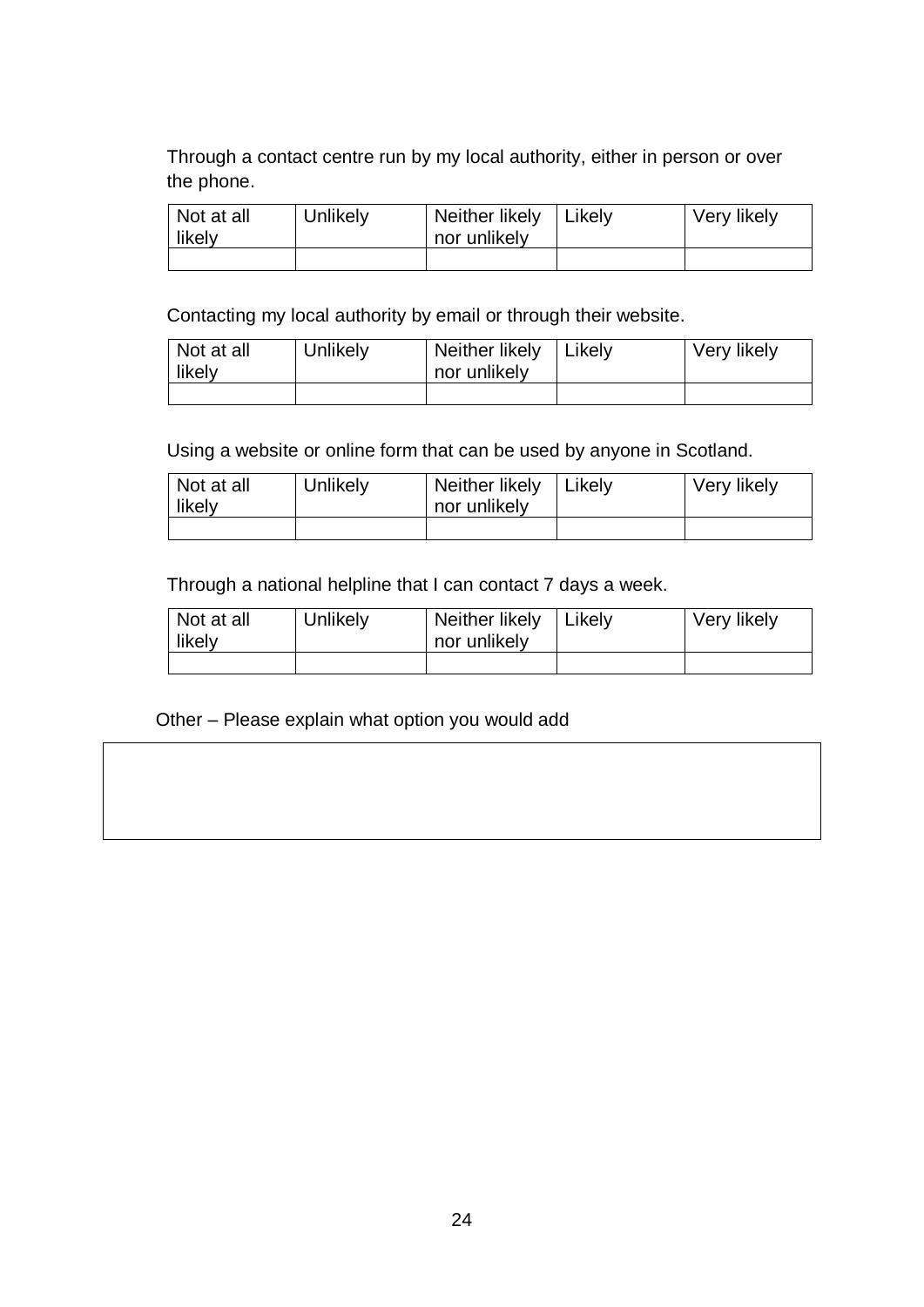Through a contact centre run by my local authority, either in person or over the phone.

| Not at all likely | Unlikely | Neither likely nor unlikely | Likely | Very likely |
|---|---|---|---|---|
| | | | | |

Contacting my local authority by email or through their website.

| Not at all likely | Unlikely | Neither likely nor unlikely | Likely | Very likely |
|---|---|---|---|---|
| | | | | |

Using a website or online form that can be used by anyone in Scotland.

| Not at all likely | Unlikely | Neither likely nor unlikely | Likely | Very likely |
|---|---|---|---|---|
| | | | | |

Through a national helpline that I can contact 7 days a week.

| Not at all likely | Unlikely | Neither likely nor unlikely | Likely | Very likely |
|---|---|---|---|---|
| | | | | |

Other – Please explain what option you would add

| |
|---|
| |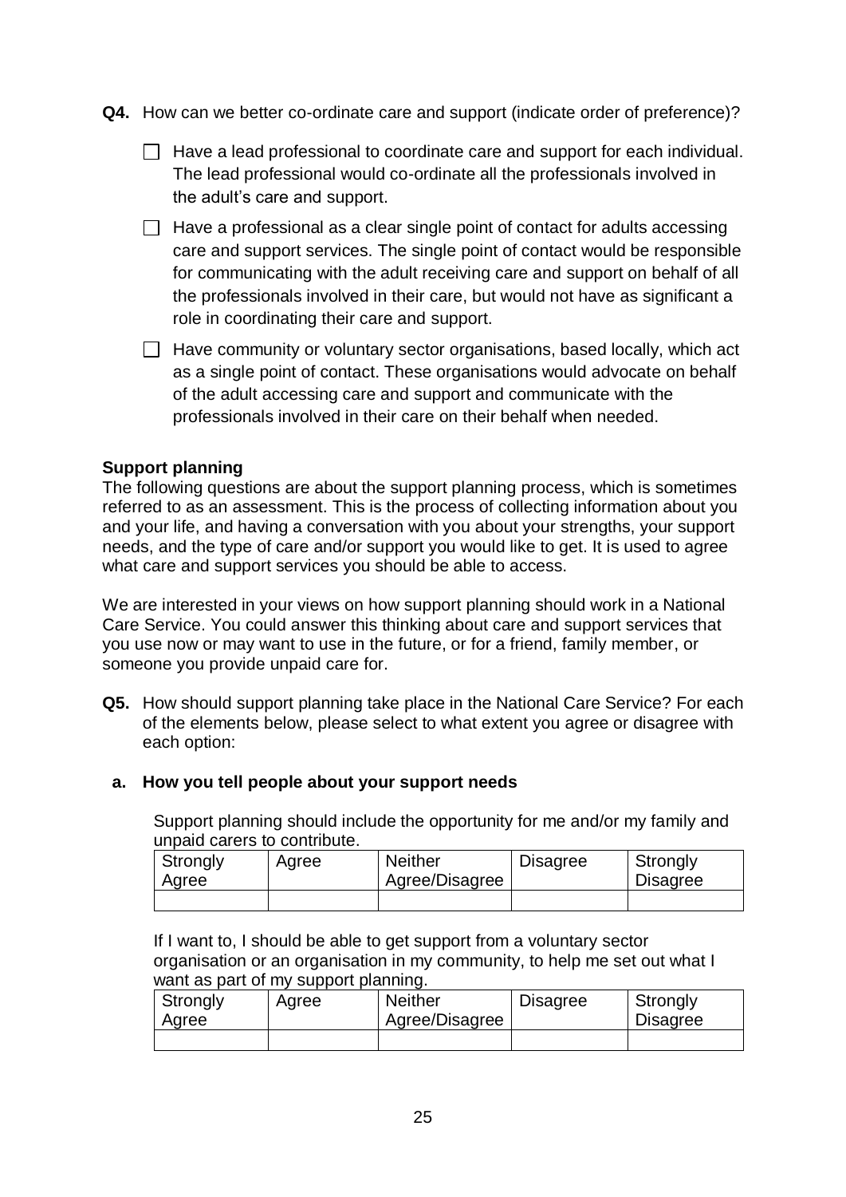**Q4.** How can we better co-ordinate care and support (indicate order of preference)?

- ☐ Have a lead professional to coordinate care and support for each individual. The lead professional would co-ordinate all the professionals involved in the adult's care and support.
- ☐ Have a professional as a clear single point of contact for adults accessing care and support services. The single point of contact would be responsible for communicating with the adult receiving care and support on behalf of all the professionals involved in their care, but would not have as significant a role in coordinating their care and support.
- ☐ Have community or voluntary sector organisations, based locally, which act as a single point of contact. These organisations would advocate on behalf of the adult accessing care and support and communicate with the professionals involved in their care on their behalf when needed.

**Support planning**

The following questions are about the support planning process, which is sometimes referred to as an assessment. This is the process of collecting information about you and your life, and having a conversation with you about your strengths, your support needs, and the type of care and/or support you would like to get. It is used to agree what care and support services you should be able to access.

We are interested in your views on how support planning should work in a National Care Service. You could answer this thinking about care and support services that you use now or may want to use in the future, or for a friend, family member, or someone you provide unpaid care for.

**Q5.** How should support planning take place in the National Care Service? For each of the elements below, please select to what extent you agree or disagree with each option:

**a. How you tell people about your support needs**

Support planning should include the opportunity for me and/or my family and unpaid carers to contribute.

| Strongly Agree | Agree | Neither Agree/Disagree | Disagree | Strongly Disagree |
|---|---|---|---|---|
| | | | | |

If I want to, I should be able to get support from a voluntary sector organisation or an organisation in my community, to help me set out what I want as part of my support planning.

| Strongly Agree | Agree | Neither Agree/Disagree | Disagree | Strongly Disagree |
|---|---|---|---|---|
| | | | | |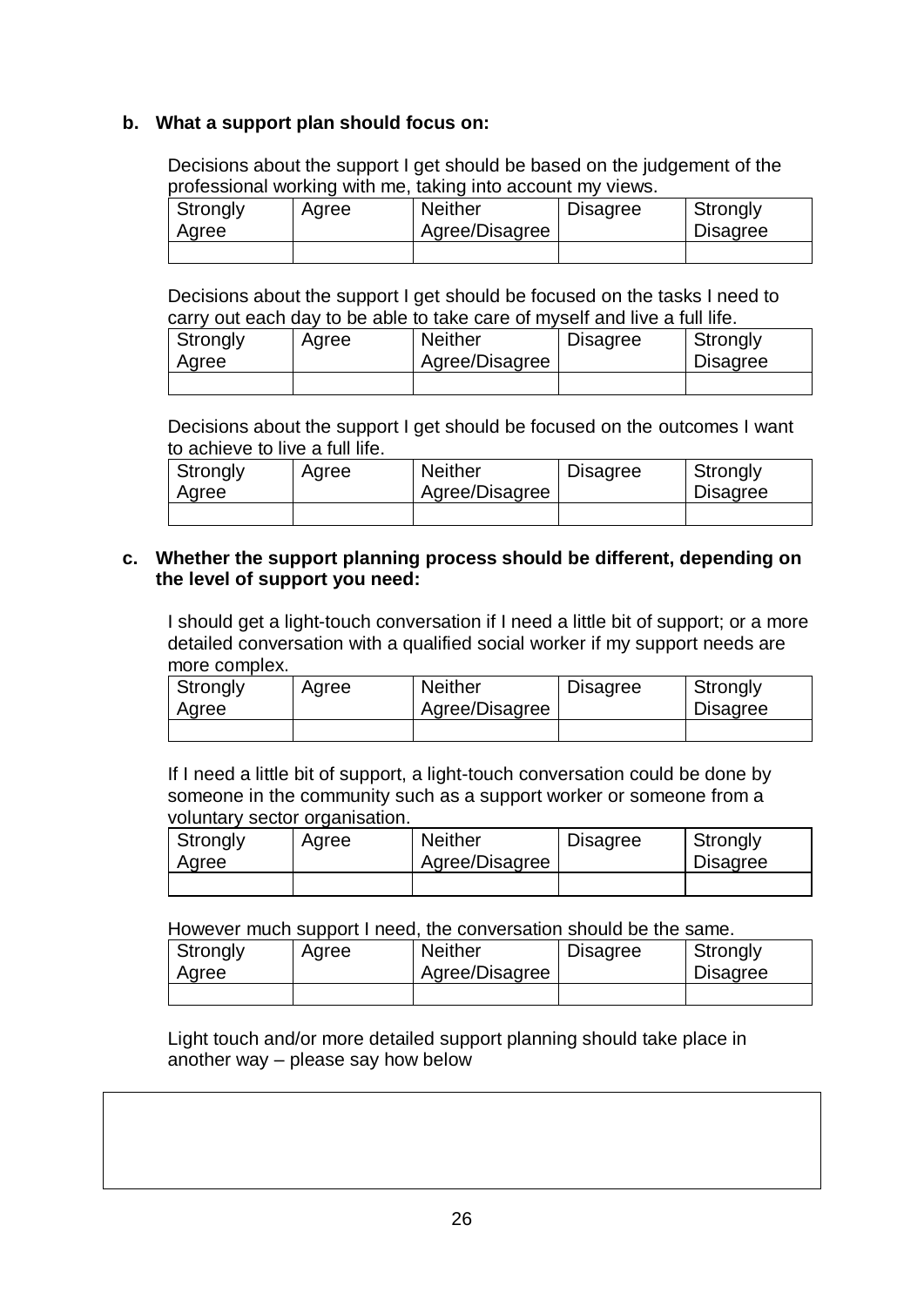**b. What a support plan should focus on:**

Decisions about the support I get should be based on the judgement of the professional working with me, taking into account my views.

| Strongly Agree | Agree | Neither Agree/Disagree | Disagree | Strongly Disagree |
| --- | --- | --- | --- | --- |
| | | | | |

Decisions about the support I get should be focused on the tasks I need to carry out each day to be able to take care of myself and live a full life.

| Strongly Agree | Agree | Neither Agree/Disagree | Disagree | Strongly Disagree |
| --- | --- | --- | --- | --- |
| | | | | |

Decisions about the support I get should be focused on the outcomes I want to achieve to live a full life.

| Strongly Agree | Agree | Neither Agree/Disagree | Disagree | Strongly Disagree |
| --- | --- | --- | --- | --- |
| | | | | |

**c. Whether the support planning process should be different, depending on the level of support you need:**

I should get a light-touch conversation if I need a little bit of support; or a more detailed conversation with a qualified social worker if my support needs are more complex.

| Strongly Agree | Agree | Neither Agree/Disagree | Disagree | Strongly Disagree |
| --- | --- | --- | --- | --- |
| | | | | |

If I need a little bit of support, a light-touch conversation could be done by someone in the community such as a support worker or someone from a voluntary sector organisation.

| Strongly Agree | Agree | Neither Agree/Disagree | Disagree | Strongly Disagree |
| --- | --- | --- | --- | --- |
| | | | | |

However much support I need, the conversation should be the same.

| Strongly Agree | Agree | Neither Agree/Disagree | Disagree | Strongly Disagree |
| --- | --- | --- | --- | --- |
| | | | | |

Light touch and/or more detailed support planning should take place in another way – please say how below

| |
| --- |
| |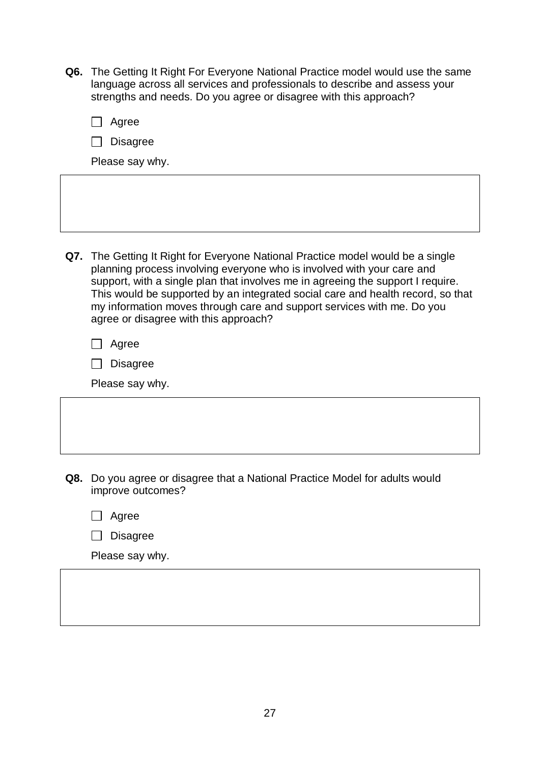**Q6.** The Getting It Right For Everyone National Practice model would use the same language across all services and professionals to describe and assess your strengths and needs. Do you agree or disagree with this approach?

☐ Agree

☐ Disagree

Please say why.

|   |
|---|
|   |

**Q7.** The Getting It Right for Everyone National Practice model would be a single planning process involving everyone who is involved with your care and support, with a single plan that involves me in agreeing the support I require. This would be supported by an integrated social care and health record, so that my information moves through care and support services with me. Do you agree or disagree with this approach?

☐ Agree

☐ Disagree

Please say why.

|   |
|---|
|   |

**Q8.** Do you agree or disagree that a National Practice Model for adults would improve outcomes?

☐ Agree

☐ Disagree

Please say why.

|   |
|---|
|   |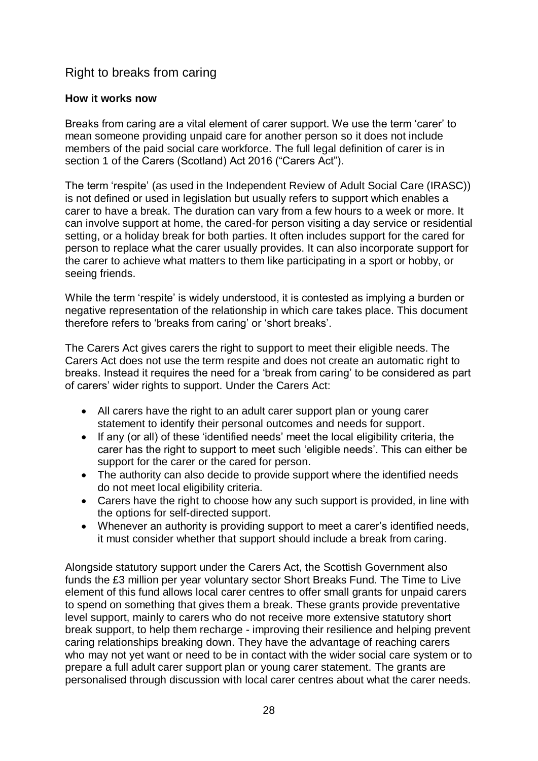## Right to breaks from caring

### How it works now

Breaks from caring are a vital element of carer support. We use the term 'carer' to mean someone providing unpaid care for another person so it does not include members of the paid social care workforce. The full legal definition of carer is in section 1 of the Carers (Scotland) Act 2016 ("Carers Act").

The term 'respite' (as used in the Independent Review of Adult Social Care (IRASC)) is not defined or used in legislation but usually refers to support which enables a carer to have a break. The duration can vary from a few hours to a week or more. It can involve support at home, the cared-for person visiting a day service or residential setting, or a holiday break for both parties. It often includes support for the cared for person to replace what the carer usually provides. It can also incorporate support for the carer to achieve what matters to them like participating in a sport or hobby, or seeing friends.

While the term 'respite' is widely understood, it is contested as implying a burden or negative representation of the relationship in which care takes place. This document therefore refers to 'breaks from caring' or 'short breaks'.

The Carers Act gives carers the right to support to meet their eligible needs. The Carers Act does not use the term respite and does not create an automatic right to breaks. Instead it requires the need for a 'break from caring' to be considered as part of carers' wider rights to support. Under the Carers Act:

- All carers have the right to an adult carer support plan or young carer statement to identify their personal outcomes and needs for support.
- If any (or all) of these 'identified needs' meet the local eligibility criteria, the carer has the right to support to meet such 'eligible needs'. This can either be support for the carer or the cared for person.
- The authority can also decide to provide support where the identified needs do not meet local eligibility criteria.
- Carers have the right to choose how any such support is provided, in line with the options for self-directed support.
- Whenever an authority is providing support to meet a carer's identified needs, it must consider whether that support should include a break from caring.

Alongside statutory support under the Carers Act, the Scottish Government also funds the £3 million per year voluntary sector Short Breaks Fund. The Time to Live element of this fund allows local carer centres to offer small grants for unpaid carers to spend on something that gives them a break. These grants provide preventative level support, mainly to carers who do not receive more extensive statutory short break support, to help them recharge - improving their resilience and helping prevent caring relationships breaking down. They have the advantage of reaching carers who may not yet want or need to be in contact with the wider social care system or to prepare a full adult carer support plan or young carer statement. The grants are personalised through discussion with local carer centres about what the carer needs.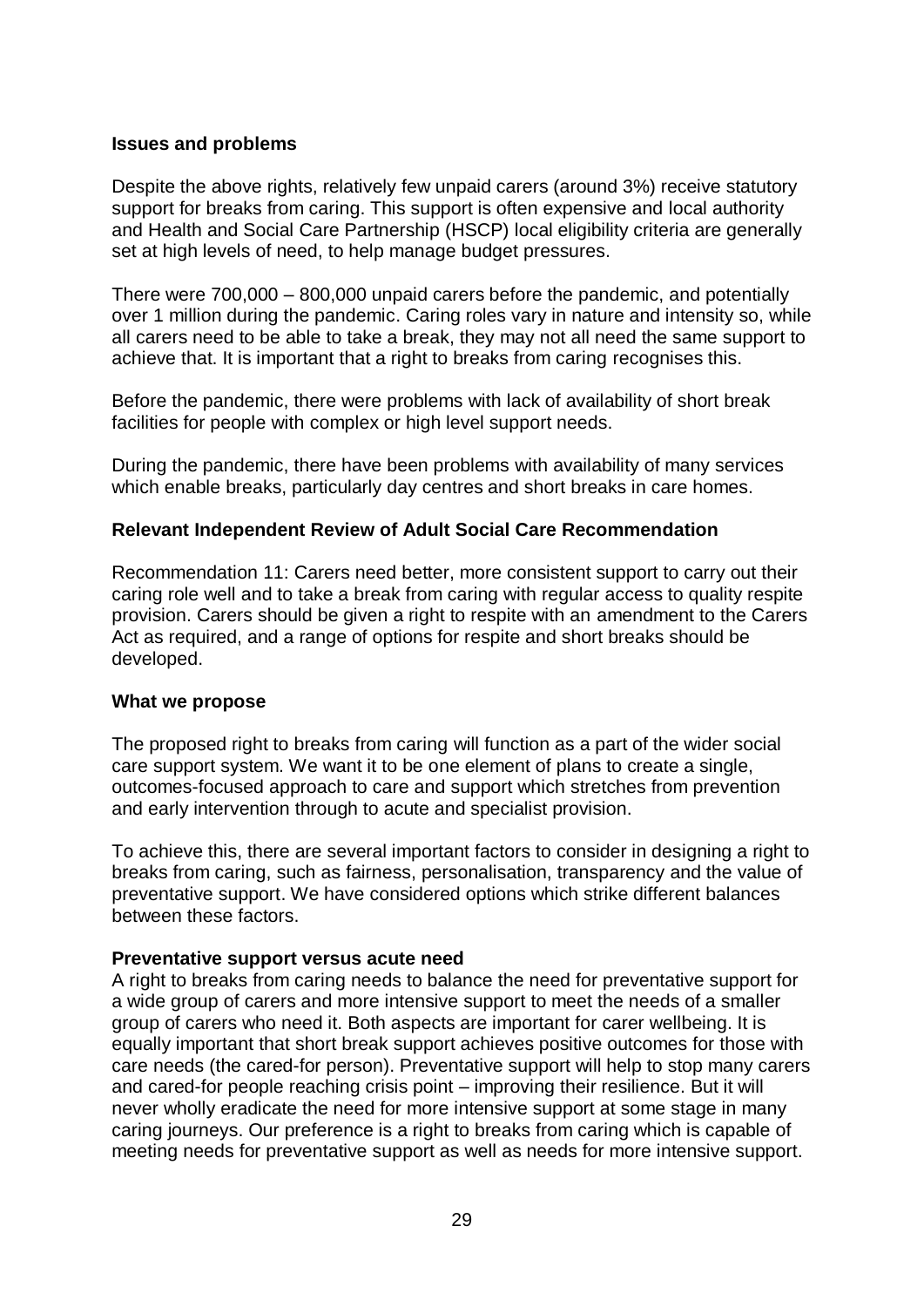## Issues and problems

Despite the above rights, relatively few unpaid carers (around 3%) receive statutory support for breaks from caring. This support is often expensive and local authority and Health and Social Care Partnership (HSCP) local eligibility criteria are generally set at high levels of need, to help manage budget pressures.

There were 700,000 – 800,000 unpaid carers before the pandemic, and potentially over 1 million during the pandemic. Caring roles vary in nature and intensity so, while all carers need to be able to take a break, they may not all need the same support to achieve that. It is important that a right to breaks from caring recognises this.

Before the pandemic, there were problems with lack of availability of short break facilities for people with complex or high level support needs.

During the pandemic, there have been problems with availability of many services which enable breaks, particularly day centres and short breaks in care homes.

## Relevant Independent Review of Adult Social Care Recommendation

Recommendation 11: Carers need better, more consistent support to carry out their caring role well and to take a break from caring with regular access to quality respite provision. Carers should be given a right to respite with an amendment to the Carers Act as required, and a range of options for respite and short breaks should be developed.

## What we propose

The proposed right to breaks from caring will function as a part of the wider social care support system. We want it to be one element of plans to create a single, outcomes-focused approach to care and support which stretches from prevention and early intervention through to acute and specialist provision.

To achieve this, there are several important factors to consider in designing a right to breaks from caring, such as fairness, personalisation, transparency and the value of preventative support. We have considered options which strike different balances between these factors.

### Preventative support versus acute need

A right to breaks from caring needs to balance the need for preventative support for a wide group of carers and more intensive support to meet the needs of a smaller group of carers who need it. Both aspects are important for carer wellbeing. It is equally important that short break support achieves positive outcomes for those with care needs (the cared-for person). Preventative support will help to stop many carers and cared-for people reaching crisis point – improving their resilience. But it will never wholly eradicate the need for more intensive support at some stage in many caring journeys. Our preference is a right to breaks from caring which is capable of meeting needs for preventative support as well as needs for more intensive support.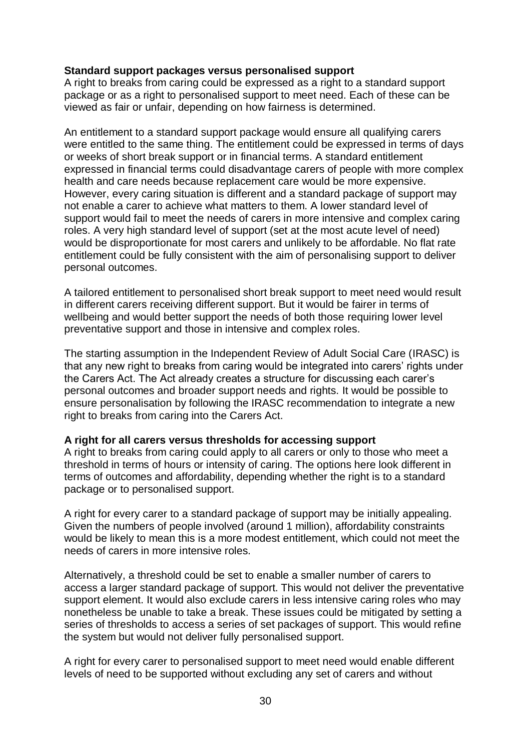**Standard support packages versus personalised support**

A right to breaks from caring could be expressed as a right to a standard support package or as a right to personalised support to meet need. Each of these can be viewed as fair or unfair, depending on how fairness is determined.

An entitlement to a standard support package would ensure all qualifying carers were entitled to the same thing. The entitlement could be expressed in terms of days or weeks of short break support or in financial terms. A standard entitlement expressed in financial terms could disadvantage carers of people with more complex health and care needs because replacement care would be more expensive. However, every caring situation is different and a standard package of support may not enable a carer to achieve what matters to them. A lower standard level of support would fail to meet the needs of carers in more intensive and complex caring roles. A very high standard level of support (set at the most acute level of need) would be disproportionate for most carers and unlikely to be affordable. No flat rate entitlement could be fully consistent with the aim of personalising support to deliver personal outcomes.

A tailored entitlement to personalised short break support to meet need would result in different carers receiving different support. But it would be fairer in terms of wellbeing and would better support the needs of both those requiring lower level preventative support and those in intensive and complex roles.

The starting assumption in the Independent Review of Adult Social Care (IRASC) is that any new right to breaks from caring would be integrated into carers' rights under the Carers Act. The Act already creates a structure for discussing each carer's personal outcomes and broader support needs and rights. It would be possible to ensure personalisation by following the IRASC recommendation to integrate a new right to breaks from caring into the Carers Act.

**A right for all carers versus thresholds for accessing support**

A right to breaks from caring could apply to all carers or only to those who meet a threshold in terms of hours or intensity of caring. The options here look different in terms of outcomes and affordability, depending whether the right is to a standard package or to personalised support.

A right for every carer to a standard package of support may be initially appealing. Given the numbers of people involved (around 1 million), affordability constraints would be likely to mean this is a more modest entitlement, which could not meet the needs of carers in more intensive roles.

Alternatively, a threshold could be set to enable a smaller number of carers to access a larger standard package of support. This would not deliver the preventative support element. It would also exclude carers in less intensive caring roles who may nonetheless be unable to take a break. These issues could be mitigated by setting a series of thresholds to access a series of set packages of support. This would refine the system but would not deliver fully personalised support.

A right for every carer to personalised support to meet need would enable different levels of need to be supported without excluding any set of carers and without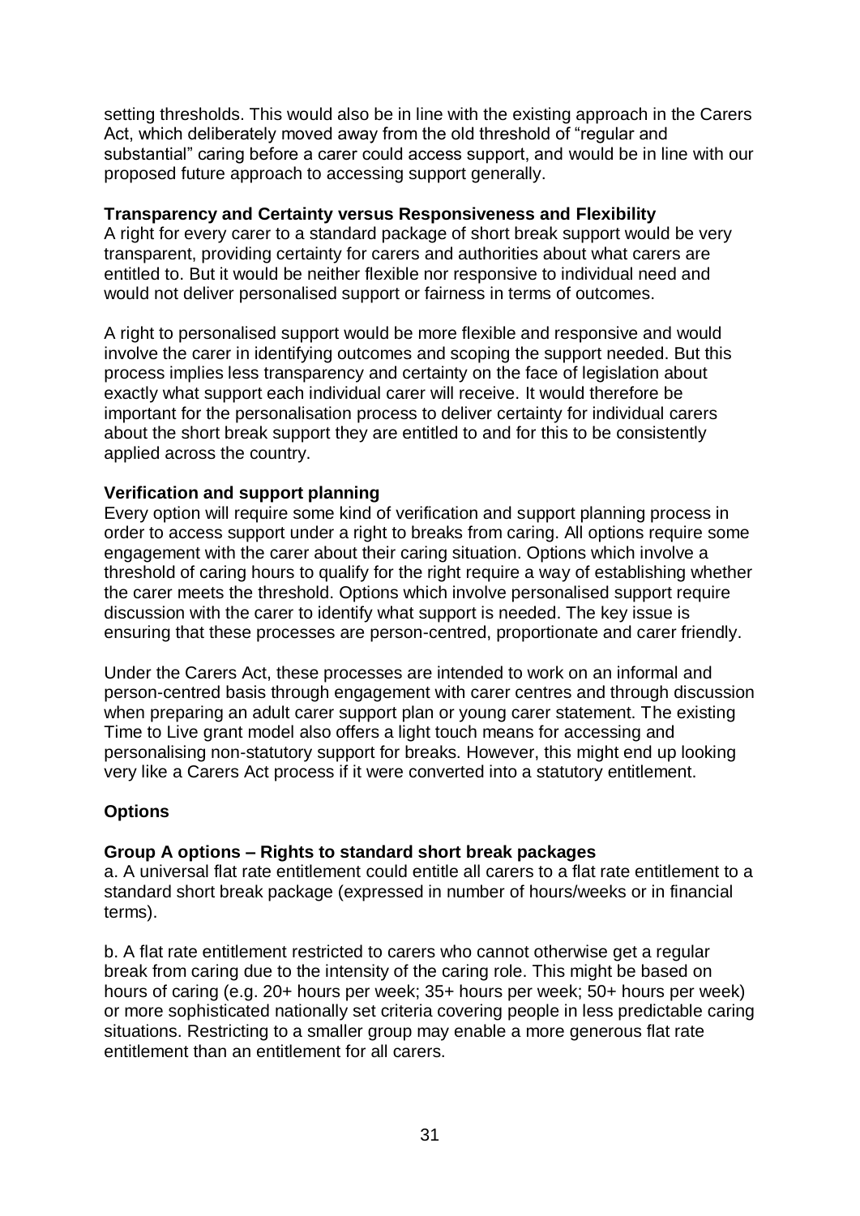setting thresholds. This would also be in line with the existing approach in the Carers Act, which deliberately moved away from the old threshold of "regular and substantial" caring before a carer could access support, and would be in line with our proposed future approach to accessing support generally.

**Transparency and Certainty versus Responsiveness and Flexibility**

A right for every carer to a standard package of short break support would be very transparent, providing certainty for carers and authorities about what carers are entitled to. But it would be neither flexible nor responsive to individual need and would not deliver personalised support or fairness in terms of outcomes.

A right to personalised support would be more flexible and responsive and would involve the carer in identifying outcomes and scoping the support needed. But this process implies less transparency and certainty on the face of legislation about exactly what support each individual carer will receive. It would therefore be important for the personalisation process to deliver certainty for individual carers about the short break support they are entitled to and for this to be consistently applied across the country.

**Verification and support planning**

Every option will require some kind of verification and support planning process in order to access support under a right to breaks from caring. All options require some engagement with the carer about their caring situation. Options which involve a threshold of caring hours to qualify for the right require a way of establishing whether the carer meets the threshold. Options which involve personalised support require discussion with the carer to identify what support is needed. The key issue is ensuring that these processes are person-centred, proportionate and carer friendly.

Under the Carers Act, these processes are intended to work on an informal and person-centred basis through engagement with carer centres and through discussion when preparing an adult carer support plan or young carer statement. The existing Time to Live grant model also offers a light touch means for accessing and personalising non-statutory support for breaks. However, this might end up looking very like a Carers Act process if it were converted into a statutory entitlement.

**Options**

**Group A options – Rights to standard short break packages**

a. A universal flat rate entitlement could entitle all carers to a flat rate entitlement to a standard short break package (expressed in number of hours/weeks or in financial terms).

b. A flat rate entitlement restricted to carers who cannot otherwise get a regular break from caring due to the intensity of the caring role. This might be based on hours of caring (e.g. 20+ hours per week; 35+ hours per week; 50+ hours per week) or more sophisticated nationally set criteria covering people in less predictable caring situations. Restricting to a smaller group may enable a more generous flat rate entitlement than an entitlement for all carers.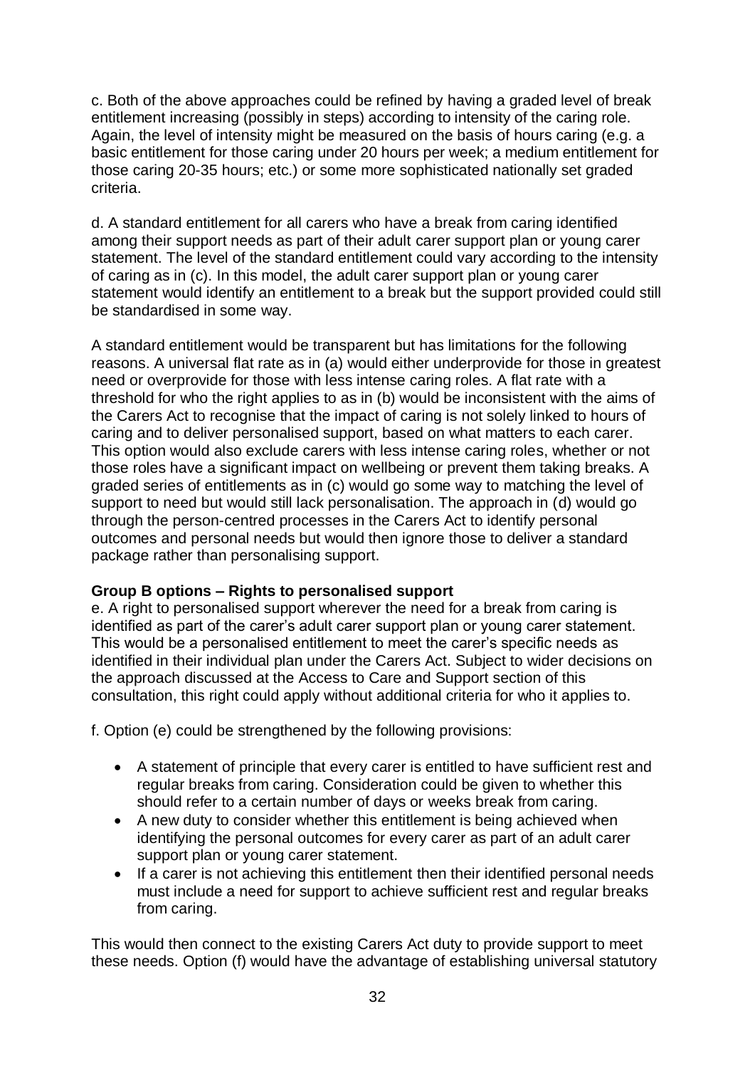c. Both of the above approaches could be refined by having a graded level of break entitlement increasing (possibly in steps) according to intensity of the caring role. Again, the level of intensity might be measured on the basis of hours caring (e.g. a basic entitlement for those caring under 20 hours per week; a medium entitlement for those caring 20-35 hours; etc.) or some more sophisticated nationally set graded criteria.

d. A standard entitlement for all carers who have a break from caring identified among their support needs as part of their adult carer support plan or young carer statement. The level of the standard entitlement could vary according to the intensity of caring as in (c). In this model, the adult carer support plan or young carer statement would identify an entitlement to a break but the support provided could still be standardised in some way.

A standard entitlement would be transparent but has limitations for the following reasons. A universal flat rate as in (a) would either underprovide for those in greatest need or overprovide for those with less intense caring roles. A flat rate with a threshold for who the right applies to as in (b) would be inconsistent with the aims of the Carers Act to recognise that the impact of caring is not solely linked to hours of caring and to deliver personalised support, based on what matters to each carer. This option would also exclude carers with less intense caring roles, whether or not those roles have a significant impact on wellbeing or prevent them taking breaks. A graded series of entitlements as in (c) would go some way to matching the level of support to need but would still lack personalisation. The approach in (d) would go through the person-centred processes in the Carers Act to identify personal outcomes and personal needs but would then ignore those to deliver a standard package rather than personalising support.

**Group B options – Rights to personalised support**

e. A right to personalised support wherever the need for a break from caring is identified as part of the carer's adult carer support plan or young carer statement. This would be a personalised entitlement to meet the carer's specific needs as identified in their individual plan under the Carers Act. Subject to wider decisions on the approach discussed at the Access to Care and Support section of this consultation, this right could apply without additional criteria for who it applies to.

f. Option (e) could be strengthened by the following provisions:

- A statement of principle that every carer is entitled to have sufficient rest and regular breaks from caring. Consideration could be given to whether this should refer to a certain number of days or weeks break from caring.
- A new duty to consider whether this entitlement is being achieved when identifying the personal outcomes for every carer as part of an adult carer support plan or young carer statement.
- If a carer is not achieving this entitlement then their identified personal needs must include a need for support to achieve sufficient rest and regular breaks from caring.

This would then connect to the existing Carers Act duty to provide support to meet these needs. Option (f) would have the advantage of establishing universal statutory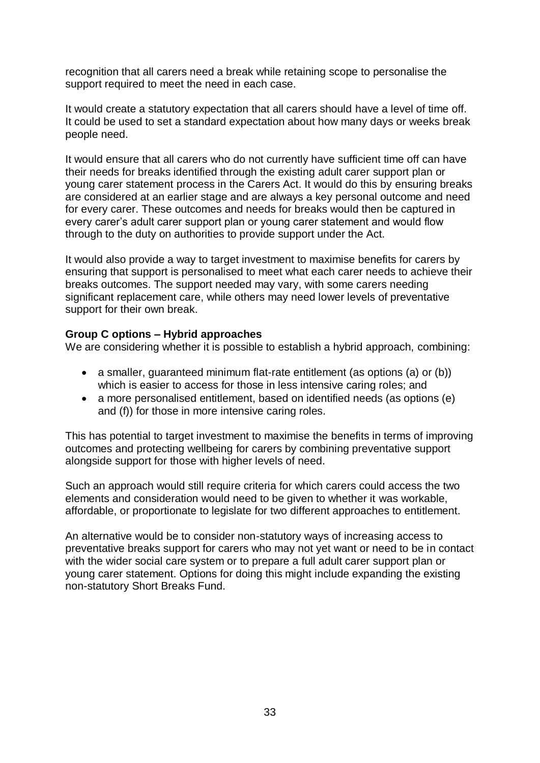recognition that all carers need a break while retaining scope to personalise the support required to meet the need in each case.

It would create a statutory expectation that all carers should have a level of time off. It could be used to set a standard expectation about how many days or weeks break people need.

It would ensure that all carers who do not currently have sufficient time off can have their needs for breaks identified through the existing adult carer support plan or young carer statement process in the Carers Act. It would do this by ensuring breaks are considered at an earlier stage and are always a key personal outcome and need for every carer. These outcomes and needs for breaks would then be captured in every carer's adult carer support plan or young carer statement and would flow through to the duty on authorities to provide support under the Act.

It would also provide a way to target investment to maximise benefits for carers by ensuring that support is personalised to meet what each carer needs to achieve their breaks outcomes. The support needed may vary, with some carers needing significant replacement care, while others may need lower levels of preventative support for their own break.

**Group C options – Hybrid approaches**

We are considering whether it is possible to establish a hybrid approach, combining:

- a smaller, guaranteed minimum flat-rate entitlement (as options (a) or (b)) which is easier to access for those in less intensive caring roles; and
- a more personalised entitlement, based on identified needs (as options (e) and (f)) for those in more intensive caring roles.

This has potential to target investment to maximise the benefits in terms of improving outcomes and protecting wellbeing for carers by combining preventative support alongside support for those with higher levels of need.

Such an approach would still require criteria for which carers could access the two elements and consideration would need to be given to whether it was workable, affordable, or proportionate to legislate for two different approaches to entitlement.

An alternative would be to consider non-statutory ways of increasing access to preventative breaks support for carers who may not yet want or need to be in contact with the wider social care system or to prepare a full adult carer support plan or young carer statement. Options for doing this might include expanding the existing non-statutory Short Breaks Fund.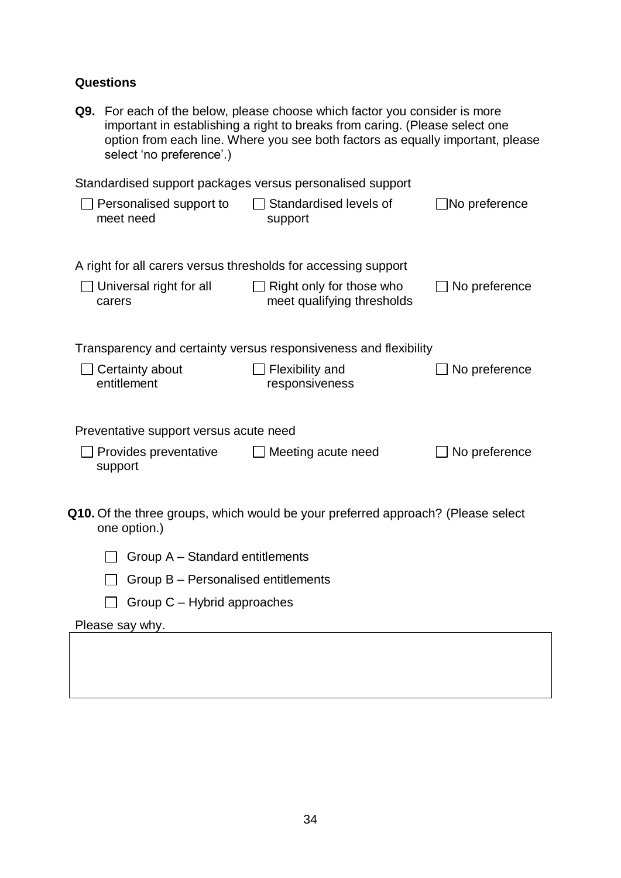**Questions**

**Q9.** For each of the below, please choose which factor you consider is more important in establishing a right to breaks from caring. (Please select one option from each line. Where you see both factors as equally important, please select 'no preference'.)

Standardised support packages versus personalised support

☐ Personalised support to meet need ☐ Standardised levels of support ☐ No preference

A right for all carers versus thresholds for accessing support

☐ Universal right for all carers ☐ Right only for those who meet qualifying thresholds ☐ No preference

Transparency and certainty versus responsiveness and flexibility

☐ Certainty about entitlement ☐ Flexibility and responsiveness ☐ No preference

Preventative support versus acute need

☐ Provides preventative support ☐ Meeting acute need ☐ No preference

**Q10.** Of the three groups, which would be your preferred approach? (Please select one option.)

☐ Group A – Standard entitlements

☐ Group B – Personalised entitlements

☐ Group C – Hybrid approaches

Please say why.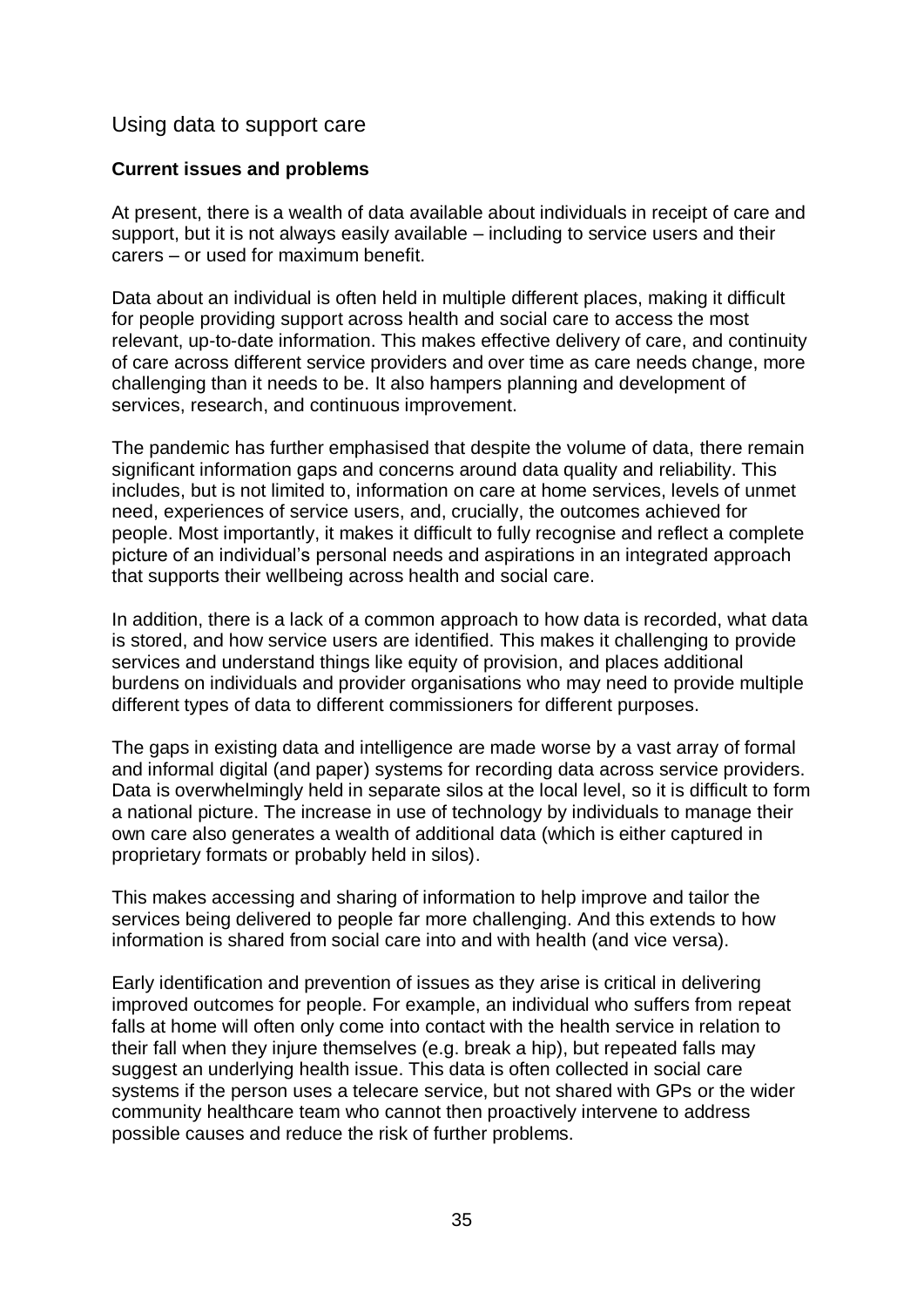## Using data to support care

### Current issues and problems

At present, there is a wealth of data available about individuals in receipt of care and support, but it is not always easily available – including to service users and their carers – or used for maximum benefit.

Data about an individual is often held in multiple different places, making it difficult for people providing support across health and social care to access the most relevant, up-to-date information. This makes effective delivery of care, and continuity of care across different service providers and over time as care needs change, more challenging than it needs to be. It also hampers planning and development of services, research, and continuous improvement.

The pandemic has further emphasised that despite the volume of data, there remain significant information gaps and concerns around data quality and reliability. This includes, but is not limited to, information on care at home services, levels of unmet need, experiences of service users, and, crucially, the outcomes achieved for people. Most importantly, it makes it difficult to fully recognise and reflect a complete picture of an individual's personal needs and aspirations in an integrated approach that supports their wellbeing across health and social care.

In addition, there is a lack of a common approach to how data is recorded, what data is stored, and how service users are identified. This makes it challenging to provide services and understand things like equity of provision, and places additional burdens on individuals and provider organisations who may need to provide multiple different types of data to different commissioners for different purposes.

The gaps in existing data and intelligence are made worse by a vast array of formal and informal digital (and paper) systems for recording data across service providers. Data is overwhelmingly held in separate silos at the local level, so it is difficult to form a national picture. The increase in use of technology by individuals to manage their own care also generates a wealth of additional data (which is either captured in proprietary formats or probably held in silos).

This makes accessing and sharing of information to help improve and tailor the services being delivered to people far more challenging. And this extends to how information is shared from social care into and with health (and vice versa).

Early identification and prevention of issues as they arise is critical in delivering improved outcomes for people. For example, an individual who suffers from repeat falls at home will often only come into contact with the health service in relation to their fall when they injure themselves (e.g. break a hip), but repeated falls may suggest an underlying health issue. This data is often collected in social care systems if the person uses a telecare service, but not shared with GPs or the wider community healthcare team who cannot then proactively intervene to address possible causes and reduce the risk of further problems.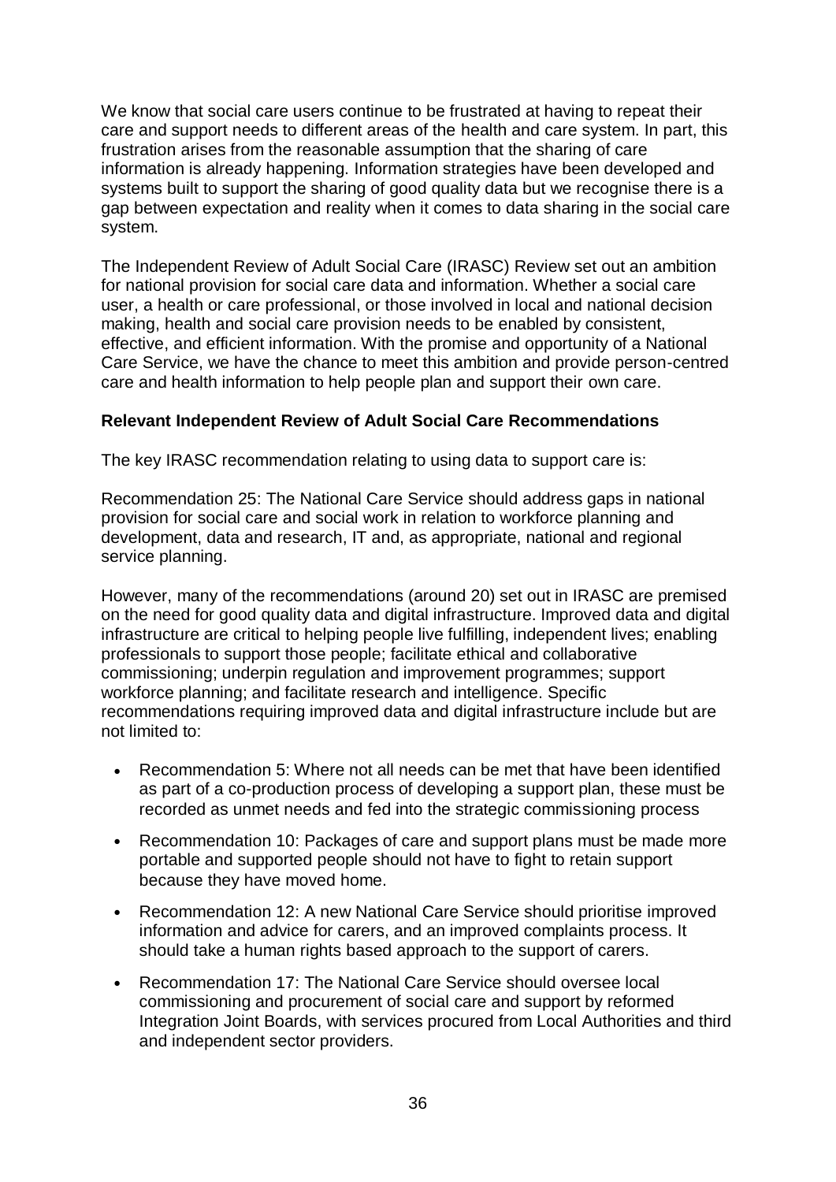We know that social care users continue to be frustrated at having to repeat their care and support needs to different areas of the health and care system. In part, this frustration arises from the reasonable assumption that the sharing of care information is already happening. Information strategies have been developed and systems built to support the sharing of good quality data but we recognise there is a gap between expectation and reality when it comes to data sharing in the social care system.

The Independent Review of Adult Social Care (IRASC) Review set out an ambition for national provision for social care data and information. Whether a social care user, a health or care professional, or those involved in local and national decision making, health and social care provision needs to be enabled by consistent, effective, and efficient information. With the promise and opportunity of a National Care Service, we have the chance to meet this ambition and provide person-centred care and health information to help people plan and support their own care.

**Relevant Independent Review of Adult Social Care Recommendations**

The key IRASC recommendation relating to using data to support care is:

Recommendation 25: The National Care Service should address gaps in national provision for social care and social work in relation to workforce planning and development, data and research, IT and, as appropriate, national and regional service planning.

However, many of the recommendations (around 20) set out in IRASC are premised on the need for good quality data and digital infrastructure. Improved data and digital infrastructure are critical to helping people live fulfilling, independent lives; enabling professionals to support those people; facilitate ethical and collaborative commissioning; underpin regulation and improvement programmes; support workforce planning; and facilitate research and intelligence. Specific recommendations requiring improved data and digital infrastructure include but are not limited to:

- Recommendation 5: Where not all needs can be met that have been identified as part of a co-production process of developing a support plan, these must be recorded as unmet needs and fed into the strategic commissioning process
- Recommendation 10: Packages of care and support plans must be made more portable and supported people should not have to fight to retain support because they have moved home.
- Recommendation 12: A new National Care Service should prioritise improved information and advice for carers, and an improved complaints process. It should take a human rights based approach to the support of carers.
- Recommendation 17: The National Care Service should oversee local commissioning and procurement of social care and support by reformed Integration Joint Boards, with services procured from Local Authorities and third and independent sector providers.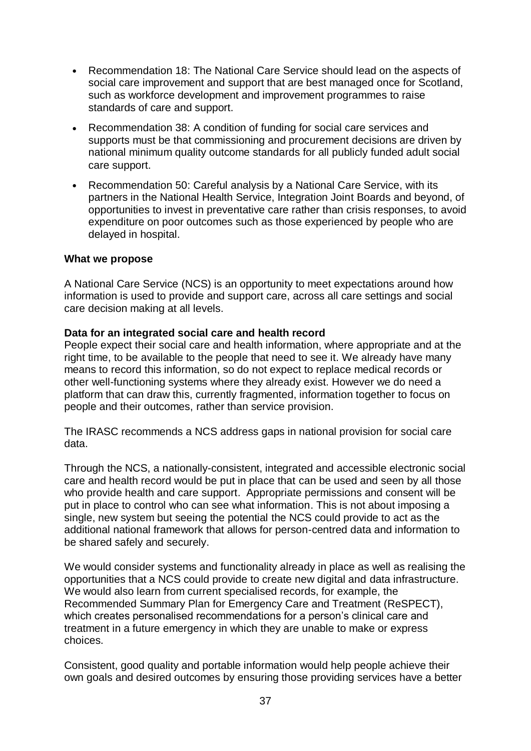- Recommendation 18: The National Care Service should lead on the aspects of social care improvement and support that are best managed once for Scotland, such as workforce development and improvement programmes to raise standards of care and support.
- Recommendation 38: A condition of funding for social care services and supports must be that commissioning and procurement decisions are driven by national minimum quality outcome standards for all publicly funded adult social care support.
- Recommendation 50: Careful analysis by a National Care Service, with its partners in the National Health Service, Integration Joint Boards and beyond, of opportunities to invest in preventative care rather than crisis responses, to avoid expenditure on poor outcomes such as those experienced by people who are delayed in hospital.

**What we propose**

A National Care Service (NCS) is an opportunity to meet expectations around how information is used to provide and support care, across all care settings and social care decision making at all levels.

**Data for an integrated social care and health record**

People expect their social care and health information, where appropriate and at the right time, to be available to the people that need to see it. We already have many means to record this information, so do not expect to replace medical records or other well-functioning systems where they already exist. However we do need a platform that can draw this, currently fragmented, information together to focus on people and their outcomes, rather than service provision.

The IRASC recommends a NCS address gaps in national provision for social care data.

Through the NCS, a nationally-consistent, integrated and accessible electronic social care and health record would be put in place that can be used and seen by all those who provide health and care support. Appropriate permissions and consent will be put in place to control who can see what information. This is not about imposing a single, new system but seeing the potential the NCS could provide to act as the additional national framework that allows for person-centred data and information to be shared safely and securely.

We would consider systems and functionality already in place as well as realising the opportunities that a NCS could provide to create new digital and data infrastructure. We would also learn from current specialised records, for example, the Recommended Summary Plan for Emergency Care and Treatment (ReSPECT), which creates personalised recommendations for a person's clinical care and treatment in a future emergency in which they are unable to make or express choices.

Consistent, good quality and portable information would help people achieve their own goals and desired outcomes by ensuring those providing services have a better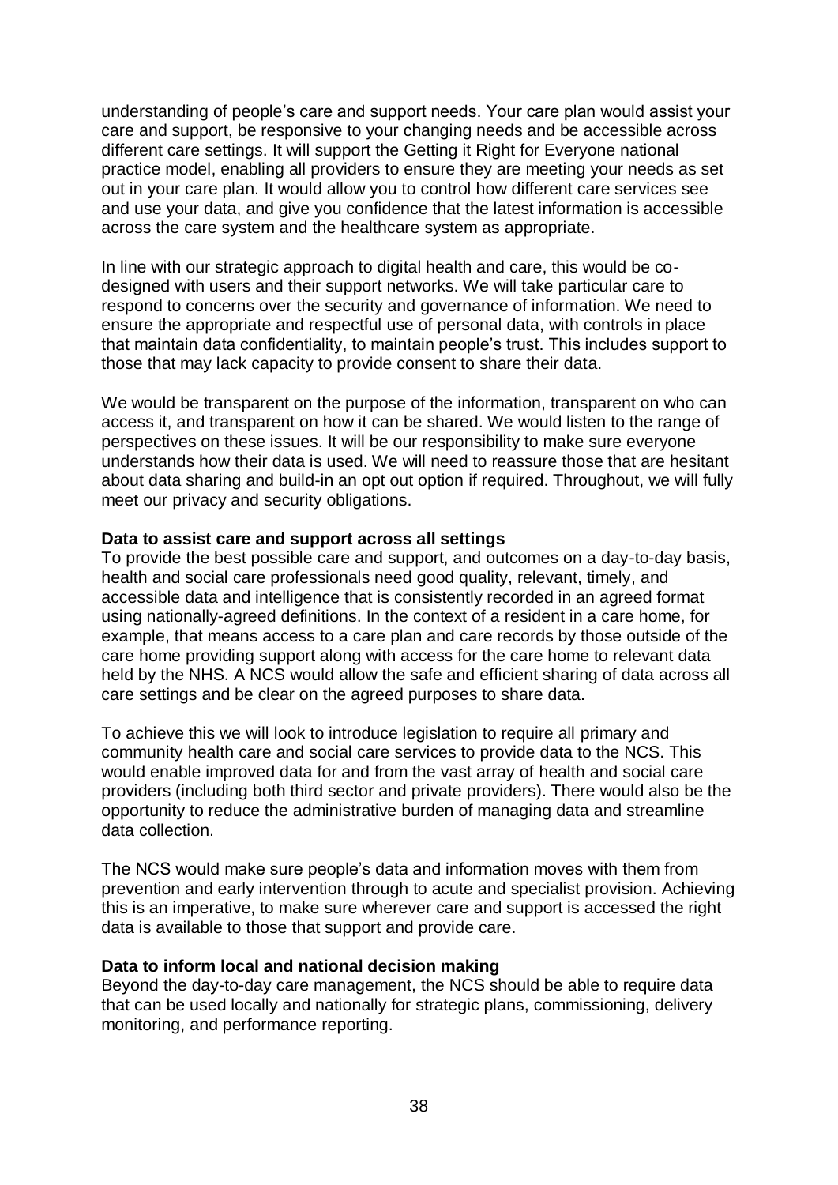understanding of people's care and support needs. Your care plan would assist your care and support, be responsive to your changing needs and be accessible across different care settings. It will support the Getting it Right for Everyone national practice model, enabling all providers to ensure they are meeting your needs as set out in your care plan. It would allow you to control how different care services see and use your data, and give you confidence that the latest information is accessible across the care system and the healthcare system as appropriate.

In line with our strategic approach to digital health and care, this would be co-designed with users and their support networks. We will take particular care to respond to concerns over the security and governance of information. We need to ensure the appropriate and respectful use of personal data, with controls in place that maintain data confidentiality, to maintain people's trust. This includes support to those that may lack capacity to provide consent to share their data.

We would be transparent on the purpose of the information, transparent on who can access it, and transparent on how it can be shared. We would listen to the range of perspectives on these issues. It will be our responsibility to make sure everyone understands how their data is used. We will need to reassure those that are hesitant about data sharing and build-in an opt out option if required. Throughout, we will fully meet our privacy and security obligations.

**Data to assist care and support across all settings**

To provide the best possible care and support, and outcomes on a day-to-day basis, health and social care professionals need good quality, relevant, timely, and accessible data and intelligence that is consistently recorded in an agreed format using nationally-agreed definitions. In the context of a resident in a care home, for example, that means access to a care plan and care records by those outside of the care home providing support along with access for the care home to relevant data held by the NHS. A NCS would allow the safe and efficient sharing of data across all care settings and be clear on the agreed purposes to share data.

To achieve this we will look to introduce legislation to require all primary and community health care and social care services to provide data to the NCS. This would enable improved data for and from the vast array of health and social care providers (including both third sector and private providers). There would also be the opportunity to reduce the administrative burden of managing data and streamline data collection.

The NCS would make sure people's data and information moves with them from prevention and early intervention through to acute and specialist provision. Achieving this is an imperative, to make sure wherever care and support is accessed the right data is available to those that support and provide care.

**Data to inform local and national decision making**

Beyond the day-to-day care management, the NCS should be able to require data that can be used locally and nationally for strategic plans, commissioning, delivery monitoring, and performance reporting.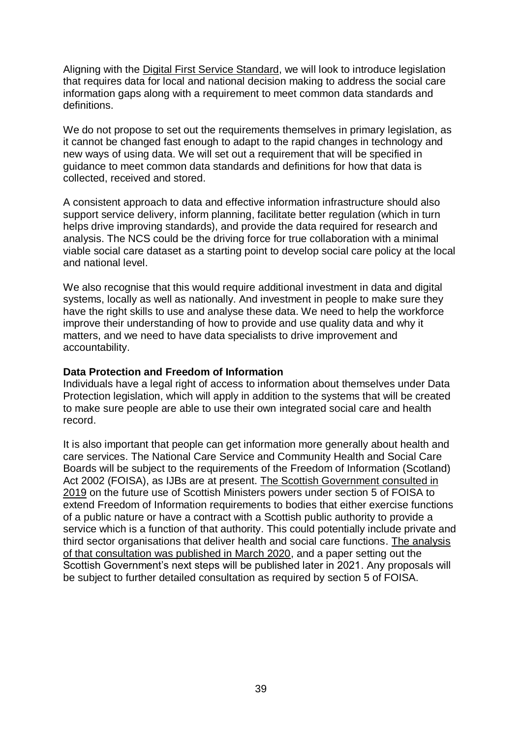Aligning with the Digital First Service Standard, we will look to introduce legislation that requires data for local and national decision making to address the social care information gaps along with a requirement to meet common data standards and definitions.

We do not propose to set out the requirements themselves in primary legislation, as it cannot be changed fast enough to adapt to the rapid changes in technology and new ways of using data. We will set out a requirement that will be specified in guidance to meet common data standards and definitions for how that data is collected, received and stored.

A consistent approach to data and effective information infrastructure should also support service delivery, inform planning, facilitate better regulation (which in turn helps drive improving standards), and provide the data required for research and analysis. The NCS could be the driving force for true collaboration with a minimal viable social care dataset as a starting point to develop social care policy at the local and national level.

We also recognise that this would require additional investment in data and digital systems, locally as well as nationally. And investment in people to make sure they have the right skills to use and analyse these data. We need to help the workforce improve their understanding of how to provide and use quality data and why it matters, and we need to have data specialists to drive improvement and accountability.

**Data Protection and Freedom of Information**

Individuals have a legal right of access to information about themselves under Data Protection legislation, which will apply in addition to the systems that will be created to make sure people are able to use their own integrated social care and health record.

It is also important that people can get information more generally about health and care services. The National Care Service and Community Health and Social Care Boards will be subject to the requirements of the Freedom of Information (Scotland) Act 2002 (FOISA), as IJBs are at present. The Scottish Government consulted in 2019 on the future use of Scottish Ministers powers under section 5 of FOISA to extend Freedom of Information requirements to bodies that either exercise functions of a public nature or have a contract with a Scottish public authority to provide a service which is a function of that authority. This could potentially include private and third sector organisations that deliver health and social care functions. The analysis of that consultation was published in March 2020, and a paper setting out the Scottish Government's next steps will be published later in 2021. Any proposals will be subject to further detailed consultation as required by section 5 of FOISA.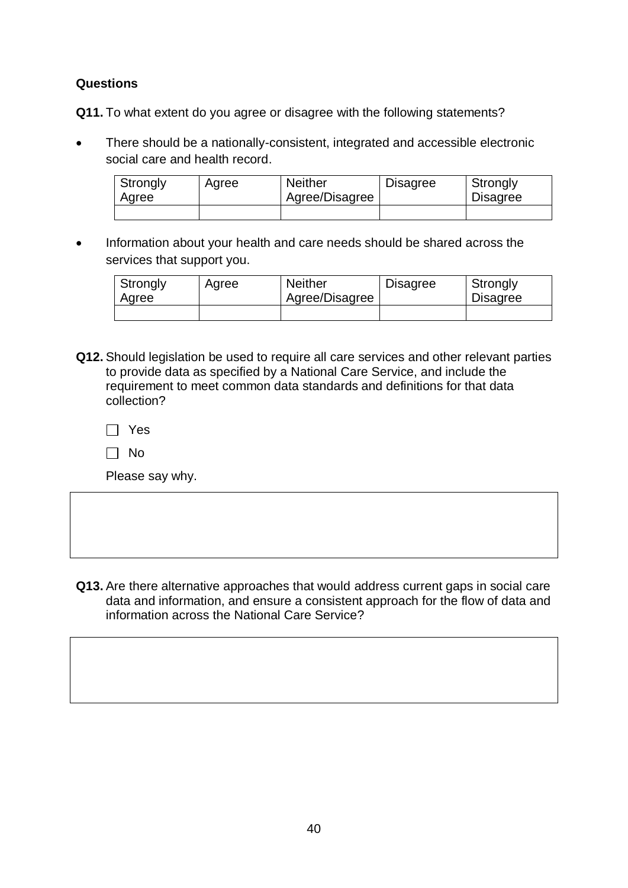**Questions**

**Q11.** To what extent do you agree or disagree with the following statements?

- There should be a nationally-consistent, integrated and accessible electronic social care and health record.

| Strongly Agree | Agree | Neither Agree/Disagree | Disagree | Strongly Disagree |
|---|---|---|---|---|
| | | | | |

- Information about your health and care needs should be shared across the services that support you.

| Strongly Agree | Agree | Neither Agree/Disagree | Disagree | Strongly Disagree |
|---|---|---|---|---|
| | | | | |

**Q12.** Should legislation be used to require all care services and other relevant parties to provide data as specified by a National Care Service, and include the requirement to meet common data standards and definitions for that data collection?

☐ Yes

☐ No

Please say why.

**Q13.** Are there alternative approaches that would address current gaps in social care data and information, and ensure a consistent approach for the flow of data and information across the National Care Service?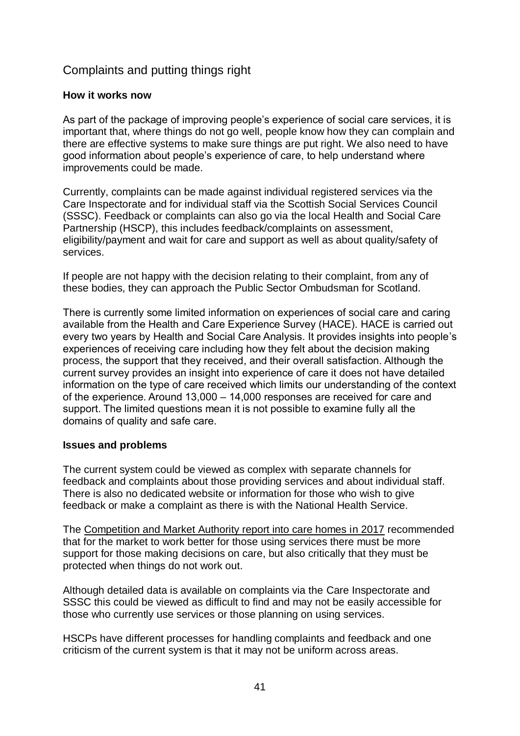## Complaints and putting things right

**How it works now**

As part of the package of improving people's experience of social care services, it is important that, where things do not go well, people know how they can complain and there are effective systems to make sure things are put right. We also need to have good information about people's experience of care, to help understand where improvements could be made.

Currently, complaints can be made against individual registered services via the Care Inspectorate and for individual staff via the Scottish Social Services Council (SSSC). Feedback or complaints can also go via the local Health and Social Care Partnership (HSCP), this includes feedback/complaints on assessment, eligibility/payment and wait for care and support as well as about quality/safety of services.

If people are not happy with the decision relating to their complaint, from any of these bodies, they can approach the Public Sector Ombudsman for Scotland.

There is currently some limited information on experiences of social care and caring available from the Health and Care Experience Survey (HACE). HACE is carried out every two years by Health and Social Care Analysis. It provides insights into people's experiences of receiving care including how they felt about the decision making process, the support that they received, and their overall satisfaction. Although the current survey provides an insight into experience of care it does not have detailed information on the type of care received which limits our understanding of the context of the experience. Around 13,000 – 14,000 responses are received for care and support. The limited questions mean it is not possible to examine fully all the domains of quality and safe care.

**Issues and problems**

The current system could be viewed as complex with separate channels for feedback and complaints about those providing services and about individual staff. There is also no dedicated website or information for those who wish to give feedback or make a complaint as there is with the National Health Service.

The Competition and Market Authority report into care homes in 2017 recommended that for the market to work better for those using services there must be more support for those making decisions on care, but also critically that they must be protected when things do not work out.

Although detailed data is available on complaints via the Care Inspectorate and SSSC this could be viewed as difficult to find and may not be easily accessible for those who currently use services or those planning on using services.

HSCPs have different processes for handling complaints and feedback and one criticism of the current system is that it may not be uniform across areas.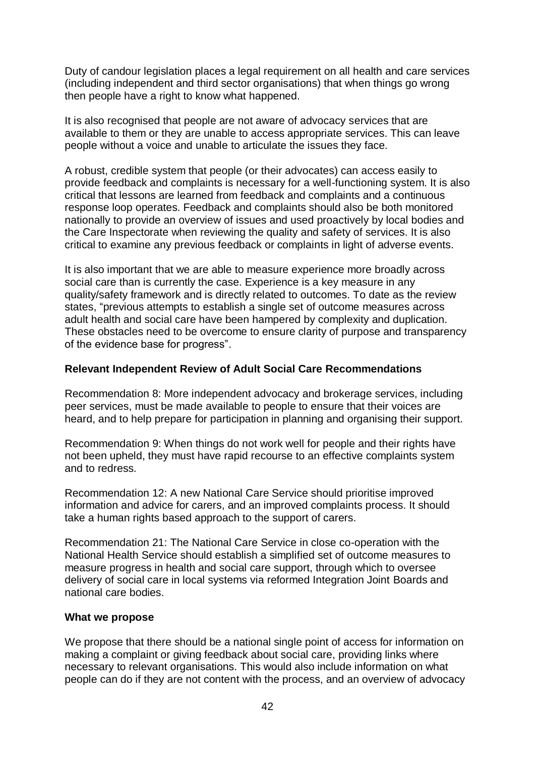Duty of candour legislation places a legal requirement on all health and care services (including independent and third sector organisations) that when things go wrong then people have a right to know what happened.

It is also recognised that people are not aware of advocacy services that are available to them or they are unable to access appropriate services. This can leave people without a voice and unable to articulate the issues they face.

A robust, credible system that people (or their advocates) can access easily to provide feedback and complaints is necessary for a well-functioning system. It is also critical that lessons are learned from feedback and complaints and a continuous response loop operates. Feedback and complaints should also be both monitored nationally to provide an overview of issues and used proactively by local bodies and the Care Inspectorate when reviewing the quality and safety of services. It is also critical to examine any previous feedback or complaints in light of adverse events.

It is also important that we are able to measure experience more broadly across social care than is currently the case. Experience is a key measure in any quality/safety framework and is directly related to outcomes. To date as the review states, "previous attempts to establish a single set of outcome measures across adult health and social care have been hampered by complexity and duplication. These obstacles need to be overcome to ensure clarity of purpose and transparency of the evidence base for progress".

**Relevant Independent Review of Adult Social Care Recommendations**

Recommendation 8: More independent advocacy and brokerage services, including peer services, must be made available to people to ensure that their voices are heard, and to help prepare for participation in planning and organising their support.

Recommendation 9: When things do not work well for people and their rights have not been upheld, they must have rapid recourse to an effective complaints system and to redress.

Recommendation 12: A new National Care Service should prioritise improved information and advice for carers, and an improved complaints process. It should take a human rights based approach to the support of carers.

Recommendation 21: The National Care Service in close co-operation with the National Health Service should establish a simplified set of outcome measures to measure progress in health and social care support, through which to oversee delivery of social care in local systems via reformed Integration Joint Boards and national care bodies.

**What we propose**

We propose that there should be a national single point of access for information on making a complaint or giving feedback about social care, providing links where necessary to relevant organisations. This would also include information on what people can do if they are not content with the process, and an overview of advocacy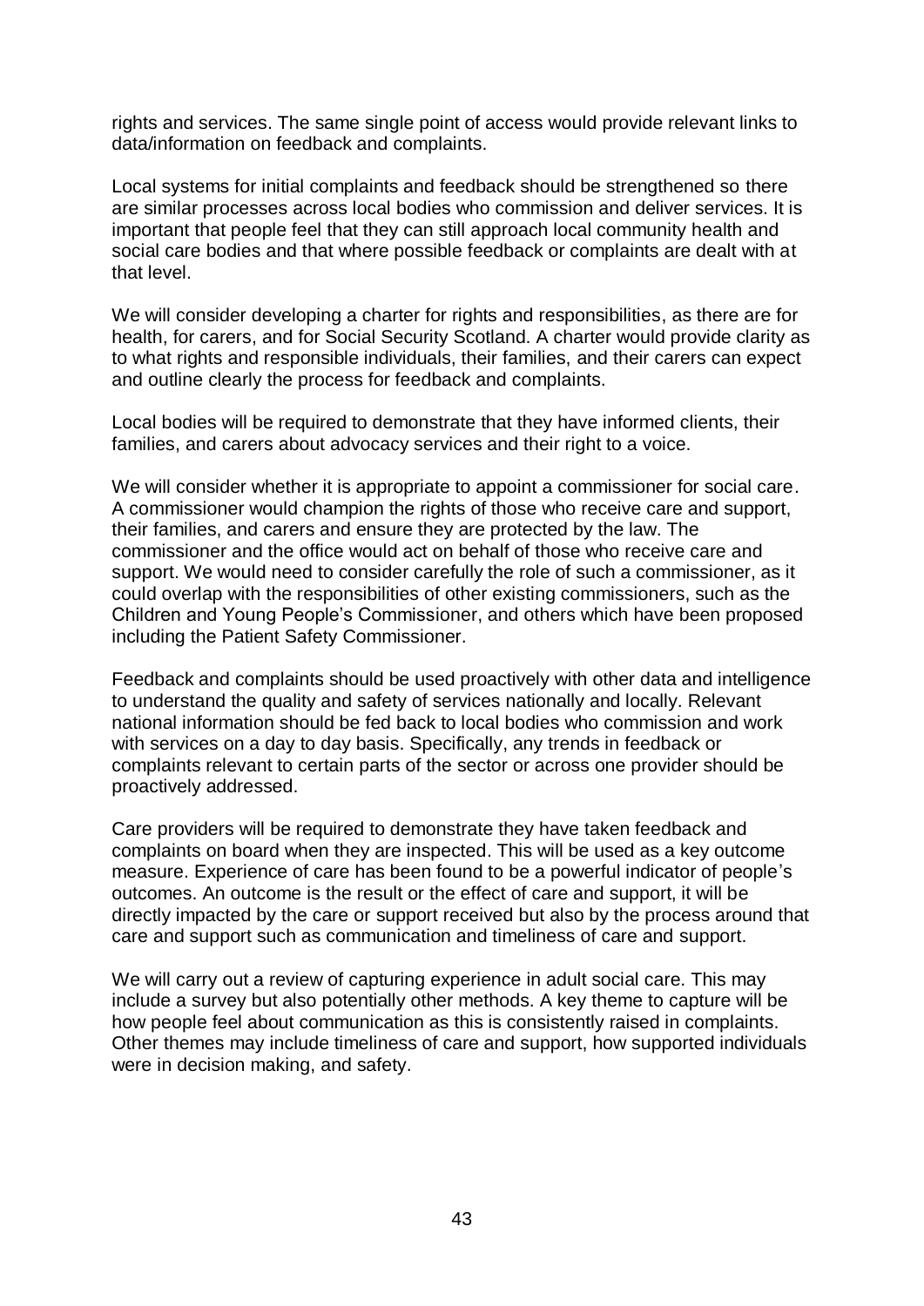rights and services. The same single point of access would provide relevant links to data/information on feedback and complaints.

Local systems for initial complaints and feedback should be strengthened so there are similar processes across local bodies who commission and deliver services. It is important that people feel that they can still approach local community health and social care bodies and that where possible feedback or complaints are dealt with at that level.

We will consider developing a charter for rights and responsibilities, as there are for health, for carers, and for Social Security Scotland. A charter would provide clarity as to what rights and responsible individuals, their families, and their carers can expect and outline clearly the process for feedback and complaints.

Local bodies will be required to demonstrate that they have informed clients, their families, and carers about advocacy services and their right to a voice.

We will consider whether it is appropriate to appoint a commissioner for social care. A commissioner would champion the rights of those who receive care and support, their families, and carers and ensure they are protected by the law. The commissioner and the office would act on behalf of those who receive care and support. We would need to consider carefully the role of such a commissioner, as it could overlap with the responsibilities of other existing commissioners, such as the Children and Young People's Commissioner, and others which have been proposed including the Patient Safety Commissioner.

Feedback and complaints should be used proactively with other data and intelligence to understand the quality and safety of services nationally and locally. Relevant national information should be fed back to local bodies who commission and work with services on a day to day basis. Specifically, any trends in feedback or complaints relevant to certain parts of the sector or across one provider should be proactively addressed.

Care providers will be required to demonstrate they have taken feedback and complaints on board when they are inspected. This will be used as a key outcome measure. Experience of care has been found to be a powerful indicator of people's outcomes. An outcome is the result or the effect of care and support, it will be directly impacted by the care or support received but also by the process around that care and support such as communication and timeliness of care and support.

We will carry out a review of capturing experience in adult social care. This may include a survey but also potentially other methods. A key theme to capture will be how people feel about communication as this is consistently raised in complaints. Other themes may include timeliness of care and support, how supported individuals were in decision making, and safety.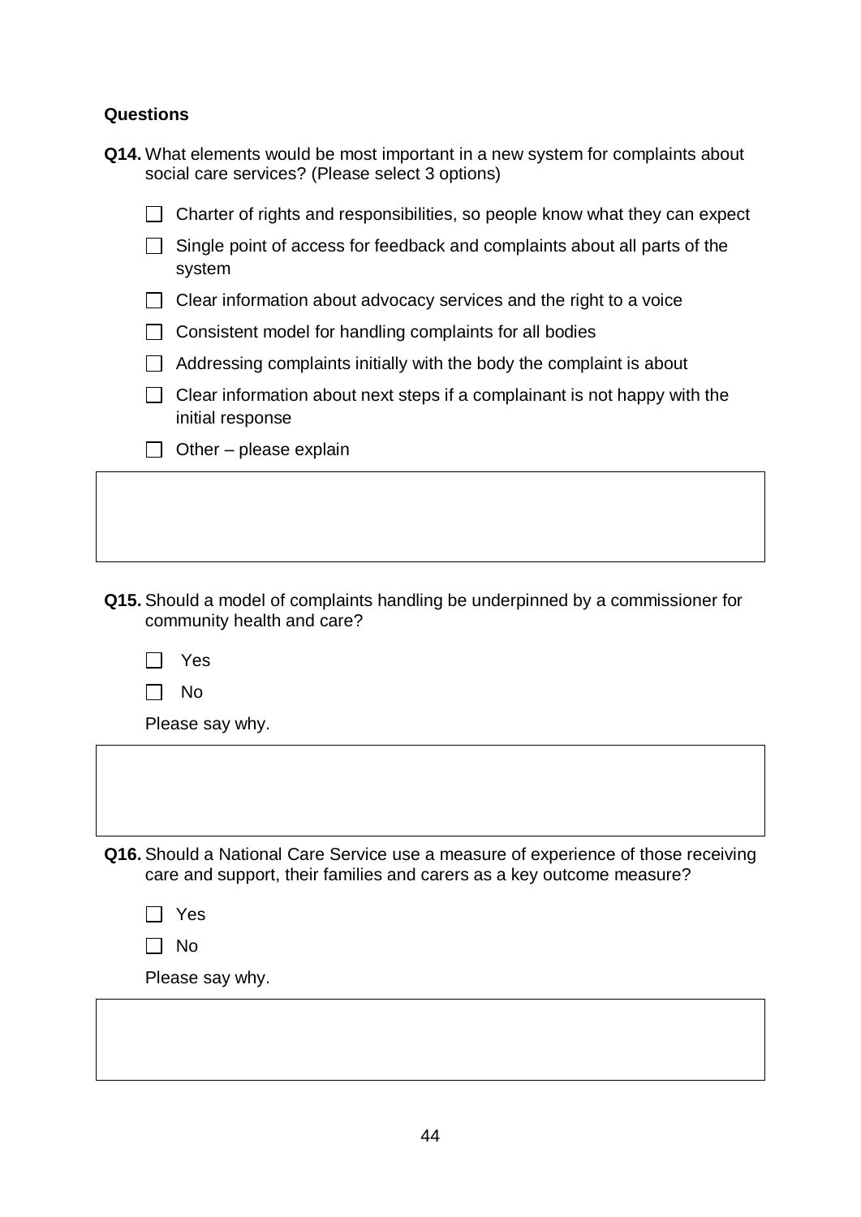**Questions**

**Q14.** What elements would be most important in a new system for complaints about social care services? (Please select 3 options)

- ☐ Charter of rights and responsibilities, so people know what they can expect
- ☐ Single point of access for feedback and complaints about all parts of the system
- ☐ Clear information about advocacy services and the right to a voice
- ☐ Consistent model for handling complaints for all bodies
- ☐ Addressing complaints initially with the body the complaint is about
- ☐ Clear information about next steps if a complainant is not happy with the initial response
- ☐ Other – please explain

**Q15.** Should a model of complaints handling be underpinned by a commissioner for community health and care?

- ☐ Yes
- ☐ No

Please say why.

**Q16.** Should a National Care Service use a measure of experience of those receiving care and support, their families and carers as a key outcome measure?

- ☐ Yes
- ☐ No

Please say why.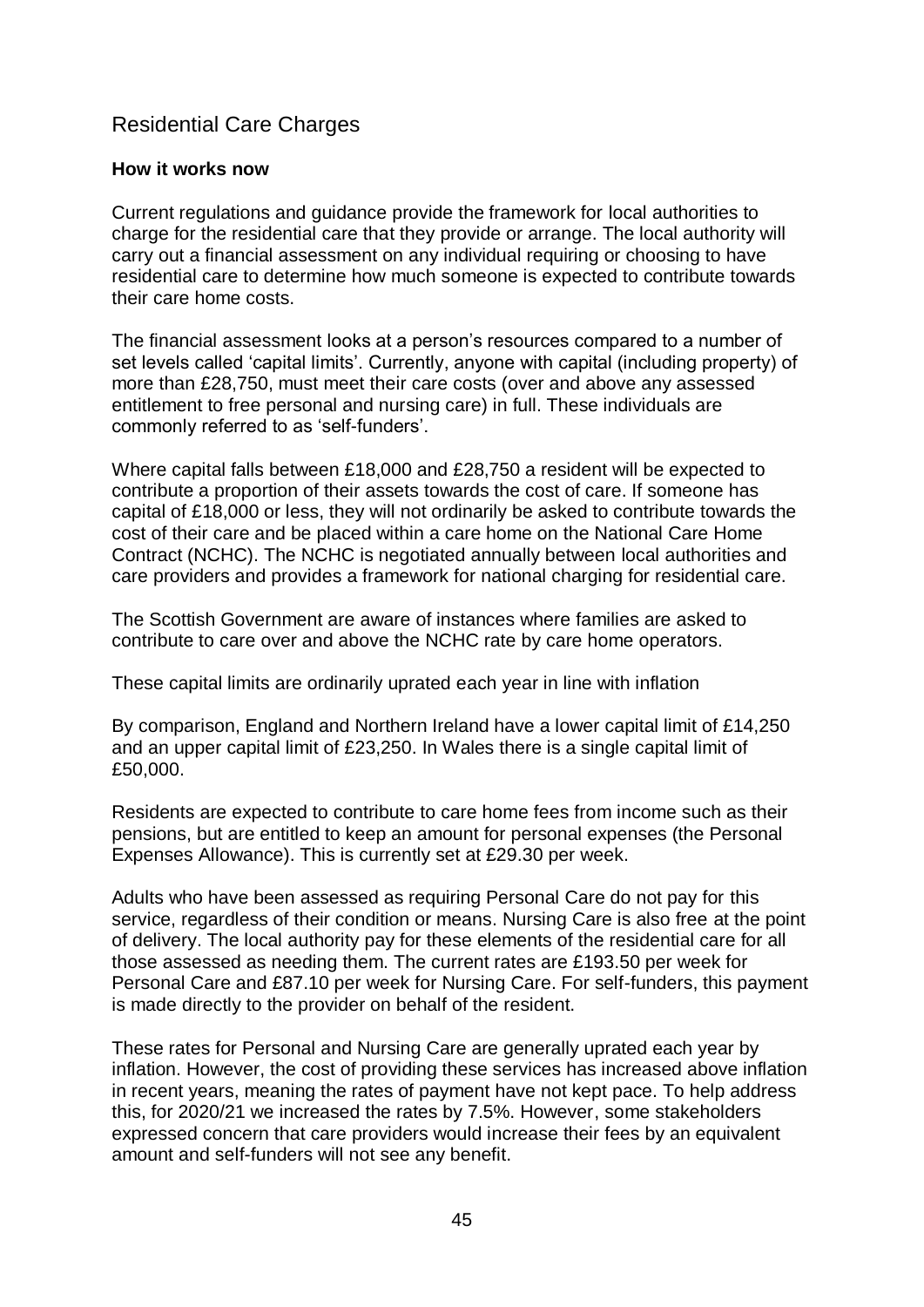## Residential Care Charges

**How it works now**

Current regulations and guidance provide the framework for local authorities to charge for the residential care that they provide or arrange. The local authority will carry out a financial assessment on any individual requiring or choosing to have residential care to determine how much someone is expected to contribute towards their care home costs.

The financial assessment looks at a person's resources compared to a number of set levels called 'capital limits'. Currently, anyone with capital (including property) of more than £28,750, must meet their care costs (over and above any assessed entitlement to free personal and nursing care) in full. These individuals are commonly referred to as 'self-funders'.

Where capital falls between £18,000 and £28,750 a resident will be expected to contribute a proportion of their assets towards the cost of care. If someone has capital of £18,000 or less, they will not ordinarily be asked to contribute towards the cost of their care and be placed within a care home on the National Care Home Contract (NCHC). The NCHC is negotiated annually between local authorities and care providers and provides a framework for national charging for residential care.

The Scottish Government are aware of instances where families are asked to contribute to care over and above the NCHC rate by care home operators.

These capital limits are ordinarily uprated each year in line with inflation

By comparison, England and Northern Ireland have a lower capital limit of £14,250 and an upper capital limit of £23,250. In Wales there is a single capital limit of £50,000.

Residents are expected to contribute to care home fees from income such as their pensions, but are entitled to keep an amount for personal expenses (the Personal Expenses Allowance). This is currently set at £29.30 per week.

Adults who have been assessed as requiring Personal Care do not pay for this service, regardless of their condition or means. Nursing Care is also free at the point of delivery. The local authority pay for these elements of the residential care for all those assessed as needing them. The current rates are £193.50 per week for Personal Care and £87.10 per week for Nursing Care. For self-funders, this payment is made directly to the provider on behalf of the resident.

These rates for Personal and Nursing Care are generally uprated each year by inflation. However, the cost of providing these services has increased above inflation in recent years, meaning the rates of payment have not kept pace. To help address this, for 2020/21 we increased the rates by 7.5%. However, some stakeholders expressed concern that care providers would increase their fees by an equivalent amount and self-funders will not see any benefit.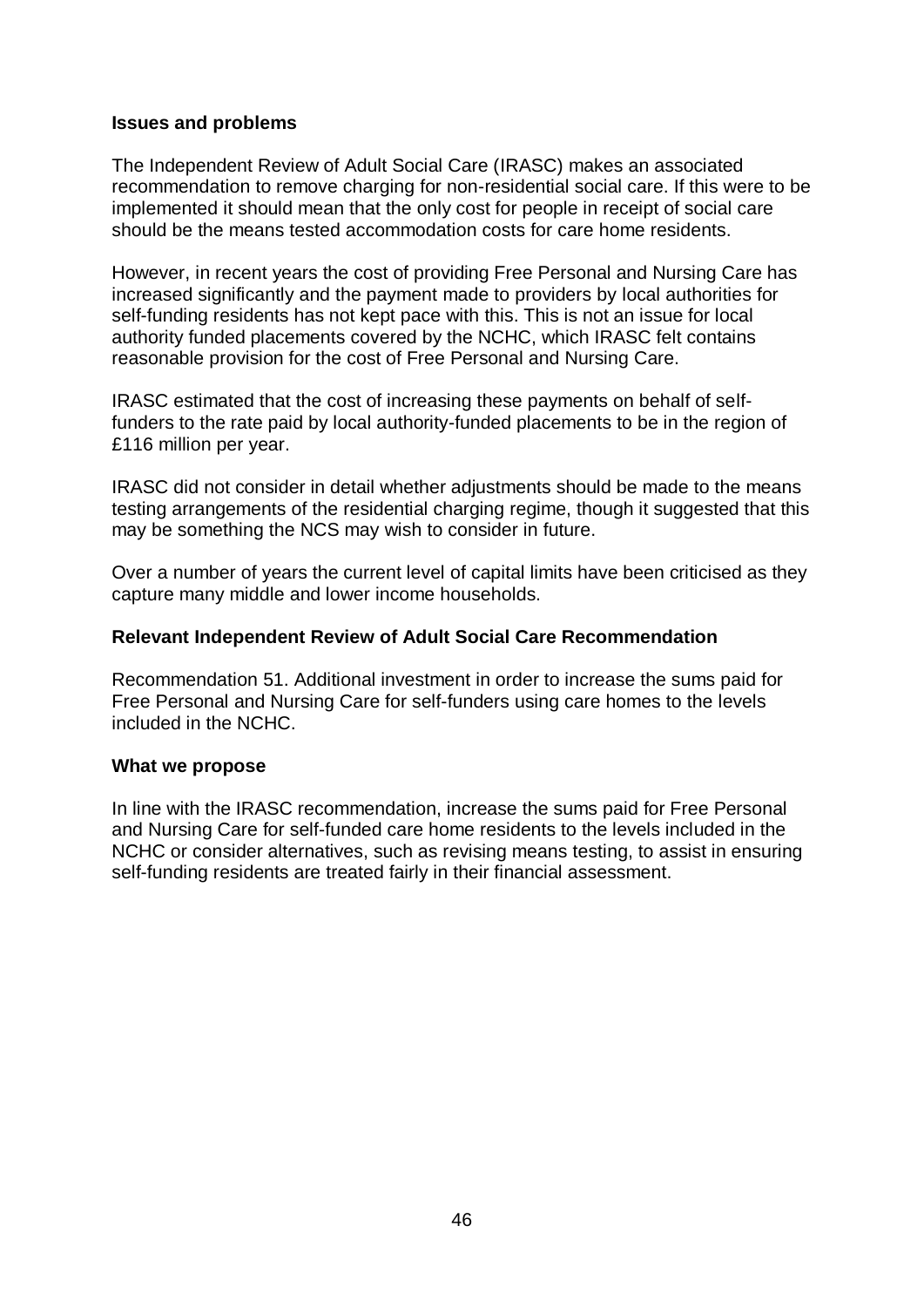**Issues and problems**

The Independent Review of Adult Social Care (IRASC) makes an associated recommendation to remove charging for non-residential social care. If this were to be implemented it should mean that the only cost for people in receipt of social care should be the means tested accommodation costs for care home residents.

However, in recent years the cost of providing Free Personal and Nursing Care has increased significantly and the payment made to providers by local authorities for self-funding residents has not kept pace with this. This is not an issue for local authority funded placements covered by the NCHC, which IRASC felt contains reasonable provision for the cost of Free Personal and Nursing Care.

IRASC estimated that the cost of increasing these payments on behalf of self-funders to the rate paid by local authority-funded placements to be in the region of £116 million per year.

IRASC did not consider in detail whether adjustments should be made to the means testing arrangements of the residential charging regime, though it suggested that this may be something the NCS may wish to consider in future.

Over a number of years the current level of capital limits have been criticised as they capture many middle and lower income households.

**Relevant Independent Review of Adult Social Care Recommendation**

Recommendation 51. Additional investment in order to increase the sums paid for Free Personal and Nursing Care for self-funders using care homes to the levels included in the NCHC.

**What we propose**

In line with the IRASC recommendation, increase the sums paid for Free Personal and Nursing Care for self-funded care home residents to the levels included in the NCHC or consider alternatives, such as revising means testing, to assist in ensuring self-funding residents are treated fairly in their financial assessment.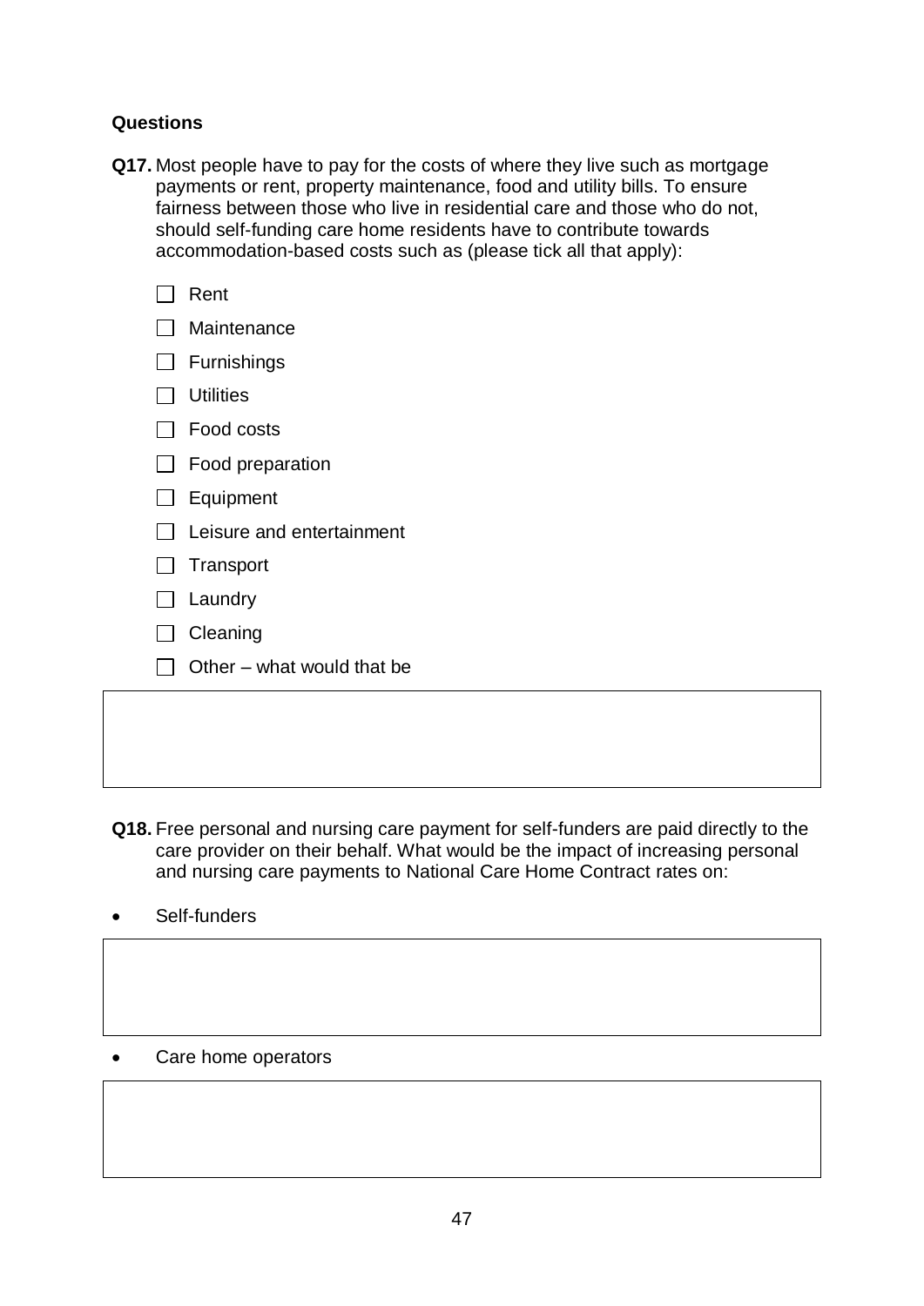**Questions**

**Q17.** Most people have to pay for the costs of where they live such as mortgage payments or rent, property maintenance, food and utility bills. To ensure fairness between those who live in residential care and those who do not, should self-funding care home residents have to contribute towards accommodation-based costs such as (please tick all that apply):

- ☐ Rent
- ☐ Maintenance
- ☐ Furnishings
- ☐ Utilities
- ☐ Food costs
- ☐ Food preparation
- ☐ Equipment
- ☐ Leisure and entertainment
- ☐ Transport
- ☐ Laundry
- ☐ Cleaning
- ☐ Other – what would that be

**Q18.** Free personal and nursing care payment for self-funders are paid directly to the care provider on their behalf. What would be the impact of increasing personal and nursing care payments to National Care Home Contract rates on:

- Self-funders

- Care home operators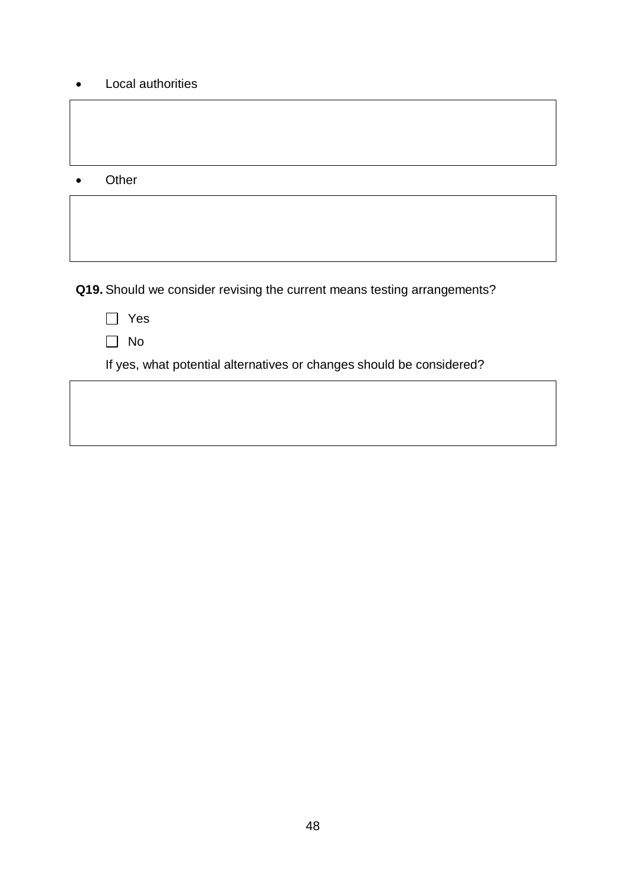- Local authorities

|   |
|---|
|   |

- Other

|   |
|---|
|   |

**Q19.** Should we consider revising the current means testing arrangements?

☐ Yes

☐ No

If yes, what potential alternatives or changes should be considered?

|   |
|---|
|   |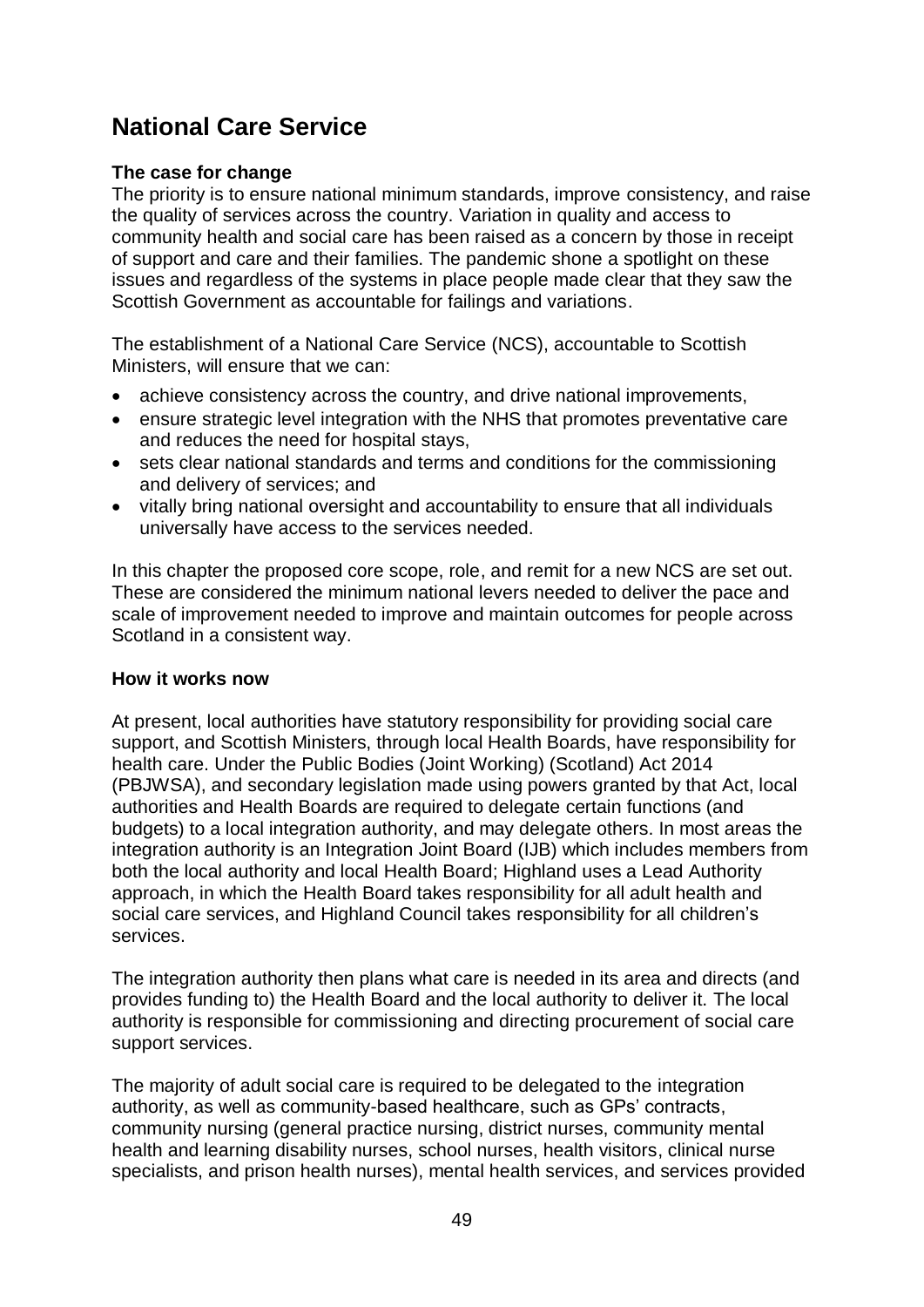# National Care Service

**The case for change**

The priority is to ensure national minimum standards, improve consistency, and raise the quality of services across the country. Variation in quality and access to community health and social care has been raised as a concern by those in receipt of support and care and their families. The pandemic shone a spotlight on these issues and regardless of the systems in place people made clear that they saw the Scottish Government as accountable for failings and variations.

The establishment of a National Care Service (NCS), accountable to Scottish Ministers, will ensure that we can:

- achieve consistency across the country, and drive national improvements,
- ensure strategic level integration with the NHS that promotes preventative care and reduces the need for hospital stays,
- sets clear national standards and terms and conditions for the commissioning and delivery of services; and
- vitally bring national oversight and accountability to ensure that all individuals universally have access to the services needed.

In this chapter the proposed core scope, role, and remit for a new NCS are set out. These are considered the minimum national levers needed to deliver the pace and scale of improvement needed to improve and maintain outcomes for people across Scotland in a consistent way.

**How it works now**

At present, local authorities have statutory responsibility for providing social care support, and Scottish Ministers, through local Health Boards, have responsibility for health care. Under the Public Bodies (Joint Working) (Scotland) Act 2014 (PBJWSA), and secondary legislation made using powers granted by that Act, local authorities and Health Boards are required to delegate certain functions (and budgets) to a local integration authority, and may delegate others. In most areas the integration authority is an Integration Joint Board (IJB) which includes members from both the local authority and local Health Board; Highland uses a Lead Authority approach, in which the Health Board takes responsibility for all adult health and social care services, and Highland Council takes responsibility for all children's services.

The integration authority then plans what care is needed in its area and directs (and provides funding to) the Health Board and the local authority to deliver it. The local authority is responsible for commissioning and directing procurement of social care support services.

The majority of adult social care is required to be delegated to the integration authority, as well as community-based healthcare, such as GPs' contracts, community nursing (general practice nursing, district nurses, community mental health and learning disability nurses, school nurses, health visitors, clinical nurse specialists, and prison health nurses), mental health services, and services provided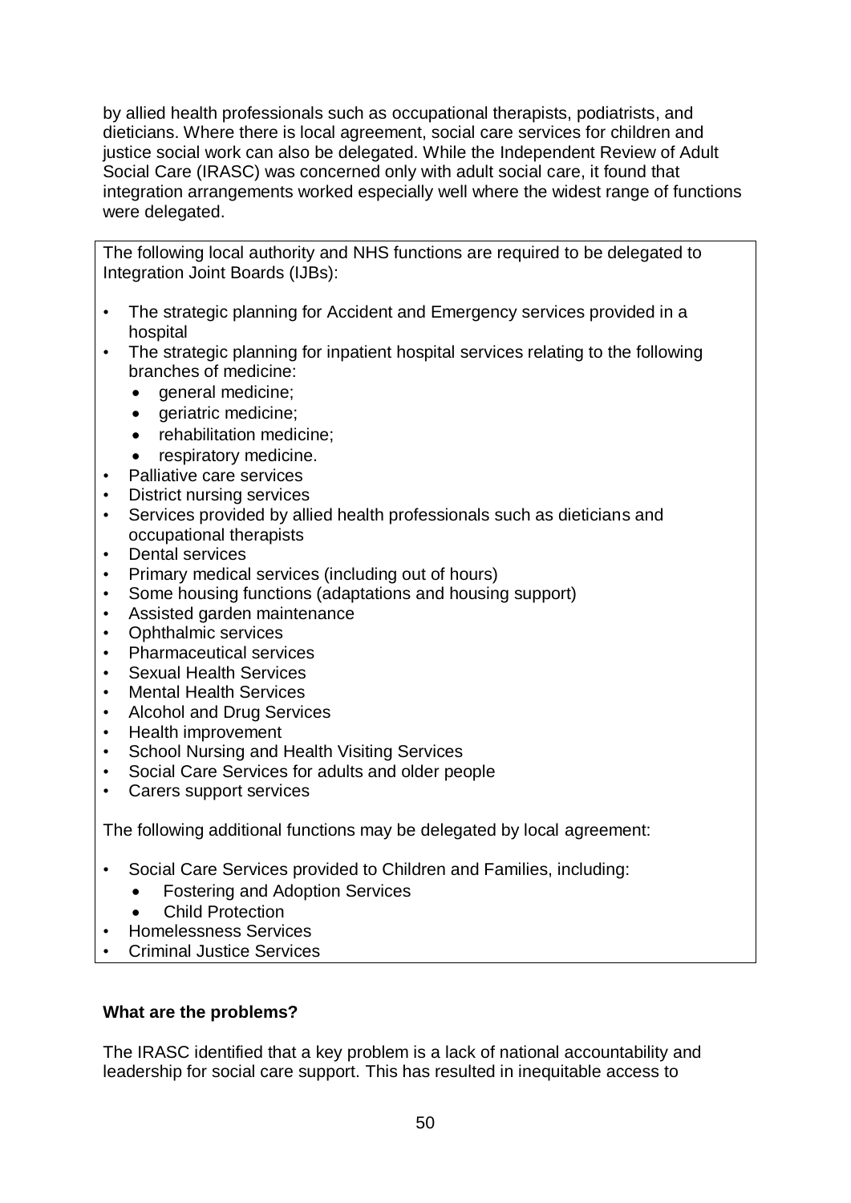by allied health professionals such as occupational therapists, podiatrists, and dieticians. Where there is local agreement, social care services for children and justice social work can also be delegated. While the Independent Review of Adult Social Care (IRASC) was concerned only with adult social care, it found that integration arrangements worked especially well where the widest range of functions were delegated.

The following local authority and NHS functions are required to be delegated to Integration Joint Boards (IJBs):

- The strategic planning for Accident and Emergency services provided in a hospital
- The strategic planning for inpatient hospital services relating to the following branches of medicine:
  - general medicine;
  - geriatric medicine;
  - rehabilitation medicine;
  - respiratory medicine.
- Palliative care services
- District nursing services
- Services provided by allied health professionals such as dieticians and occupational therapists
- Dental services
- Primary medical services (including out of hours)
- Some housing functions (adaptations and housing support)
- Assisted garden maintenance
- Ophthalmic services
- Pharmaceutical services
- Sexual Health Services
- Mental Health Services
- Alcohol and Drug Services
- Health improvement
- School Nursing and Health Visiting Services
- Social Care Services for adults and older people
- Carers support services

The following additional functions may be delegated by local agreement:

- Social Care Services provided to Children and Families, including:
  - Fostering and Adoption Services
  - Child Protection
- Homelessness Services
- Criminal Justice Services

**What are the problems?**

The IRASC identified that a key problem is a lack of national accountability and leadership for social care support. This has resulted in inequitable access to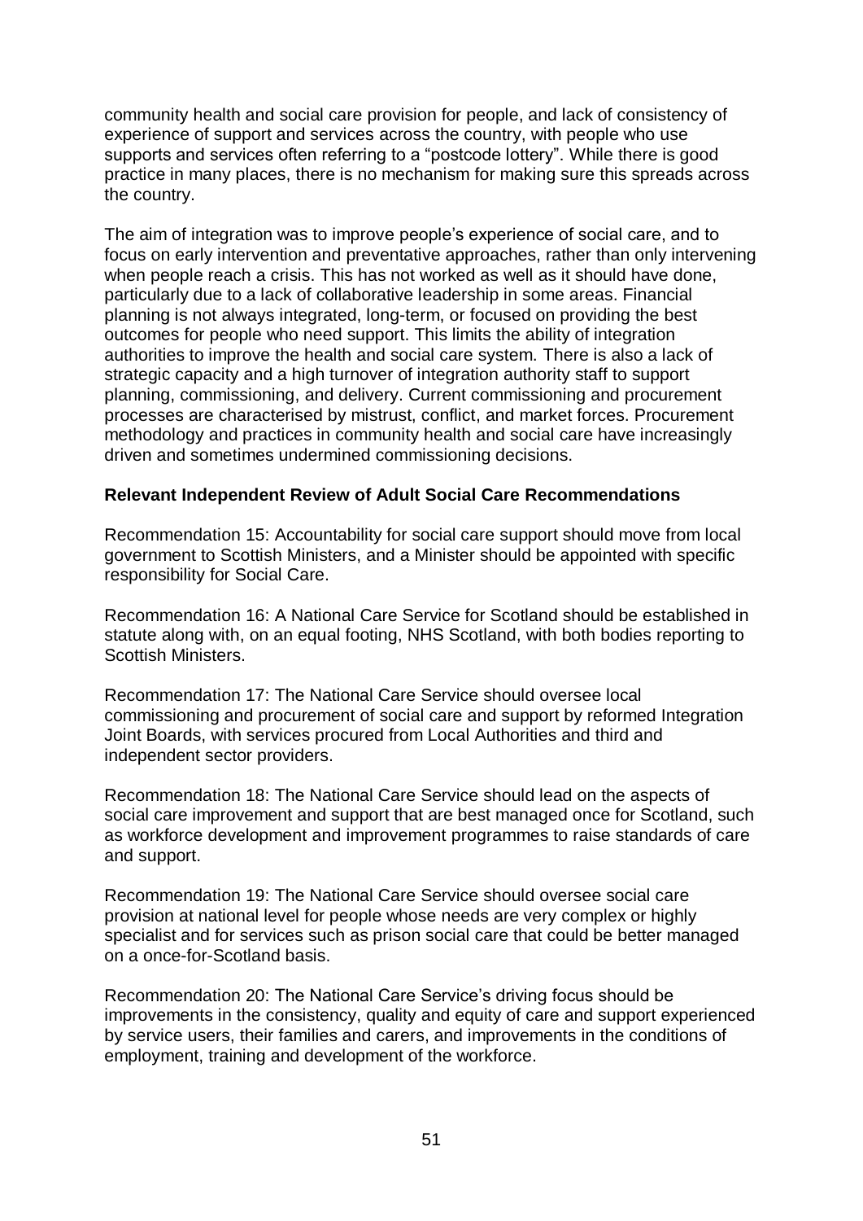community health and social care provision for people, and lack of consistency of experience of support and services across the country, with people who use supports and services often referring to a "postcode lottery". While there is good practice in many places, there is no mechanism for making sure this spreads across the country.

The aim of integration was to improve people's experience of social care, and to focus on early intervention and preventative approaches, rather than only intervening when people reach a crisis. This has not worked as well as it should have done, particularly due to a lack of collaborative leadership in some areas. Financial planning is not always integrated, long-term, or focused on providing the best outcomes for people who need support. This limits the ability of integration authorities to improve the health and social care system. There is also a lack of strategic capacity and a high turnover of integration authority staff to support planning, commissioning, and delivery. Current commissioning and procurement processes are characterised by mistrust, conflict, and market forces. Procurement methodology and practices in community health and social care have increasingly driven and sometimes undermined commissioning decisions.

**Relevant Independent Review of Adult Social Care Recommendations**

Recommendation 15: Accountability for social care support should move from local government to Scottish Ministers, and a Minister should be appointed with specific responsibility for Social Care.

Recommendation 16: A National Care Service for Scotland should be established in statute along with, on an equal footing, NHS Scotland, with both bodies reporting to Scottish Ministers.

Recommendation 17: The National Care Service should oversee local commissioning and procurement of social care and support by reformed Integration Joint Boards, with services procured from Local Authorities and third and independent sector providers.

Recommendation 18: The National Care Service should lead on the aspects of social care improvement and support that are best managed once for Scotland, such as workforce development and improvement programmes to raise standards of care and support.

Recommendation 19: The National Care Service should oversee social care provision at national level for people whose needs are very complex or highly specialist and for services such as prison social care that could be better managed on a once-for-Scotland basis.

Recommendation 20: The National Care Service's driving focus should be improvements in the consistency, quality and equity of care and support experienced by service users, their families and carers, and improvements in the conditions of employment, training and development of the workforce.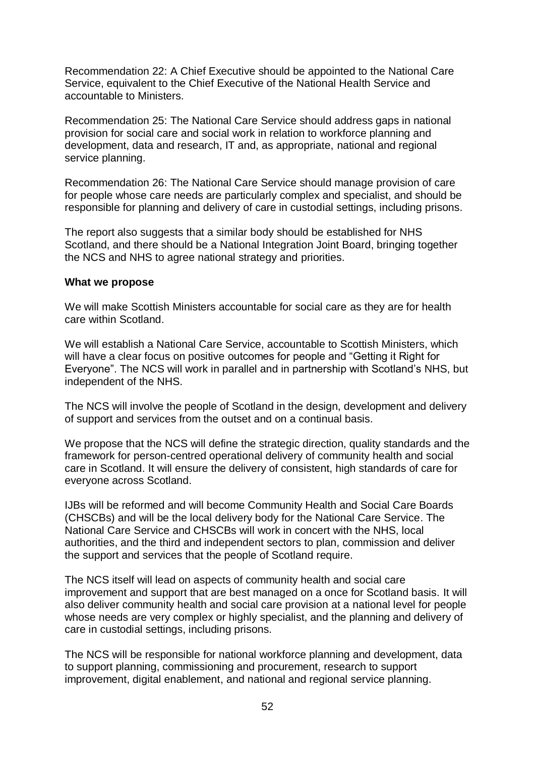Recommendation 22: A Chief Executive should be appointed to the National Care Service, equivalent to the Chief Executive of the National Health Service and accountable to Ministers.

Recommendation 25: The National Care Service should address gaps in national provision for social care and social work in relation to workforce planning and development, data and research, IT and, as appropriate, national and regional service planning.

Recommendation 26: The National Care Service should manage provision of care for people whose care needs are particularly complex and specialist, and should be responsible for planning and delivery of care in custodial settings, including prisons.

The report also suggests that a similar body should be established for NHS Scotland, and there should be a National Integration Joint Board, bringing together the NCS and NHS to agree national strategy and priorities.

**What we propose**

We will make Scottish Ministers accountable for social care as they are for health care within Scotland.

We will establish a National Care Service, accountable to Scottish Ministers, which will have a clear focus on positive outcomes for people and "Getting it Right for Everyone". The NCS will work in parallel and in partnership with Scotland's NHS, but independent of the NHS.

The NCS will involve the people of Scotland in the design, development and delivery of support and services from the outset and on a continual basis.

We propose that the NCS will define the strategic direction, quality standards and the framework for person-centred operational delivery of community health and social care in Scotland. It will ensure the delivery of consistent, high standards of care for everyone across Scotland.

IJBs will be reformed and will become Community Health and Social Care Boards (CHSCBs) and will be the local delivery body for the National Care Service. The National Care Service and CHSCBs will work in concert with the NHS, local authorities, and the third and independent sectors to plan, commission and deliver the support and services that the people of Scotland require.

The NCS itself will lead on aspects of community health and social care improvement and support that are best managed on a once for Scotland basis. It will also deliver community health and social care provision at a national level for people whose needs are very complex or highly specialist, and the planning and delivery of care in custodial settings, including prisons.

The NCS will be responsible for national workforce planning and development, data to support planning, commissioning and procurement, research to support improvement, digital enablement, and national and regional service planning.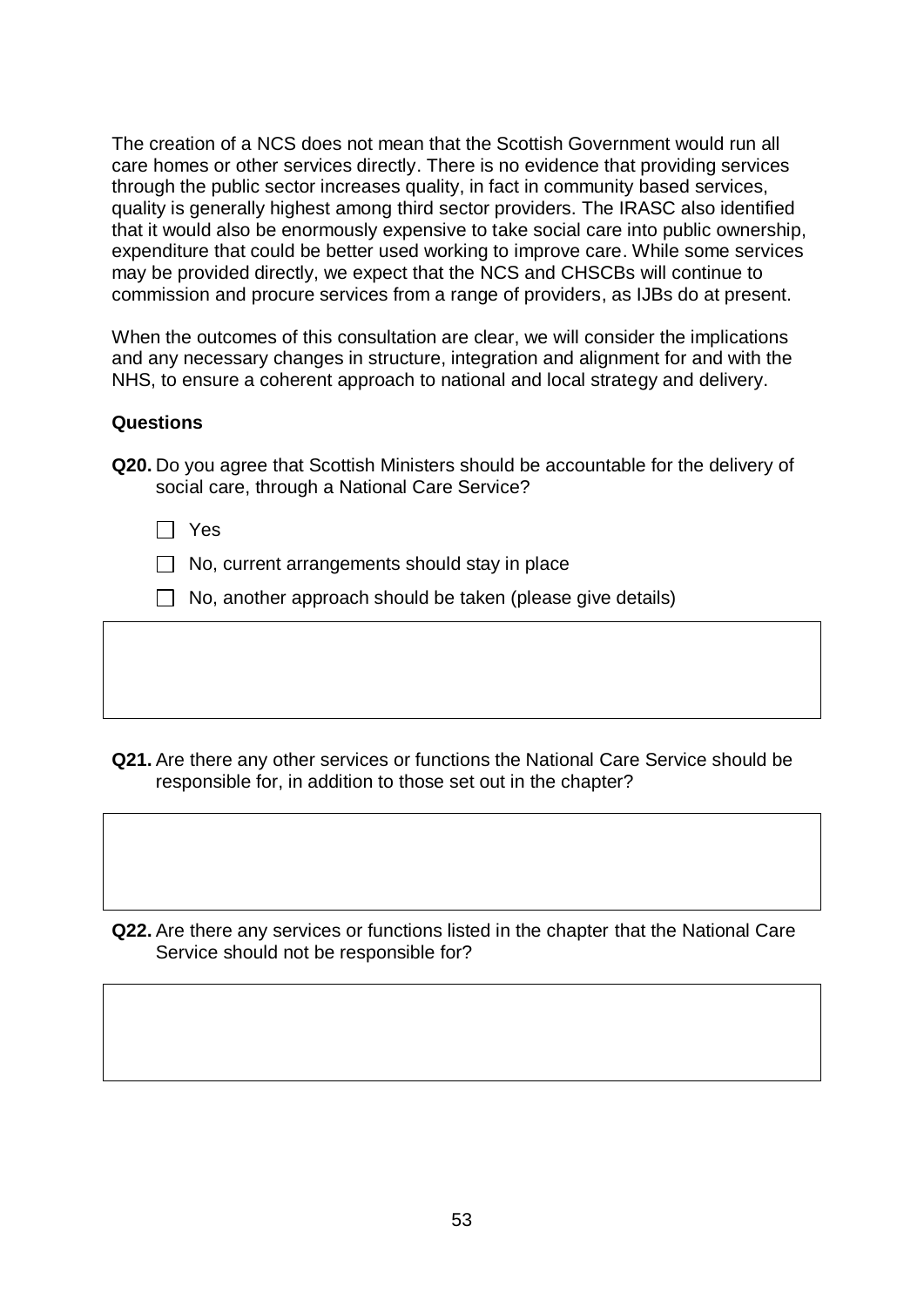The creation of a NCS does not mean that the Scottish Government would run all care homes or other services directly. There is no evidence that providing services through the public sector increases quality, in fact in community based services, quality is generally highest among third sector providers. The IRASC also identified that it would also be enormously expensive to take social care into public ownership, expenditure that could be better used working to improve care. While some services may be provided directly, we expect that the NCS and CHSCBs will continue to commission and procure services from a range of providers, as IJBs do at present.

When the outcomes of this consultation are clear, we will consider the implications and any necessary changes in structure, integration and alignment for and with the NHS, to ensure a coherent approach to national and local strategy and delivery.

**Questions**

**Q20.** Do you agree that Scottish Ministers should be accountable for the delivery of social care, through a National Care Service?

- ☐ Yes
- ☐ No, current arrangements should stay in place
- ☐ No, another approach should be taken (please give details)

**Q21.** Are there any other services or functions the National Care Service should be responsible for, in addition to those set out in the chapter?

**Q22.** Are there any services or functions listed in the chapter that the National Care Service should not be responsible for?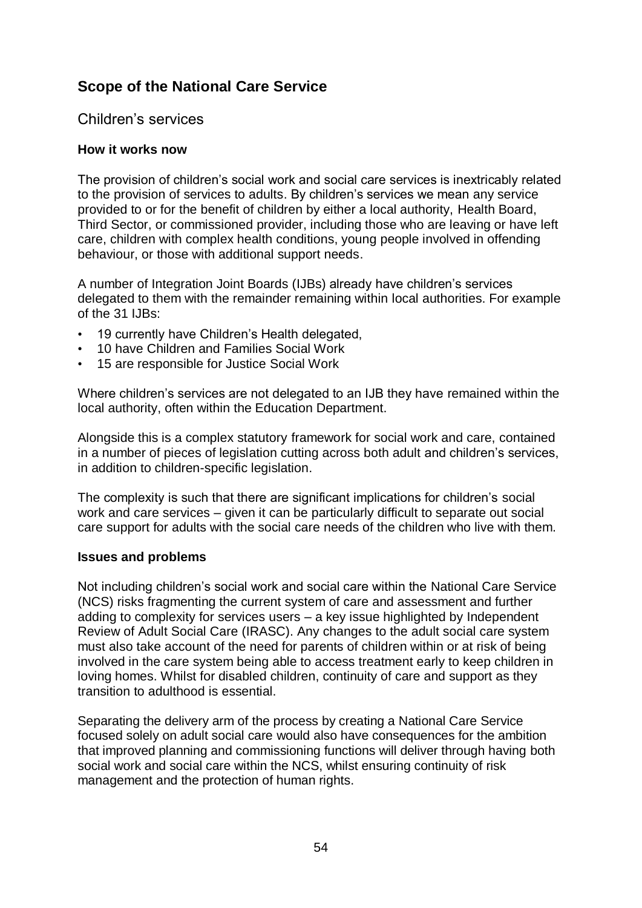## Scope of the National Care Service

### Children's services

#### How it works now

The provision of children's social work and social care services is inextricably related to the provision of services to adults. By children's services we mean any service provided to or for the benefit of children by either a local authority, Health Board, Third Sector, or commissioned provider, including those who are leaving or have left care, children with complex health conditions, young people involved in offending behaviour, or those with additional support needs.

A number of Integration Joint Boards (IJBs) already have children's services delegated to them with the remainder remaining within local authorities. For example of the 31 IJBs:

- 19 currently have Children's Health delegated,
- 10 have Children and Families Social Work
- 15 are responsible for Justice Social Work

Where children's services are not delegated to an IJB they have remained within the local authority, often within the Education Department.

Alongside this is a complex statutory framework for social work and care, contained in a number of pieces of legislation cutting across both adult and children's services, in addition to children-specific legislation.

The complexity is such that there are significant implications for children's social work and care services – given it can be particularly difficult to separate out social care support for adults with the social care needs of the children who live with them.

#### Issues and problems

Not including children's social work and social care within the National Care Service (NCS) risks fragmenting the current system of care and assessment and further adding to complexity for services users – a key issue highlighted by Independent Review of Adult Social Care (IRASC). Any changes to the adult social care system must also take account of the need for parents of children within or at risk of being involved in the care system being able to access treatment early to keep children in loving homes. Whilst for disabled children, continuity of care and support as they transition to adulthood is essential.

Separating the delivery arm of the process by creating a National Care Service focused solely on adult social care would also have consequences for the ambition that improved planning and commissioning functions will deliver through having both social work and social care within the NCS, whilst ensuring continuity of risk management and the protection of human rights.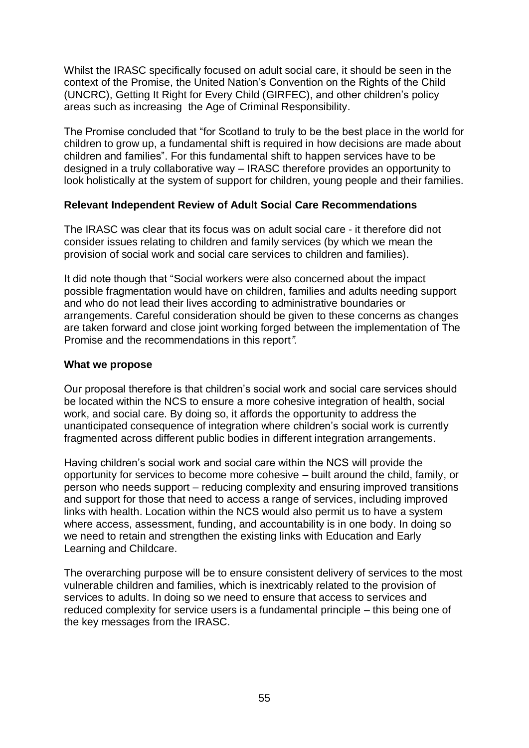Whilst the IRASC specifically focused on adult social care, it should be seen in the context of the Promise, the United Nation's Convention on the Rights of the Child (UNCRC), Getting It Right for Every Child (GIRFEC), and other children's policy areas such as increasing the Age of Criminal Responsibility.

The Promise concluded that "for Scotland to truly to be the best place in the world for children to grow up, a fundamental shift is required in how decisions are made about children and families". For this fundamental shift to happen services have to be designed in a truly collaborative way – IRASC therefore provides an opportunity to look holistically at the system of support for children, young people and their families.

**Relevant Independent Review of Adult Social Care Recommendations**

The IRASC was clear that its focus was on adult social care - it therefore did not consider issues relating to children and family services (by which we mean the provision of social work and social care services to children and families).

It did note though that "Social workers were also concerned about the impact possible fragmentation would have on children, families and adults needing support and who do not lead their lives according to administrative boundaries or arrangements. Careful consideration should be given to these concerns as changes are taken forward and close joint working forged between the implementation of The Promise and the recommendations in this report*".*

**What we propose**

Our proposal therefore is that children's social work and social care services should be located within the NCS to ensure a more cohesive integration of health, social work, and social care. By doing so, it affords the opportunity to address the unanticipated consequence of integration where children's social work is currently fragmented across different public bodies in different integration arrangements.

Having children's social work and social care within the NCS will provide the opportunity for services to become more cohesive – built around the child, family, or person who needs support – reducing complexity and ensuring improved transitions and support for those that need to access a range of services, including improved links with health. Location within the NCS would also permit us to have a system where access, assessment, funding, and accountability is in one body. In doing so we need to retain and strengthen the existing links with Education and Early Learning and Childcare.

The overarching purpose will be to ensure consistent delivery of services to the most vulnerable children and families, which is inextricably related to the provision of services to adults. In doing so we need to ensure that access to services and reduced complexity for service users is a fundamental principle – this being one of the key messages from the IRASC.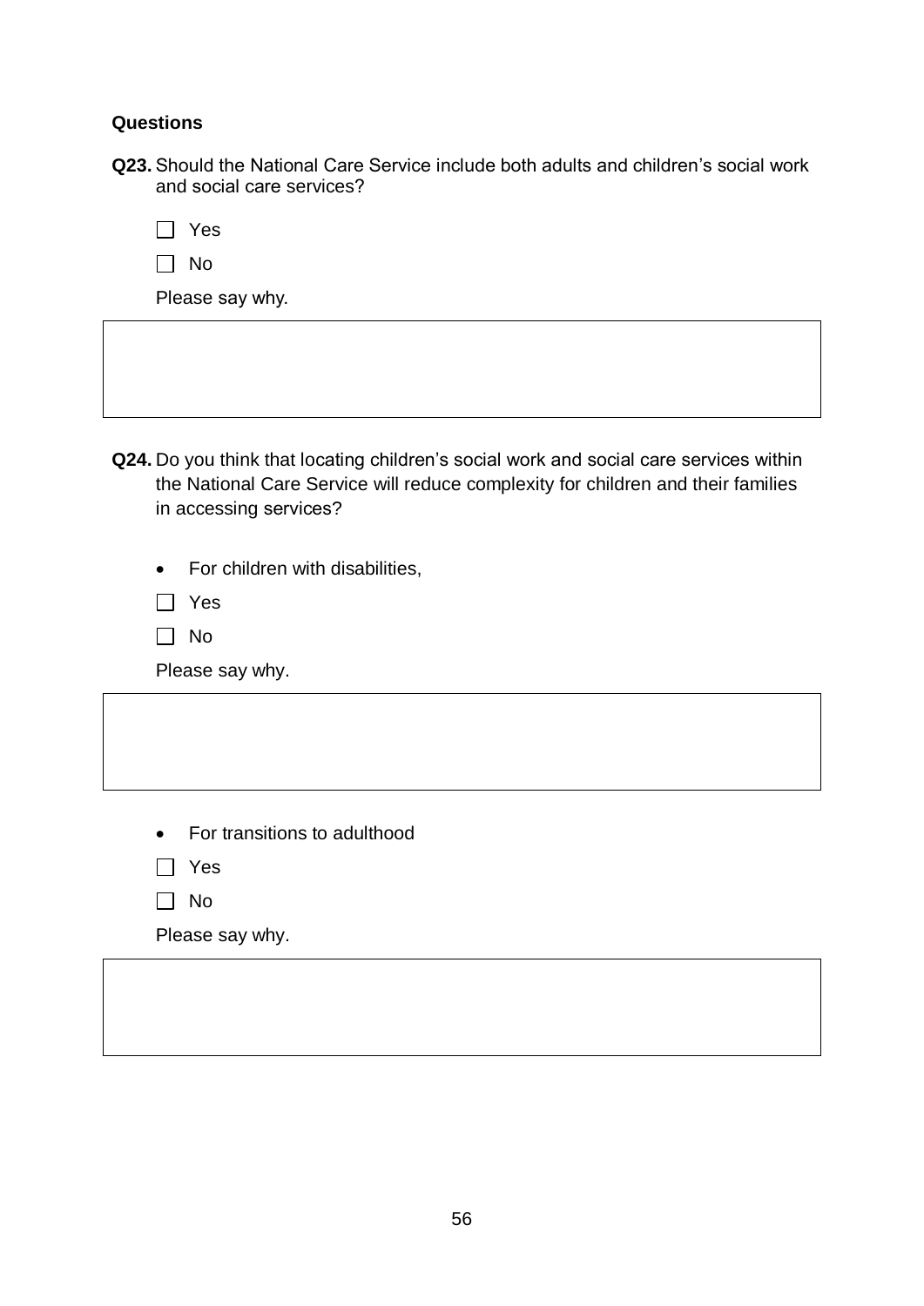**Questions**

**Q23.** Should the National Care Service include both adults and children's social work and social care services?

☐ Yes

☐ No

Please say why.

**Q24.** Do you think that locating children's social work and social care services within the National Care Service will reduce complexity for children and their families in accessing services?

- For children with disabilities,

☐ Yes

☐ No

Please say why.

- For transitions to adulthood

☐ Yes

☐ No

Please say why.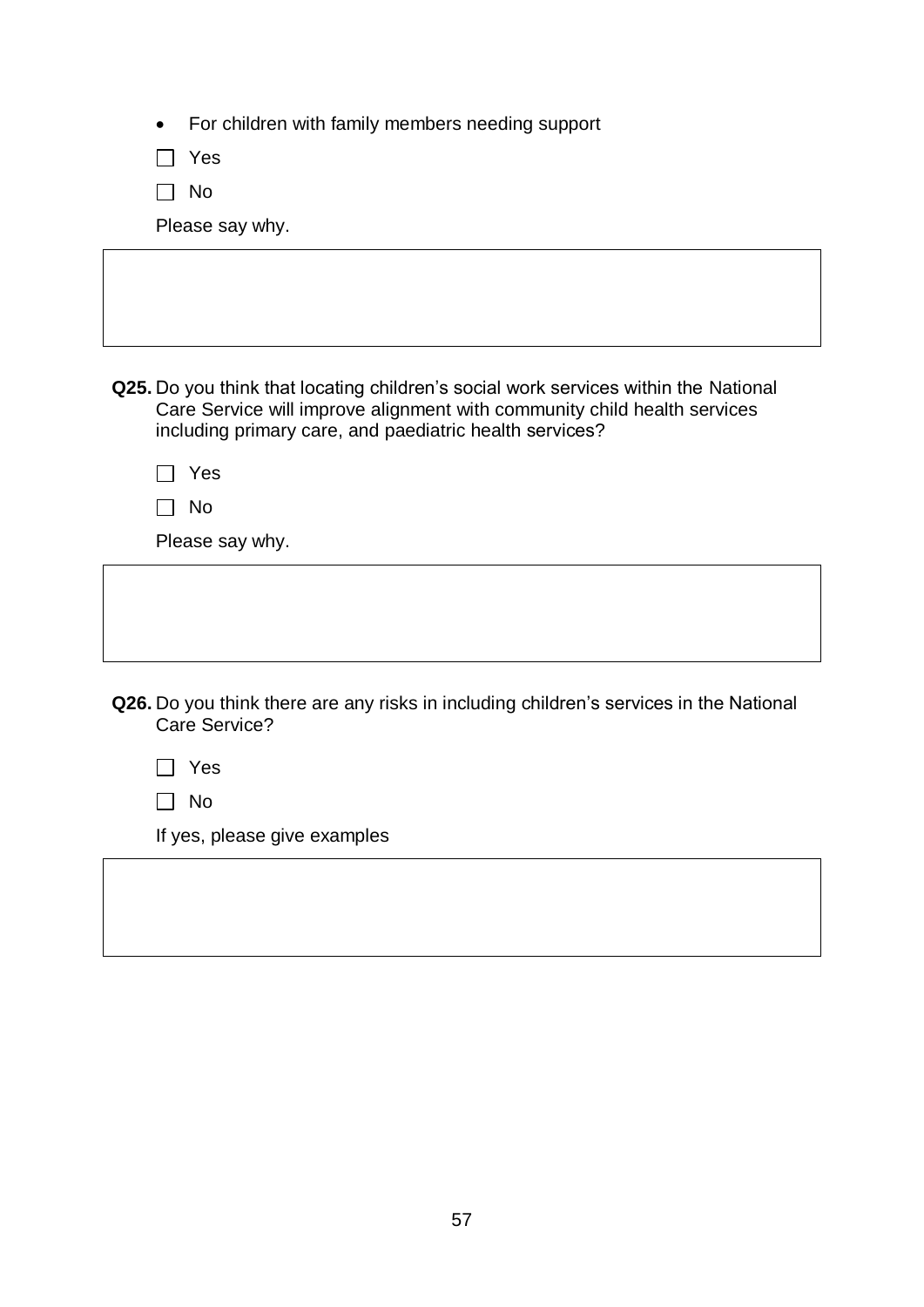- For children with family members needing support

☐ Yes

☐ No

Please say why.

**Q25.** Do you think that locating children's social work services within the National Care Service will improve alignment with community child health services including primary care, and paediatric health services?

☐ Yes

☐ No

Please say why.

**Q26.** Do you think there are any risks in including children's services in the National Care Service?

☐ Yes

☐ No

If yes, please give examples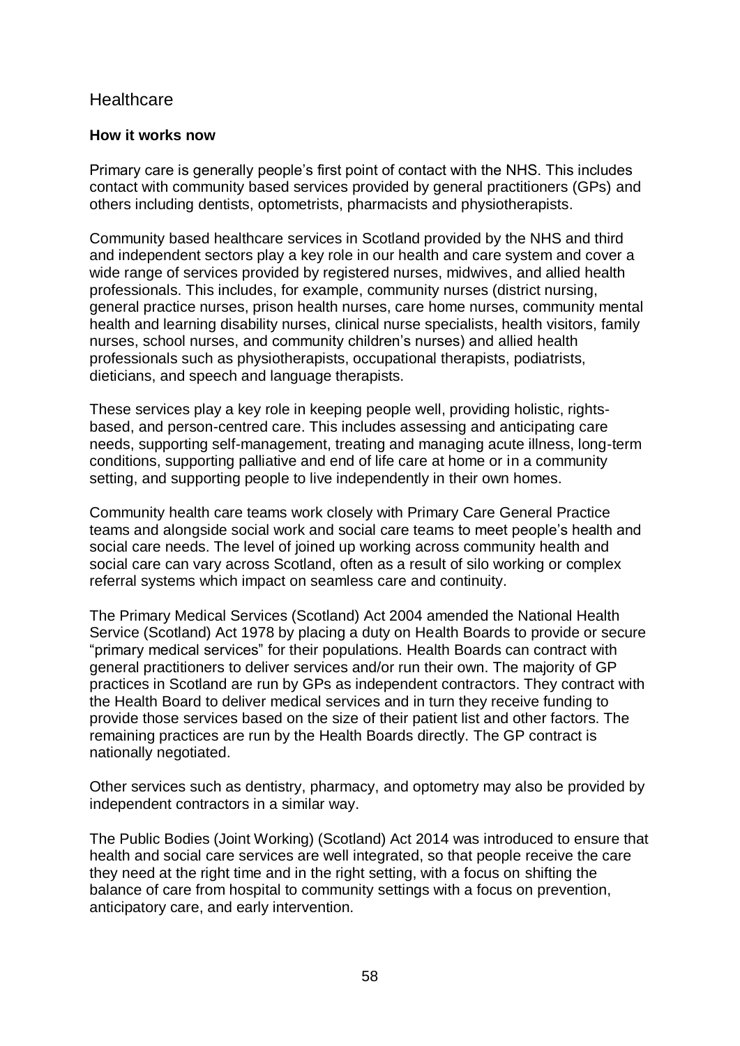## Healthcare

**How it works now**

Primary care is generally people's first point of contact with the NHS. This includes contact with community based services provided by general practitioners (GPs) and others including dentists, optometrists, pharmacists and physiotherapists.

Community based healthcare services in Scotland provided by the NHS and third and independent sectors play a key role in our health and care system and cover a wide range of services provided by registered nurses, midwives, and allied health professionals. This includes, for example, community nurses (district nursing, general practice nurses, prison health nurses, care home nurses, community mental health and learning disability nurses, clinical nurse specialists, health visitors, family nurses, school nurses, and community children's nurses) and allied health professionals such as physiotherapists, occupational therapists, podiatrists, dieticians, and speech and language therapists.

These services play a key role in keeping people well, providing holistic, rights-based, and person-centred care. This includes assessing and anticipating care needs, supporting self-management, treating and managing acute illness, long-term conditions, supporting palliative and end of life care at home or in a community setting, and supporting people to live independently in their own homes.

Community health care teams work closely with Primary Care General Practice teams and alongside social work and social care teams to meet people's health and social care needs. The level of joined up working across community health and social care can vary across Scotland, often as a result of silo working or complex referral systems which impact on seamless care and continuity.

The Primary Medical Services (Scotland) Act 2004 amended the National Health Service (Scotland) Act 1978 by placing a duty on Health Boards to provide or secure "primary medical services" for their populations. Health Boards can contract with general practitioners to deliver services and/or run their own. The majority of GP practices in Scotland are run by GPs as independent contractors. They contract with the Health Board to deliver medical services and in turn they receive funding to provide those services based on the size of their patient list and other factors. The remaining practices are run by the Health Boards directly. The GP contract is nationally negotiated.

Other services such as dentistry, pharmacy, and optometry may also be provided by independent contractors in a similar way.

The Public Bodies (Joint Working) (Scotland) Act 2014 was introduced to ensure that health and social care services are well integrated, so that people receive the care they need at the right time and in the right setting, with a focus on shifting the balance of care from hospital to community settings with a focus on prevention, anticipatory care, and early intervention.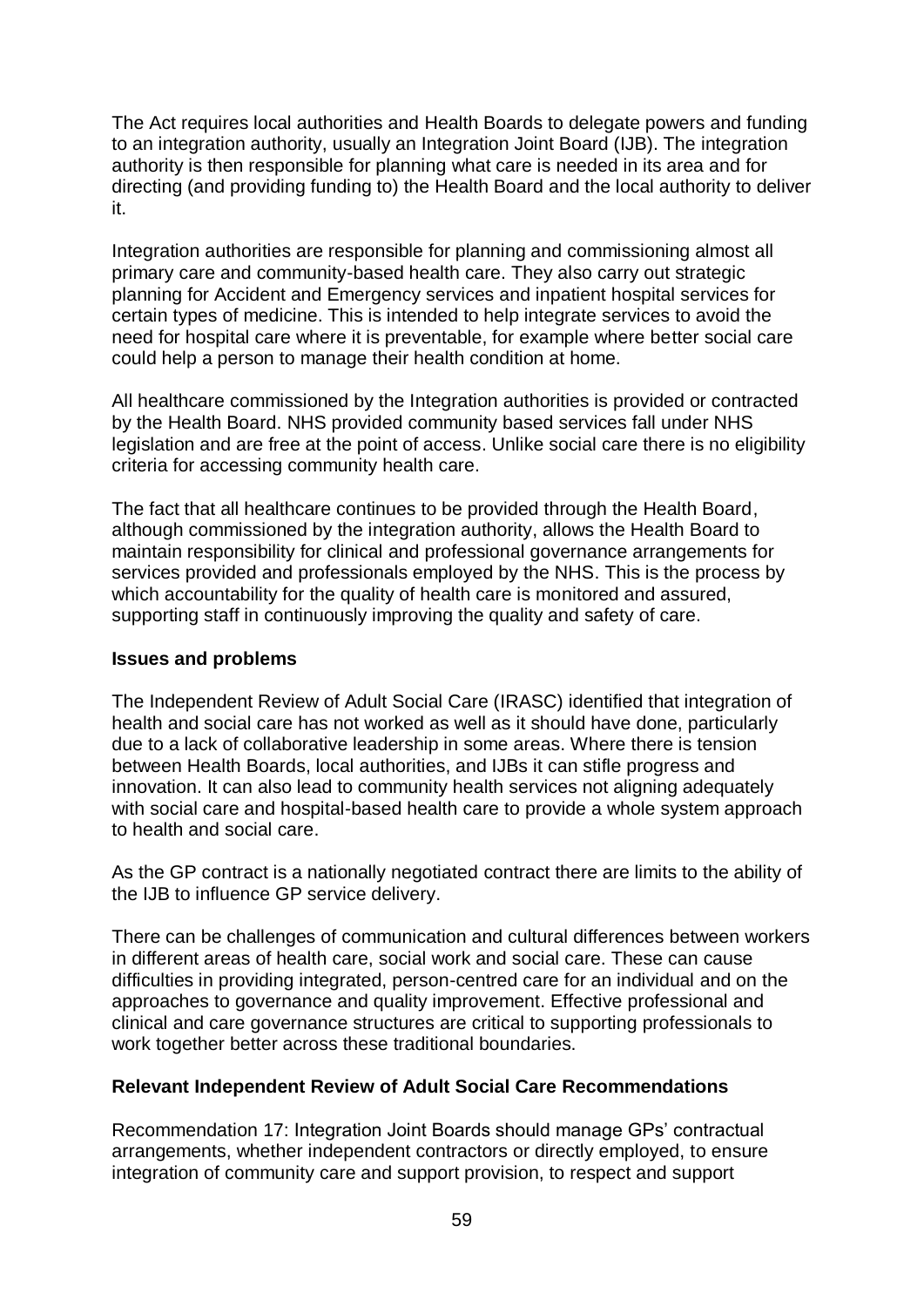The Act requires local authorities and Health Boards to delegate powers and funding to an integration authority, usually an Integration Joint Board (IJB). The integration authority is then responsible for planning what care is needed in its area and for directing (and providing funding to) the Health Board and the local authority to deliver it.

Integration authorities are responsible for planning and commissioning almost all primary care and community-based health care. They also carry out strategic planning for Accident and Emergency services and inpatient hospital services for certain types of medicine. This is intended to help integrate services to avoid the need for hospital care where it is preventable, for example where better social care could help a person to manage their health condition at home.

All healthcare commissioned by the Integration authorities is provided or contracted by the Health Board. NHS provided community based services fall under NHS legislation and are free at the point of access. Unlike social care there is no eligibility criteria for accessing community health care.

The fact that all healthcare continues to be provided through the Health Board, although commissioned by the integration authority, allows the Health Board to maintain responsibility for clinical and professional governance arrangements for services provided and professionals employed by the NHS. This is the process by which accountability for the quality of health care is monitored and assured, supporting staff in continuously improving the quality and safety of care.

**Issues and problems**

The Independent Review of Adult Social Care (IRASC) identified that integration of health and social care has not worked as well as it should have done, particularly due to a lack of collaborative leadership in some areas. Where there is tension between Health Boards, local authorities, and IJBs it can stifle progress and innovation. It can also lead to community health services not aligning adequately with social care and hospital-based health care to provide a whole system approach to health and social care.

As the GP contract is a nationally negotiated contract there are limits to the ability of the IJB to influence GP service delivery.

There can be challenges of communication and cultural differences between workers in different areas of health care, social work and social care. These can cause difficulties in providing integrated, person-centred care for an individual and on the approaches to governance and quality improvement. Effective professional and clinical and care governance structures are critical to supporting professionals to work together better across these traditional boundaries.

**Relevant Independent Review of Adult Social Care Recommendations**

Recommendation 17: Integration Joint Boards should manage GPs' contractual arrangements, whether independent contractors or directly employed, to ensure integration of community care and support provision, to respect and support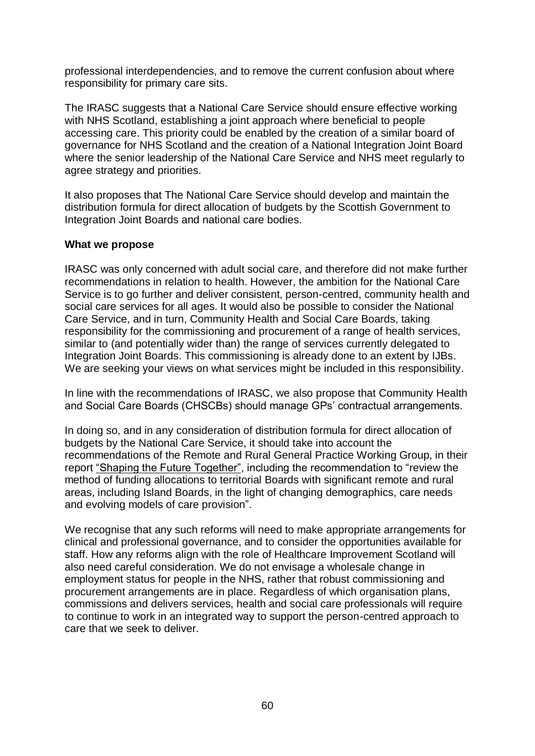professional interdependencies, and to remove the current confusion about where responsibility for primary care sits.

The IRASC suggests that a National Care Service should ensure effective working with NHS Scotland, establishing a joint approach where beneficial to people accessing care. This priority could be enabled by the creation of a similar board of governance for NHS Scotland and the creation of a National Integration Joint Board where the senior leadership of the National Care Service and NHS meet regularly to agree strategy and priorities.

It also proposes that The National Care Service should develop and maintain the distribution formula for direct allocation of budgets by the Scottish Government to Integration Joint Boards and national care bodies.

**What we propose**

IRASC was only concerned with adult social care, and therefore did not make further recommendations in relation to health. However, the ambition for the National Care Service is to go further and deliver consistent, person-centred, community health and social care services for all ages. It would also be possible to consider the National Care Service, and in turn, Community Health and Social Care Boards, taking responsibility for the commissioning and procurement of a range of health services, similar to (and potentially wider than) the range of services currently delegated to Integration Joint Boards. This commissioning is already done to an extent by IJBs. We are seeking your views on what services might be included in this responsibility.

In line with the recommendations of IRASC, we also propose that Community Health and Social Care Boards (CHSCBs) should manage GPs' contractual arrangements.

In doing so, and in any consideration of distribution formula for direct allocation of budgets by the National Care Service, it should take into account the recommendations of the Remote and Rural General Practice Working Group, in their report "Shaping the Future Together", including the recommendation to "review the method of funding allocations to territorial Boards with significant remote and rural areas, including Island Boards, in the light of changing demographics, care needs and evolving models of care provision".

We recognise that any such reforms will need to make appropriate arrangements for clinical and professional governance, and to consider the opportunities available for staff. How any reforms align with the role of Healthcare Improvement Scotland will also need careful consideration. We do not envisage a wholesale change in employment status for people in the NHS, rather that robust commissioning and procurement arrangements are in place. Regardless of which organisation plans, commissions and delivers services, health and social care professionals will require to continue to work in an integrated way to support the person-centred approach to care that we seek to deliver.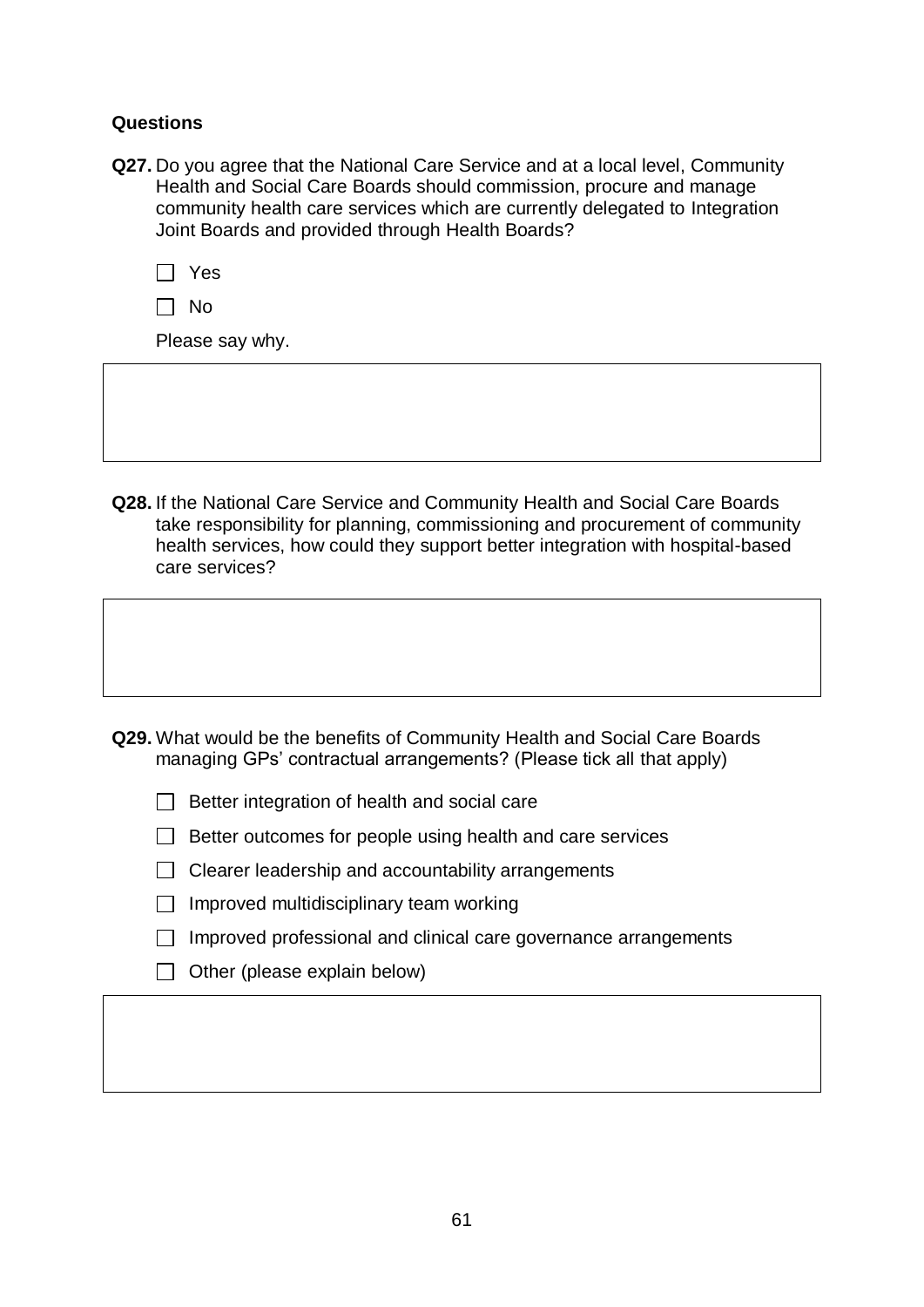**Questions**

**Q27.** Do you agree that the National Care Service and at a local level, Community Health and Social Care Boards should commission, procure and manage community health care services which are currently delegated to Integration Joint Boards and provided through Health Boards?

- [ ] Yes
- [ ] No

Please say why.

**Q28.** If the National Care Service and Community Health and Social Care Boards take responsibility for planning, commissioning and procurement of community health services, how could they support better integration with hospital-based care services?

**Q29.** What would be the benefits of Community Health and Social Care Boards managing GPs' contractual arrangements? (Please tick all that apply)

- [ ] Better integration of health and social care
- [ ] Better outcomes for people using health and care services
- [ ] Clearer leadership and accountability arrangements
- [ ] Improved multidisciplinary team working
- [ ] Improved professional and clinical care governance arrangements
- [ ] Other (please explain below)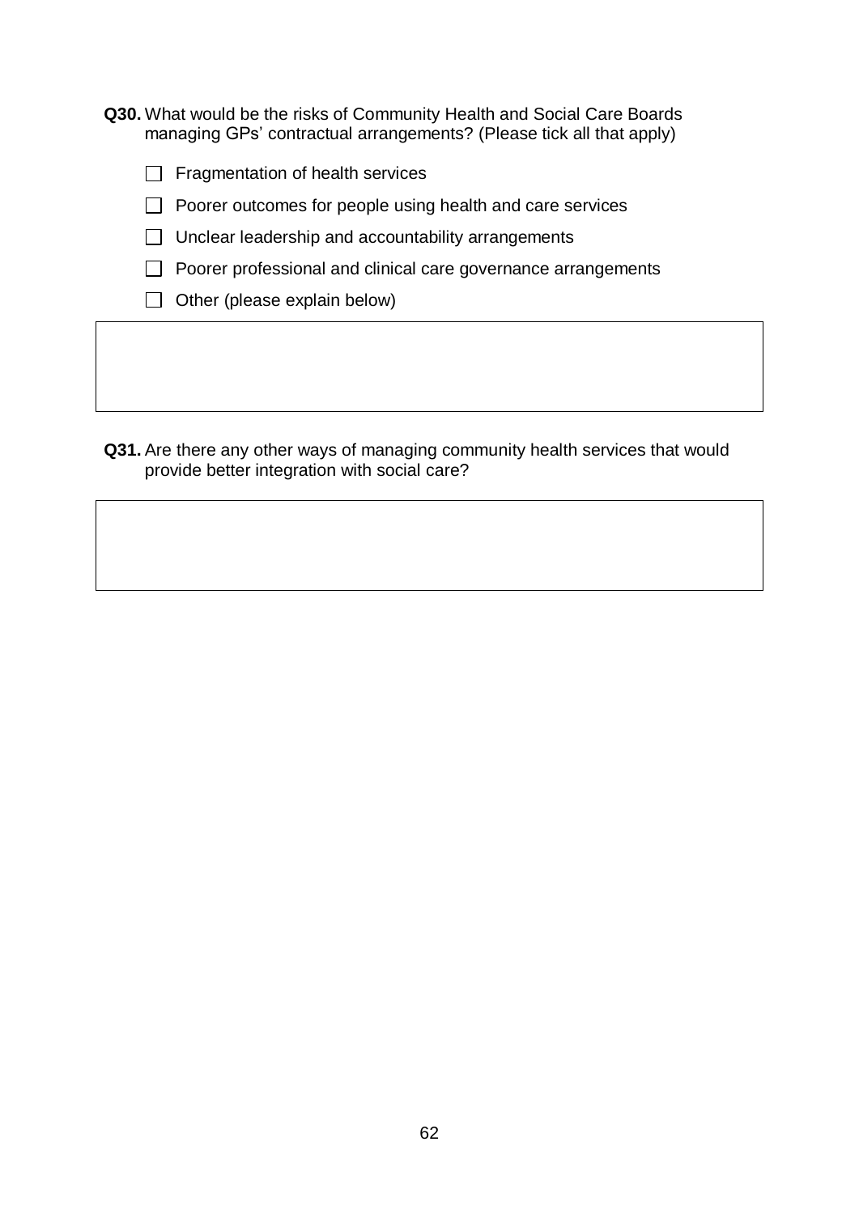**Q30.** What would be the risks of Community Health and Social Care Boards managing GPs' contractual arrangements? (Please tick all that apply)

- ☐ Fragmentation of health services
- ☐ Poorer outcomes for people using health and care services
- ☐ Unclear leadership and accountability arrangements
- ☐ Poorer professional and clinical care governance arrangements
- ☐ Other (please explain below)

**Q31.** Are there any other ways of managing community health services that would provide better integration with social care?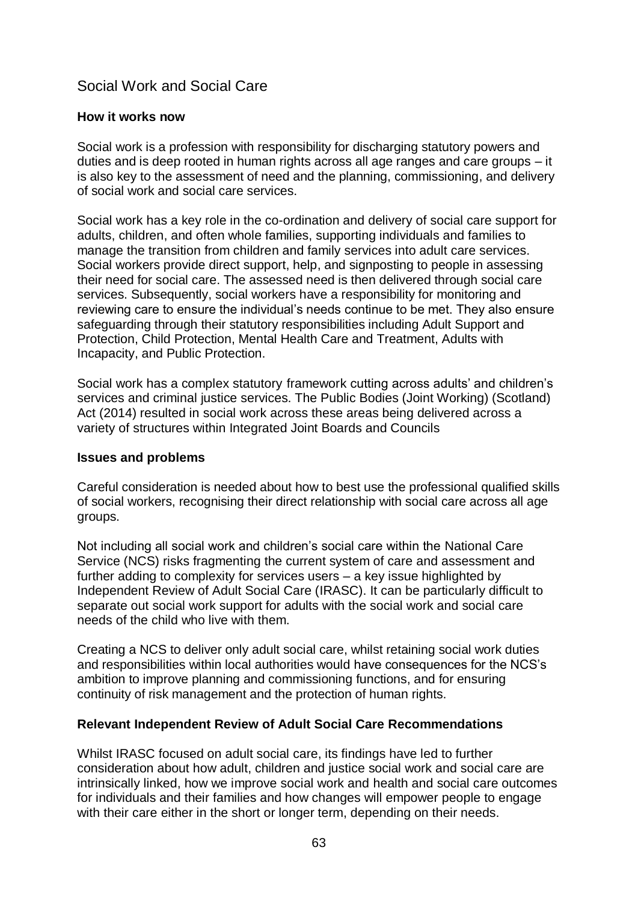## Social Work and Social Care

**How it works now**

Social work is a profession with responsibility for discharging statutory powers and duties and is deep rooted in human rights across all age ranges and care groups – it is also key to the assessment of need and the planning, commissioning, and delivery of social work and social care services.

Social work has a key role in the co-ordination and delivery of social care support for adults, children, and often whole families, supporting individuals and families to manage the transition from children and family services into adult care services. Social workers provide direct support, help, and signposting to people in assessing their need for social care. The assessed need is then delivered through social care services. Subsequently, social workers have a responsibility for monitoring and reviewing care to ensure the individual's needs continue to be met. They also ensure safeguarding through their statutory responsibilities including Adult Support and Protection, Child Protection, Mental Health Care and Treatment, Adults with Incapacity, and Public Protection.

Social work has a complex statutory framework cutting across adults' and children's services and criminal justice services. The Public Bodies (Joint Working) (Scotland) Act (2014) resulted in social work across these areas being delivered across a variety of structures within Integrated Joint Boards and Councils

**Issues and problems**

Careful consideration is needed about how to best use the professional qualified skills of social workers, recognising their direct relationship with social care across all age groups.

Not including all social work and children's social care within the National Care Service (NCS) risks fragmenting the current system of care and assessment and further adding to complexity for services users – a key issue highlighted by Independent Review of Adult Social Care (IRASC). It can be particularly difficult to separate out social work support for adults with the social work and social care needs of the child who live with them.

Creating a NCS to deliver only adult social care, whilst retaining social work duties and responsibilities within local authorities would have consequences for the NCS's ambition to improve planning and commissioning functions, and for ensuring continuity of risk management and the protection of human rights.

**Relevant Independent Review of Adult Social Care Recommendations**

Whilst IRASC focused on adult social care, its findings have led to further consideration about how adult, children and justice social work and social care are intrinsically linked, how we improve social work and health and social care outcomes for individuals and their families and how changes will empower people to engage with their care either in the short or longer term, depending on their needs.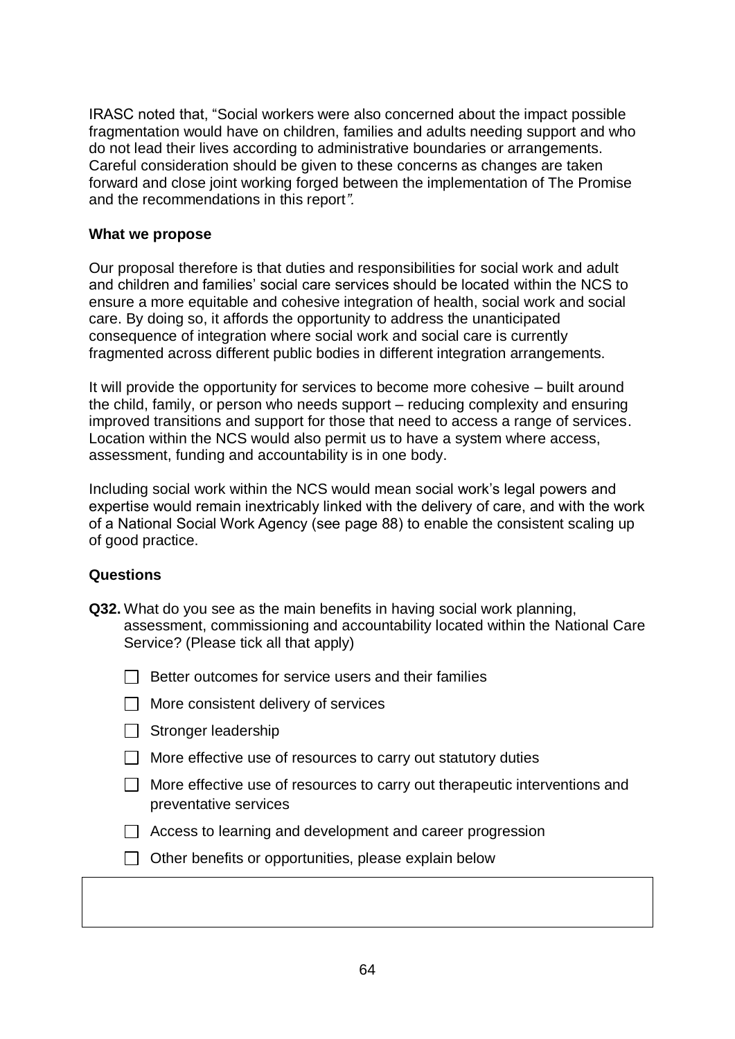IRASC noted that, "Social workers were also concerned about the impact possible fragmentation would have on children, families and adults needing support and who do not lead their lives according to administrative boundaries or arrangements. Careful consideration should be given to these concerns as changes are taken forward and close joint working forged between the implementation of The Promise and the recommendations in this report*".*

**What we propose**

Our proposal therefore is that duties and responsibilities for social work and adult and children and families' social care services should be located within the NCS to ensure a more equitable and cohesive integration of health, social work and social care. By doing so, it affords the opportunity to address the unanticipated consequence of integration where social work and social care is currently fragmented across different public bodies in different integration arrangements.

It will provide the opportunity for services to become more cohesive – built around the child, family, or person who needs support – reducing complexity and ensuring improved transitions and support for those that need to access a range of services. Location within the NCS would also permit us to have a system where access, assessment, funding and accountability is in one body.

Including social work within the NCS would mean social work's legal powers and expertise would remain inextricably linked with the delivery of care, and with the work of a National Social Work Agency (see page 88) to enable the consistent scaling up of good practice.

**Questions**

**Q32.** What do you see as the main benefits in having social work planning, assessment, commissioning and accountability located within the National Care Service? (Please tick all that apply)

- ☐ Better outcomes for service users and their families
- ☐ More consistent delivery of services
- ☐ Stronger leadership
- ☐ More effective use of resources to carry out statutory duties
- ☐ More effective use of resources to carry out therapeutic interventions and preventative services
- ☐ Access to learning and development and career progression
- ☐ Other benefits or opportunities, please explain below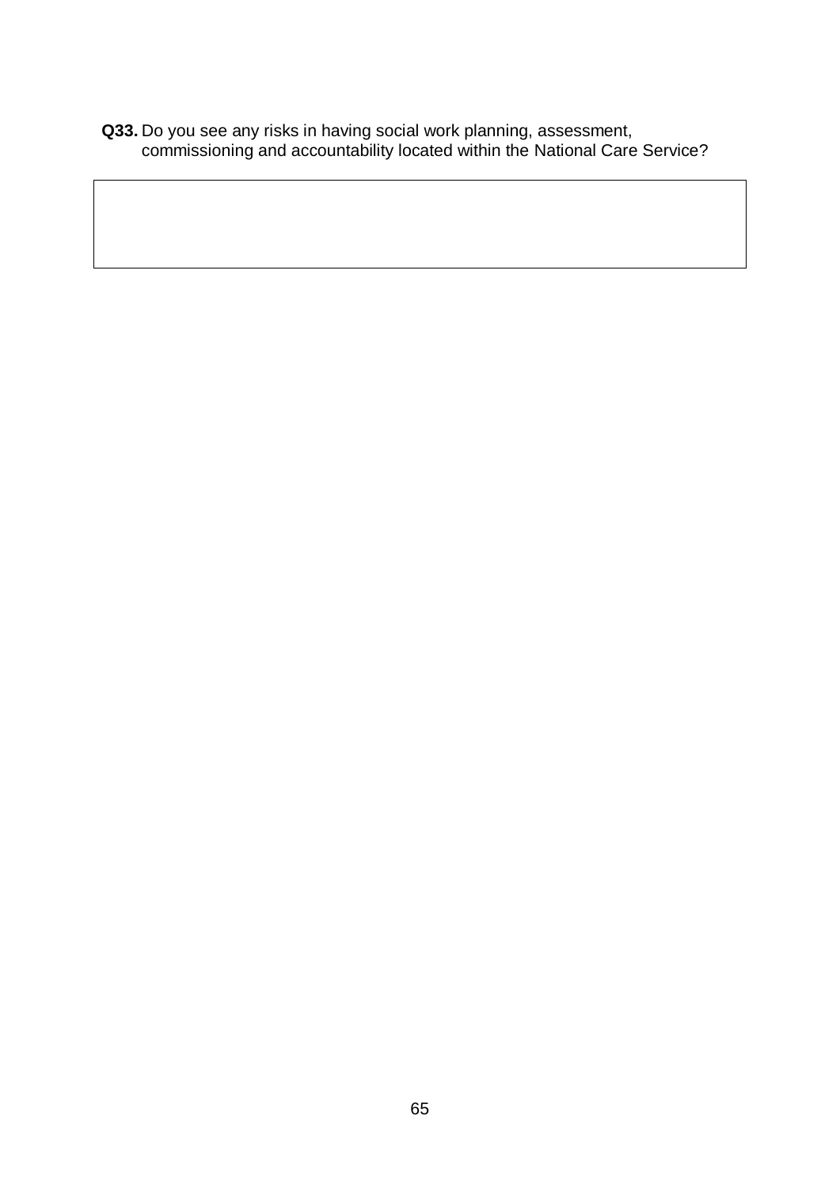**Q33.** Do you see any risks in having social work planning, assessment, commissioning and accountability located within the National Care Service?

| |
|---|
| |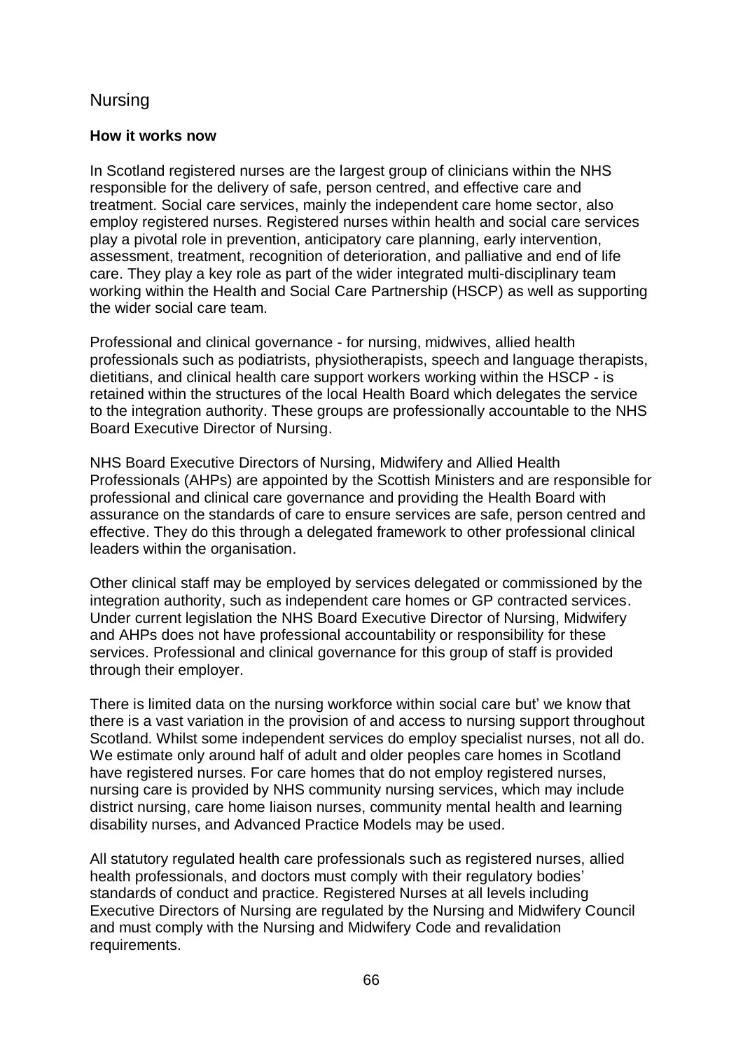## Nursing

**How it works now**

In Scotland registered nurses are the largest group of clinicians within the NHS responsible for the delivery of safe, person centred, and effective care and treatment. Social care services, mainly the independent care home sector, also employ registered nurses. Registered nurses within health and social care services play a pivotal role in prevention, anticipatory care planning, early intervention, assessment, treatment, recognition of deterioration, and palliative and end of life care. They play a key role as part of the wider integrated multi-disciplinary team working within the Health and Social Care Partnership (HSCP) as well as supporting the wider social care team.

Professional and clinical governance - for nursing, midwives, allied health professionals such as podiatrists, physiotherapists, speech and language therapists, dietitians, and clinical health care support workers working within the HSCP - is retained within the structures of the local Health Board which delegates the service to the integration authority. These groups are professionally accountable to the NHS Board Executive Director of Nursing.

NHS Board Executive Directors of Nursing, Midwifery and Allied Health Professionals (AHPs) are appointed by the Scottish Ministers and are responsible for professional and clinical care governance and providing the Health Board with assurance on the standards of care to ensure services are safe, person centred and effective. They do this through a delegated framework to other professional clinical leaders within the organisation.

Other clinical staff may be employed by services delegated or commissioned by the integration authority, such as independent care homes or GP contracted services. Under current legislation the NHS Board Executive Director of Nursing, Midwifery and AHPs does not have professional accountability or responsibility for these services. Professional and clinical governance for this group of staff is provided through their employer.

There is limited data on the nursing workforce within social care but' we know that there is a vast variation in the provision of and access to nursing support throughout Scotland. Whilst some independent services do employ specialist nurses, not all do. We estimate only around half of adult and older peoples care homes in Scotland have registered nurses. For care homes that do not employ registered nurses, nursing care is provided by NHS community nursing services, which may include district nursing, care home liaison nurses, community mental health and learning disability nurses, and Advanced Practice Models may be used.

All statutory regulated health care professionals such as registered nurses, allied health professionals, and doctors must comply with their regulatory bodies' standards of conduct and practice. Registered Nurses at all levels including Executive Directors of Nursing are regulated by the Nursing and Midwifery Council and must comply with the Nursing and Midwifery Code and revalidation requirements.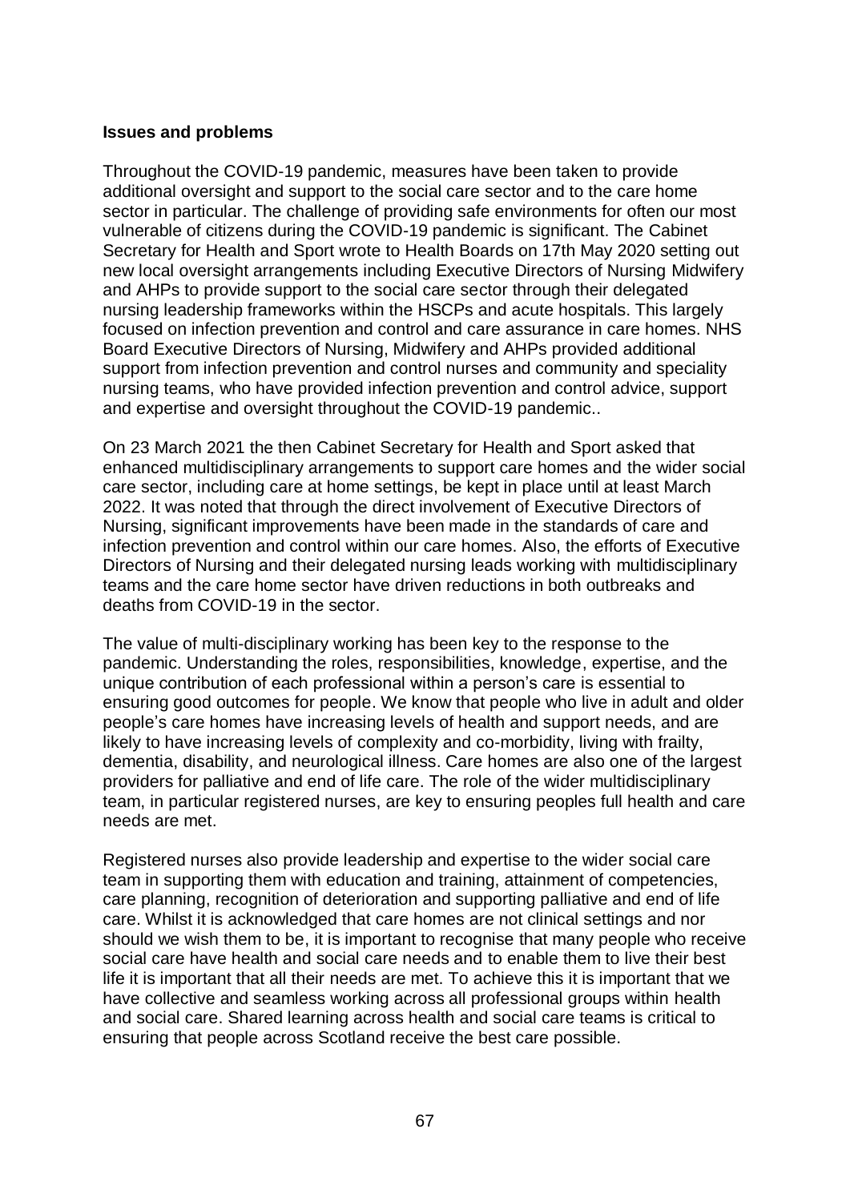**Issues and problems**

Throughout the COVID-19 pandemic, measures have been taken to provide additional oversight and support to the social care sector and to the care home sector in particular. The challenge of providing safe environments for often our most vulnerable of citizens during the COVID-19 pandemic is significant. The Cabinet Secretary for Health and Sport wrote to Health Boards on 17th May 2020 setting out new local oversight arrangements including Executive Directors of Nursing Midwifery and AHPs to provide support to the social care sector through their delegated nursing leadership frameworks within the HSCPs and acute hospitals. This largely focused on infection prevention and control and care assurance in care homes. NHS Board Executive Directors of Nursing, Midwifery and AHPs provided additional support from infection prevention and control nurses and community and speciality nursing teams, who have provided infection prevention and control advice, support and expertise and oversight throughout the COVID-19 pandemic..

On 23 March 2021 the then Cabinet Secretary for Health and Sport asked that enhanced multidisciplinary arrangements to support care homes and the wider social care sector, including care at home settings, be kept in place until at least March 2022. It was noted that through the direct involvement of Executive Directors of Nursing, significant improvements have been made in the standards of care and infection prevention and control within our care homes. Also, the efforts of Executive Directors of Nursing and their delegated nursing leads working with multidisciplinary teams and the care home sector have driven reductions in both outbreaks and deaths from COVID-19 in the sector.

The value of multi-disciplinary working has been key to the response to the pandemic. Understanding the roles, responsibilities, knowledge, expertise, and the unique contribution of each professional within a person's care is essential to ensuring good outcomes for people. We know that people who live in adult and older people's care homes have increasing levels of health and support needs, and are likely to have increasing levels of complexity and co-morbidity, living with frailty, dementia, disability, and neurological illness. Care homes are also one of the largest providers for palliative and end of life care. The role of the wider multidisciplinary team, in particular registered nurses, are key to ensuring peoples full health and care needs are met.

Registered nurses also provide leadership and expertise to the wider social care team in supporting them with education and training, attainment of competencies, care planning, recognition of deterioration and supporting palliative and end of life care. Whilst it is acknowledged that care homes are not clinical settings and nor should we wish them to be, it is important to recognise that many people who receive social care have health and social care needs and to enable them to live their best life it is important that all their needs are met. To achieve this it is important that we have collective and seamless working across all professional groups within health and social care. Shared learning across health and social care teams is critical to ensuring that people across Scotland receive the best care possible.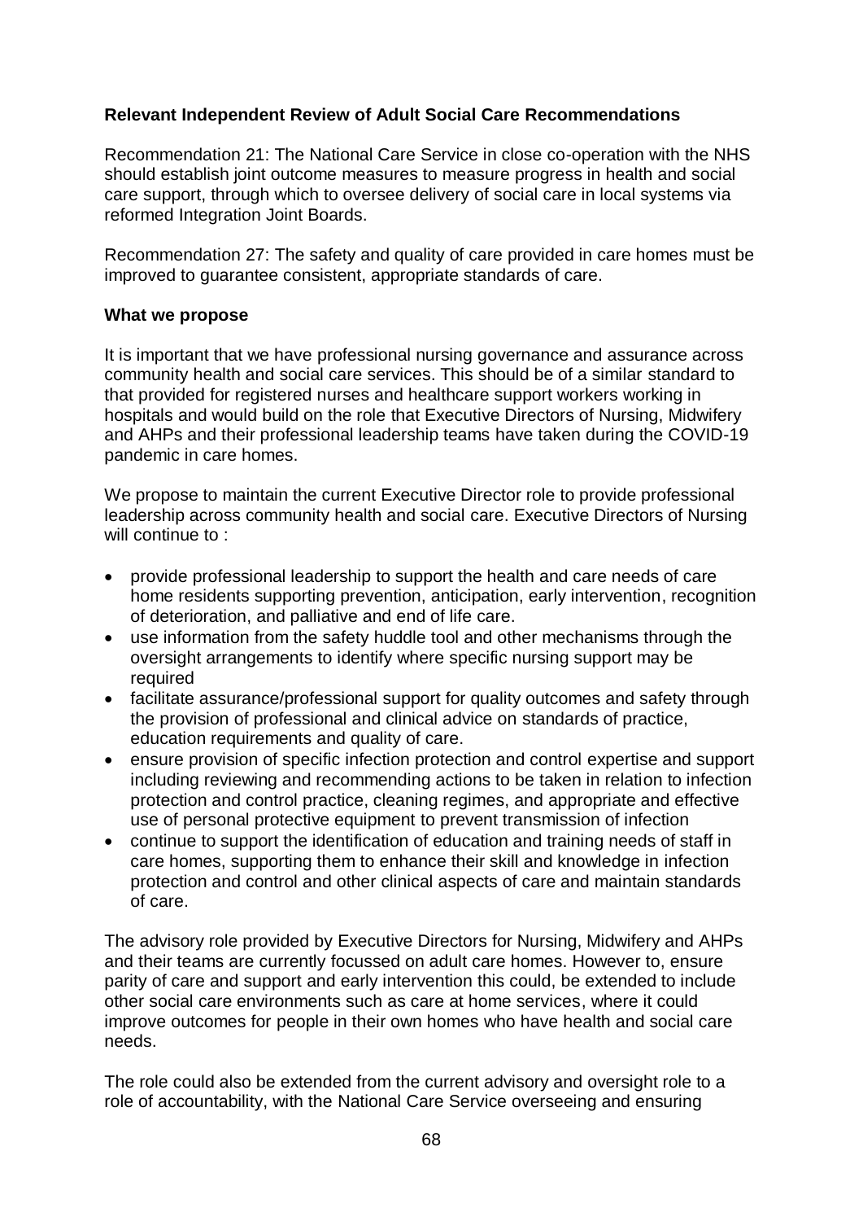**Relevant Independent Review of Adult Social Care Recommendations**

Recommendation 21: The National Care Service in close co-operation with the NHS should establish joint outcome measures to measure progress in health and social care support, through which to oversee delivery of social care in local systems via reformed Integration Joint Boards.

Recommendation 27: The safety and quality of care provided in care homes must be improved to guarantee consistent, appropriate standards of care.

**What we propose**

It is important that we have professional nursing governance and assurance across community health and social care services. This should be of a similar standard to that provided for registered nurses and healthcare support workers working in hospitals and would build on the role that Executive Directors of Nursing, Midwifery and AHPs and their professional leadership teams have taken during the COVID-19 pandemic in care homes.

We propose to maintain the current Executive Director role to provide professional leadership across community health and social care. Executive Directors of Nursing will continue to :

- provide professional leadership to support the health and care needs of care home residents supporting prevention, anticipation, early intervention, recognition of deterioration, and palliative and end of life care.
- use information from the safety huddle tool and other mechanisms through the oversight arrangements to identify where specific nursing support may be required
- facilitate assurance/professional support for quality outcomes and safety through the provision of professional and clinical advice on standards of practice, education requirements and quality of care.
- ensure provision of specific infection protection and control expertise and support including reviewing and recommending actions to be taken in relation to infection protection and control practice, cleaning regimes, and appropriate and effective use of personal protective equipment to prevent transmission of infection
- continue to support the identification of education and training needs of staff in care homes, supporting them to enhance their skill and knowledge in infection protection and control and other clinical aspects of care and maintain standards of care.

The advisory role provided by Executive Directors for Nursing, Midwifery and AHPs and their teams are currently focussed on adult care homes. However to, ensure parity of care and support and early intervention this could, be extended to include other social care environments such as care at home services, where it could improve outcomes for people in their own homes who have health and social care needs.

The role could also be extended from the current advisory and oversight role to a role of accountability, with the National Care Service overseeing and ensuring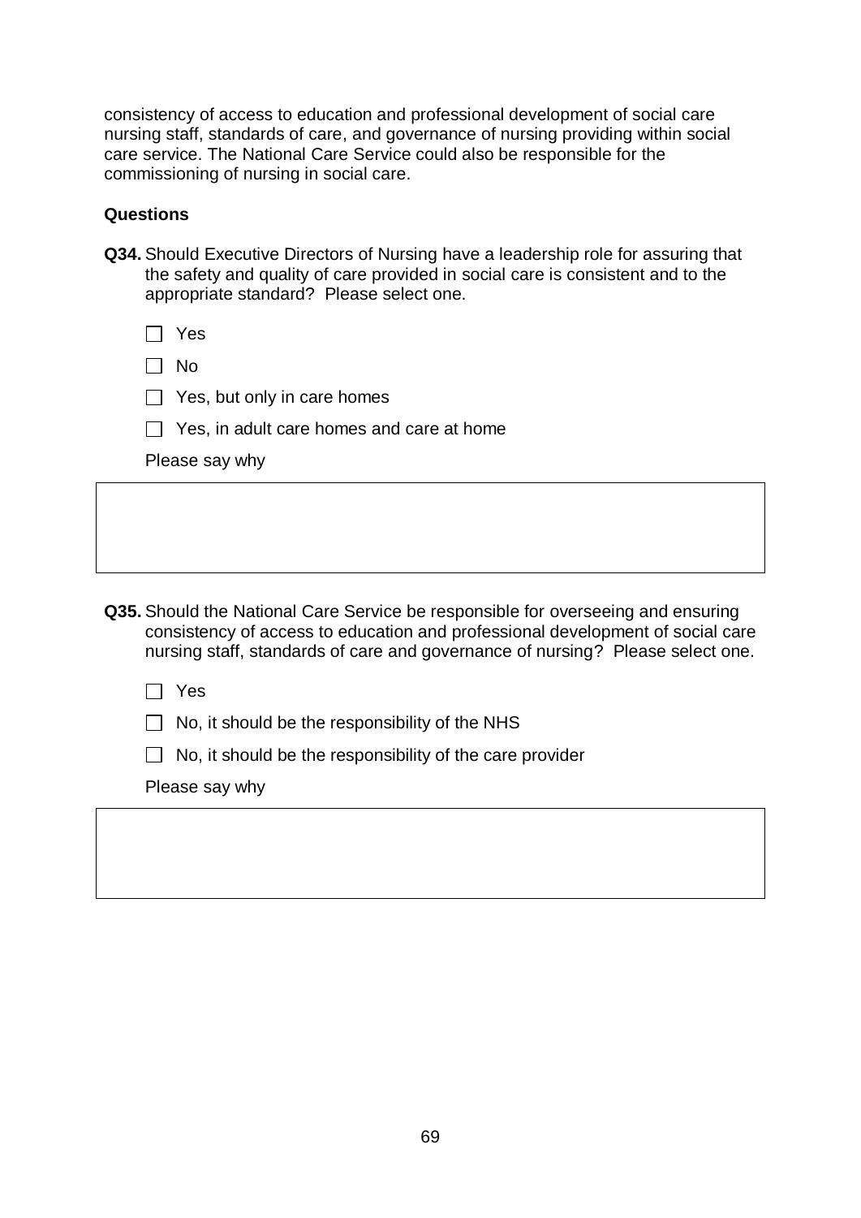consistency of access to education and professional development of social care nursing staff, standards of care, and governance of nursing providing within social care service. The National Care Service could also be responsible for the commissioning of nursing in social care.

**Questions**

**Q34.** Should Executive Directors of Nursing have a leadership role for assuring that the safety and quality of care provided in social care is consistent and to the appropriate standard? Please select one.

- [ ] Yes
- [ ] No
- [ ] Yes, but only in care homes
- [ ] Yes, in adult care homes and care at home

Please say why

**Q35.** Should the National Care Service be responsible for overseeing and ensuring consistency of access to education and professional development of social care nursing staff, standards of care and governance of nursing? Please select one.

- [ ] Yes
- [ ] No, it should be the responsibility of the NHS
- [ ] No, it should be the responsibility of the care provider

Please say why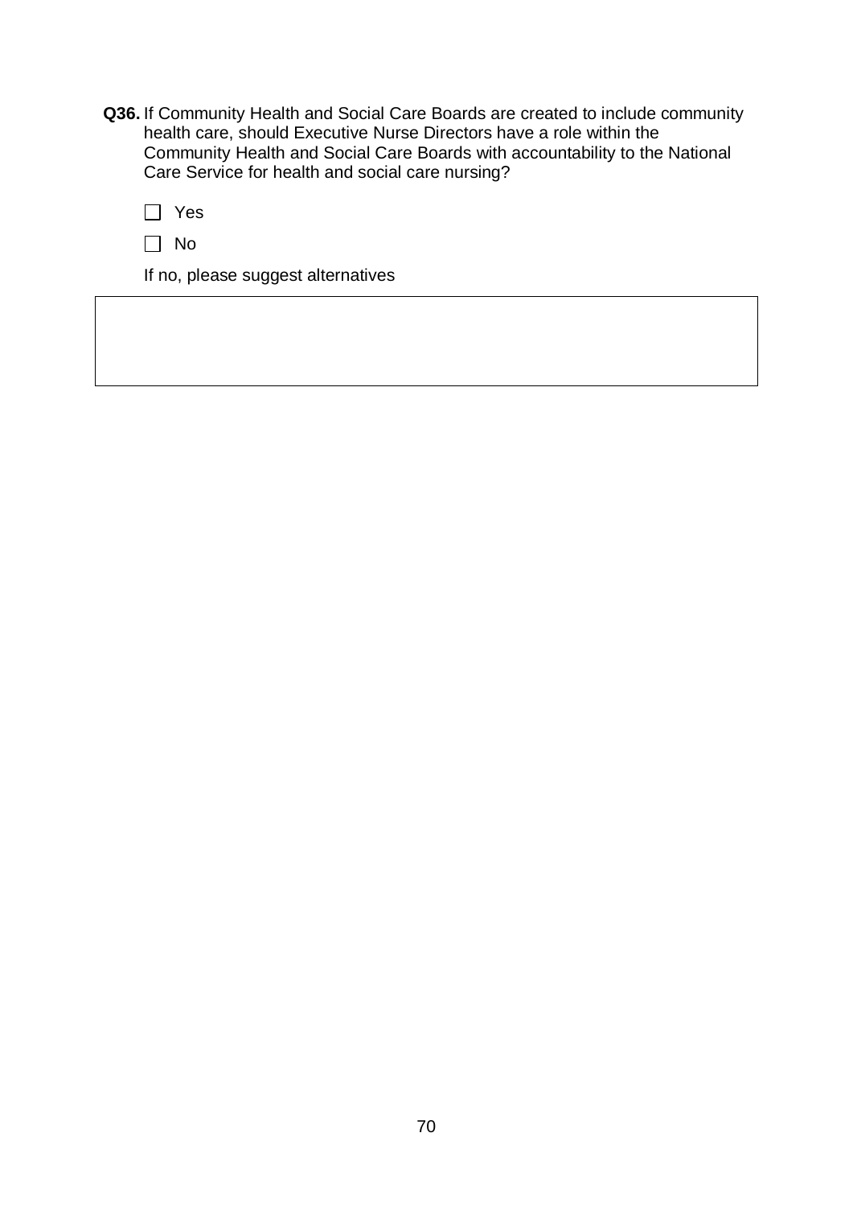**Q36.** If Community Health and Social Care Boards are created to include community health care, should Executive Nurse Directors have a role within the Community Health and Social Care Boards with accountability to the National Care Service for health and social care nursing?

☐ Yes

☐ No

If no, please suggest alternatives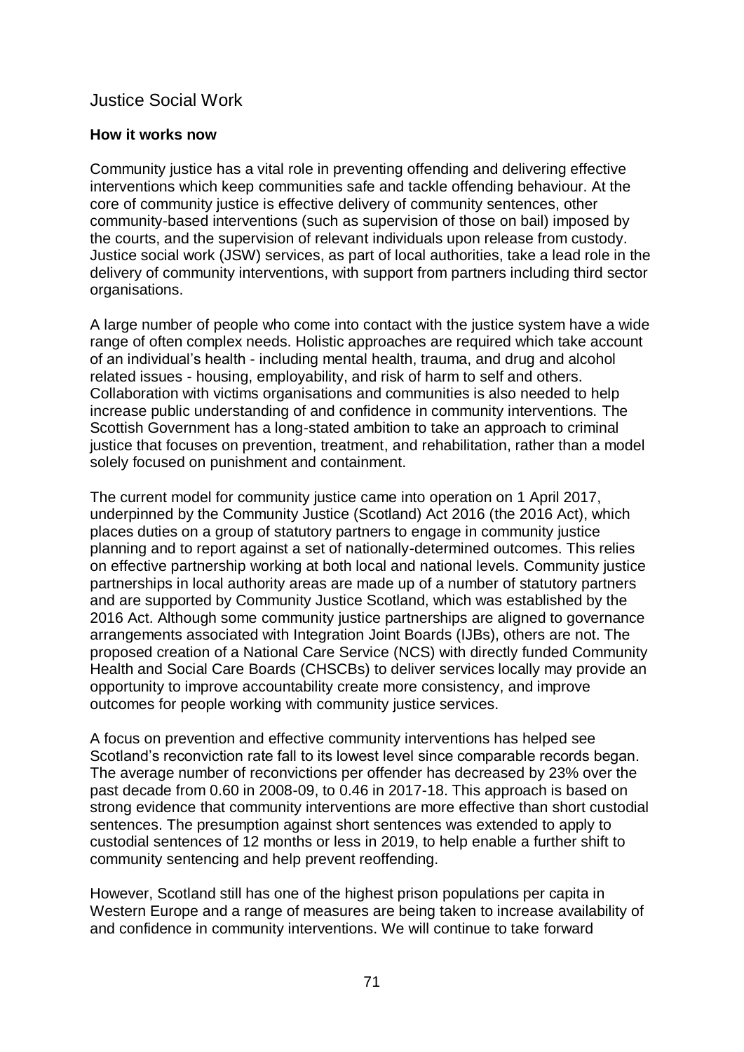## Justice Social Work

**How it works now**

Community justice has a vital role in preventing offending and delivering effective interventions which keep communities safe and tackle offending behaviour. At the core of community justice is effective delivery of community sentences, other community-based interventions (such as supervision of those on bail) imposed by the courts, and the supervision of relevant individuals upon release from custody. Justice social work (JSW) services, as part of local authorities, take a lead role in the delivery of community interventions, with support from partners including third sector organisations.

A large number of people who come into contact with the justice system have a wide range of often complex needs. Holistic approaches are required which take account of an individual's health - including mental health, trauma, and drug and alcohol related issues - housing, employability, and risk of harm to self and others. Collaboration with victims organisations and communities is also needed to help increase public understanding of and confidence in community interventions. The Scottish Government has a long-stated ambition to take an approach to criminal justice that focuses on prevention, treatment, and rehabilitation, rather than a model solely focused on punishment and containment.

The current model for community justice came into operation on 1 April 2017, underpinned by the Community Justice (Scotland) Act 2016 (the 2016 Act), which places duties on a group of statutory partners to engage in community justice planning and to report against a set of nationally-determined outcomes. This relies on effective partnership working at both local and national levels. Community justice partnerships in local authority areas are made up of a number of statutory partners and are supported by Community Justice Scotland, which was established by the 2016 Act. Although some community justice partnerships are aligned to governance arrangements associated with Integration Joint Boards (IJBs), others are not. The proposed creation of a National Care Service (NCS) with directly funded Community Health and Social Care Boards (CHSCBs) to deliver services locally may provide an opportunity to improve accountability create more consistency, and improve outcomes for people working with community justice services.

A focus on prevention and effective community interventions has helped see Scotland's reconviction rate fall to its lowest level since comparable records began. The average number of reconvictions per offender has decreased by 23% over the past decade from 0.60 in 2008-09, to 0.46 in 2017-18. This approach is based on strong evidence that community interventions are more effective than short custodial sentences. The presumption against short sentences was extended to apply to custodial sentences of 12 months or less in 2019, to help enable a further shift to community sentencing and help prevent reoffending.

However, Scotland still has one of the highest prison populations per capita in Western Europe and a range of measures are being taken to increase availability of and confidence in community interventions. We will continue to take forward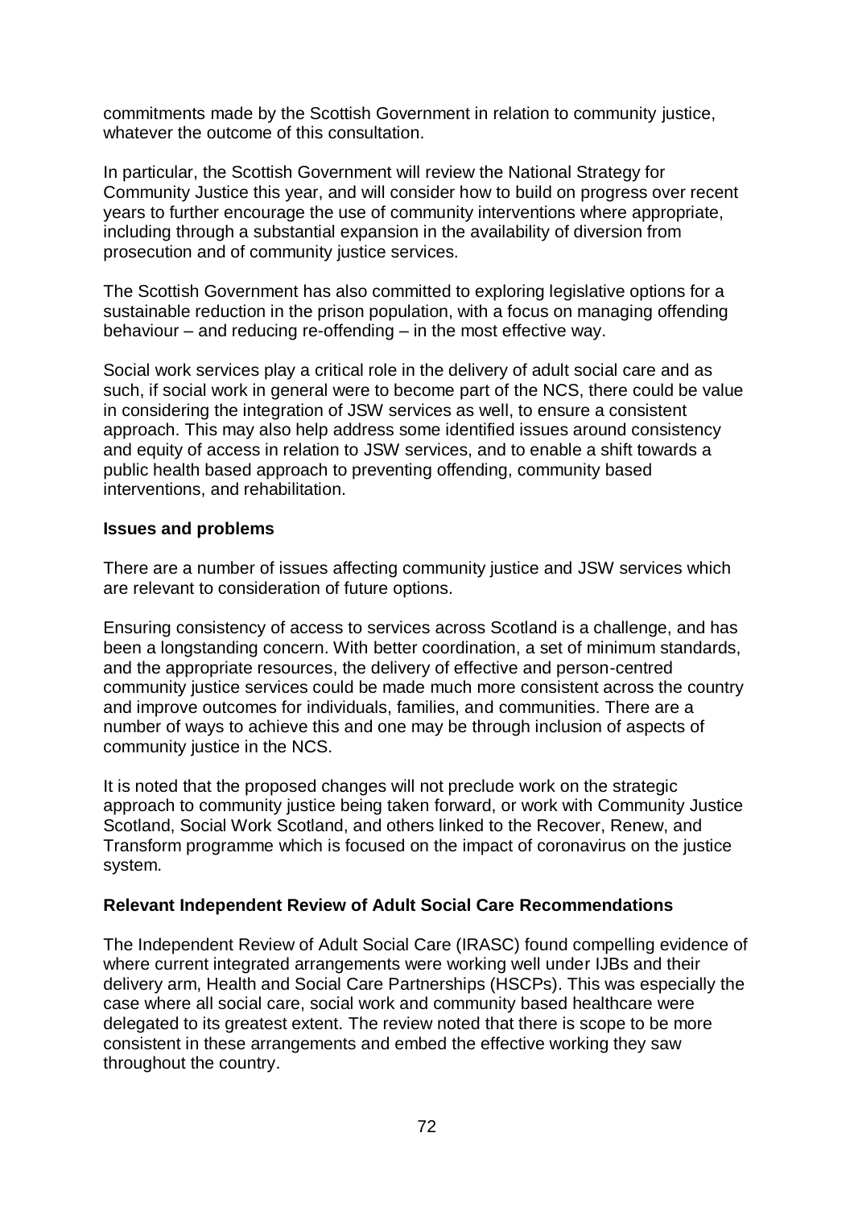commitments made by the Scottish Government in relation to community justice, whatever the outcome of this consultation.

In particular, the Scottish Government will review the National Strategy for Community Justice this year, and will consider how to build on progress over recent years to further encourage the use of community interventions where appropriate, including through a substantial expansion in the availability of diversion from prosecution and of community justice services.

The Scottish Government has also committed to exploring legislative options for a sustainable reduction in the prison population, with a focus on managing offending behaviour – and reducing re-offending – in the most effective way.

Social work services play a critical role in the delivery of adult social care and as such, if social work in general were to become part of the NCS, there could be value in considering the integration of JSW services as well, to ensure a consistent approach. This may also help address some identified issues around consistency and equity of access in relation to JSW services, and to enable a shift towards a public health based approach to preventing offending, community based interventions, and rehabilitation.

**Issues and problems**

There are a number of issues affecting community justice and JSW services which are relevant to consideration of future options.

Ensuring consistency of access to services across Scotland is a challenge, and has been a longstanding concern. With better coordination, a set of minimum standards, and the appropriate resources, the delivery of effective and person-centred community justice services could be made much more consistent across the country and improve outcomes for individuals, families, and communities. There are a number of ways to achieve this and one may be through inclusion of aspects of community justice in the NCS.

It is noted that the proposed changes will not preclude work on the strategic approach to community justice being taken forward, or work with Community Justice Scotland, Social Work Scotland, and others linked to the Recover, Renew, and Transform programme which is focused on the impact of coronavirus on the justice system.

**Relevant Independent Review of Adult Social Care Recommendations**

The Independent Review of Adult Social Care (IRASC) found compelling evidence of where current integrated arrangements were working well under IJBs and their delivery arm, Health and Social Care Partnerships (HSCPs). This was especially the case where all social care, social work and community based healthcare were delegated to its greatest extent. The review noted that there is scope to be more consistent in these arrangements and embed the effective working they saw throughout the country.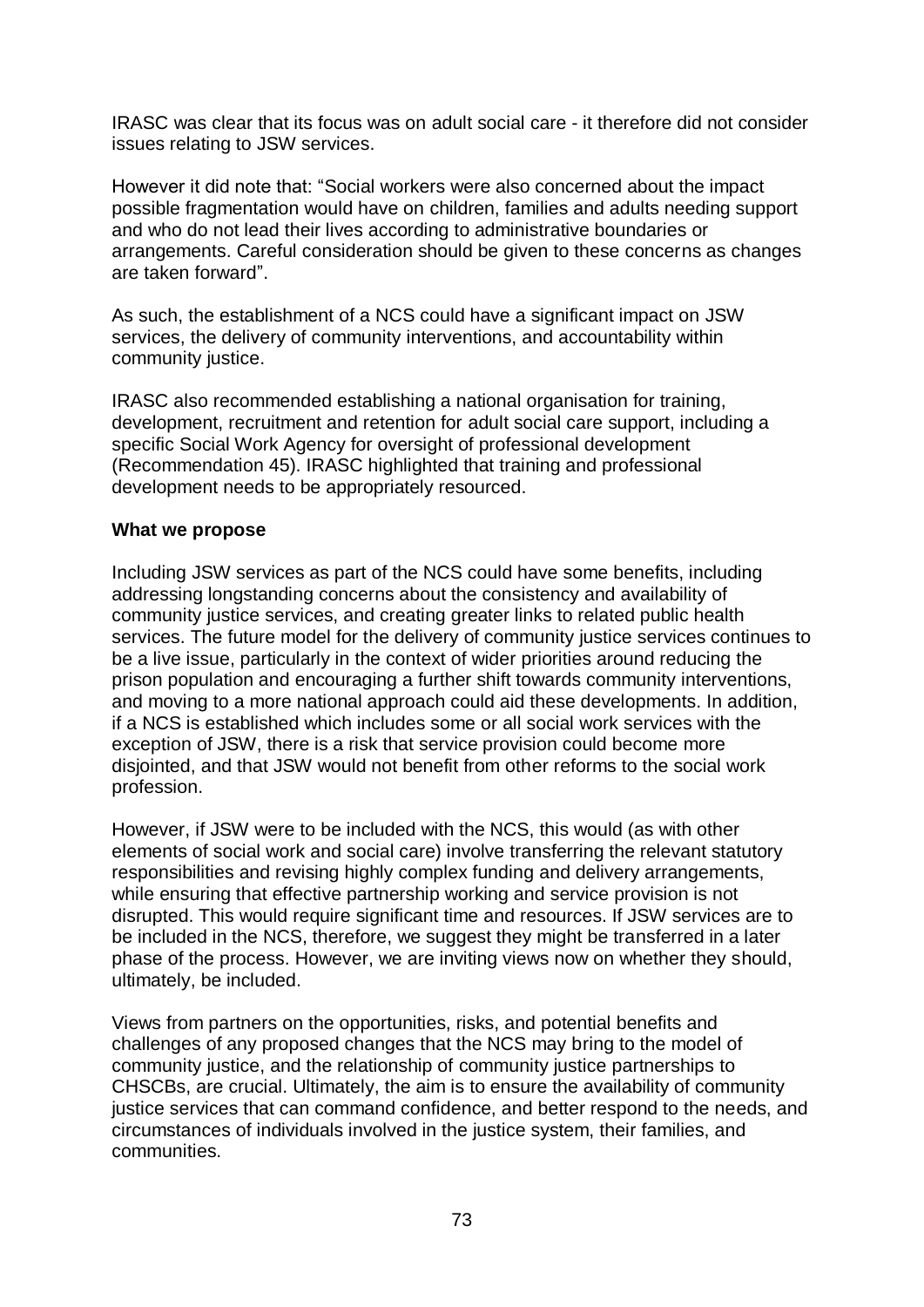IRASC was clear that its focus was on adult social care - it therefore did not consider issues relating to JSW services.

However it did note that: "Social workers were also concerned about the impact possible fragmentation would have on children, families and adults needing support and who do not lead their lives according to administrative boundaries or arrangements. Careful consideration should be given to these concerns as changes are taken forward".

As such, the establishment of a NCS could have a significant impact on JSW services, the delivery of community interventions, and accountability within community justice.

IRASC also recommended establishing a national organisation for training, development, recruitment and retention for adult social care support, including a specific Social Work Agency for oversight of professional development (Recommendation 45). IRASC highlighted that training and professional development needs to be appropriately resourced.

**What we propose**

Including JSW services as part of the NCS could have some benefits, including addressing longstanding concerns about the consistency and availability of community justice services, and creating greater links to related public health services. The future model for the delivery of community justice services continues to be a live issue, particularly in the context of wider priorities around reducing the prison population and encouraging a further shift towards community interventions, and moving to a more national approach could aid these developments. In addition, if a NCS is established which includes some or all social work services with the exception of JSW, there is a risk that service provision could become more disjointed, and that JSW would not benefit from other reforms to the social work profession.

However, if JSW were to be included with the NCS, this would (as with other elements of social work and social care) involve transferring the relevant statutory responsibilities and revising highly complex funding and delivery arrangements, while ensuring that effective partnership working and service provision is not disrupted. This would require significant time and resources. If JSW services are to be included in the NCS, therefore, we suggest they might be transferred in a later phase of the process. However, we are inviting views now on whether they should, ultimately, be included.

Views from partners on the opportunities, risks, and potential benefits and challenges of any proposed changes that the NCS may bring to the model of community justice, and the relationship of community justice partnerships to CHSCBs, are crucial. Ultimately, the aim is to ensure the availability of community justice services that can command confidence, and better respond to the needs, and circumstances of individuals involved in the justice system, their families, and communities.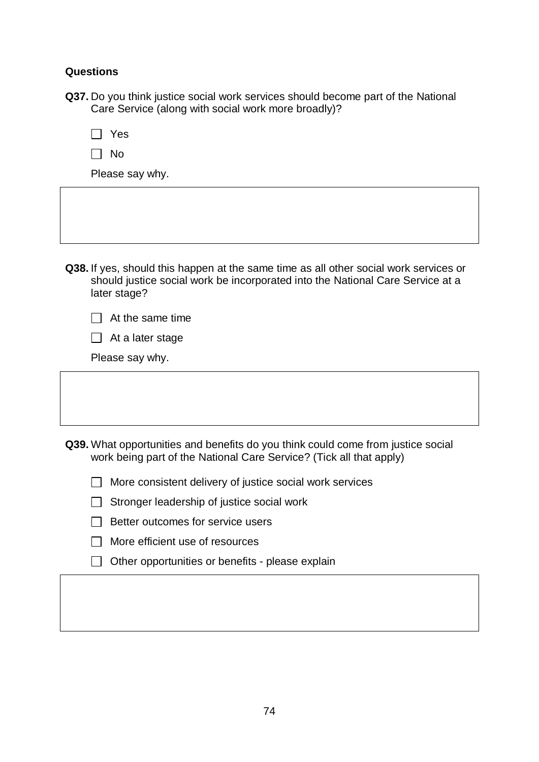**Questions**

**Q37.** Do you think justice social work services should become part of the National Care Service (along with social work more broadly)?

- [ ] Yes
- [ ] No

Please say why.

**Q38.** If yes, should this happen at the same time as all other social work services or should justice social work be incorporated into the National Care Service at a later stage?

- [ ] At the same time
- [ ] At a later stage

Please say why.

**Q39.** What opportunities and benefits do you think could come from justice social work being part of the National Care Service? (Tick all that apply)

- [ ] More consistent delivery of justice social work services
- [ ] Stronger leadership of justice social work
- [ ] Better outcomes for service users
- [ ] More efficient use of resources
- [ ] Other opportunities or benefits - please explain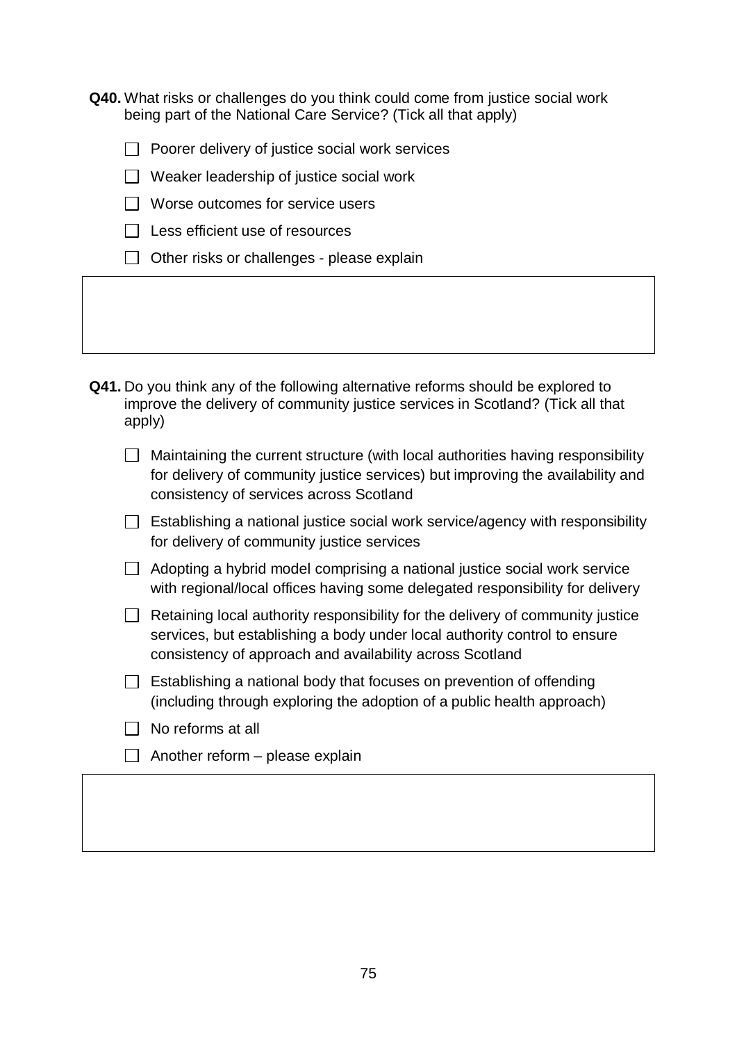**Q40.** What risks or challenges do you think could come from justice social work being part of the National Care Service? (Tick all that apply)

- [ ] Poorer delivery of justice social work services
- [ ] Weaker leadership of justice social work
- [ ] Worse outcomes for service users
- [ ] Less efficient use of resources
- [ ] Other risks or challenges - please explain

**Q41.** Do you think any of the following alternative reforms should be explored to improve the delivery of community justice services in Scotland? (Tick all that apply)

- [ ] Maintaining the current structure (with local authorities having responsibility for delivery of community justice services) but improving the availability and consistency of services across Scotland
- [ ] Establishing a national justice social work service/agency with responsibility for delivery of community justice services
- [ ] Adopting a hybrid model comprising a national justice social work service with regional/local offices having some delegated responsibility for delivery
- [ ] Retaining local authority responsibility for the delivery of community justice services, but establishing a body under local authority control to ensure consistency of approach and availability across Scotland
- [ ] Establishing a national body that focuses on prevention of offending (including through exploring the adoption of a public health approach)
- [ ] No reforms at all
- [ ] Another reform – please explain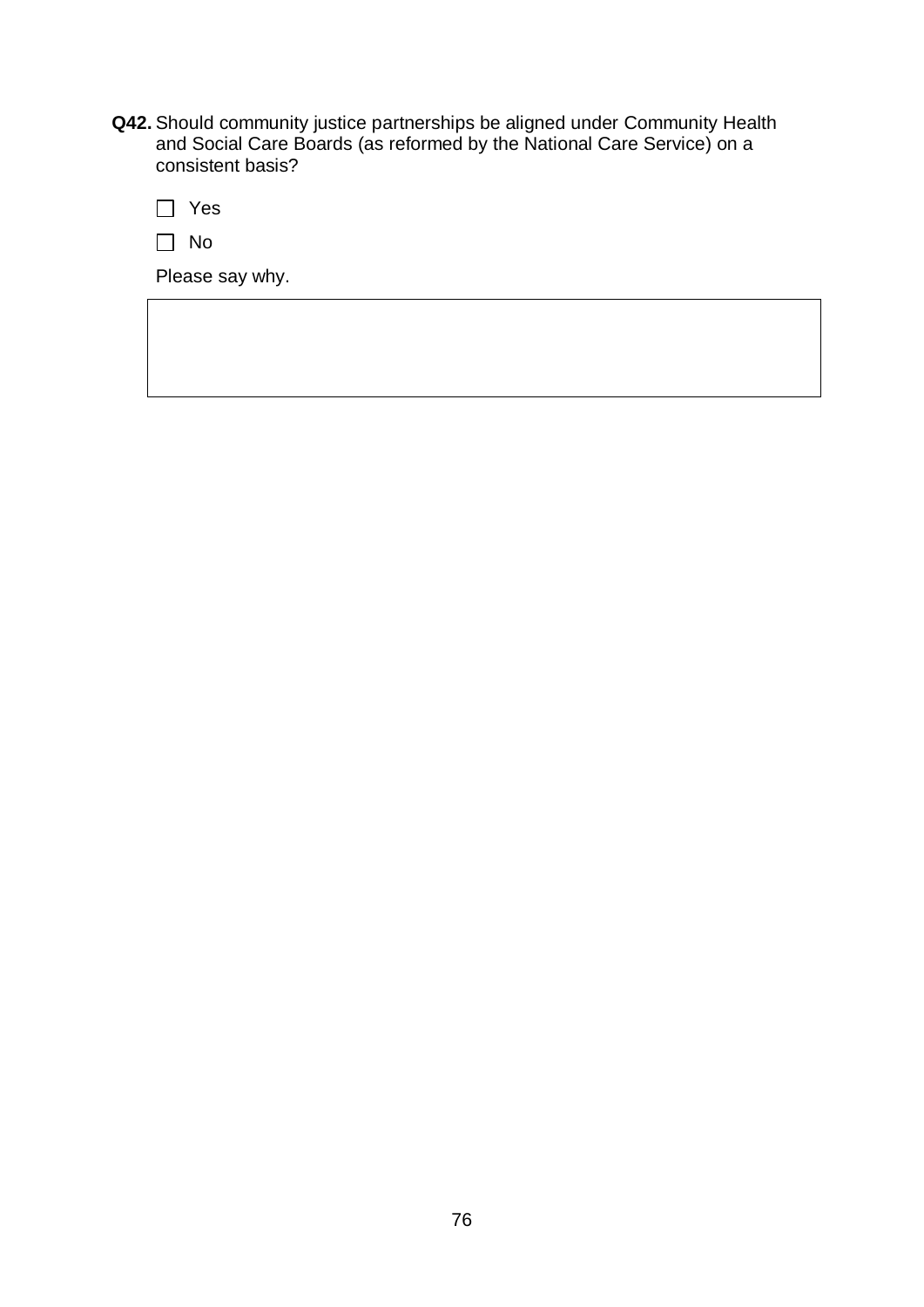**Q42.** Should community justice partnerships be aligned under Community Health and Social Care Boards (as reformed by the National Care Service) on a consistent basis?

☐ Yes

☐ No

Please say why.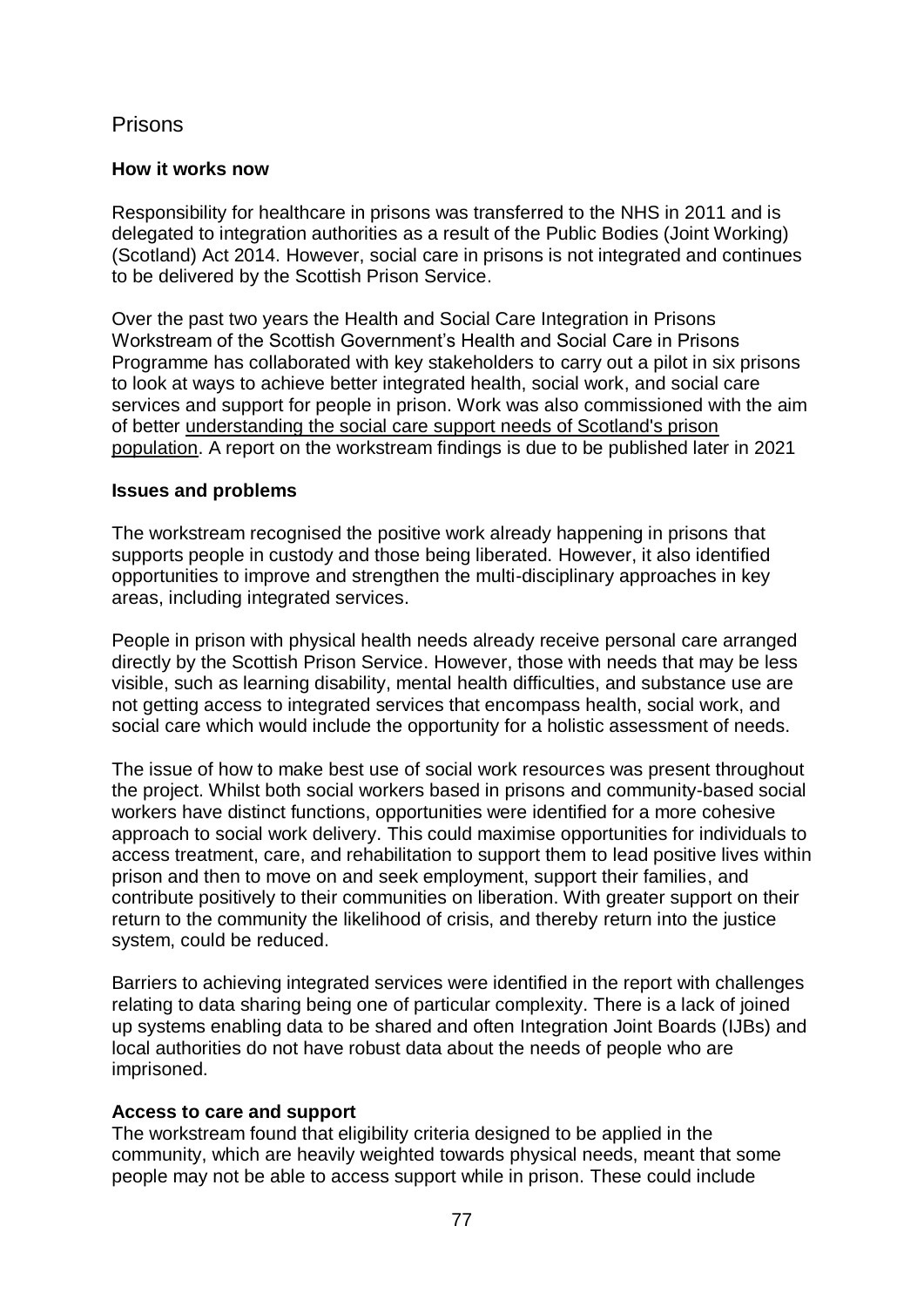## Prisons

### How it works now

Responsibility for healthcare in prisons was transferred to the NHS in 2011 and is delegated to integration authorities as a result of the Public Bodies (Joint Working) (Scotland) Act 2014. However, social care in prisons is not integrated and continues to be delivered by the Scottish Prison Service.

Over the past two years the Health and Social Care Integration in Prisons Workstream of the Scottish Government's Health and Social Care in Prisons Programme has collaborated with key stakeholders to carry out a pilot in six prisons to look at ways to achieve better integrated health, social work, and social care services and support for people in prison. Work was also commissioned with the aim of better understanding the social care support needs of Scotland's prison population. A report on the workstream findings is due to be published later in 2021

### Issues and problems

The workstream recognised the positive work already happening in prisons that supports people in custody and those being liberated. However, it also identified opportunities to improve and strengthen the multi-disciplinary approaches in key areas, including integrated services.

People in prison with physical health needs already receive personal care arranged directly by the Scottish Prison Service. However, those with needs that may be less visible, such as learning disability, mental health difficulties, and substance use are not getting access to integrated services that encompass health, social work, and social care which would include the opportunity for a holistic assessment of needs.

The issue of how to make best use of social work resources was present throughout the project. Whilst both social workers based in prisons and community-based social workers have distinct functions, opportunities were identified for a more cohesive approach to social work delivery. This could maximise opportunities for individuals to access treatment, care, and rehabilitation to support them to lead positive lives within prison and then to move on and seek employment, support their families, and contribute positively to their communities on liberation. With greater support on their return to the community the likelihood of crisis, and thereby return into the justice system, could be reduced.

Barriers to achieving integrated services were identified in the report with challenges relating to data sharing being one of particular complexity. There is a lack of joined up systems enabling data to be shared and often Integration Joint Boards (IJBs) and local authorities do not have robust data about the needs of people who are imprisoned.

### Access to care and support

The workstream found that eligibility criteria designed to be applied in the community, which are heavily weighted towards physical needs, meant that some people may not be able to access support while in prison. These could include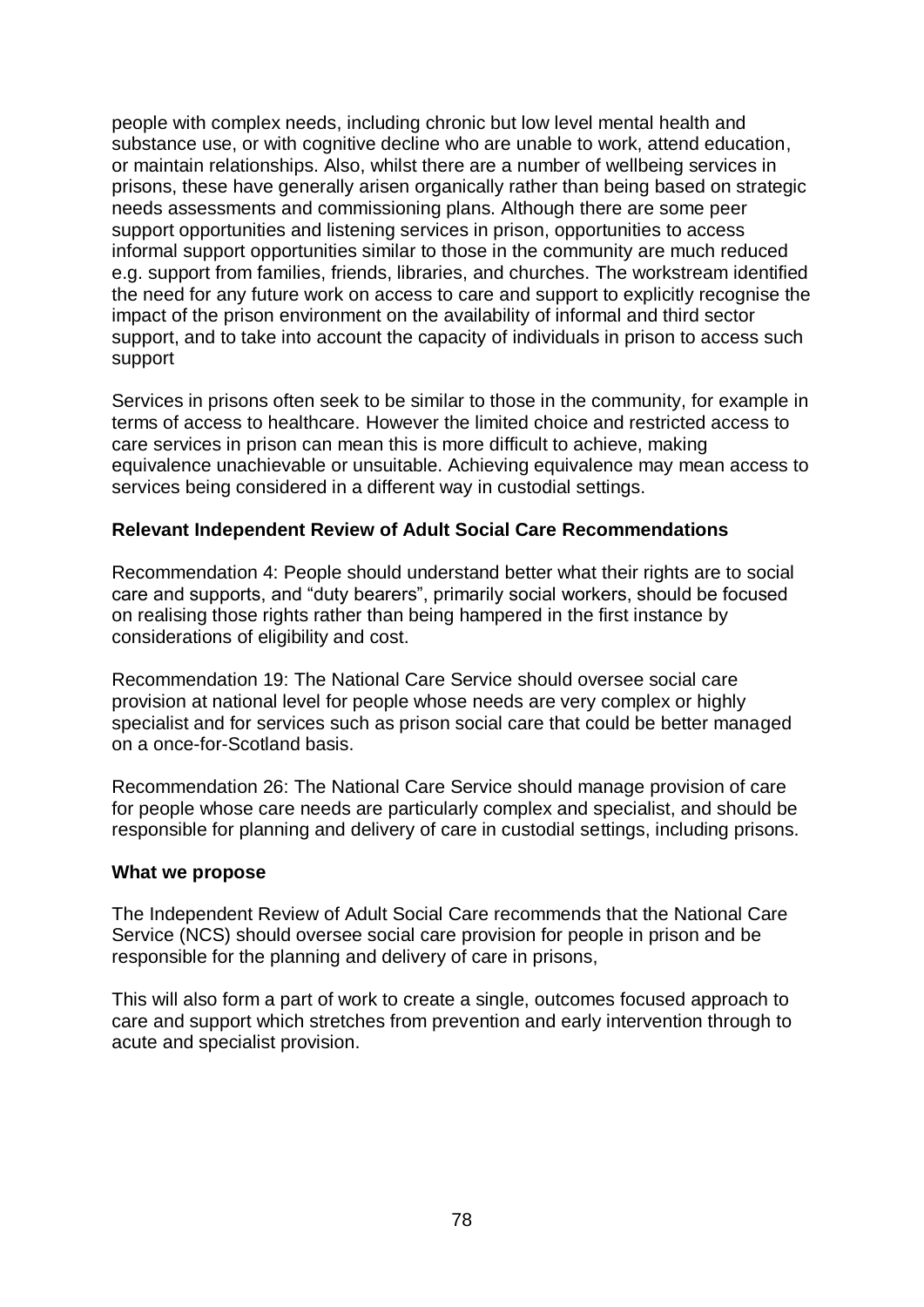people with complex needs, including chronic but low level mental health and substance use, or with cognitive decline who are unable to work, attend education, or maintain relationships. Also, whilst there are a number of wellbeing services in prisons, these have generally arisen organically rather than being based on strategic needs assessments and commissioning plans. Although there are some peer support opportunities and listening services in prison, opportunities to access informal support opportunities similar to those in the community are much reduced e.g. support from families, friends, libraries, and churches. The workstream identified the need for any future work on access to care and support to explicitly recognise the impact of the prison environment on the availability of informal and third sector support, and to take into account the capacity of individuals in prison to access such support

Services in prisons often seek to be similar to those in the community, for example in terms of access to healthcare. However the limited choice and restricted access to care services in prison can mean this is more difficult to achieve, making equivalence unachievable or unsuitable. Achieving equivalence may mean access to services being considered in a different way in custodial settings.

**Relevant Independent Review of Adult Social Care Recommendations**

Recommendation 4: People should understand better what their rights are to social care and supports, and "duty bearers", primarily social workers, should be focused on realising those rights rather than being hampered in the first instance by considerations of eligibility and cost.

Recommendation 19: The National Care Service should oversee social care provision at national level for people whose needs are very complex or highly specialist and for services such as prison social care that could be better managed on a once-for-Scotland basis.

Recommendation 26: The National Care Service should manage provision of care for people whose care needs are particularly complex and specialist, and should be responsible for planning and delivery of care in custodial settings, including prisons.

**What we propose**

The Independent Review of Adult Social Care recommends that the National Care Service (NCS) should oversee social care provision for people in prison and be responsible for the planning and delivery of care in prisons,

This will also form a part of work to create a single, outcomes focused approach to care and support which stretches from prevention and early intervention through to acute and specialist provision.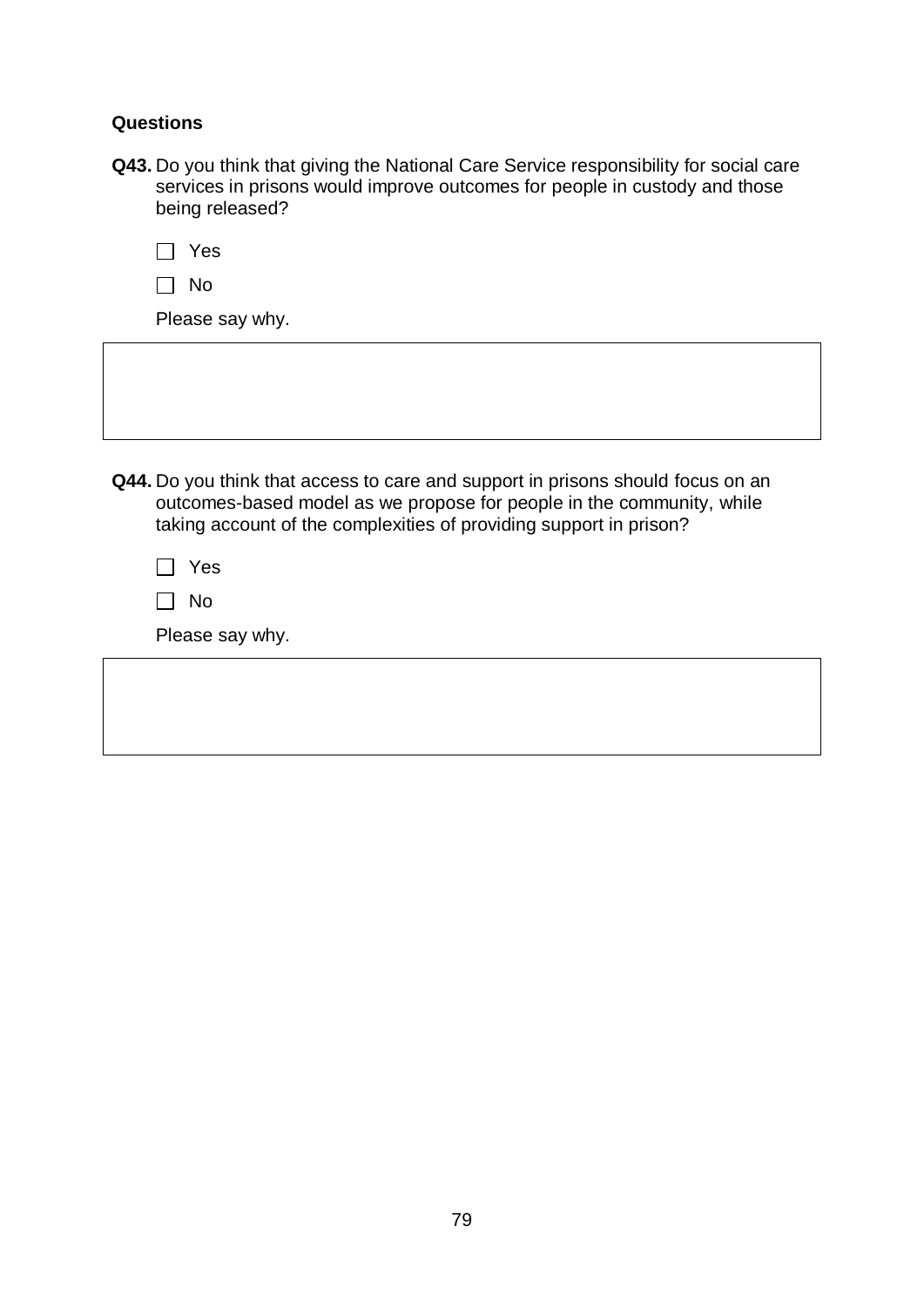**Questions**

**Q43.** Do you think that giving the National Care Service responsibility for social care services in prisons would improve outcomes for people in custody and those being released?

☐ Yes

☐ No

Please say why.

**Q44.** Do you think that access to care and support in prisons should focus on an outcomes-based model as we propose for people in the community, while taking account of the complexities of providing support in prison?

☐ Yes

☐ No

Please say why.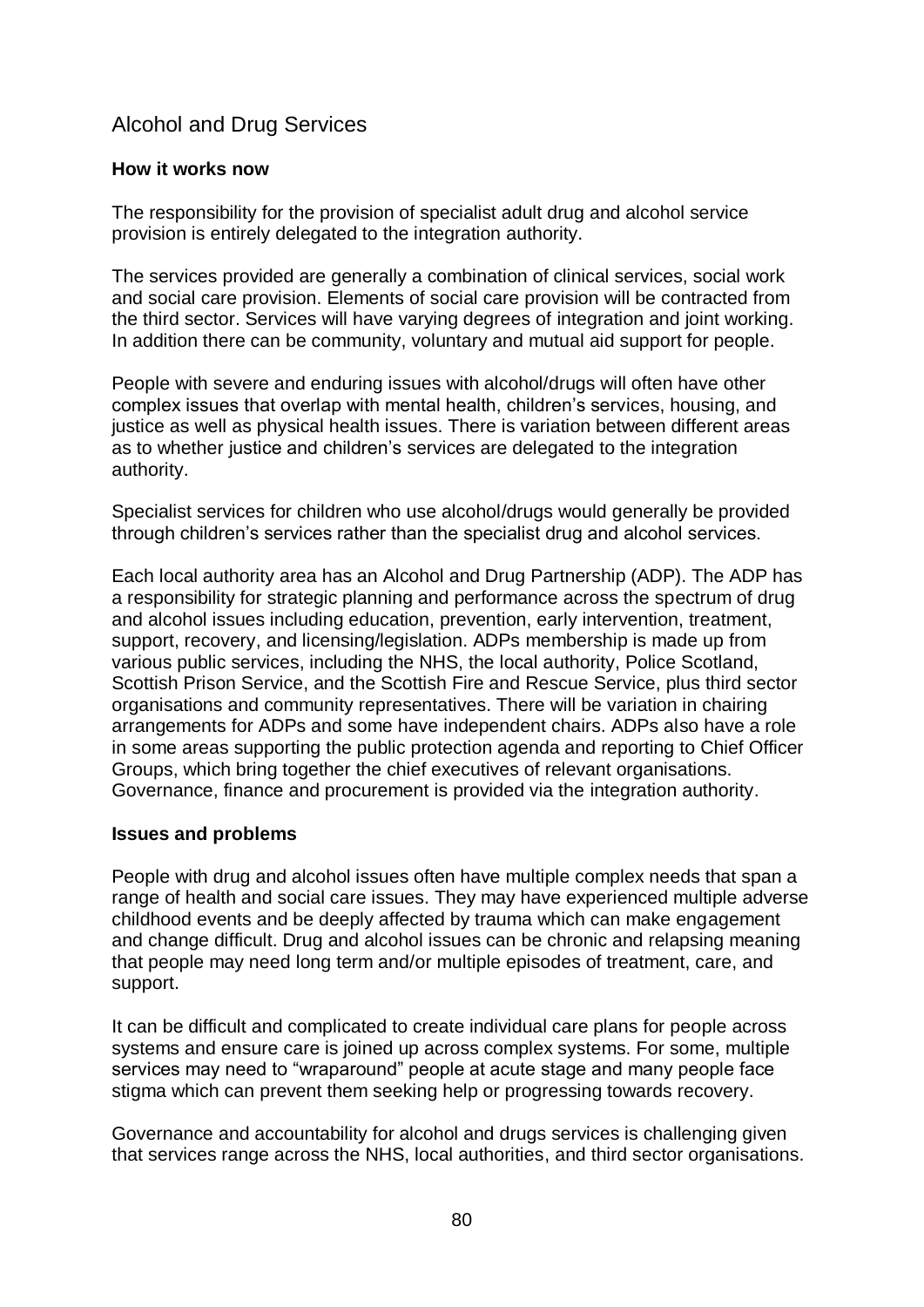## Alcohol and Drug Services

**How it works now**

The responsibility for the provision of specialist adult drug and alcohol service provision is entirely delegated to the integration authority.

The services provided are generally a combination of clinical services, social work and social care provision. Elements of social care provision will be contracted from the third sector. Services will have varying degrees of integration and joint working. In addition there can be community, voluntary and mutual aid support for people.

People with severe and enduring issues with alcohol/drugs will often have other complex issues that overlap with mental health, children's services, housing, and justice as well as physical health issues. There is variation between different areas as to whether justice and children's services are delegated to the integration authority.

Specialist services for children who use alcohol/drugs would generally be provided through children's services rather than the specialist drug and alcohol services.

Each local authority area has an Alcohol and Drug Partnership (ADP). The ADP has a responsibility for strategic planning and performance across the spectrum of drug and alcohol issues including education, prevention, early intervention, treatment, support, recovery, and licensing/legislation. ADPs membership is made up from various public services, including the NHS, the local authority, Police Scotland, Scottish Prison Service, and the Scottish Fire and Rescue Service, plus third sector organisations and community representatives. There will be variation in chairing arrangements for ADPs and some have independent chairs. ADPs also have a role in some areas supporting the public protection agenda and reporting to Chief Officer Groups, which bring together the chief executives of relevant organisations. Governance, finance and procurement is provided via the integration authority.

**Issues and problems**

People with drug and alcohol issues often have multiple complex needs that span a range of health and social care issues. They may have experienced multiple adverse childhood events and be deeply affected by trauma which can make engagement and change difficult. Drug and alcohol issues can be chronic and relapsing meaning that people may need long term and/or multiple episodes of treatment, care, and support.

It can be difficult and complicated to create individual care plans for people across systems and ensure care is joined up across complex systems. For some, multiple services may need to "wraparound" people at acute stage and many people face stigma which can prevent them seeking help or progressing towards recovery.

Governance and accountability for alcohol and drugs services is challenging given that services range across the NHS, local authorities, and third sector organisations.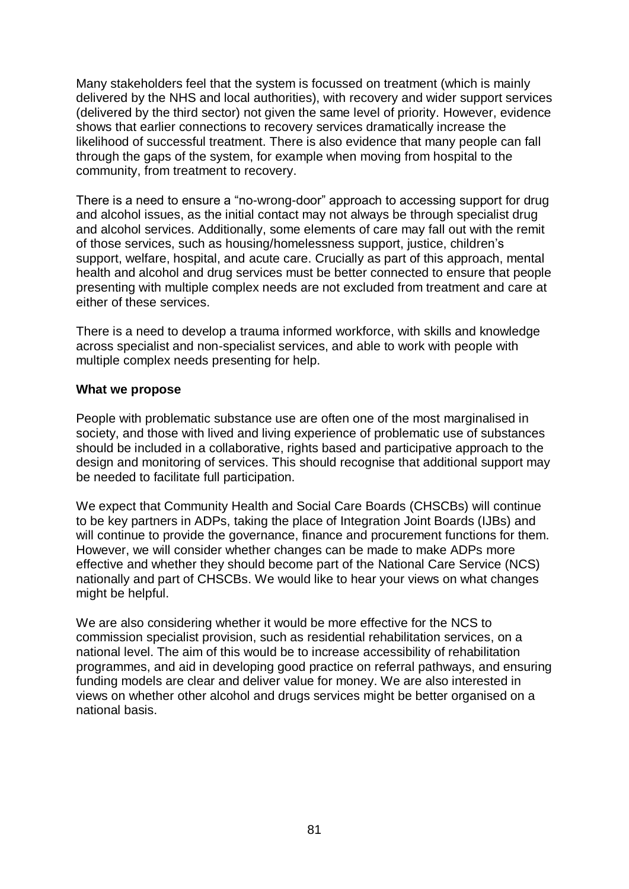Many stakeholders feel that the system is focussed on treatment (which is mainly delivered by the NHS and local authorities), with recovery and wider support services (delivered by the third sector) not given the same level of priority. However, evidence shows that earlier connections to recovery services dramatically increase the likelihood of successful treatment. There is also evidence that many people can fall through the gaps of the system, for example when moving from hospital to the community, from treatment to recovery.

There is a need to ensure a "no-wrong-door" approach to accessing support for drug and alcohol issues, as the initial contact may not always be through specialist drug and alcohol services. Additionally, some elements of care may fall out with the remit of those services, such as housing/homelessness support, justice, children's support, welfare, hospital, and acute care. Crucially as part of this approach, mental health and alcohol and drug services must be better connected to ensure that people presenting with multiple complex needs are not excluded from treatment and care at either of these services.

There is a need to develop a trauma informed workforce, with skills and knowledge across specialist and non-specialist services, and able to work with people with multiple complex needs presenting for help.

**What we propose**

People with problematic substance use are often one of the most marginalised in society, and those with lived and living experience of problematic use of substances should be included in a collaborative, rights based and participative approach to the design and monitoring of services. This should recognise that additional support may be needed to facilitate full participation.

We expect that Community Health and Social Care Boards (CHSCBs) will continue to be key partners in ADPs, taking the place of Integration Joint Boards (IJBs) and will continue to provide the governance, finance and procurement functions for them. However, we will consider whether changes can be made to make ADPs more effective and whether they should become part of the National Care Service (NCS) nationally and part of CHSCBs. We would like to hear your views on what changes might be helpful.

We are also considering whether it would be more effective for the NCS to commission specialist provision, such as residential rehabilitation services, on a national level. The aim of this would be to increase accessibility of rehabilitation programmes, and aid in developing good practice on referral pathways, and ensuring funding models are clear and deliver value for money. We are also interested in views on whether other alcohol and drugs services might be better organised on a national basis.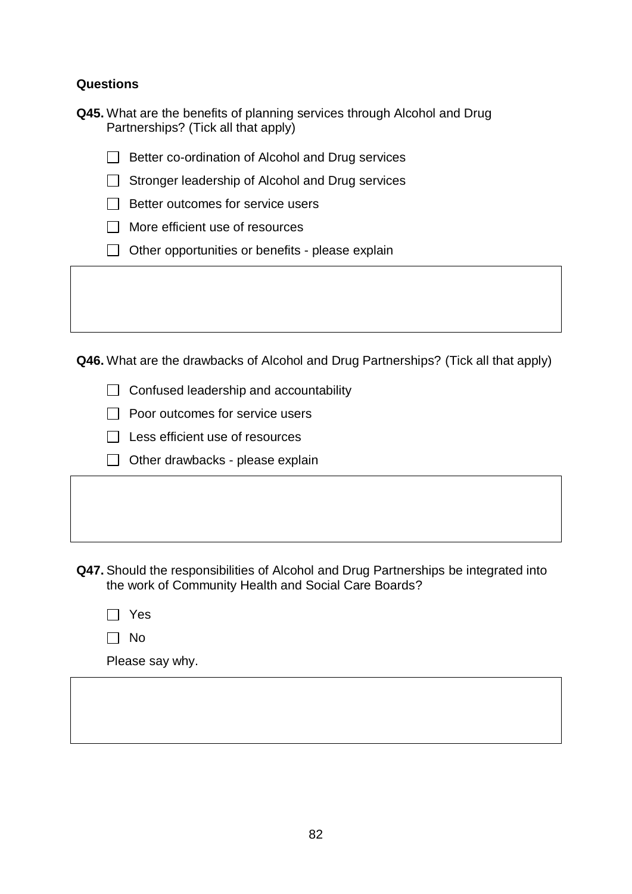**Questions**

**Q45.** What are the benefits of planning services through Alcohol and Drug Partnerships? (Tick all that apply)

- ☐ Better co-ordination of Alcohol and Drug services
- ☐ Stronger leadership of Alcohol and Drug services
- ☐ Better outcomes for service users
- ☐ More efficient use of resources
- ☐ Other opportunities or benefits - please explain

**Q46.** What are the drawbacks of Alcohol and Drug Partnerships? (Tick all that apply)

- ☐ Confused leadership and accountability
- ☐ Poor outcomes for service users
- ☐ Less efficient use of resources
- ☐ Other drawbacks - please explain

**Q47.** Should the responsibilities of Alcohol and Drug Partnerships be integrated into the work of Community Health and Social Care Boards?

- ☐ Yes
- ☐ No

Please say why.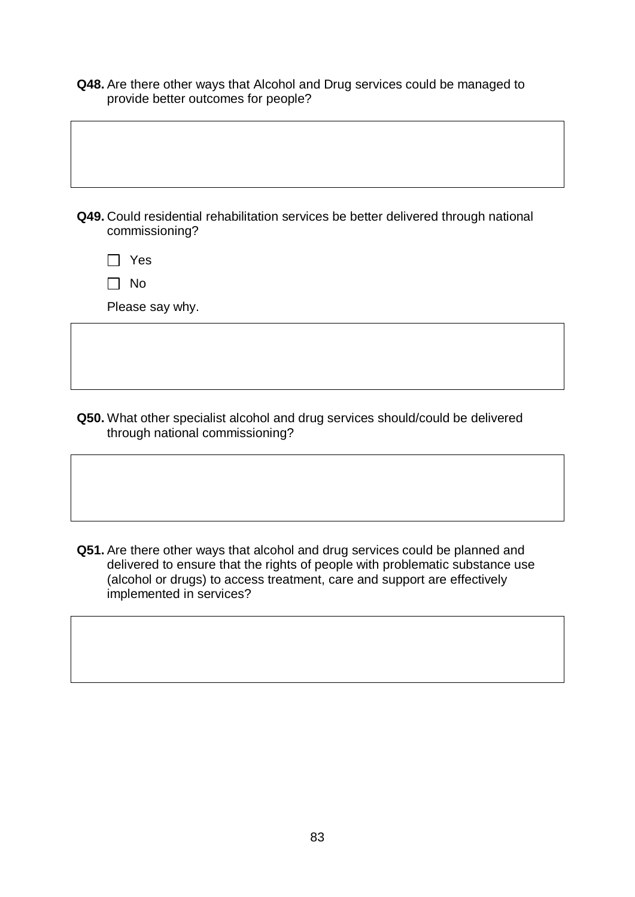**Q48.** Are there other ways that Alcohol and Drug services could be managed to provide better outcomes for people?

**Q49.** Could residential rehabilitation services be better delivered through national commissioning?

☐ Yes

☐ No

Please say why.

**Q50.** What other specialist alcohol and drug services should/could be delivered through national commissioning?

**Q51.** Are there other ways that alcohol and drug services could be planned and delivered to ensure that the rights of people with problematic substance use (alcohol or drugs) to access treatment, care and support are effectively implemented in services?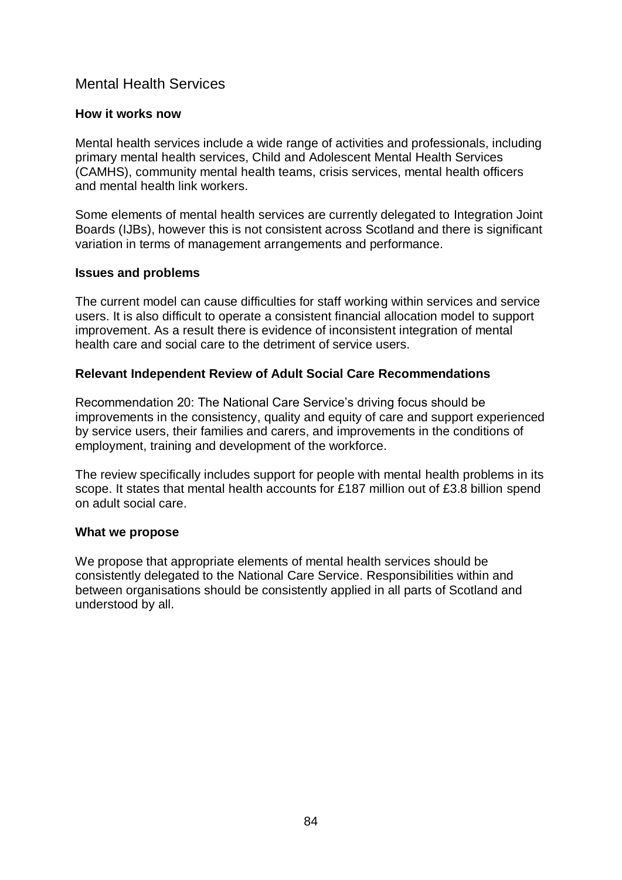## Mental Health Services

### How it works now

Mental health services include a wide range of activities and professionals, including primary mental health services, Child and Adolescent Mental Health Services (CAMHS), community mental health teams, crisis services, mental health officers and mental health link workers.

Some elements of mental health services are currently delegated to Integration Joint Boards (IJBs), however this is not consistent across Scotland and there is significant variation in terms of management arrangements and performance.

### Issues and problems

The current model can cause difficulties for staff working within services and service users. It is also difficult to operate a consistent financial allocation model to support improvement. As a result there is evidence of inconsistent integration of mental health care and social care to the detriment of service users.

### Relevant Independent Review of Adult Social Care Recommendations

Recommendation 20: The National Care Service's driving focus should be improvements in the consistency, quality and equity of care and support experienced by service users, their families and carers, and improvements in the conditions of employment, training and development of the workforce.

The review specifically includes support for people with mental health problems in its scope. It states that mental health accounts for £187 million out of £3.8 billion spend on adult social care.

### What we propose

We propose that appropriate elements of mental health services should be consistently delegated to the National Care Service. Responsibilities within and between organisations should be consistently applied in all parts of Scotland and understood by all.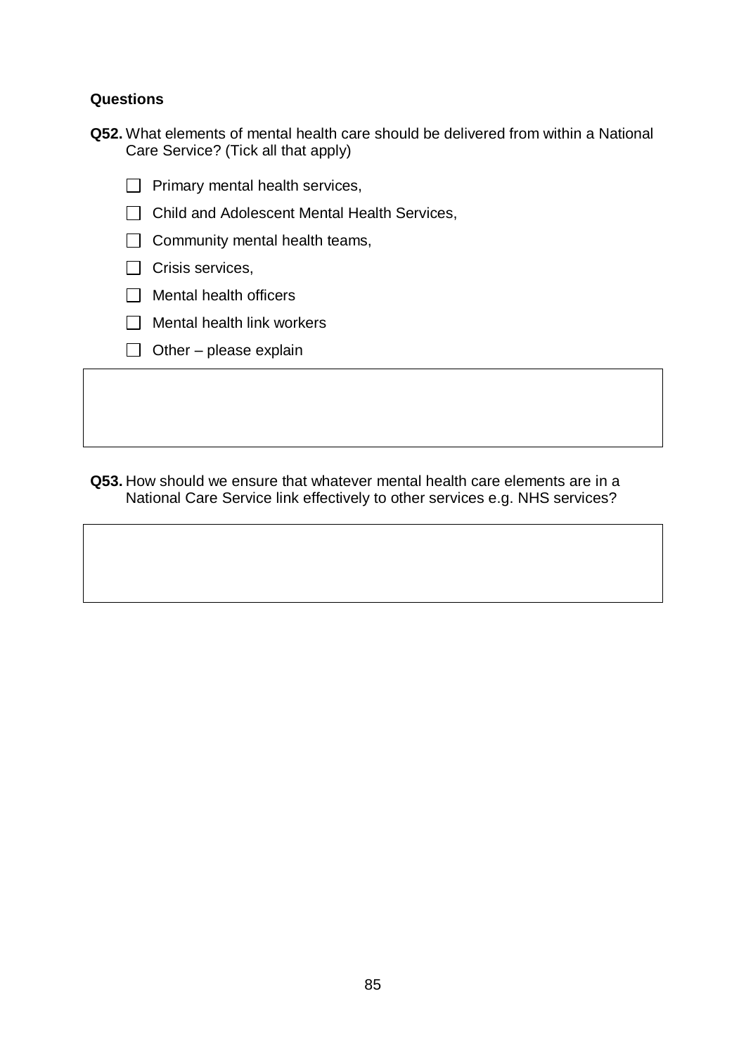**Questions**

**Q52.** What elements of mental health care should be delivered from within a National Care Service? (Tick all that apply)

- [ ] Primary mental health services,
- [ ] Child and Adolescent Mental Health Services,
- [ ] Community mental health teams,
- [ ] Crisis services,
- [ ] Mental health officers
- [ ] Mental health link workers
- [ ] Other – please explain

**Q53.** How should we ensure that whatever mental health care elements are in a National Care Service link effectively to other services e.g. NHS services?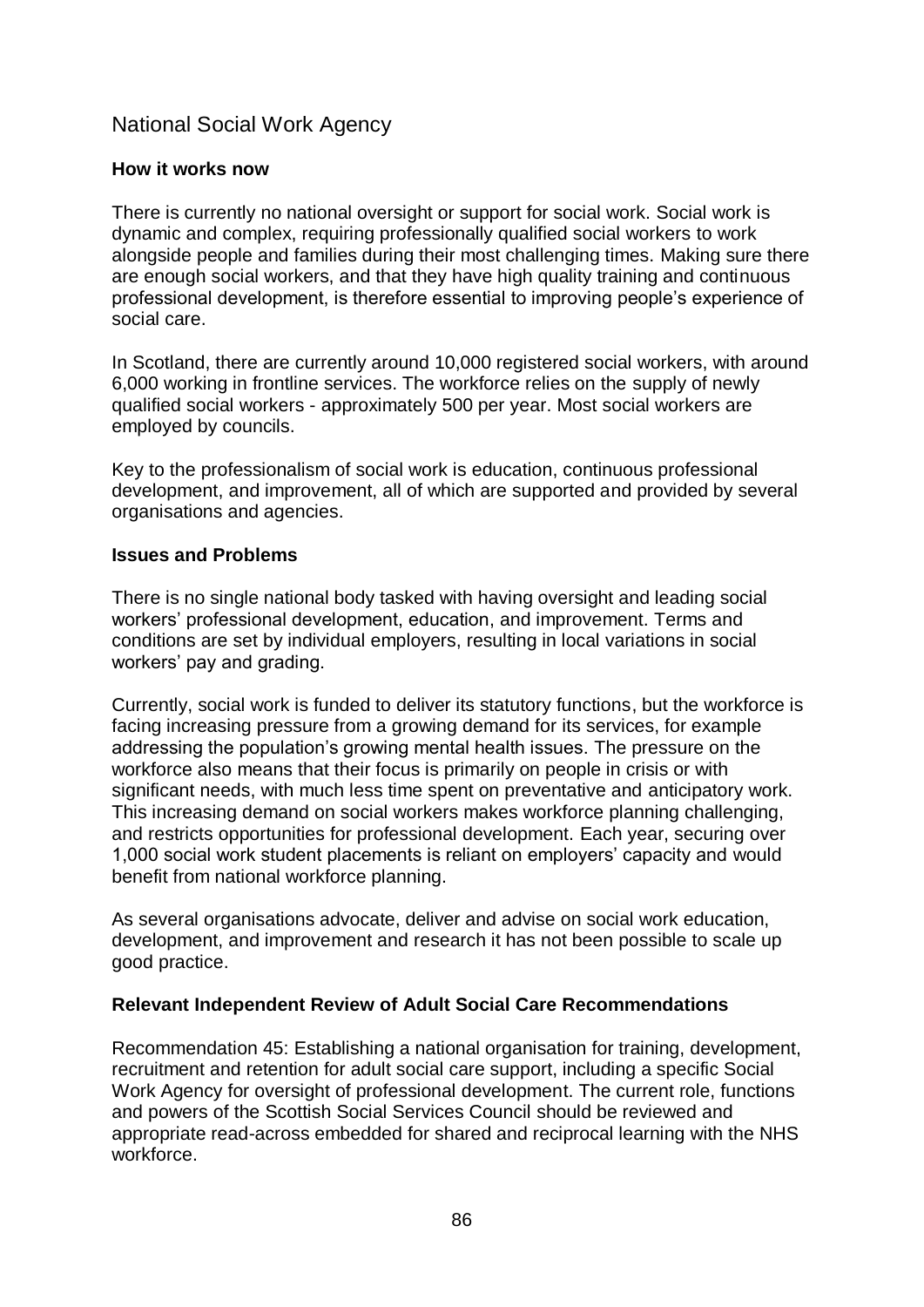## National Social Work Agency

### How it works now

There is currently no national oversight or support for social work. Social work is dynamic and complex, requiring professionally qualified social workers to work alongside people and families during their most challenging times. Making sure there are enough social workers, and that they have high quality training and continuous professional development, is therefore essential to improving people's experience of social care.

In Scotland, there are currently around 10,000 registered social workers, with around 6,000 working in frontline services. The workforce relies on the supply of newly qualified social workers - approximately 500 per year. Most social workers are employed by councils.

Key to the professionalism of social work is education, continuous professional development, and improvement, all of which are supported and provided by several organisations and agencies.

### Issues and Problems

There is no single national body tasked with having oversight and leading social workers' professional development, education, and improvement. Terms and conditions are set by individual employers, resulting in local variations in social workers' pay and grading.

Currently, social work is funded to deliver its statutory functions, but the workforce is facing increasing pressure from a growing demand for its services, for example addressing the population's growing mental health issues. The pressure on the workforce also means that their focus is primarily on people in crisis or with significant needs, with much less time spent on preventative and anticipatory work. This increasing demand on social workers makes workforce planning challenging, and restricts opportunities for professional development. Each year, securing over 1,000 social work student placements is reliant on employers' capacity and would benefit from national workforce planning.

As several organisations advocate, deliver and advise on social work education, development, and improvement and research it has not been possible to scale up good practice.

### Relevant Independent Review of Adult Social Care Recommendations

Recommendation 45: Establishing a national organisation for training, development, recruitment and retention for adult social care support, including a specific Social Work Agency for oversight of professional development. The current role, functions and powers of the Scottish Social Services Council should be reviewed and appropriate read-across embedded for shared and reciprocal learning with the NHS workforce.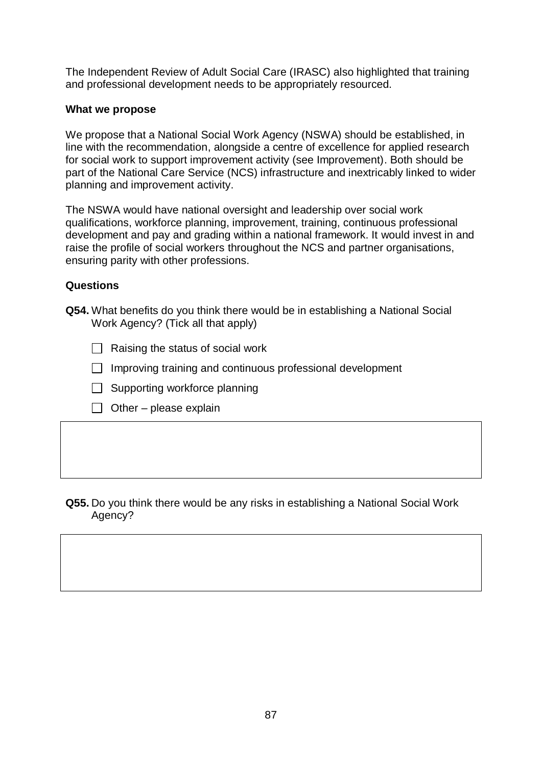The Independent Review of Adult Social Care (IRASC) also highlighted that training and professional development needs to be appropriately resourced.

**What we propose**

We propose that a National Social Work Agency (NSWA) should be established, in line with the recommendation, alongside a centre of excellence for applied research for social work to support improvement activity (see Improvement). Both should be part of the National Care Service (NCS) infrastructure and inextricably linked to wider planning and improvement activity.

The NSWA would have national oversight and leadership over social work qualifications, workforce planning, improvement, training, continuous professional development and pay and grading within a national framework. It would invest in and raise the profile of social workers throughout the NCS and partner organisations, ensuring parity with other professions.

**Questions**

**Q54.** What benefits do you think there would be in establishing a National Social Work Agency? (Tick all that apply)

- ☐ Raising the status of social work
- ☐ Improving training and continuous professional development
- ☐ Supporting workforce planning
- ☐ Other – please explain

**Q55.** Do you think there would be any risks in establishing a National Social Work Agency?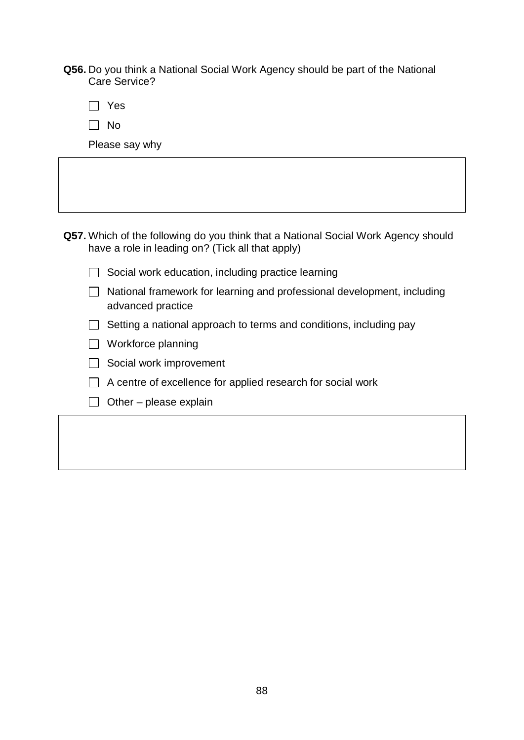**Q56.** Do you think a National Social Work Agency should be part of the National Care Service?

- [ ] Yes
- [ ] No

Please say why

| |
|---|
| |

**Q57.** Which of the following do you think that a National Social Work Agency should have a role in leading on? (Tick all that apply)

- [ ] Social work education, including practice learning
- [ ] National framework for learning and professional development, including advanced practice
- [ ] Setting a national approach to terms and conditions, including pay
- [ ] Workforce planning
- [ ] Social work improvement
- [ ] A centre of excellence for applied research for social work
- [ ] Other – please explain

| |
|---|
| |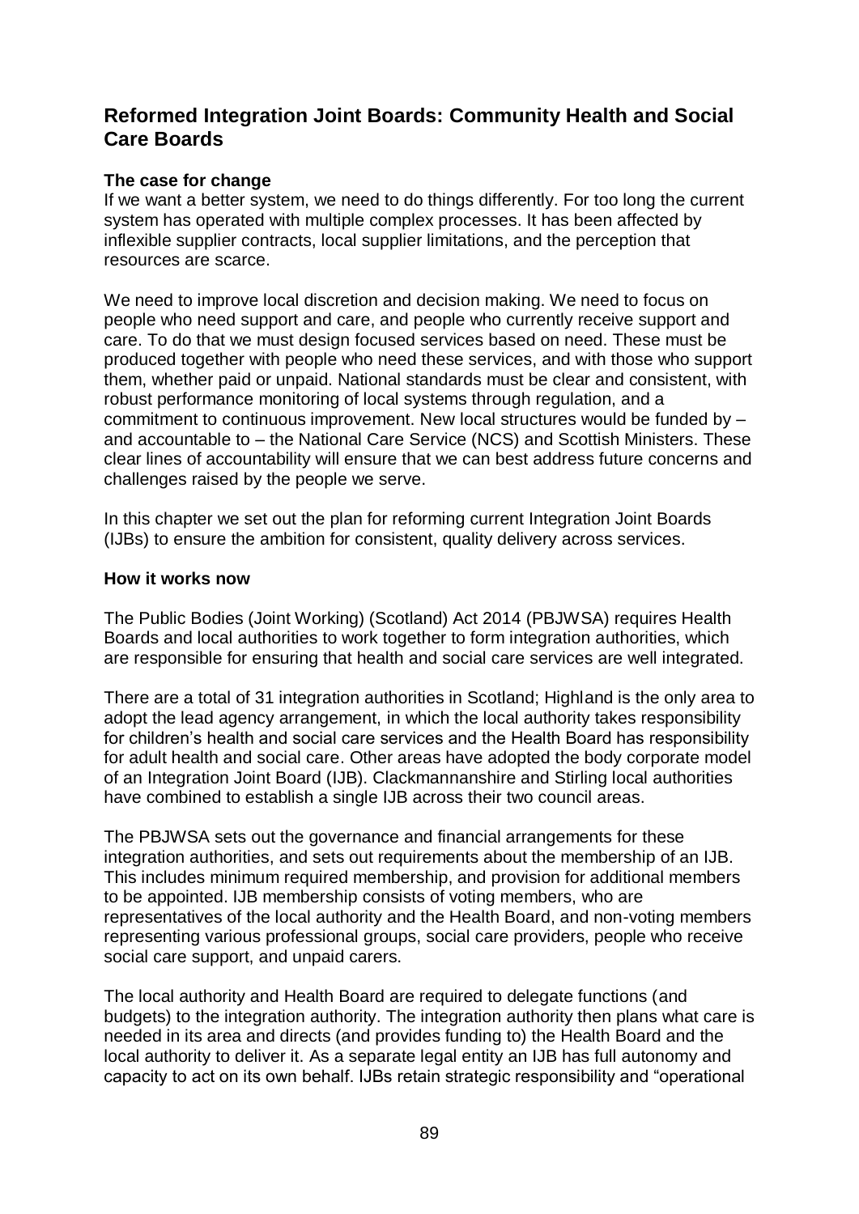## Reformed Integration Joint Boards: Community Health and Social Care Boards

**The case for change**

If we want a better system, we need to do things differently. For too long the current system has operated with multiple complex processes. It has been affected by inflexible supplier contracts, local supplier limitations, and the perception that resources are scarce.

We need to improve local discretion and decision making. We need to focus on people who need support and care, and people who currently receive support and care. To do that we must design focused services based on need. These must be produced together with people who need these services, and with those who support them, whether paid or unpaid. National standards must be clear and consistent, with robust performance monitoring of local systems through regulation, and a commitment to continuous improvement. New local structures would be funded by – and accountable to – the National Care Service (NCS) and Scottish Ministers. These clear lines of accountability will ensure that we can best address future concerns and challenges raised by the people we serve.

In this chapter we set out the plan for reforming current Integration Joint Boards (IJBs) to ensure the ambition for consistent, quality delivery across services.

**How it works now**

The Public Bodies (Joint Working) (Scotland) Act 2014 (PBJWSA) requires Health Boards and local authorities to work together to form integration authorities, which are responsible for ensuring that health and social care services are well integrated.

There are a total of 31 integration authorities in Scotland; Highland is the only area to adopt the lead agency arrangement, in which the local authority takes responsibility for children's health and social care services and the Health Board has responsibility for adult health and social care. Other areas have adopted the body corporate model of an Integration Joint Board (IJB). Clackmannanshire and Stirling local authorities have combined to establish a single IJB across their two council areas.

The PBJWSA sets out the governance and financial arrangements for these integration authorities, and sets out requirements about the membership of an IJB. This includes minimum required membership, and provision for additional members to be appointed. IJB membership consists of voting members, who are representatives of the local authority and the Health Board, and non-voting members representing various professional groups, social care providers, people who receive social care support, and unpaid carers.

The local authority and Health Board are required to delegate functions (and budgets) to the integration authority. The integration authority then plans what care is needed in its area and directs (and provides funding to) the Health Board and the local authority to deliver it. As a separate legal entity an IJB has full autonomy and capacity to act on its own behalf. IJBs retain strategic responsibility and "operational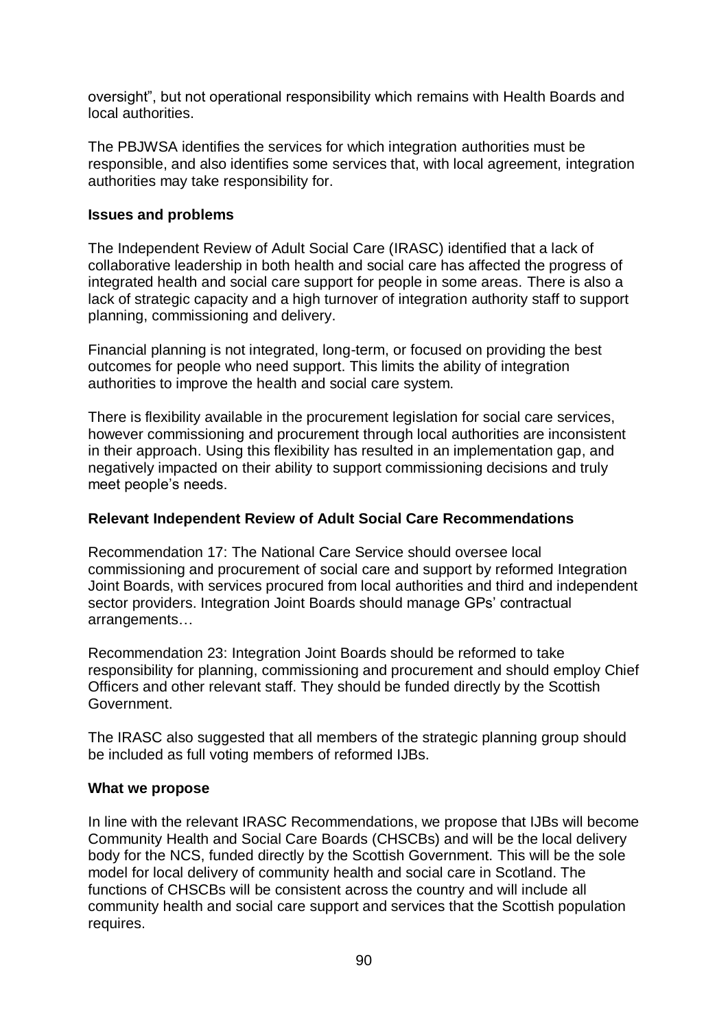oversight", but not operational responsibility which remains with Health Boards and local authorities.

The PBJWSA identifies the services for which integration authorities must be responsible, and also identifies some services that, with local agreement, integration authorities may take responsibility for.

**Issues and problems**

The Independent Review of Adult Social Care (IRASC) identified that a lack of collaborative leadership in both health and social care has affected the progress of integrated health and social care support for people in some areas. There is also a lack of strategic capacity and a high turnover of integration authority staff to support planning, commissioning and delivery.

Financial planning is not integrated, long-term, or focused on providing the best outcomes for people who need support. This limits the ability of integration authorities to improve the health and social care system.

There is flexibility available in the procurement legislation for social care services, however commissioning and procurement through local authorities are inconsistent in their approach. Using this flexibility has resulted in an implementation gap, and negatively impacted on their ability to support commissioning decisions and truly meet people's needs.

**Relevant Independent Review of Adult Social Care Recommendations**

Recommendation 17: The National Care Service should oversee local commissioning and procurement of social care and support by reformed Integration Joint Boards, with services procured from local authorities and third and independent sector providers. Integration Joint Boards should manage GPs' contractual arrangements…

Recommendation 23: Integration Joint Boards should be reformed to take responsibility for planning, commissioning and procurement and should employ Chief Officers and other relevant staff. They should be funded directly by the Scottish Government.

The IRASC also suggested that all members of the strategic planning group should be included as full voting members of reformed IJBs.

**What we propose**

In line with the relevant IRASC Recommendations, we propose that IJBs will become Community Health and Social Care Boards (CHSCBs) and will be the local delivery body for the NCS, funded directly by the Scottish Government. This will be the sole model for local delivery of community health and social care in Scotland. The functions of CHSCBs will be consistent across the country and will include all community health and social care support and services that the Scottish population requires.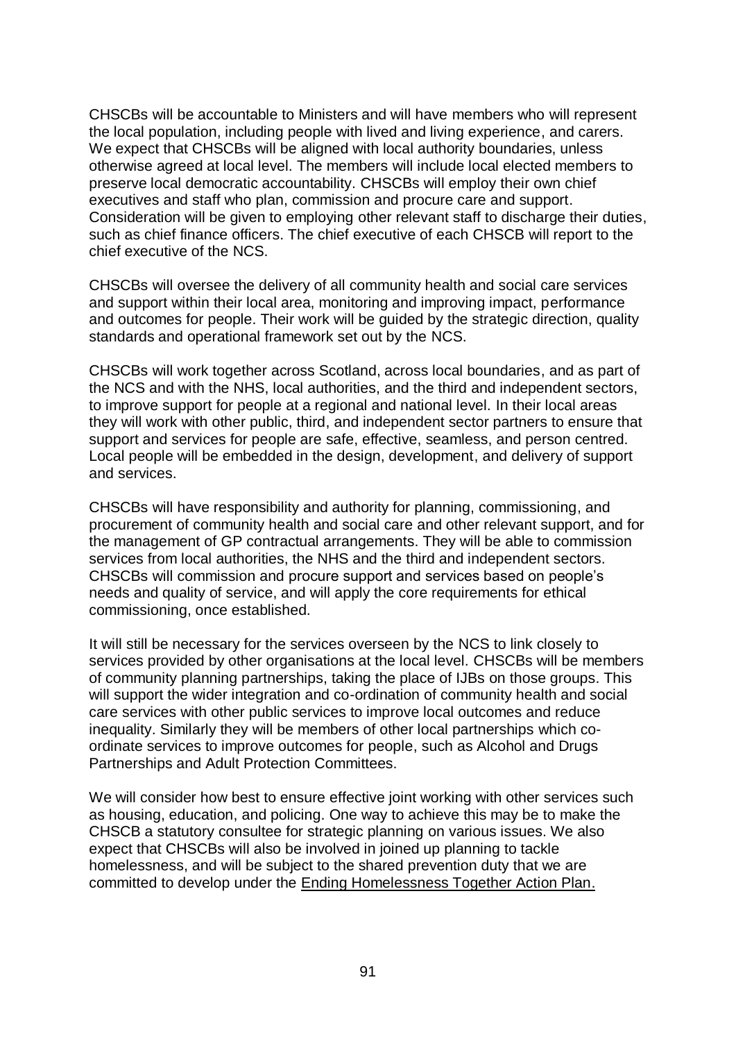CHSCBs will be accountable to Ministers and will have members who will represent the local population, including people with lived and living experience, and carers. We expect that CHSCBs will be aligned with local authority boundaries, unless otherwise agreed at local level. The members will include local elected members to preserve local democratic accountability. CHSCBs will employ their own chief executives and staff who plan, commission and procure care and support. Consideration will be given to employing other relevant staff to discharge their duties, such as chief finance officers. The chief executive of each CHSCB will report to the chief executive of the NCS.

CHSCBs will oversee the delivery of all community health and social care services and support within their local area, monitoring and improving impact, performance and outcomes for people. Their work will be guided by the strategic direction, quality standards and operational framework set out by the NCS.

CHSCBs will work together across Scotland, across local boundaries, and as part of the NCS and with the NHS, local authorities, and the third and independent sectors, to improve support for people at a regional and national level. In their local areas they will work with other public, third, and independent sector partners to ensure that support and services for people are safe, effective, seamless, and person centred. Local people will be embedded in the design, development, and delivery of support and services.

CHSCBs will have responsibility and authority for planning, commissioning, and procurement of community health and social care and other relevant support, and for the management of GP contractual arrangements. They will be able to commission services from local authorities, the NHS and the third and independent sectors. CHSCBs will commission and procure support and services based on people's needs and quality of service, and will apply the core requirements for ethical commissioning, once established.

It will still be necessary for the services overseen by the NCS to link closely to services provided by other organisations at the local level. CHSCBs will be members of community planning partnerships, taking the place of IJBs on those groups. This will support the wider integration and co-ordination of community health and social care services with other public services to improve local outcomes and reduce inequality. Similarly they will be members of other local partnerships which co-ordinate services to improve outcomes for people, such as Alcohol and Drugs Partnerships and Adult Protection Committees.

We will consider how best to ensure effective joint working with other services such as housing, education, and policing. One way to achieve this may be to make the CHSCB a statutory consultee for strategic planning on various issues. We also expect that CHSCBs will also be involved in joined up planning to tackle homelessness, and will be subject to the shared prevention duty that we are committed to develop under the Ending Homelessness Together Action Plan.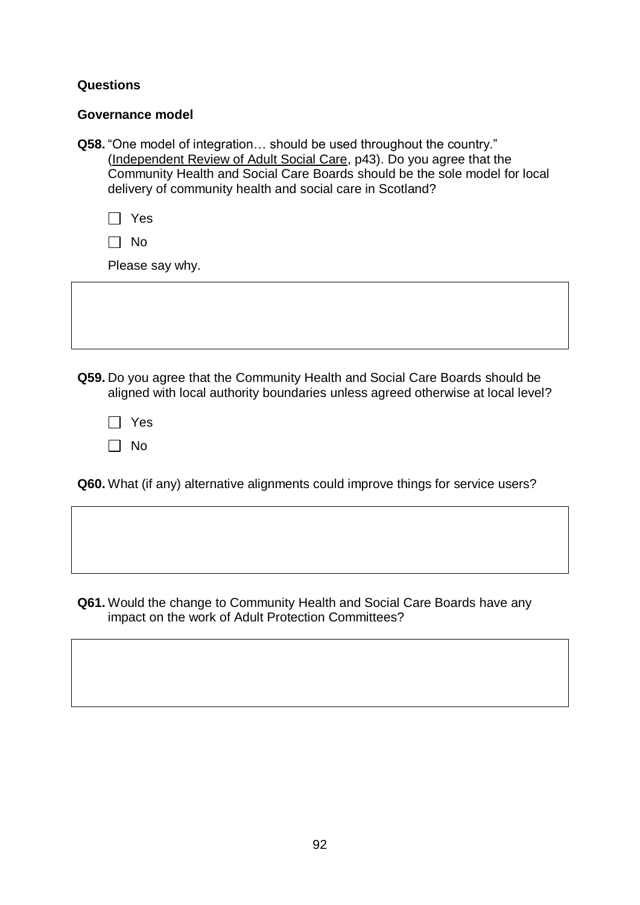**Questions**

**Governance model**

**Q58.** "One model of integration… should be used throughout the country." (Independent Review of Adult Social Care, p43). Do you agree that the Community Health and Social Care Boards should be the sole model for local delivery of community health and social care in Scotland?

☐ Yes

☐ No

Please say why.

**Q59.** Do you agree that the Community Health and Social Care Boards should be aligned with local authority boundaries unless agreed otherwise at local level?

☐ Yes

☐ No

**Q60.** What (if any) alternative alignments could improve things for service users?

**Q61.** Would the change to Community Health and Social Care Boards have any impact on the work of Adult Protection Committees?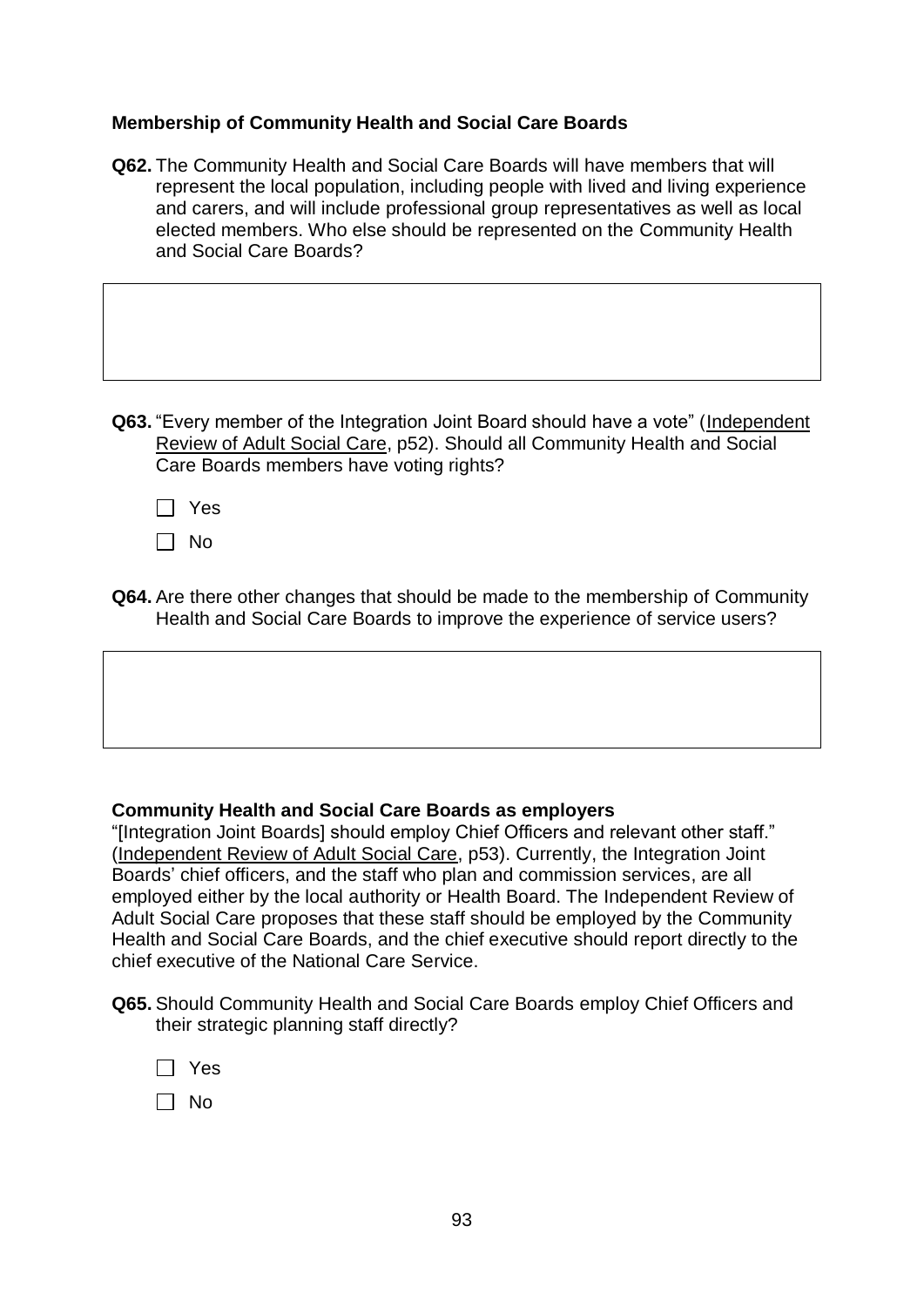**Membership of Community Health and Social Care Boards**

**Q62.** The Community Health and Social Care Boards will have members that will represent the local population, including people with lived and living experience and carers, and will include professional group representatives as well as local elected members. Who else should be represented on the Community Health and Social Care Boards?

**Q63.** "Every member of the Integration Joint Board should have a vote" (Independent Review of Adult Social Care, p52). Should all Community Health and Social Care Boards members have voting rights?

- [ ] Yes
- [ ] No

**Q64.** Are there other changes that should be made to the membership of Community Health and Social Care Boards to improve the experience of service users?

**Community Health and Social Care Boards as employers**

"[Integration Joint Boards] should employ Chief Officers and relevant other staff." (Independent Review of Adult Social Care, p53). Currently, the Integration Joint Boards' chief officers, and the staff who plan and commission services, are all employed either by the local authority or Health Board. The Independent Review of Adult Social Care proposes that these staff should be employed by the Community Health and Social Care Boards, and the chief executive should report directly to the chief executive of the National Care Service.

**Q65.** Should Community Health and Social Care Boards employ Chief Officers and their strategic planning staff directly?

- [ ] Yes
- [ ] No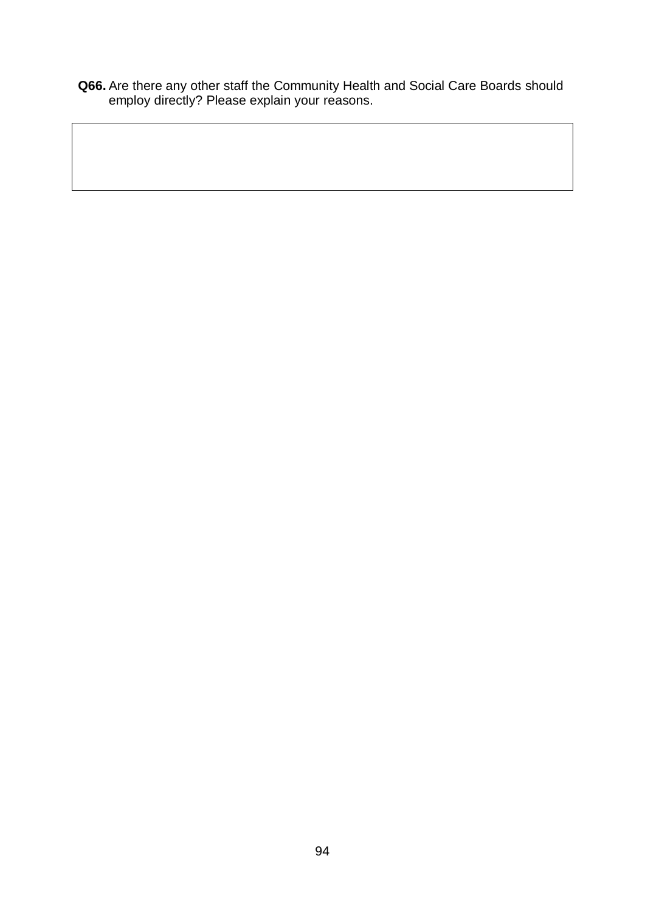**Q66.** Are there any other staff the Community Health and Social Care Boards should employ directly? Please explain your reasons.

| |
|---|
| |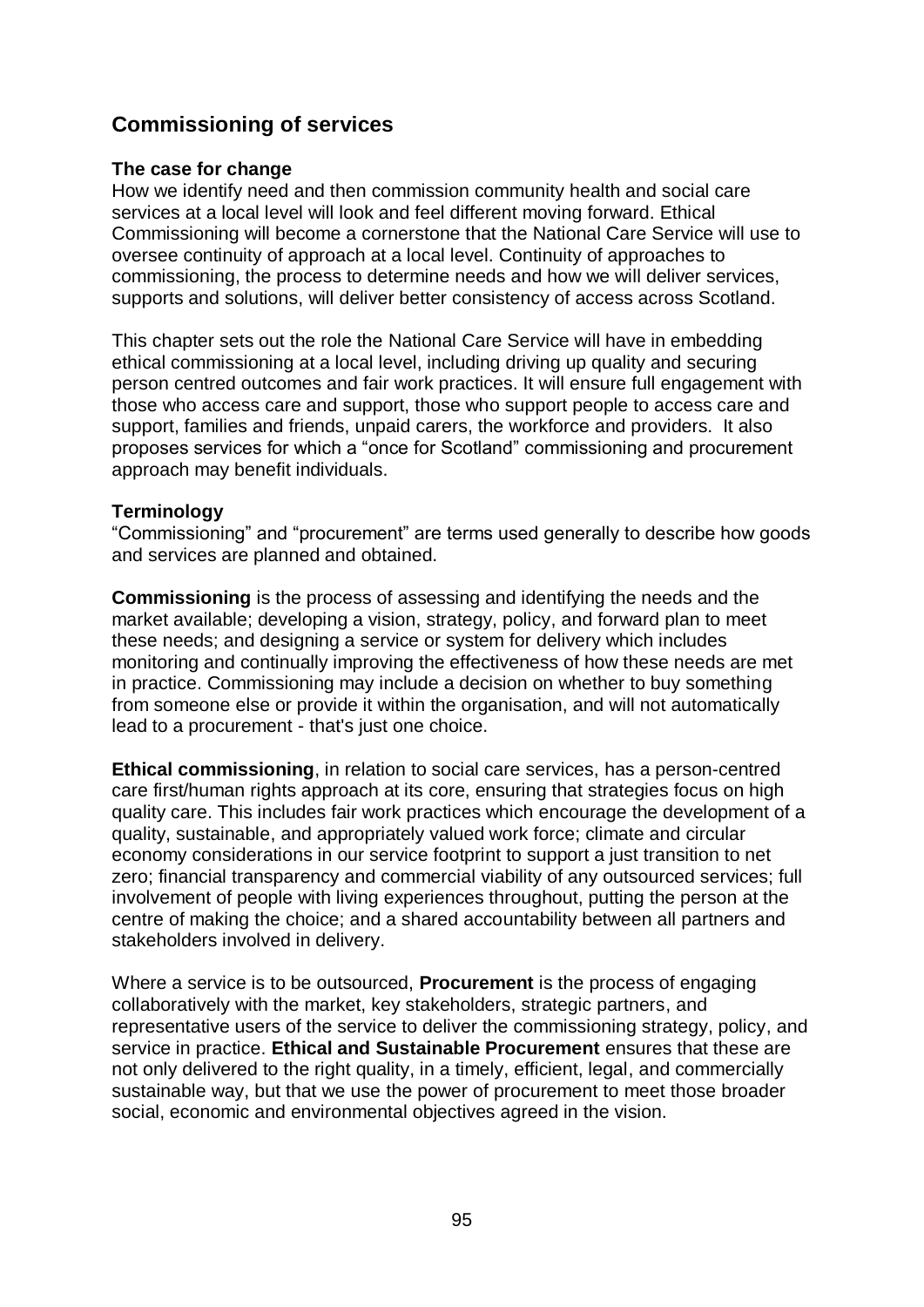## Commissioning of services

**The case for change**

How we identify need and then commission community health and social care services at a local level will look and feel different moving forward. Ethical Commissioning will become a cornerstone that the National Care Service will use to oversee continuity of approach at a local level. Continuity of approaches to commissioning, the process to determine needs and how we will deliver services, supports and solutions, will deliver better consistency of access across Scotland.

This chapter sets out the role the National Care Service will have in embedding ethical commissioning at a local level, including driving up quality and securing person centred outcomes and fair work practices. It will ensure full engagement with those who access care and support, those who support people to access care and support, families and friends, unpaid carers, the workforce and providers. It also proposes services for which a "once for Scotland" commissioning and procurement approach may benefit individuals.

**Terminology**

"Commissioning" and "procurement" are terms used generally to describe how goods and services are planned and obtained.

**Commissioning** is the process of assessing and identifying the needs and the market available; developing a vision, strategy, policy, and forward plan to meet these needs; and designing a service or system for delivery which includes monitoring and continually improving the effectiveness of how these needs are met in practice. Commissioning may include a decision on whether to buy something from someone else or provide it within the organisation, and will not automatically lead to a procurement - that's just one choice.

**Ethical commissioning**, in relation to social care services, has a person-centred care first/human rights approach at its core, ensuring that strategies focus on high quality care. This includes fair work practices which encourage the development of a quality, sustainable, and appropriately valued work force; climate and circular economy considerations in our service footprint to support a just transition to net zero; financial transparency and commercial viability of any outsourced services; full involvement of people with living experiences throughout, putting the person at the centre of making the choice; and a shared accountability between all partners and stakeholders involved in delivery.

Where a service is to be outsourced, **Procurement** is the process of engaging collaboratively with the market, key stakeholders, strategic partners, and representative users of the service to deliver the commissioning strategy, policy, and service in practice. **Ethical and Sustainable Procurement** ensures that these are not only delivered to the right quality, in a timely, efficient, legal, and commercially sustainable way, but that we use the power of procurement to meet those broader social, economic and environmental objectives agreed in the vision.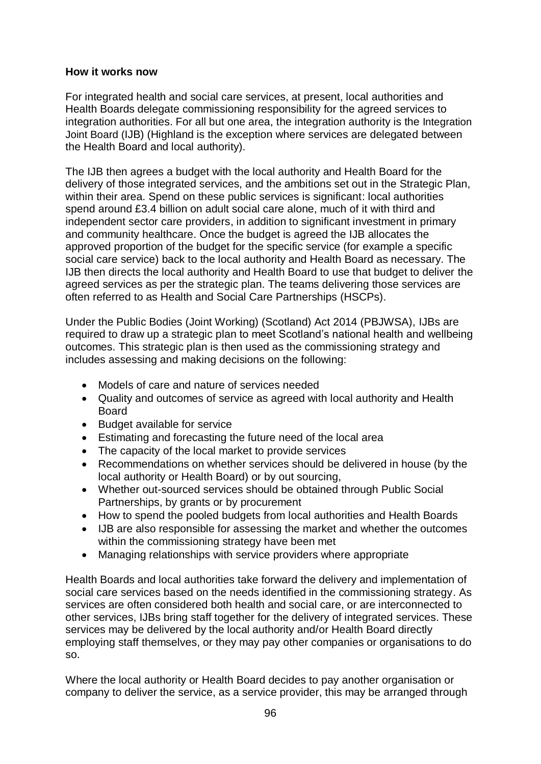**How it works now**

For integrated health and social care services, at present, local authorities and Health Boards delegate commissioning responsibility for the agreed services to integration authorities. For all but one area, the integration authority is the Integration Joint Board (IJB) (Highland is the exception where services are delegated between the Health Board and local authority).

The IJB then agrees a budget with the local authority and Health Board for the delivery of those integrated services, and the ambitions set out in the Strategic Plan, within their area. Spend on these public services is significant: local authorities spend around £3.4 billion on adult social care alone, much of it with third and independent sector care providers, in addition to significant investment in primary and community healthcare. Once the budget is agreed the IJB allocates the approved proportion of the budget for the specific service (for example a specific social care service) back to the local authority and Health Board as necessary. The IJB then directs the local authority and Health Board to use that budget to deliver the agreed services as per the strategic plan. The teams delivering those services are often referred to as Health and Social Care Partnerships (HSCPs).

Under the Public Bodies (Joint Working) (Scotland) Act 2014 (PBJWSA), IJBs are required to draw up a strategic plan to meet Scotland's national health and wellbeing outcomes. This strategic plan is then used as the commissioning strategy and includes assessing and making decisions on the following:

- Models of care and nature of services needed
- Quality and outcomes of service as agreed with local authority and Health Board
- Budget available for service
- Estimating and forecasting the future need of the local area
- The capacity of the local market to provide services
- Recommendations on whether services should be delivered in house (by the local authority or Health Board) or by out sourcing,
- Whether out-sourced services should be obtained through Public Social Partnerships, by grants or by procurement
- How to spend the pooled budgets from local authorities and Health Boards
- IJB are also responsible for assessing the market and whether the outcomes within the commissioning strategy have been met
- Managing relationships with service providers where appropriate

Health Boards and local authorities take forward the delivery and implementation of social care services based on the needs identified in the commissioning strategy. As services are often considered both health and social care, or are interconnected to other services, IJBs bring staff together for the delivery of integrated services. These services may be delivered by the local authority and/or Health Board directly employing staff themselves, or they may pay other companies or organisations to do so.

Where the local authority or Health Board decides to pay another organisation or company to deliver the service, as a service provider, this may be arranged through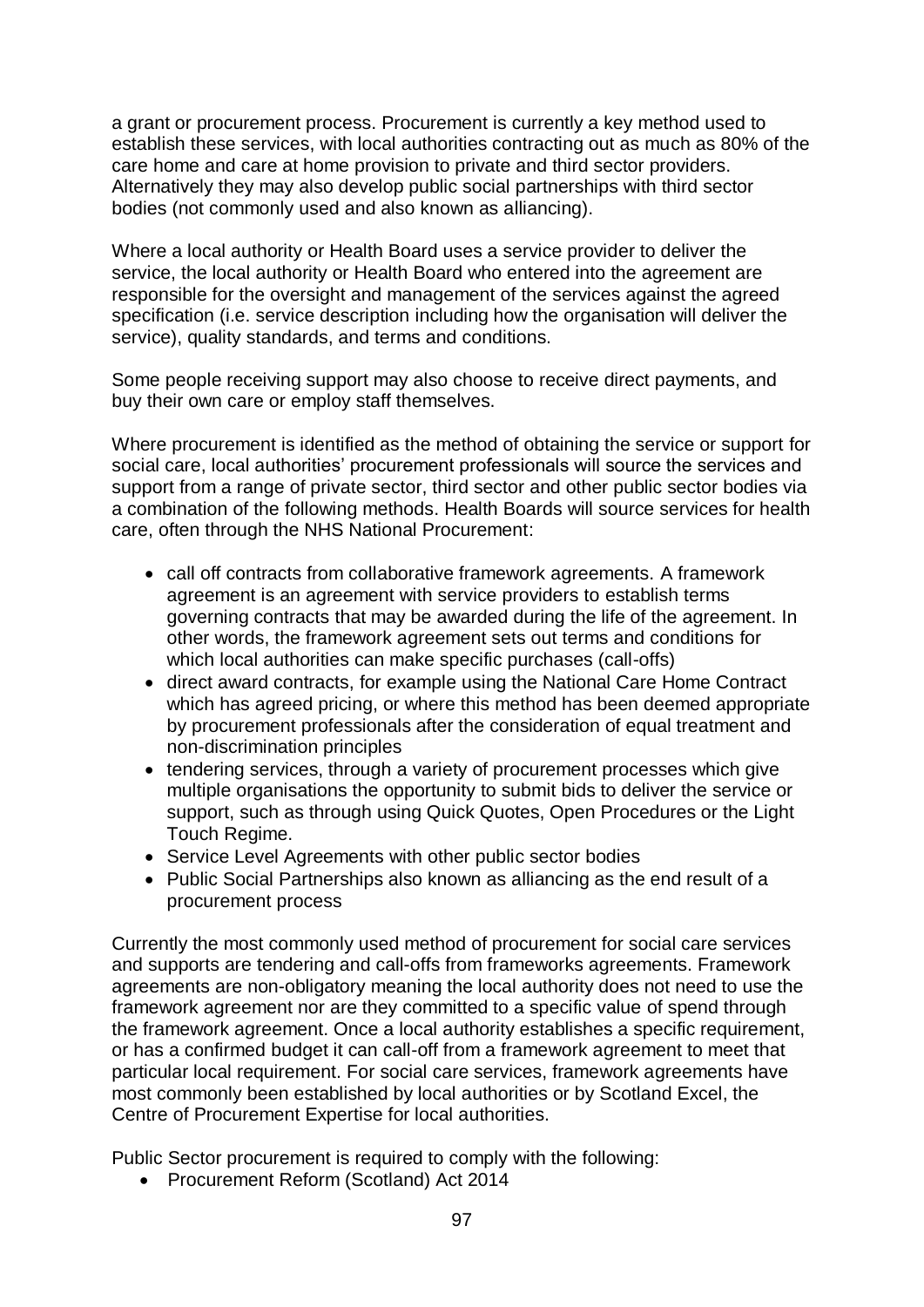a grant or procurement process. Procurement is currently a key method used to establish these services, with local authorities contracting out as much as 80% of the care home and care at home provision to private and third sector providers. Alternatively they may also develop public social partnerships with third sector bodies (not commonly used and also known as alliancing).

Where a local authority or Health Board uses a service provider to deliver the service, the local authority or Health Board who entered into the agreement are responsible for the oversight and management of the services against the agreed specification (i.e. service description including how the organisation will deliver the service), quality standards, and terms and conditions.

Some people receiving support may also choose to receive direct payments, and buy their own care or employ staff themselves.

Where procurement is identified as the method of obtaining the service or support for social care, local authorities' procurement professionals will source the services and support from a range of private sector, third sector and other public sector bodies via a combination of the following methods. Health Boards will source services for health care, often through the NHS National Procurement:

- call off contracts from collaborative framework agreements. A framework agreement is an agreement with service providers to establish terms governing contracts that may be awarded during the life of the agreement. In other words, the framework agreement sets out terms and conditions for which local authorities can make specific purchases (call-offs)
- direct award contracts, for example using the National Care Home Contract which has agreed pricing, or where this method has been deemed appropriate by procurement professionals after the consideration of equal treatment and non-discrimination principles
- tendering services, through a variety of procurement processes which give multiple organisations the opportunity to submit bids to deliver the service or support, such as through using Quick Quotes, Open Procedures or the Light Touch Regime.
- Service Level Agreements with other public sector bodies
- Public Social Partnerships also known as alliancing as the end result of a procurement process

Currently the most commonly used method of procurement for social care services and supports are tendering and call-offs from frameworks agreements. Framework agreements are non-obligatory meaning the local authority does not need to use the framework agreement nor are they committed to a specific value of spend through the framework agreement. Once a local authority establishes a specific requirement, or has a confirmed budget it can call-off from a framework agreement to meet that particular local requirement. For social care services, framework agreements have most commonly been established by local authorities or by Scotland Excel, the Centre of Procurement Expertise for local authorities.

Public Sector procurement is required to comply with the following:

- Procurement Reform (Scotland) Act 2014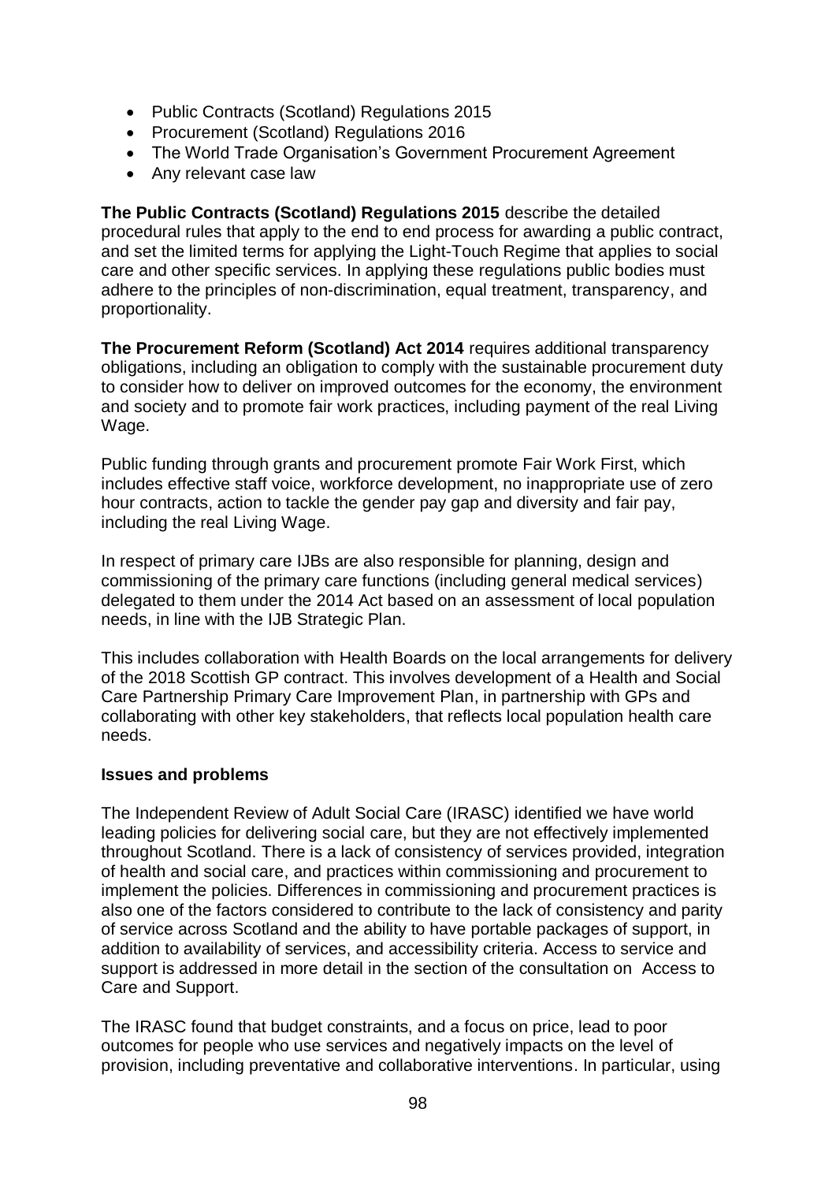- Public Contracts (Scotland) Regulations 2015
- Procurement (Scotland) Regulations 2016
- The World Trade Organisation's Government Procurement Agreement
- Any relevant case law

**The Public Contracts (Scotland) Regulations 2015** describe the detailed procedural rules that apply to the end to end process for awarding a public contract, and set the limited terms for applying the Light-Touch Regime that applies to social care and other specific services. In applying these regulations public bodies must adhere to the principles of non-discrimination, equal treatment, transparency, and proportionality.

**The Procurement Reform (Scotland) Act 2014** requires additional transparency obligations, including an obligation to comply with the sustainable procurement duty to consider how to deliver on improved outcomes for the economy, the environment and society and to promote fair work practices, including payment of the real Living Wage.

Public funding through grants and procurement promote Fair Work First, which includes effective staff voice, workforce development, no inappropriate use of zero hour contracts, action to tackle the gender pay gap and diversity and fair pay, including the real Living Wage.

In respect of primary care IJBs are also responsible for planning, design and commissioning of the primary care functions (including general medical services) delegated to them under the 2014 Act based on an assessment of local population needs, in line with the IJB Strategic Plan.

This includes collaboration with Health Boards on the local arrangements for delivery of the 2018 Scottish GP contract. This involves development of a Health and Social Care Partnership Primary Care Improvement Plan, in partnership with GPs and collaborating with other key stakeholders, that reflects local population health care needs.

**Issues and problems**

The Independent Review of Adult Social Care (IRASC) identified we have world leading policies for delivering social care, but they are not effectively implemented throughout Scotland. There is a lack of consistency of services provided, integration of health and social care, and practices within commissioning and procurement to implement the policies. Differences in commissioning and procurement practices is also one of the factors considered to contribute to the lack of consistency and parity of service across Scotland and the ability to have portable packages of support, in addition to availability of services, and accessibility criteria. Access to service and support is addressed in more detail in the section of the consultation on Access to Care and Support.

The IRASC found that budget constraints, and a focus on price, lead to poor outcomes for people who use services and negatively impacts on the level of provision, including preventative and collaborative interventions. In particular, using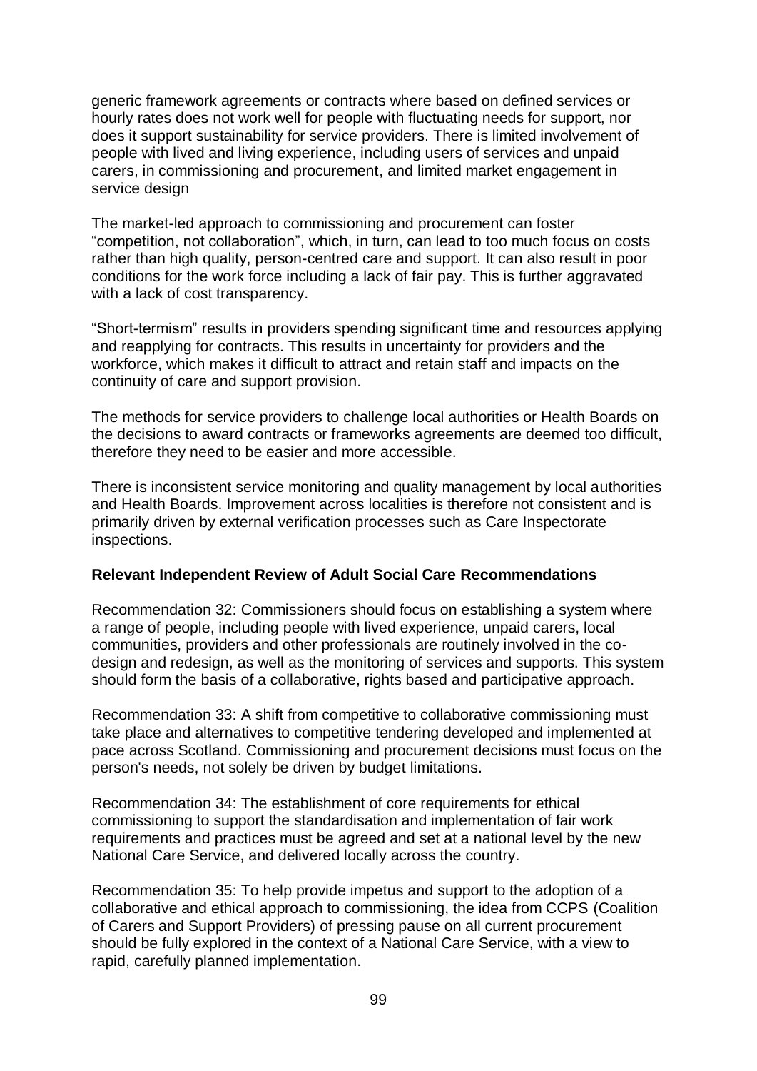generic framework agreements or contracts where based on defined services or hourly rates does not work well for people with fluctuating needs for support, nor does it support sustainability for service providers. There is limited involvement of people with lived and living experience, including users of services and unpaid carers, in commissioning and procurement, and limited market engagement in service design

The market-led approach to commissioning and procurement can foster "competition, not collaboration", which, in turn, can lead to too much focus on costs rather than high quality, person-centred care and support. It can also result in poor conditions for the work force including a lack of fair pay. This is further aggravated with a lack of cost transparency.

"Short-termism" results in providers spending significant time and resources applying and reapplying for contracts. This results in uncertainty for providers and the workforce, which makes it difficult to attract and retain staff and impacts on the continuity of care and support provision.

The methods for service providers to challenge local authorities or Health Boards on the decisions to award contracts or frameworks agreements are deemed too difficult, therefore they need to be easier and more accessible.

There is inconsistent service monitoring and quality management by local authorities and Health Boards. Improvement across localities is therefore not consistent and is primarily driven by external verification processes such as Care Inspectorate inspections.

**Relevant Independent Review of Adult Social Care Recommendations**

Recommendation 32: Commissioners should focus on establishing a system where a range of people, including people with lived experience, unpaid carers, local communities, providers and other professionals are routinely involved in the co-design and redesign, as well as the monitoring of services and supports. This system should form the basis of a collaborative, rights based and participative approach.

Recommendation 33: A shift from competitive to collaborative commissioning must take place and alternatives to competitive tendering developed and implemented at pace across Scotland. Commissioning and procurement decisions must focus on the person's needs, not solely be driven by budget limitations.

Recommendation 34: The establishment of core requirements for ethical commissioning to support the standardisation and implementation of fair work requirements and practices must be agreed and set at a national level by the new National Care Service, and delivered locally across the country.

Recommendation 35: To help provide impetus and support to the adoption of a collaborative and ethical approach to commissioning, the idea from CCPS (Coalition of Carers and Support Providers) of pressing pause on all current procurement should be fully explored in the context of a National Care Service, with a view to rapid, carefully planned implementation.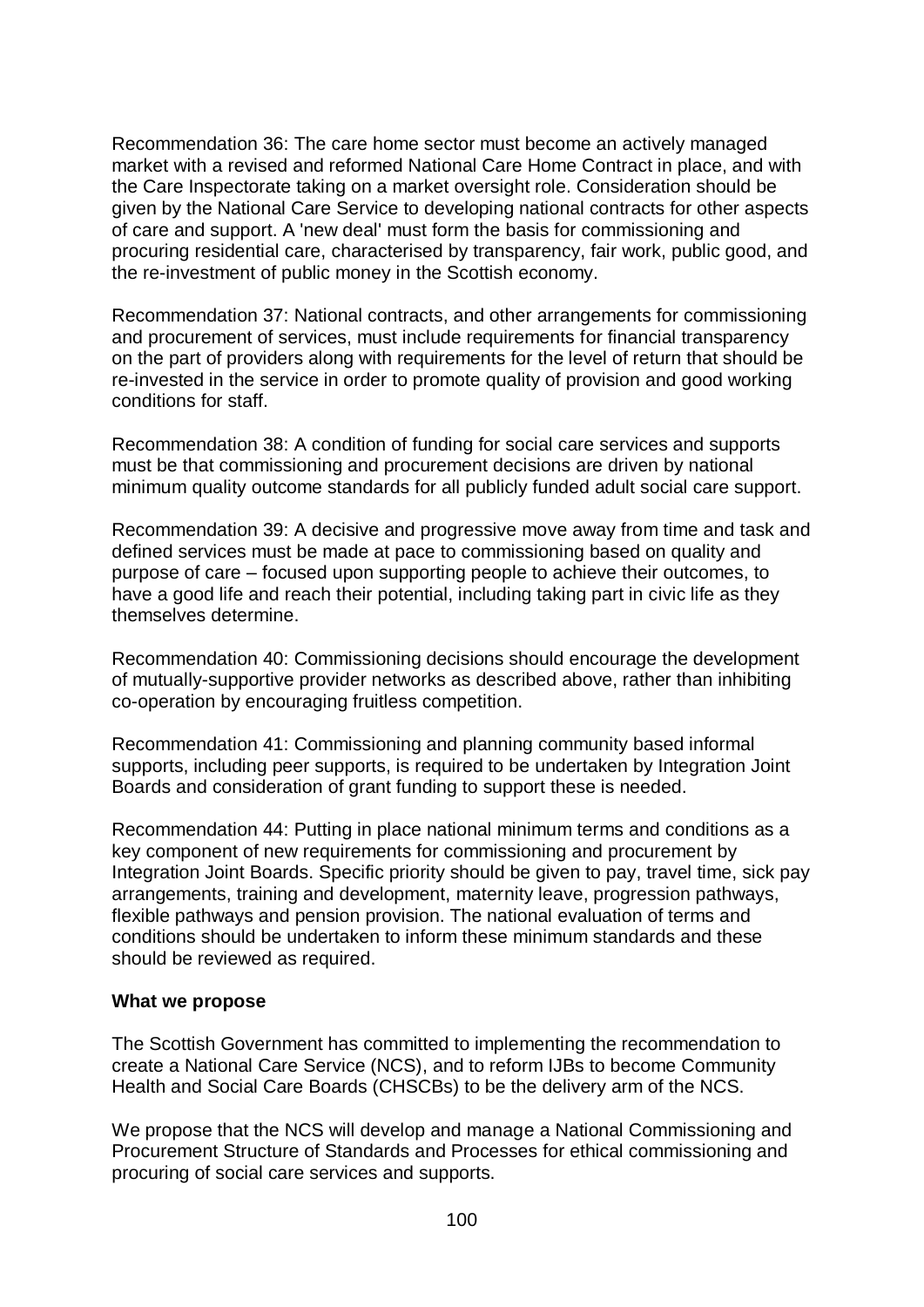Recommendation 36: The care home sector must become an actively managed market with a revised and reformed National Care Home Contract in place, and with the Care Inspectorate taking on a market oversight role. Consideration should be given by the National Care Service to developing national contracts for other aspects of care and support. A 'new deal' must form the basis for commissioning and procuring residential care, characterised by transparency, fair work, public good, and the re-investment of public money in the Scottish economy.

Recommendation 37: National contracts, and other arrangements for commissioning and procurement of services, must include requirements for financial transparency on the part of providers along with requirements for the level of return that should be re-invested in the service in order to promote quality of provision and good working conditions for staff.

Recommendation 38: A condition of funding for social care services and supports must be that commissioning and procurement decisions are driven by national minimum quality outcome standards for all publicly funded adult social care support.

Recommendation 39: A decisive and progressive move away from time and task and defined services must be made at pace to commissioning based on quality and purpose of care – focused upon supporting people to achieve their outcomes, to have a good life and reach their potential, including taking part in civic life as they themselves determine.

Recommendation 40: Commissioning decisions should encourage the development of mutually-supportive provider networks as described above, rather than inhibiting co-operation by encouraging fruitless competition.

Recommendation 41: Commissioning and planning community based informal supports, including peer supports, is required to be undertaken by Integration Joint Boards and consideration of grant funding to support these is needed.

Recommendation 44: Putting in place national minimum terms and conditions as a key component of new requirements for commissioning and procurement by Integration Joint Boards. Specific priority should be given to pay, travel time, sick pay arrangements, training and development, maternity leave, progression pathways, flexible pathways and pension provision. The national evaluation of terms and conditions should be undertaken to inform these minimum standards and these should be reviewed as required.

**What we propose**

The Scottish Government has committed to implementing the recommendation to create a National Care Service (NCS), and to reform IJBs to become Community Health and Social Care Boards (CHSCBs) to be the delivery arm of the NCS.

We propose that the NCS will develop and manage a National Commissioning and Procurement Structure of Standards and Processes for ethical commissioning and procuring of social care services and supports.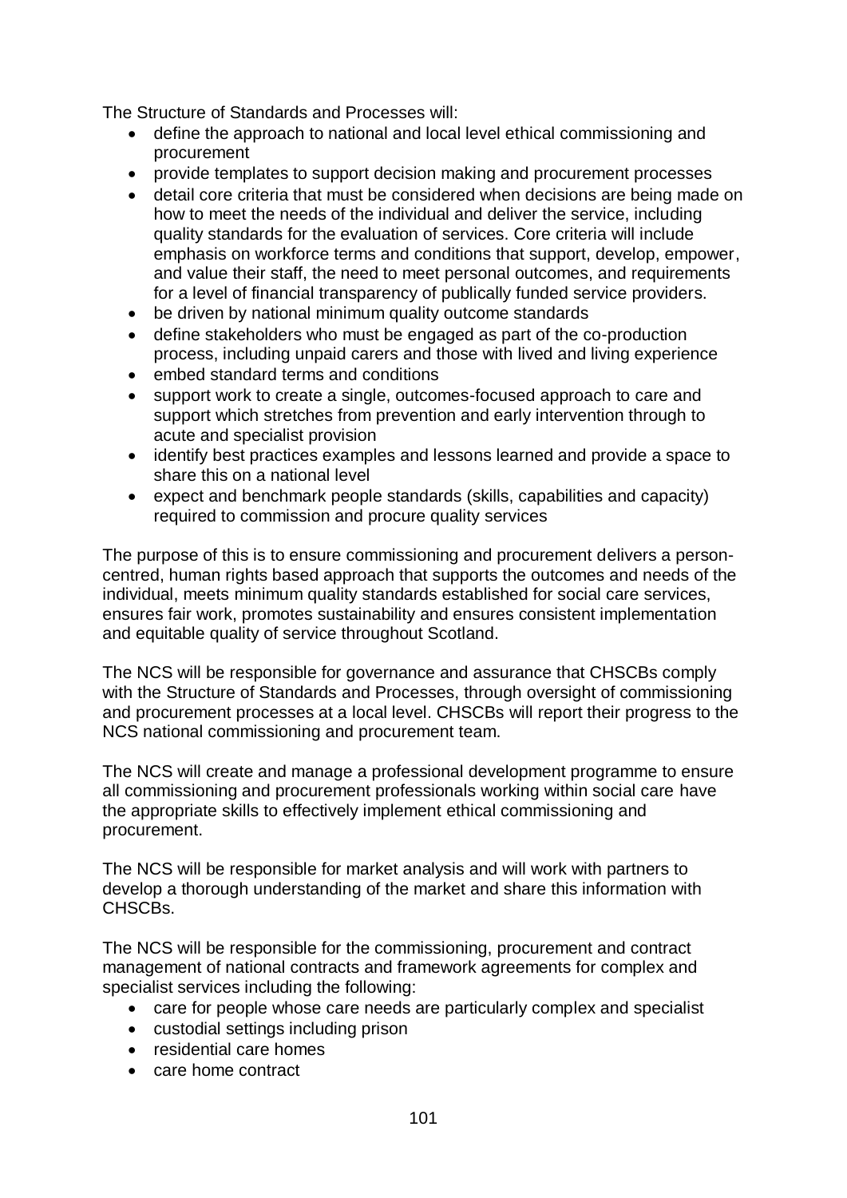The Structure of Standards and Processes will:

- define the approach to national and local level ethical commissioning and procurement
- provide templates to support decision making and procurement processes
- detail core criteria that must be considered when decisions are being made on how to meet the needs of the individual and deliver the service, including quality standards for the evaluation of services. Core criteria will include emphasis on workforce terms and conditions that support, develop, empower, and value their staff, the need to meet personal outcomes, and requirements for a level of financial transparency of publically funded service providers.
- be driven by national minimum quality outcome standards
- define stakeholders who must be engaged as part of the co-production process, including unpaid carers and those with lived and living experience
- embed standard terms and conditions
- support work to create a single, outcomes-focused approach to care and support which stretches from prevention and early intervention through to acute and specialist provision
- identify best practices examples and lessons learned and provide a space to share this on a national level
- expect and benchmark people standards (skills, capabilities and capacity) required to commission and procure quality services

The purpose of this is to ensure commissioning and procurement delivers a person-centred, human rights based approach that supports the outcomes and needs of the individual, meets minimum quality standards established for social care services, ensures fair work, promotes sustainability and ensures consistent implementation and equitable quality of service throughout Scotland.

The NCS will be responsible for governance and assurance that CHSCBs comply with the Structure of Standards and Processes, through oversight of commissioning and procurement processes at a local level. CHSCBs will report their progress to the NCS national commissioning and procurement team.

The NCS will create and manage a professional development programme to ensure all commissioning and procurement professionals working within social care have the appropriate skills to effectively implement ethical commissioning and procurement.

The NCS will be responsible for market analysis and will work with partners to develop a thorough understanding of the market and share this information with CHSCBs.

The NCS will be responsible for the commissioning, procurement and contract management of national contracts and framework agreements for complex and specialist services including the following:

- care for people whose care needs are particularly complex and specialist
- custodial settings including prison
- residential care homes
- care home contract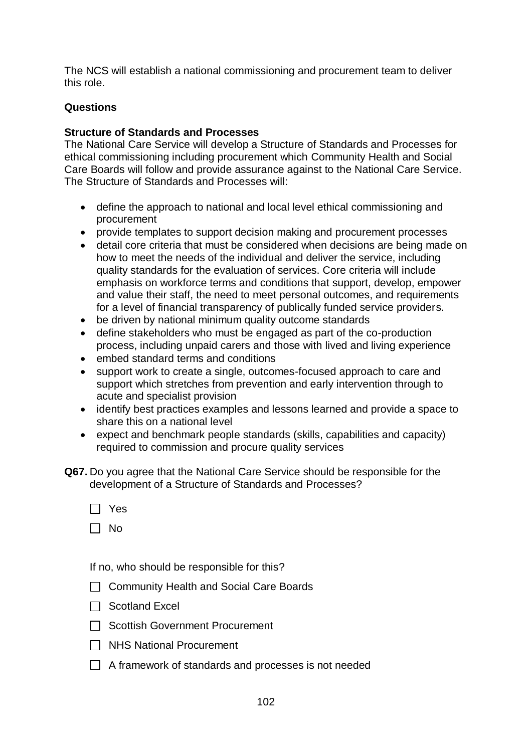The NCS will establish a national commissioning and procurement team to deliver this role.

**Questions**

**Structure of Standards and Processes**

The National Care Service will develop a Structure of Standards and Processes for ethical commissioning including procurement which Community Health and Social Care Boards will follow and provide assurance against to the National Care Service. The Structure of Standards and Processes will:

- define the approach to national and local level ethical commissioning and procurement
- provide templates to support decision making and procurement processes
- detail core criteria that must be considered when decisions are being made on how to meet the needs of the individual and deliver the service, including quality standards for the evaluation of services. Core criteria will include emphasis on workforce terms and conditions that support, develop, empower and value their staff, the need to meet personal outcomes, and requirements for a level of financial transparency of publically funded service providers.
- be driven by national minimum quality outcome standards
- define stakeholders who must be engaged as part of the co-production process, including unpaid carers and those with lived and living experience
- embed standard terms and conditions
- support work to create a single, outcomes-focused approach to care and support which stretches from prevention and early intervention through to acute and specialist provision
- identify best practices examples and lessons learned and provide a space to share this on a national level
- expect and benchmark people standards (skills, capabilities and capacity) required to commission and procure quality services

**Q67.** Do you agree that the National Care Service should be responsible for the development of a Structure of Standards and Processes?

- ☐ Yes
- ☐ No

If no, who should be responsible for this?

- ☐ Community Health and Social Care Boards
- ☐ Scotland Excel
- ☐ Scottish Government Procurement
- ☐ NHS National Procurement
- ☐ A framework of standards and processes is not needed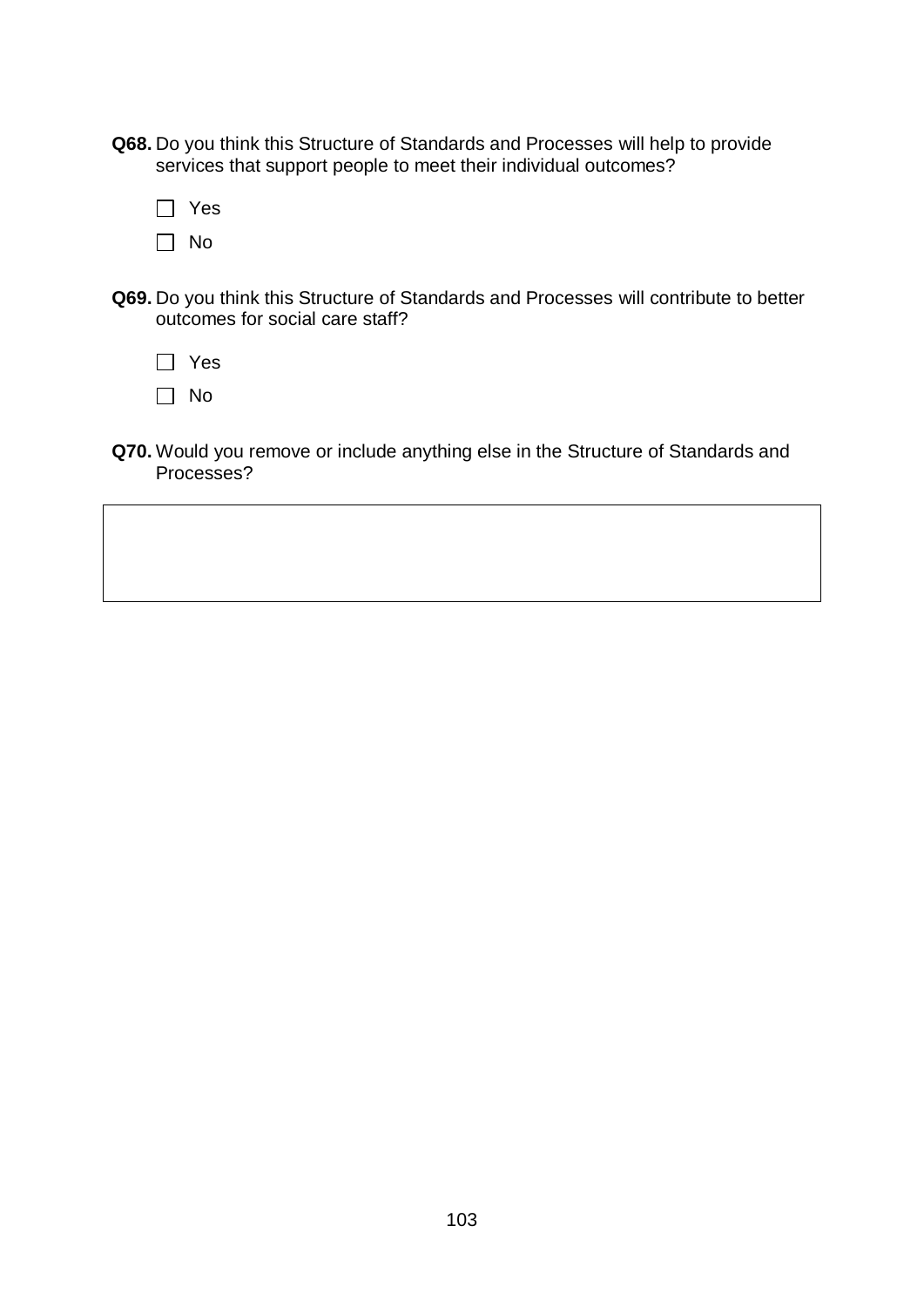**Q68.** Do you think this Structure of Standards and Processes will help to provide services that support people to meet their individual outcomes?

☐ Yes

☐ No

**Q69.** Do you think this Structure of Standards and Processes will contribute to better outcomes for social care staff?

☐ Yes

☐ No

**Q70.** Would you remove or include anything else in the Structure of Standards and Processes?

| |
|---|
| |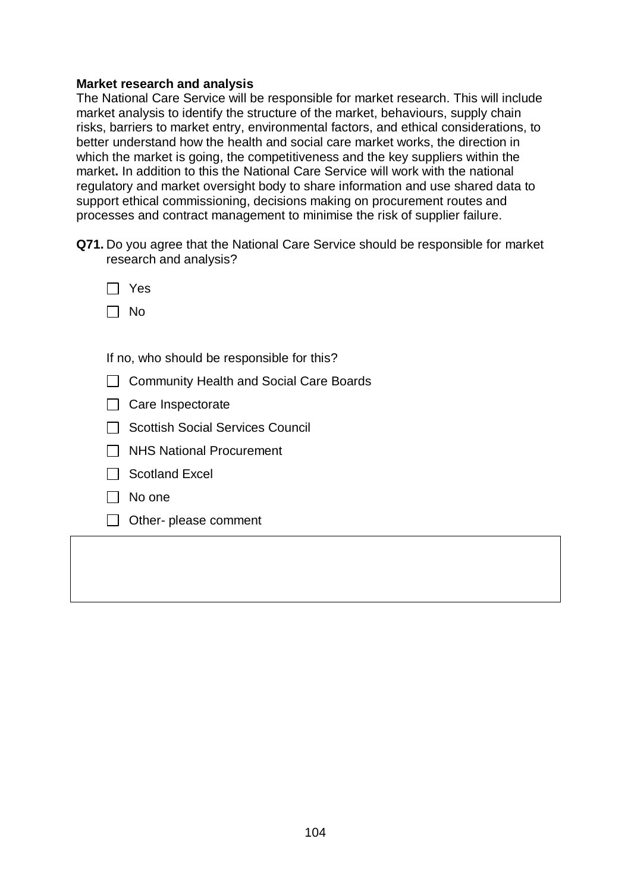**Market research and analysis**

The National Care Service will be responsible for market research. This will include market analysis to identify the structure of the market, behaviours, supply chain risks, barriers to market entry, environmental factors, and ethical considerations, to better understand how the health and social care market works, the direction in which the market is going, the competitiveness and the key suppliers within the market**.** In addition to this the National Care Service will work with the national regulatory and market oversight body to share information and use shared data to support ethical commissioning, decisions making on procurement routes and processes and contract management to minimise the risk of supplier failure.

**Q71.** Do you agree that the National Care Service should be responsible for market research and analysis?

- ☐ Yes
- ☐ No

If no, who should be responsible for this?

- ☐ Community Health and Social Care Boards
- ☐ Care Inspectorate
- ☐ Scottish Social Services Council
- ☐ NHS National Procurement
- ☐ Scotland Excel
- ☐ No one
- ☐ Other- please comment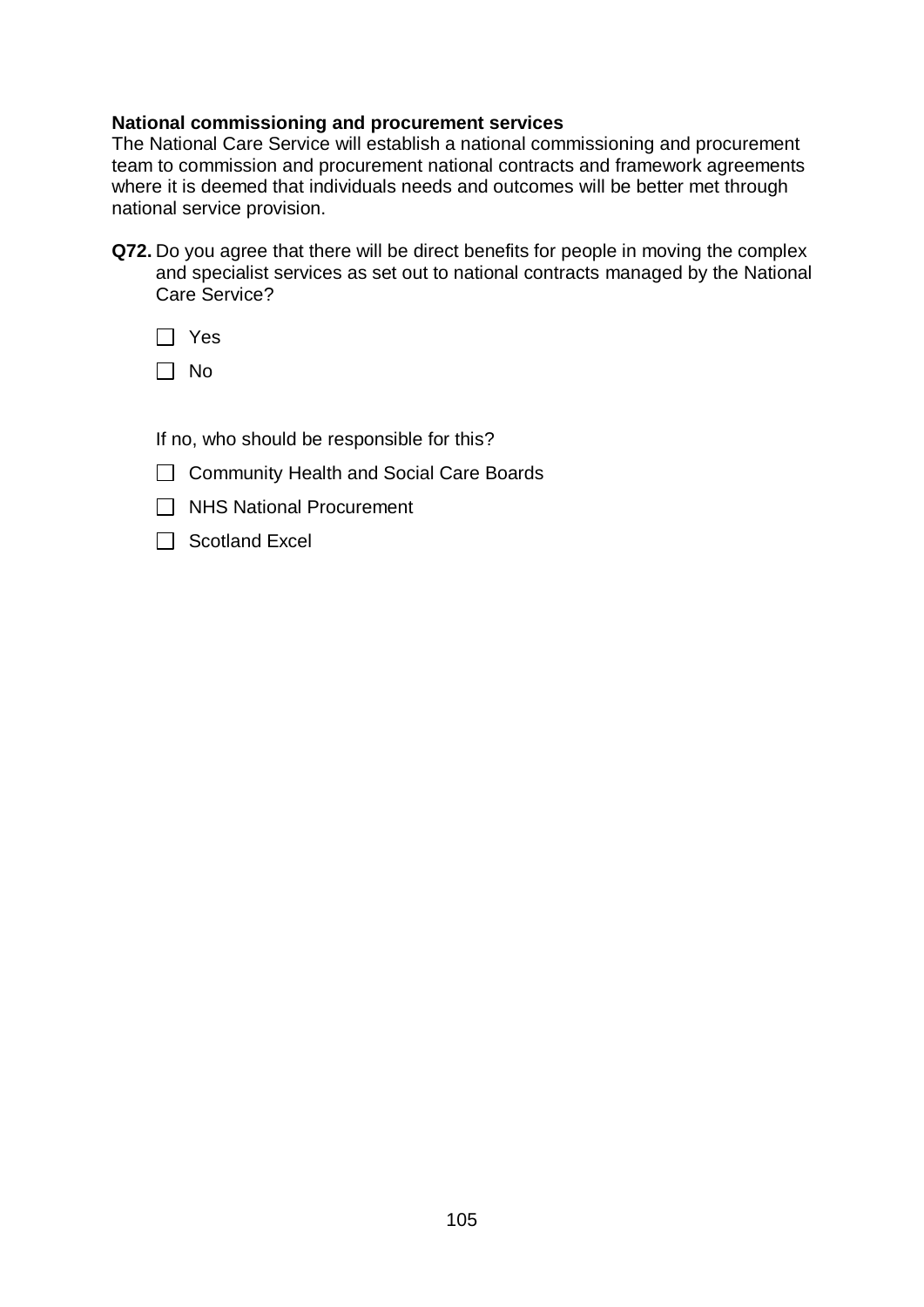**National commissioning and procurement services**

The National Care Service will establish a national commissioning and procurement team to commission and procurement national contracts and framework agreements where it is deemed that individuals needs and outcomes will be better met through national service provision.

**Q72.** Do you agree that there will be direct benefits for people in moving the complex and specialist services as set out to national contracts managed by the National Care Service?

- ☐ Yes
- ☐ No

If no, who should be responsible for this?

- ☐ Community Health and Social Care Boards
- ☐ NHS National Procurement
- ☐ Scotland Excel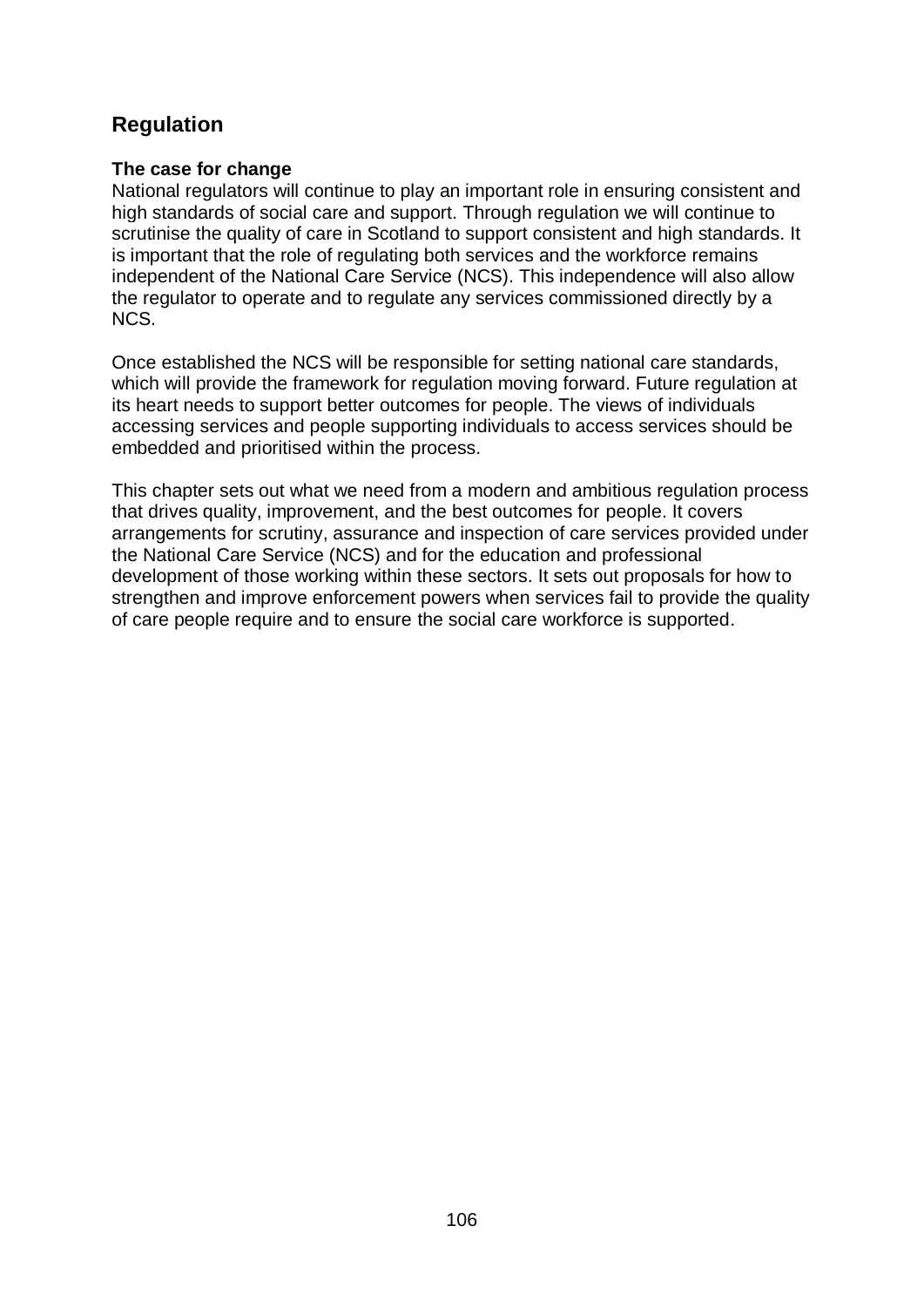## Regulation

### The case for change

National regulators will continue to play an important role in ensuring consistent and high standards of social care and support. Through regulation we will continue to scrutinise the quality of care in Scotland to support consistent and high standards. It is important that the role of regulating both services and the workforce remains independent of the National Care Service (NCS). This independence will also allow the regulator to operate and to regulate any services commissioned directly by a NCS.

Once established the NCS will be responsible for setting national care standards, which will provide the framework for regulation moving forward. Future regulation at its heart needs to support better outcomes for people. The views of individuals accessing services and people supporting individuals to access services should be embedded and prioritised within the process.

This chapter sets out what we need from a modern and ambitious regulation process that drives quality, improvement, and the best outcomes for people. It covers arrangements for scrutiny, assurance and inspection of care services provided under the National Care Service (NCS) and for the education and professional development of those working within these sectors. It sets out proposals for how to strengthen and improve enforcement powers when services fail to provide the quality of care people require and to ensure the social care workforce is supported.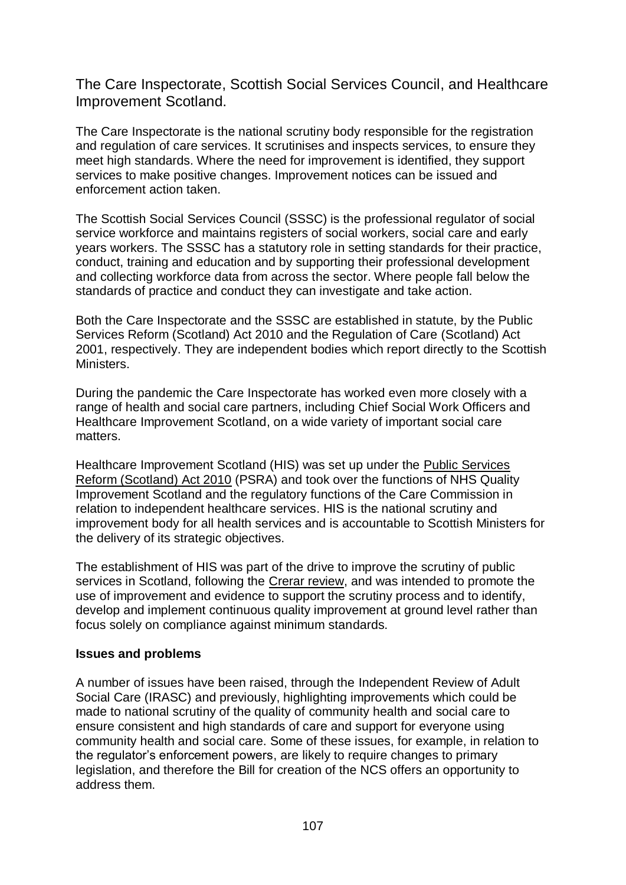## The Care Inspectorate, Scottish Social Services Council, and Healthcare Improvement Scotland.

The Care Inspectorate is the national scrutiny body responsible for the registration and regulation of care services. It scrutinises and inspects services, to ensure they meet high standards. Where the need for improvement is identified, they support services to make positive changes. Improvement notices can be issued and enforcement action taken.

The Scottish Social Services Council (SSSC) is the professional regulator of social service workforce and maintains registers of social workers, social care and early years workers. The SSSC has a statutory role in setting standards for their practice, conduct, training and education and by supporting their professional development and collecting workforce data from across the sector. Where people fall below the standards of practice and conduct they can investigate and take action.

Both the Care Inspectorate and the SSSC are established in statute, by the Public Services Reform (Scotland) Act 2010 and the Regulation of Care (Scotland) Act 2001, respectively. They are independent bodies which report directly to the Scottish Ministers.

During the pandemic the Care Inspectorate has worked even more closely with a range of health and social care partners, including Chief Social Work Officers and Healthcare Improvement Scotland, on a wide variety of important social care matters.

Healthcare Improvement Scotland (HIS) was set up under the Public Services Reform (Scotland) Act 2010 (PSRA) and took over the functions of NHS Quality Improvement Scotland and the regulatory functions of the Care Commission in relation to independent healthcare services. HIS is the national scrutiny and improvement body for all health services and is accountable to Scottish Ministers for the delivery of its strategic objectives.

The establishment of HIS was part of the drive to improve the scrutiny of public services in Scotland, following the Crerar review, and was intended to promote the use of improvement and evidence to support the scrutiny process and to identify, develop and implement continuous quality improvement at ground level rather than focus solely on compliance against minimum standards.

**Issues and problems**

A number of issues have been raised, through the Independent Review of Adult Social Care (IRASC) and previously, highlighting improvements which could be made to national scrutiny of the quality of community health and social care to ensure consistent and high standards of care and support for everyone using community health and social care. Some of these issues, for example, in relation to the regulator's enforcement powers, are likely to require changes to primary legislation, and therefore the Bill for creation of the NCS offers an opportunity to address them.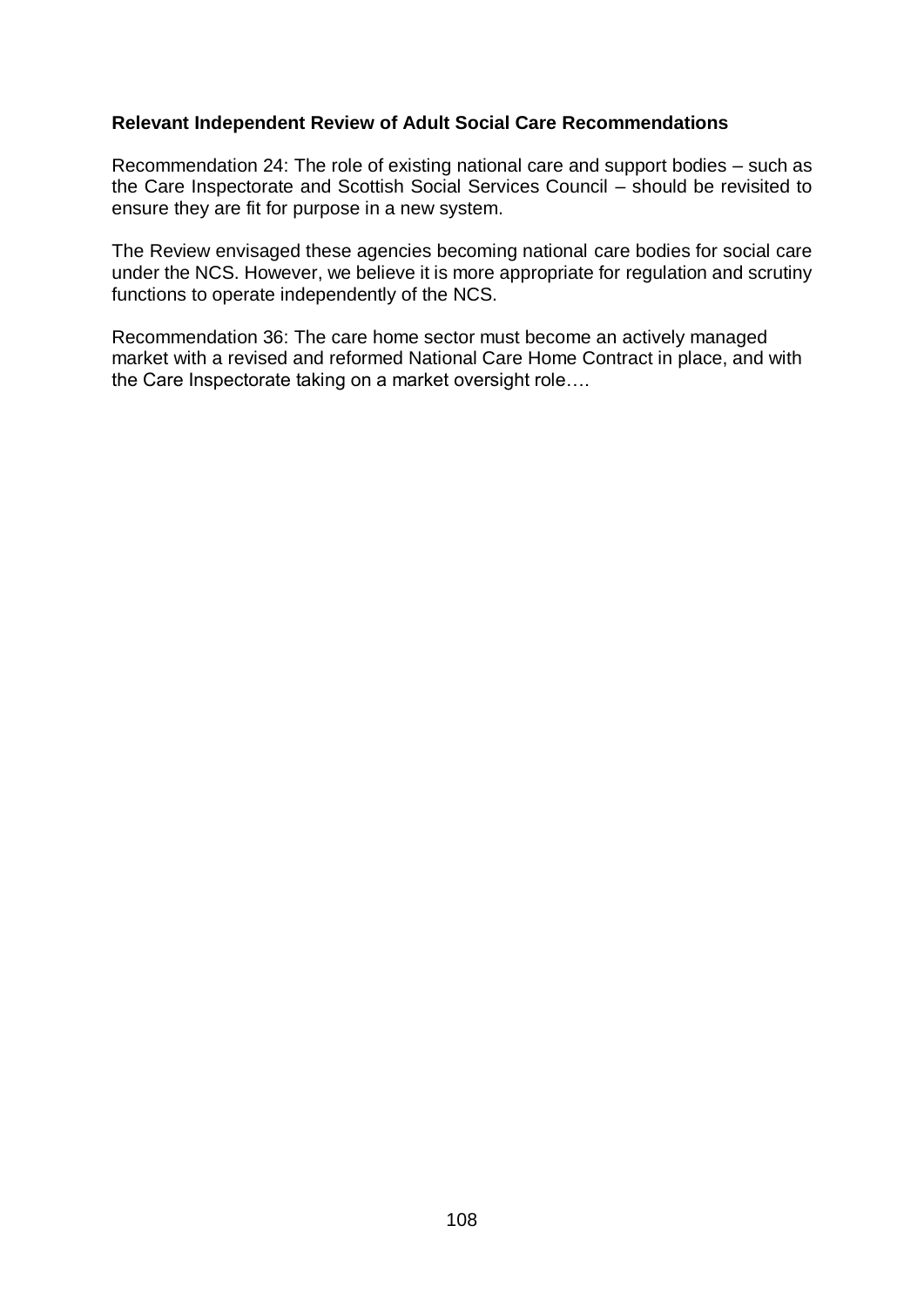**Relevant Independent Review of Adult Social Care Recommendations**

Recommendation 24: The role of existing national care and support bodies – such as the Care Inspectorate and Scottish Social Services Council – should be revisited to ensure they are fit for purpose in a new system.

The Review envisaged these agencies becoming national care bodies for social care under the NCS. However, we believe it is more appropriate for regulation and scrutiny functions to operate independently of the NCS.

Recommendation 36: The care home sector must become an actively managed market with a revised and reformed National Care Home Contract in place, and with the Care Inspectorate taking on a market oversight role….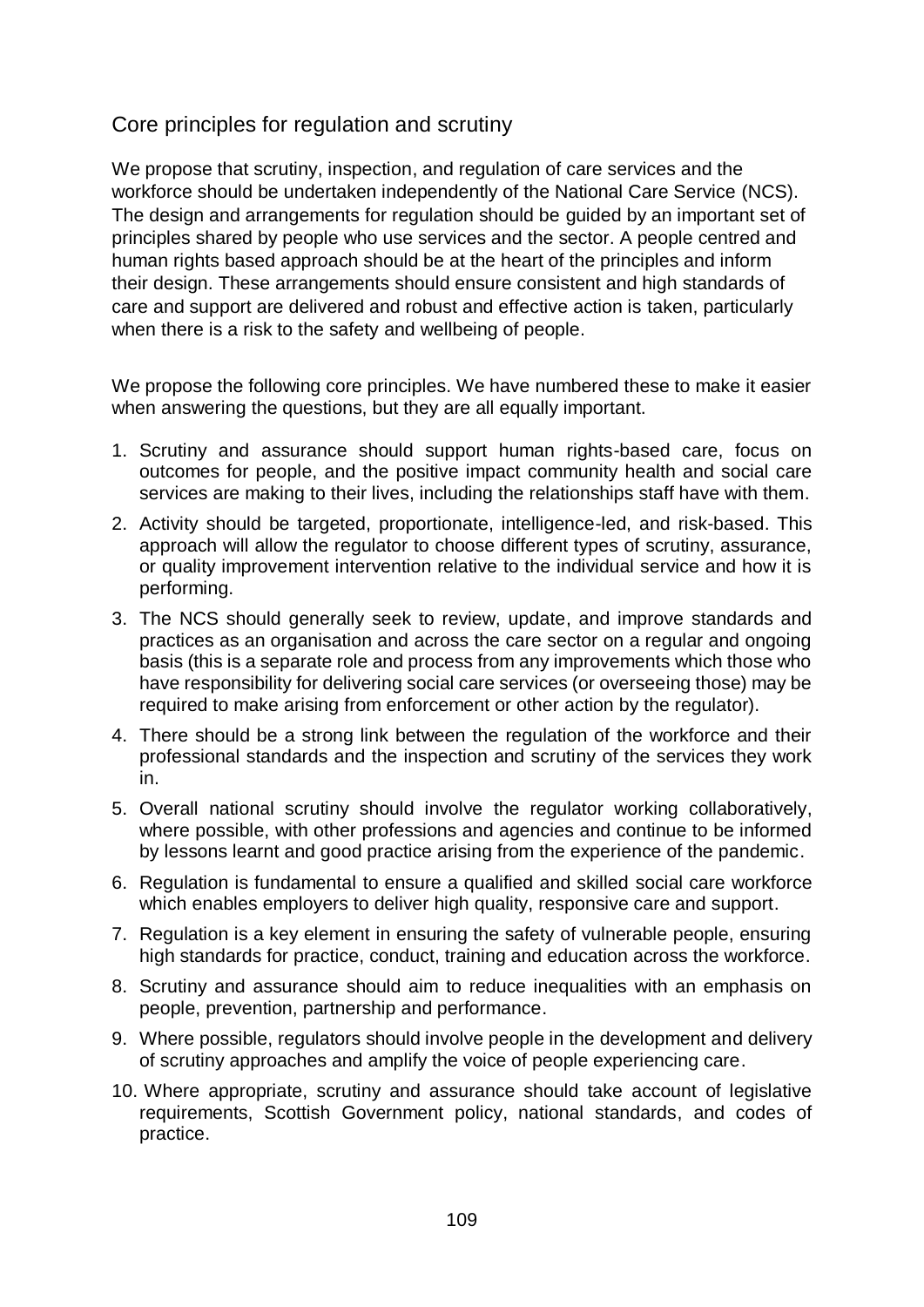## Core principles for regulation and scrutiny

We propose that scrutiny, inspection, and regulation of care services and the workforce should be undertaken independently of the National Care Service (NCS). The design and arrangements for regulation should be guided by an important set of principles shared by people who use services and the sector. A people centred and human rights based approach should be at the heart of the principles and inform their design. These arrangements should ensure consistent and high standards of care and support are delivered and robust and effective action is taken, particularly when there is a risk to the safety and wellbeing of people.

We propose the following core principles. We have numbered these to make it easier when answering the questions, but they are all equally important.

1. Scrutiny and assurance should support human rights-based care, focus on outcomes for people, and the positive impact community health and social care services are making to their lives, including the relationships staff have with them.
2. Activity should be targeted, proportionate, intelligence-led, and risk-based. This approach will allow the regulator to choose different types of scrutiny, assurance, or quality improvement intervention relative to the individual service and how it is performing.
3. The NCS should generally seek to review, update, and improve standards and practices as an organisation and across the care sector on a regular and ongoing basis (this is a separate role and process from any improvements which those who have responsibility for delivering social care services (or overseeing those) may be required to make arising from enforcement or other action by the regulator).
4. There should be a strong link between the regulation of the workforce and their professional standards and the inspection and scrutiny of the services they work in.
5. Overall national scrutiny should involve the regulator working collaboratively, where possible, with other professions and agencies and continue to be informed by lessons learnt and good practice arising from the experience of the pandemic.
6. Regulation is fundamental to ensure a qualified and skilled social care workforce which enables employers to deliver high quality, responsive care and support.
7. Regulation is a key element in ensuring the safety of vulnerable people, ensuring high standards for practice, conduct, training and education across the workforce.
8. Scrutiny and assurance should aim to reduce inequalities with an emphasis on people, prevention, partnership and performance.
9. Where possible, regulators should involve people in the development and delivery of scrutiny approaches and amplify the voice of people experiencing care.
10. Where appropriate, scrutiny and assurance should take account of legislative requirements, Scottish Government policy, national standards, and codes of practice.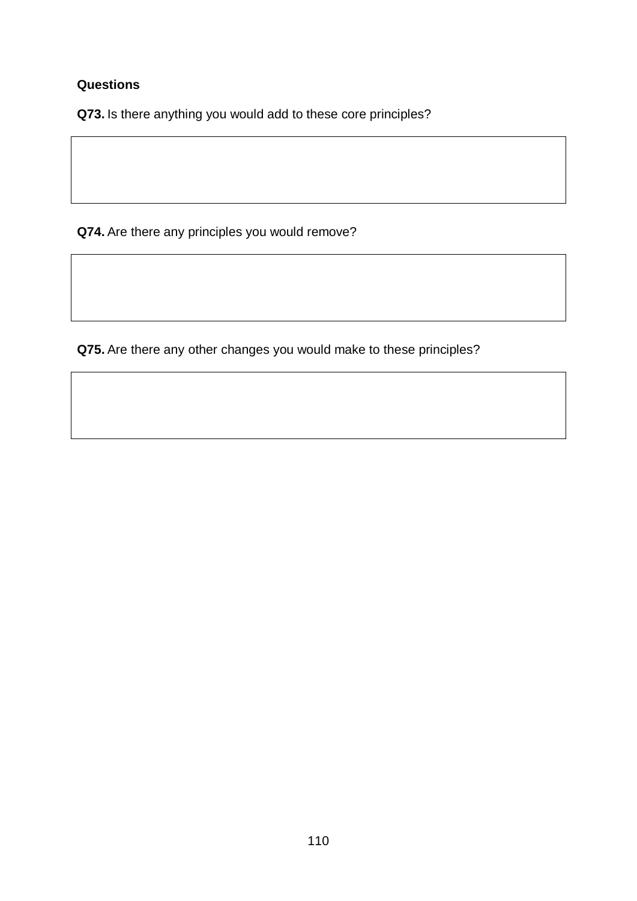**Questions**

**Q73.** Is there anything you would add to these core principles?

|   |
|---|
|   |

**Q74.** Are there any principles you would remove?

|   |
|---|
|   |

**Q75.** Are there any other changes you would make to these principles?

|   |
|---|
|   |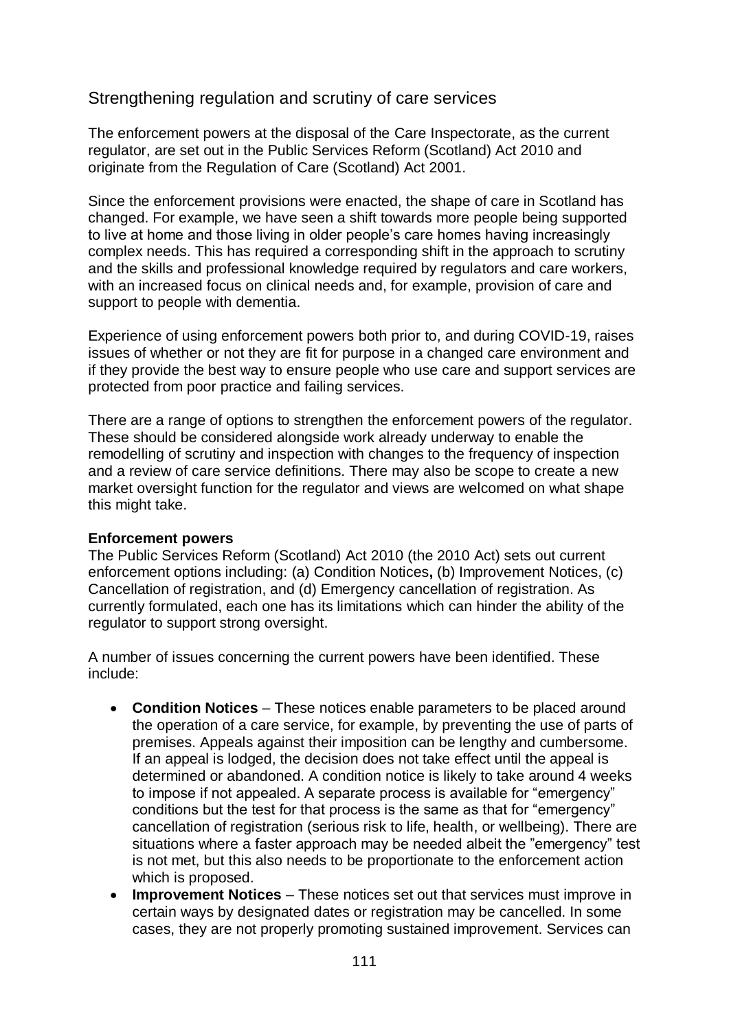## Strengthening regulation and scrutiny of care services

The enforcement powers at the disposal of the Care Inspectorate, as the current regulator, are set out in the Public Services Reform (Scotland) Act 2010 and originate from the Regulation of Care (Scotland) Act 2001.

Since the enforcement provisions were enacted, the shape of care in Scotland has changed. For example, we have seen a shift towards more people being supported to live at home and those living in older people's care homes having increasingly complex needs. This has required a corresponding shift in the approach to scrutiny and the skills and professional knowledge required by regulators and care workers, with an increased focus on clinical needs and, for example, provision of care and support to people with dementia.

Experience of using enforcement powers both prior to, and during COVID-19, raises issues of whether or not they are fit for purpose in a changed care environment and if they provide the best way to ensure people who use care and support services are protected from poor practice and failing services.

There are a range of options to strengthen the enforcement powers of the regulator. These should be considered alongside work already underway to enable the remodelling of scrutiny and inspection with changes to the frequency of inspection and a review of care service definitions. There may also be scope to create a new market oversight function for the regulator and views are welcomed on what shape this might take.

**Enforcement powers**

The Public Services Reform (Scotland) Act 2010 (the 2010 Act) sets out current enforcement options including: (a) Condition Notices**,** (b) Improvement Notices, (c) Cancellation of registration, and (d) Emergency cancellation of registration. As currently formulated, each one has its limitations which can hinder the ability of the regulator to support strong oversight.

A number of issues concerning the current powers have been identified. These include:

- **Condition Notices** – These notices enable parameters to be placed around the operation of a care service, for example, by preventing the use of parts of premises. Appeals against their imposition can be lengthy and cumbersome. If an appeal is lodged, the decision does not take effect until the appeal is determined or abandoned. A condition notice is likely to take around 4 weeks to impose if not appealed. A separate process is available for "emergency" conditions but the test for that process is the same as that for "emergency" cancellation of registration (serious risk to life, health, or wellbeing). There are situations where a faster approach may be needed albeit the "emergency" test is not met, but this also needs to be proportionate to the enforcement action which is proposed.
- **Improvement Notices** – These notices set out that services must improve in certain ways by designated dates or registration may be cancelled. In some cases, they are not properly promoting sustained improvement. Services can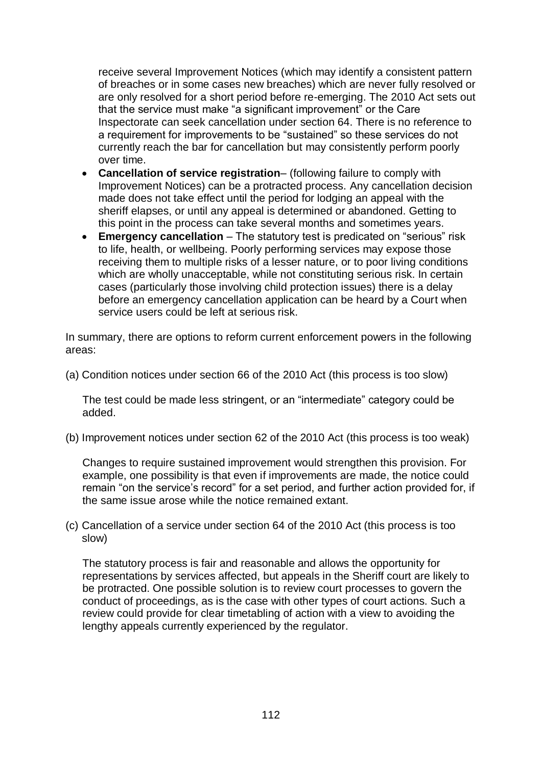receive several Improvement Notices (which may identify a consistent pattern of breaches or in some cases new breaches) which are never fully resolved or are only resolved for a short period before re-emerging. The 2010 Act sets out that the service must make "a significant improvement" or the Care Inspectorate can seek cancellation under section 64. There is no reference to a requirement for improvements to be "sustained" so these services do not currently reach the bar for cancellation but may consistently perform poorly over time.

- **Cancellation of service registration**– (following failure to comply with Improvement Notices) can be a protracted process. Any cancellation decision made does not take effect until the period for lodging an appeal with the sheriff elapses, or until any appeal is determined or abandoned. Getting to this point in the process can take several months and sometimes years.
- **Emergency cancellation** – The statutory test is predicated on "serious" risk to life, health, or wellbeing. Poorly performing services may expose those receiving them to multiple risks of a lesser nature, or to poor living conditions which are wholly unacceptable, while not constituting serious risk. In certain cases (particularly those involving child protection issues) there is a delay before an emergency cancellation application can be heard by a Court when service users could be left at serious risk.

In summary, there are options to reform current enforcement powers in the following areas:

(a) Condition notices under section 66 of the 2010 Act (this process is too slow)

The test could be made less stringent, or an "intermediate" category could be added.

(b) Improvement notices under section 62 of the 2010 Act (this process is too weak)

Changes to require sustained improvement would strengthen this provision. For example, one possibility is that even if improvements are made, the notice could remain "on the service's record" for a set period, and further action provided for, if the same issue arose while the notice remained extant.

(c) Cancellation of a service under section 64 of the 2010 Act (this process is too slow)

The statutory process is fair and reasonable and allows the opportunity for representations by services affected, but appeals in the Sheriff court are likely to be protracted. One possible solution is to review court processes to govern the conduct of proceedings, as is the case with other types of court actions. Such a review could provide for clear timetabling of action with a view to avoiding the lengthy appeals currently experienced by the regulator.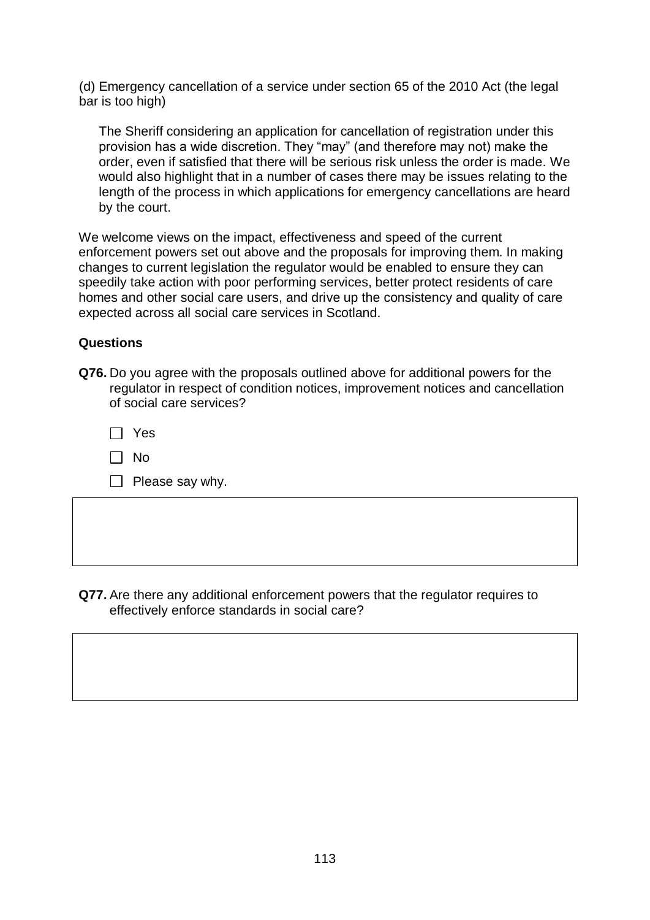(d) Emergency cancellation of a service under section 65 of the 2010 Act (the legal bar is too high)

> The Sheriff considering an application for cancellation of registration under this provision has a wide discretion. They "may" (and therefore may not) make the order, even if satisfied that there will be serious risk unless the order is made. We would also highlight that in a number of cases there may be issues relating to the length of the process in which applications for emergency cancellations are heard by the court.

We welcome views on the impact, effectiveness and speed of the current enforcement powers set out above and the proposals for improving them. In making changes to current legislation the regulator would be enabled to ensure they can speedily take action with poor performing services, better protect residents of care homes and other social care users, and drive up the consistency and quality of care expected across all social care services in Scotland.

**Questions**

**Q76.** Do you agree with the proposals outlined above for additional powers for the regulator in respect of condition notices, improvement notices and cancellation of social care services?

- [ ] Yes
- [ ] No
- [ ] Please say why.

**Q77.** Are there any additional enforcement powers that the regulator requires to effectively enforce standards in social care?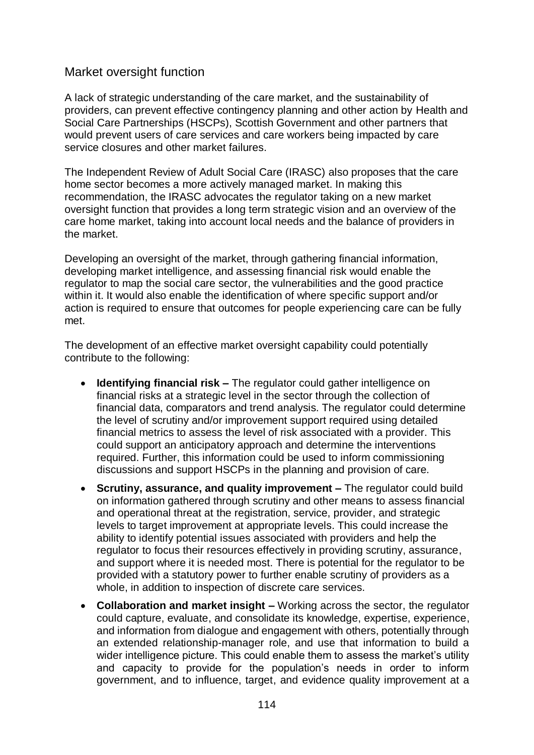## Market oversight function

A lack of strategic understanding of the care market, and the sustainability of providers, can prevent effective contingency planning and other action by Health and Social Care Partnerships (HSCPs), Scottish Government and other partners that would prevent users of care services and care workers being impacted by care service closures and other market failures.

The Independent Review of Adult Social Care (IRASC) also proposes that the care home sector becomes a more actively managed market. In making this recommendation, the IRASC advocates the regulator taking on a new market oversight function that provides a long term strategic vision and an overview of the care home market, taking into account local needs and the balance of providers in the market.

Developing an oversight of the market, through gathering financial information, developing market intelligence, and assessing financial risk would enable the regulator to map the social care sector, the vulnerabilities and the good practice within it. It would also enable the identification of where specific support and/or action is required to ensure that outcomes for people experiencing care can be fully met.

The development of an effective market oversight capability could potentially contribute to the following:

- **Identifying financial risk –** The regulator could gather intelligence on financial risks at a strategic level in the sector through the collection of financial data, comparators and trend analysis. The regulator could determine the level of scrutiny and/or improvement support required using detailed financial metrics to assess the level of risk associated with a provider. This could support an anticipatory approach and determine the interventions required. Further, this information could be used to inform commissioning discussions and support HSCPs in the planning and provision of care.
- **Scrutiny, assurance, and quality improvement –** The regulator could build on information gathered through scrutiny and other means to assess financial and operational threat at the registration, service, provider, and strategic levels to target improvement at appropriate levels. This could increase the ability to identify potential issues associated with providers and help the regulator to focus their resources effectively in providing scrutiny, assurance, and support where it is needed most. There is potential for the regulator to be provided with a statutory power to further enable scrutiny of providers as a whole, in addition to inspection of discrete care services.
- **Collaboration and market insight –** Working across the sector, the regulator could capture, evaluate, and consolidate its knowledge, expertise, experience, and information from dialogue and engagement with others, potentially through an extended relationship-manager role, and use that information to build a wider intelligence picture. This could enable them to assess the market's utility and capacity to provide for the population's needs in order to inform government, and to influence, target, and evidence quality improvement at a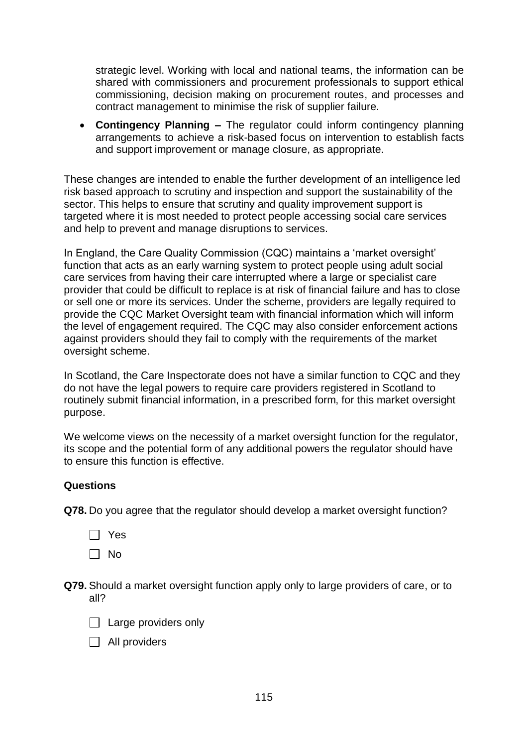strategic level. Working with local and national teams, the information can be shared with commissioners and procurement professionals to support ethical commissioning, decision making on procurement routes, and processes and contract management to minimise the risk of supplier failure.

- **Contingency Planning –** The regulator could inform contingency planning arrangements to achieve a risk-based focus on intervention to establish facts and support improvement or manage closure, as appropriate.

These changes are intended to enable the further development of an intelligence led risk based approach to scrutiny and inspection and support the sustainability of the sector. This helps to ensure that scrutiny and quality improvement support is targeted where it is most needed to protect people accessing social care services and help to prevent and manage disruptions to services.

In England, the Care Quality Commission (CQC) maintains a 'market oversight' function that acts as an early warning system to protect people using adult social care services from having their care interrupted where a large or specialist care provider that could be difficult to replace is at risk of financial failure and has to close or sell one or more its services. Under the scheme, providers are legally required to provide the CQC Market Oversight team with financial information which will inform the level of engagement required. The CQC may also consider enforcement actions against providers should they fail to comply with the requirements of the market oversight scheme.

In Scotland, the Care Inspectorate does not have a similar function to CQC and they do not have the legal powers to require care providers registered in Scotland to routinely submit financial information, in a prescribed form, for this market oversight purpose.

We welcome views on the necessity of a market oversight function for the regulator, its scope and the potential form of any additional powers the regulator should have to ensure this function is effective.

**Questions**

**Q78.** Do you agree that the regulator should develop a market oversight function?

- [ ] Yes
- [ ] No

**Q79.** Should a market oversight function apply only to large providers of care, or to all?

- [ ] Large providers only
- [ ] All providers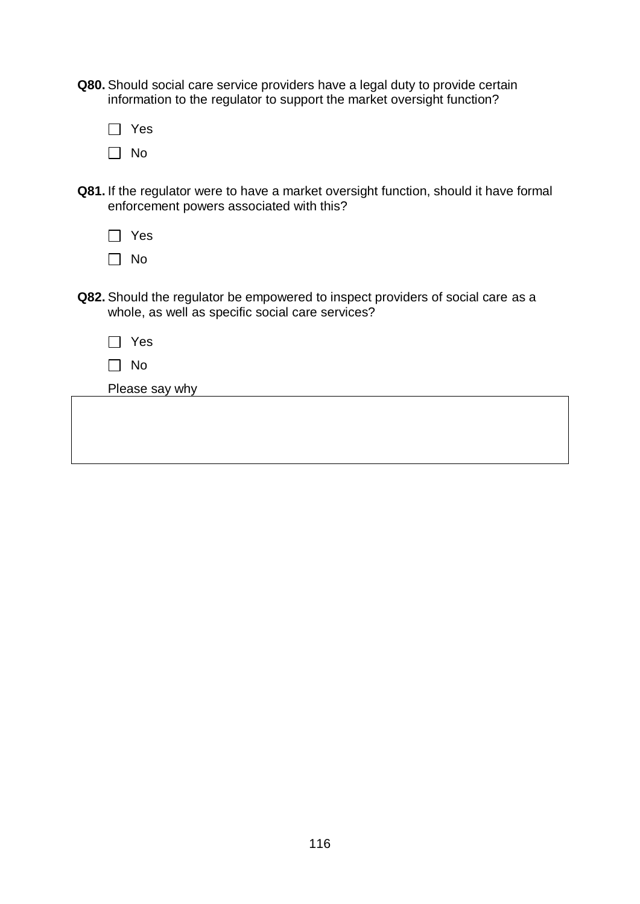**Q80.** Should social care service providers have a legal duty to provide certain information to the regulator to support the market oversight function?

☐ Yes

☐ No

**Q81.** If the regulator were to have a market oversight function, should it have formal enforcement powers associated with this?

☐ Yes

☐ No

**Q82.** Should the regulator be empowered to inspect providers of social care as a whole, as well as specific social care services?

☐ Yes

☐ No

Please say why

| |
|---|
| |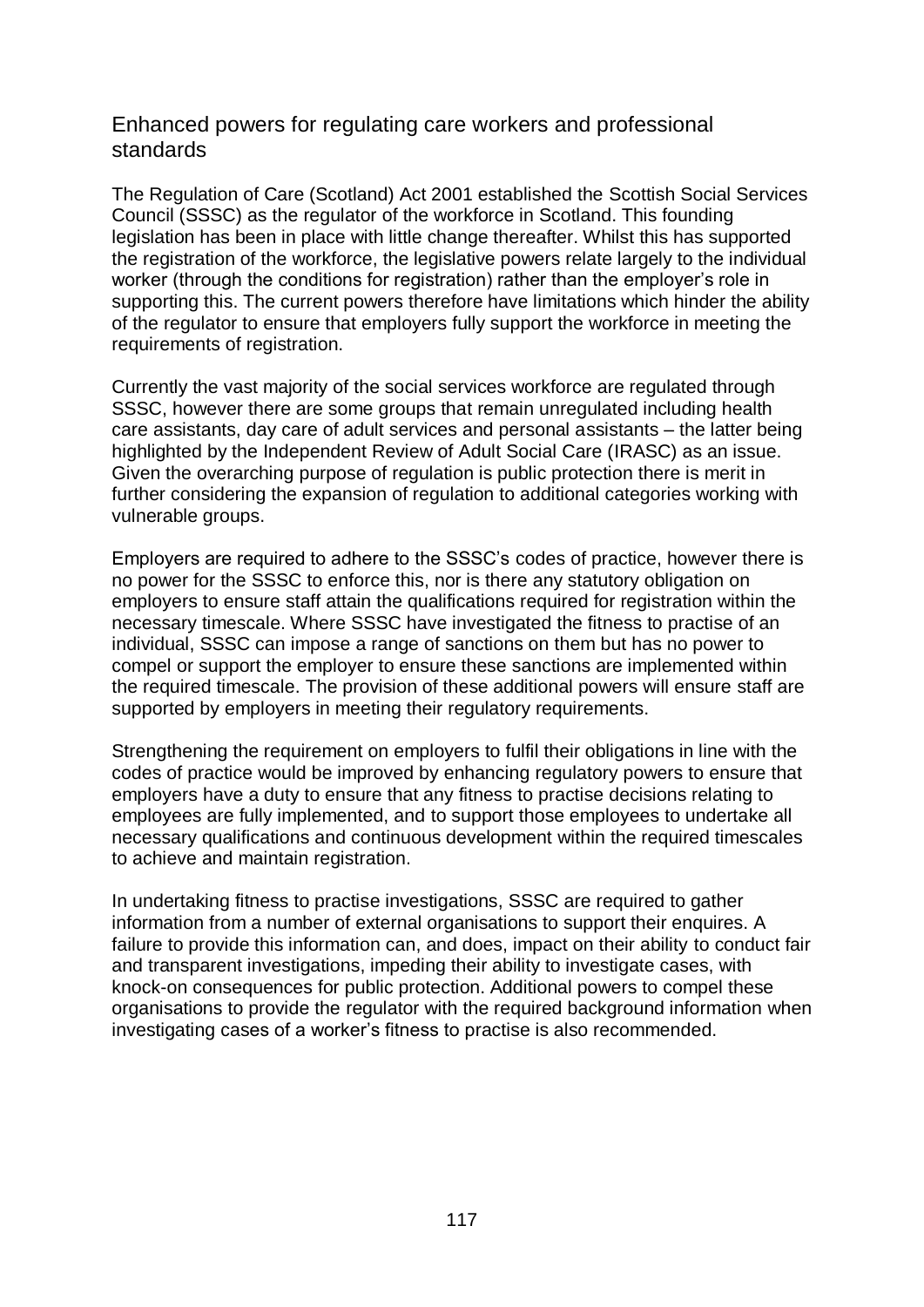## Enhanced powers for regulating care workers and professional standards

The Regulation of Care (Scotland) Act 2001 established the Scottish Social Services Council (SSSC) as the regulator of the workforce in Scotland. This founding legislation has been in place with little change thereafter. Whilst this has supported the registration of the workforce, the legislative powers relate largely to the individual worker (through the conditions for registration) rather than the employer's role in supporting this. The current powers therefore have limitations which hinder the ability of the regulator to ensure that employers fully support the workforce in meeting the requirements of registration.

Currently the vast majority of the social services workforce are regulated through SSSC, however there are some groups that remain unregulated including health care assistants, day care of adult services and personal assistants – the latter being highlighted by the Independent Review of Adult Social Care (IRASC) as an issue. Given the overarching purpose of regulation is public protection there is merit in further considering the expansion of regulation to additional categories working with vulnerable groups.

Employers are required to adhere to the SSSC's codes of practice, however there is no power for the SSSC to enforce this, nor is there any statutory obligation on employers to ensure staff attain the qualifications required for registration within the necessary timescale. Where SSSC have investigated the fitness to practise of an individual, SSSC can impose a range of sanctions on them but has no power to compel or support the employer to ensure these sanctions are implemented within the required timescale. The provision of these additional powers will ensure staff are supported by employers in meeting their regulatory requirements.

Strengthening the requirement on employers to fulfil their obligations in line with the codes of practice would be improved by enhancing regulatory powers to ensure that employers have a duty to ensure that any fitness to practise decisions relating to employees are fully implemented, and to support those employees to undertake all necessary qualifications and continuous development within the required timescales to achieve and maintain registration.

In undertaking fitness to practise investigations, SSSC are required to gather information from a number of external organisations to support their enquires. A failure to provide this information can, and does, impact on their ability to conduct fair and transparent investigations, impeding their ability to investigate cases, with knock-on consequences for public protection. Additional powers to compel these organisations to provide the regulator with the required background information when investigating cases of a worker's fitness to practise is also recommended.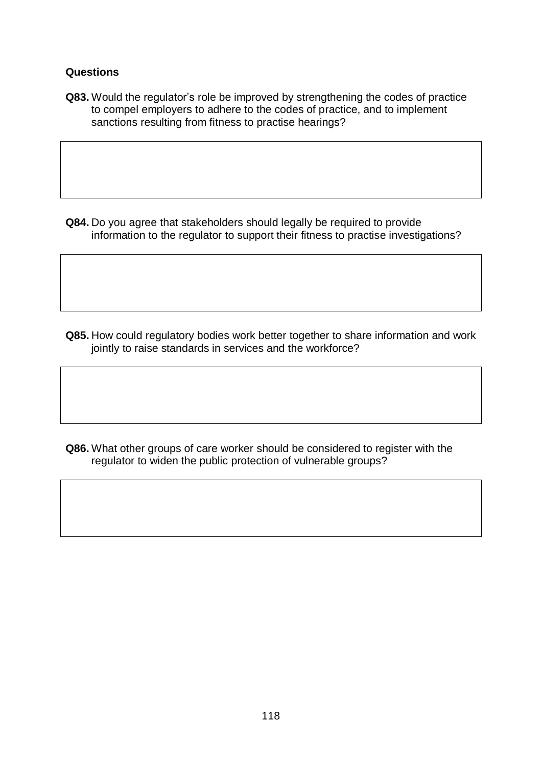**Questions**

**Q83.** Would the regulator's role be improved by strengthening the codes of practice to compel employers to adhere to the codes of practice, and to implement sanctions resulting from fitness to practise hearings?

**Q84.** Do you agree that stakeholders should legally be required to provide information to the regulator to support their fitness to practise investigations?

**Q85.** How could regulatory bodies work better together to share information and work jointly to raise standards in services and the workforce?

**Q86.** What other groups of care worker should be considered to register with the regulator to widen the public protection of vulnerable groups?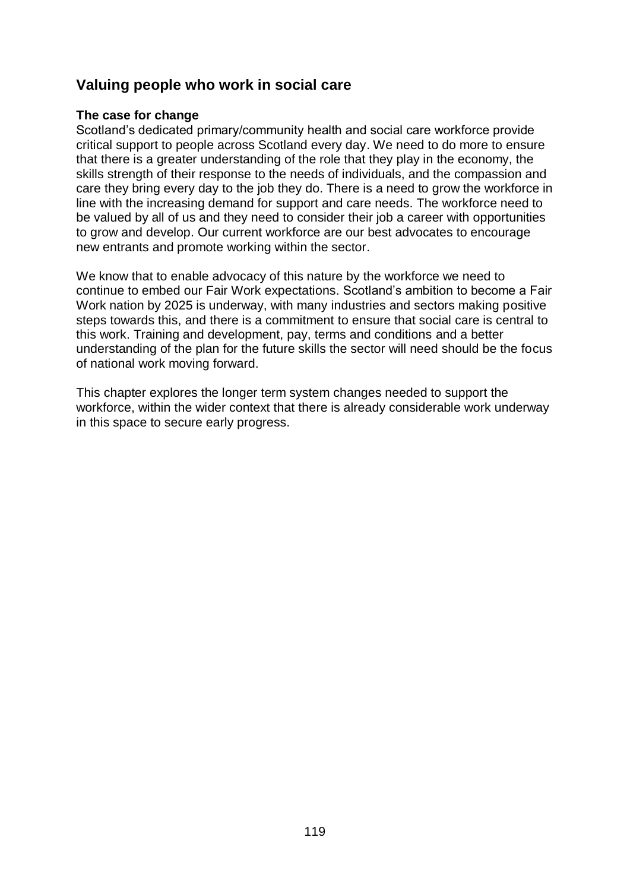## Valuing people who work in social care

### The case for change

Scotland's dedicated primary/community health and social care workforce provide critical support to people across Scotland every day. We need to do more to ensure that there is a greater understanding of the role that they play in the economy, the skills strength of their response to the needs of individuals, and the compassion and care they bring every day to the job they do. There is a need to grow the workforce in line with the increasing demand for support and care needs. The workforce need to be valued by all of us and they need to consider their job a career with opportunities to grow and develop. Our current workforce are our best advocates to encourage new entrants and promote working within the sector.

We know that to enable advocacy of this nature by the workforce we need to continue to embed our Fair Work expectations. Scotland's ambition to become a Fair Work nation by 2025 is underway, with many industries and sectors making positive steps towards this, and there is a commitment to ensure that social care is central to this work. Training and development, pay, terms and conditions and a better understanding of the plan for the future skills the sector will need should be the focus of national work moving forward.

This chapter explores the longer term system changes needed to support the workforce, within the wider context that there is already considerable work underway in this space to secure early progress.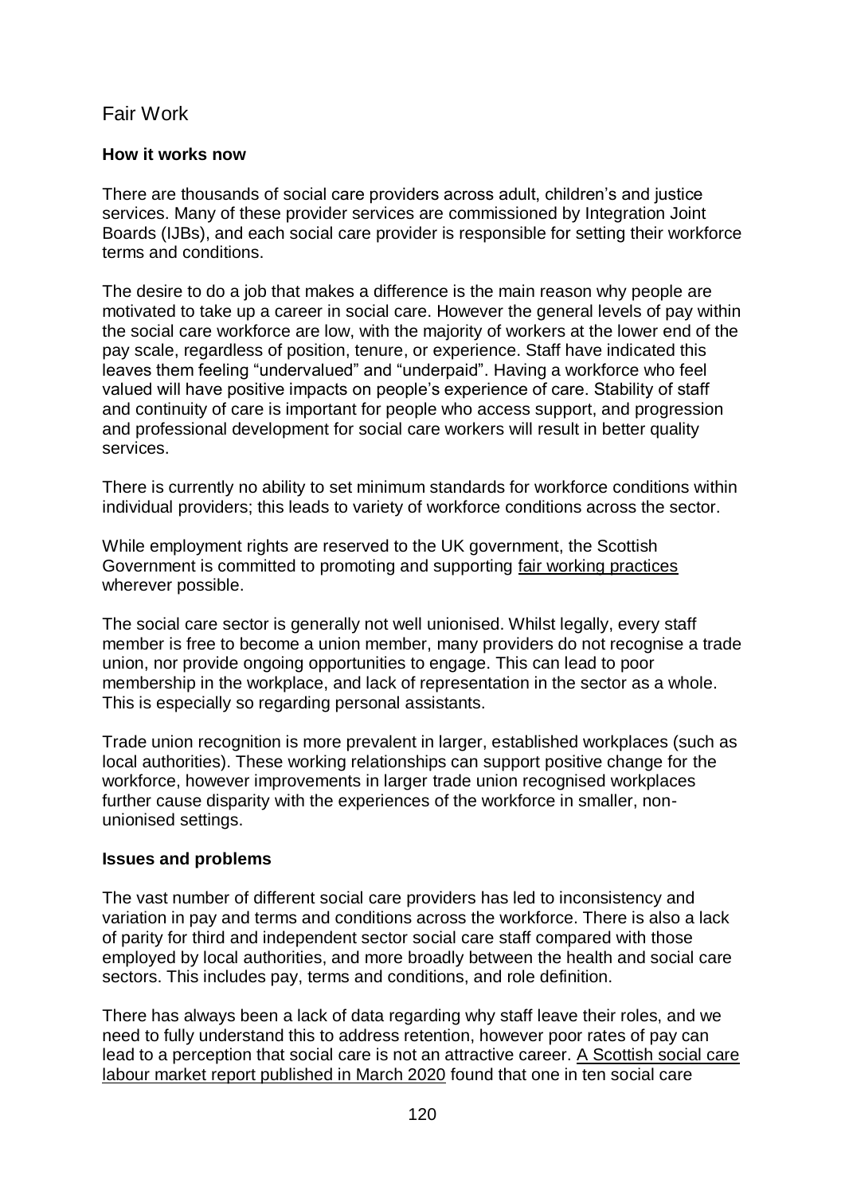## Fair Work

**How it works now**

There are thousands of social care providers across adult, children's and justice services. Many of these provider services are commissioned by Integration Joint Boards (IJBs), and each social care provider is responsible for setting their workforce terms and conditions.

The desire to do a job that makes a difference is the main reason why people are motivated to take up a career in social care. However the general levels of pay within the social care workforce are low, with the majority of workers at the lower end of the pay scale, regardless of position, tenure, or experience. Staff have indicated this leaves them feeling "undervalued" and "underpaid". Having a workforce who feel valued will have positive impacts on people's experience of care. Stability of staff and continuity of care is important for people who access support, and progression and professional development for social care workers will result in better quality services.

There is currently no ability to set minimum standards for workforce conditions within individual providers; this leads to variety of workforce conditions across the sector.

While employment rights are reserved to the UK government, the Scottish Government is committed to promoting and supporting fair working practices wherever possible.

The social care sector is generally not well unionised. Whilst legally, every staff member is free to become a union member, many providers do not recognise a trade union, nor provide ongoing opportunities to engage. This can lead to poor membership in the workplace, and lack of representation in the sector as a whole. This is especially so regarding personal assistants.

Trade union recognition is more prevalent in larger, established workplaces (such as local authorities). These working relationships can support positive change for the workforce, however improvements in larger trade union recognised workplaces further cause disparity with the experiences of the workforce in smaller, non-unionised settings.

**Issues and problems**

The vast number of different social care providers has led to inconsistency and variation in pay and terms and conditions across the workforce. There is also a lack of parity for third and independent sector social care staff compared with those employed by local authorities, and more broadly between the health and social care sectors. This includes pay, terms and conditions, and role definition.

There has always been a lack of data regarding why staff leave their roles, and we need to fully understand this to address retention, however poor rates of pay can lead to a perception that social care is not an attractive career. A Scottish social care labour market report published in March 2020 found that one in ten social care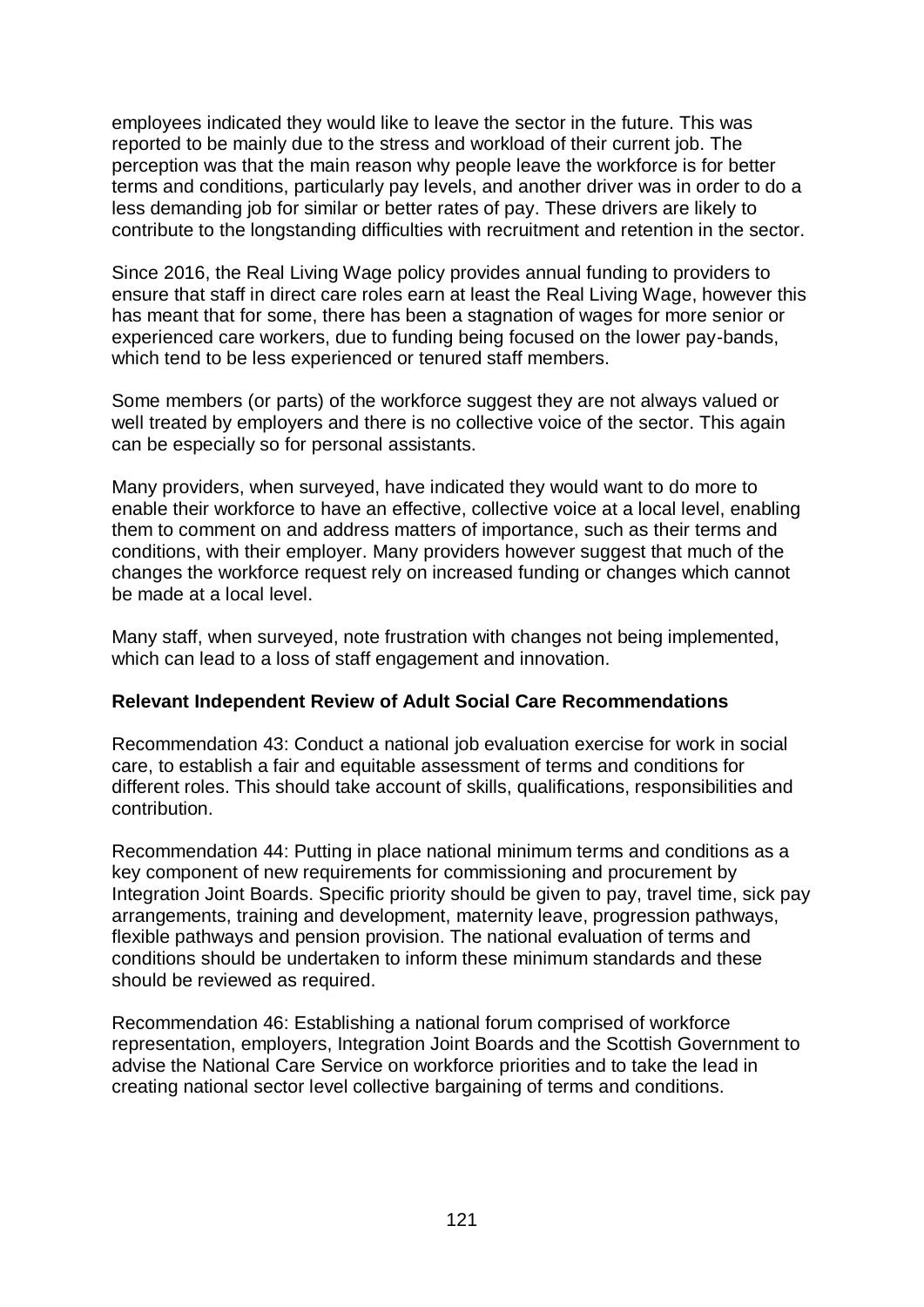employees indicated they would like to leave the sector in the future. This was reported to be mainly due to the stress and workload of their current job. The perception was that the main reason why people leave the workforce is for better terms and conditions, particularly pay levels, and another driver was in order to do a less demanding job for similar or better rates of pay. These drivers are likely to contribute to the longstanding difficulties with recruitment and retention in the sector.

Since 2016, the Real Living Wage policy provides annual funding to providers to ensure that staff in direct care roles earn at least the Real Living Wage, however this has meant that for some, there has been a stagnation of wages for more senior or experienced care workers, due to funding being focused on the lower pay-bands, which tend to be less experienced or tenured staff members.

Some members (or parts) of the workforce suggest they are not always valued or well treated by employers and there is no collective voice of the sector. This again can be especially so for personal assistants.

Many providers, when surveyed, have indicated they would want to do more to enable their workforce to have an effective, collective voice at a local level, enabling them to comment on and address matters of importance, such as their terms and conditions, with their employer. Many providers however suggest that much of the changes the workforce request rely on increased funding or changes which cannot be made at a local level.

Many staff, when surveyed, note frustration with changes not being implemented, which can lead to a loss of staff engagement and innovation.

**Relevant Independent Review of Adult Social Care Recommendations**

Recommendation 43: Conduct a national job evaluation exercise for work in social care, to establish a fair and equitable assessment of terms and conditions for different roles. This should take account of skills, qualifications, responsibilities and contribution.

Recommendation 44: Putting in place national minimum terms and conditions as a key component of new requirements for commissioning and procurement by Integration Joint Boards. Specific priority should be given to pay, travel time, sick pay arrangements, training and development, maternity leave, progression pathways, flexible pathways and pension provision. The national evaluation of terms and conditions should be undertaken to inform these minimum standards and these should be reviewed as required.

Recommendation 46: Establishing a national forum comprised of workforce representation, employers, Integration Joint Boards and the Scottish Government to advise the National Care Service on workforce priorities and to take the lead in creating national sector level collective bargaining of terms and conditions.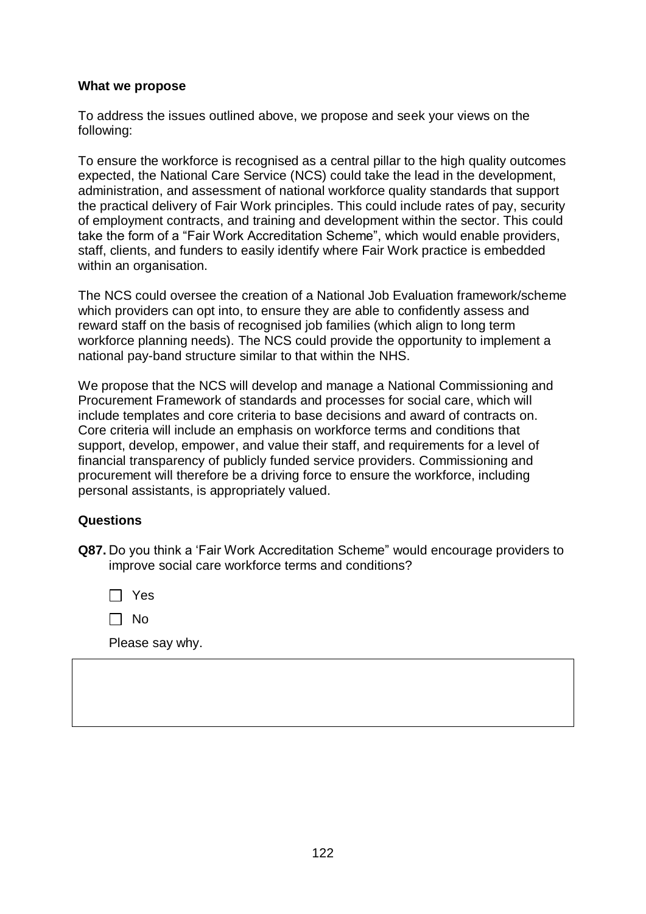**What we propose**

To address the issues outlined above, we propose and seek your views on the following:

To ensure the workforce is recognised as a central pillar to the high quality outcomes expected, the National Care Service (NCS) could take the lead in the development, administration, and assessment of national workforce quality standards that support the practical delivery of Fair Work principles. This could include rates of pay, security of employment contracts, and training and development within the sector. This could take the form of a "Fair Work Accreditation Scheme", which would enable providers, staff, clients, and funders to easily identify where Fair Work practice is embedded within an organisation.

The NCS could oversee the creation of a National Job Evaluation framework/scheme which providers can opt into, to ensure they are able to confidently assess and reward staff on the basis of recognised job families (which align to long term workforce planning needs). The NCS could provide the opportunity to implement a national pay-band structure similar to that within the NHS.

We propose that the NCS will develop and manage a National Commissioning and Procurement Framework of standards and processes for social care, which will include templates and core criteria to base decisions and award of contracts on. Core criteria will include an emphasis on workforce terms and conditions that support, develop, empower, and value their staff, and requirements for a level of financial transparency of publicly funded service providers. Commissioning and procurement will therefore be a driving force to ensure the workforce, including personal assistants, is appropriately valued.

**Questions**

**Q87.** Do you think a 'Fair Work Accreditation Scheme" would encourage providers to improve social care workforce terms and conditions?

☐ Yes

☐ No

Please say why.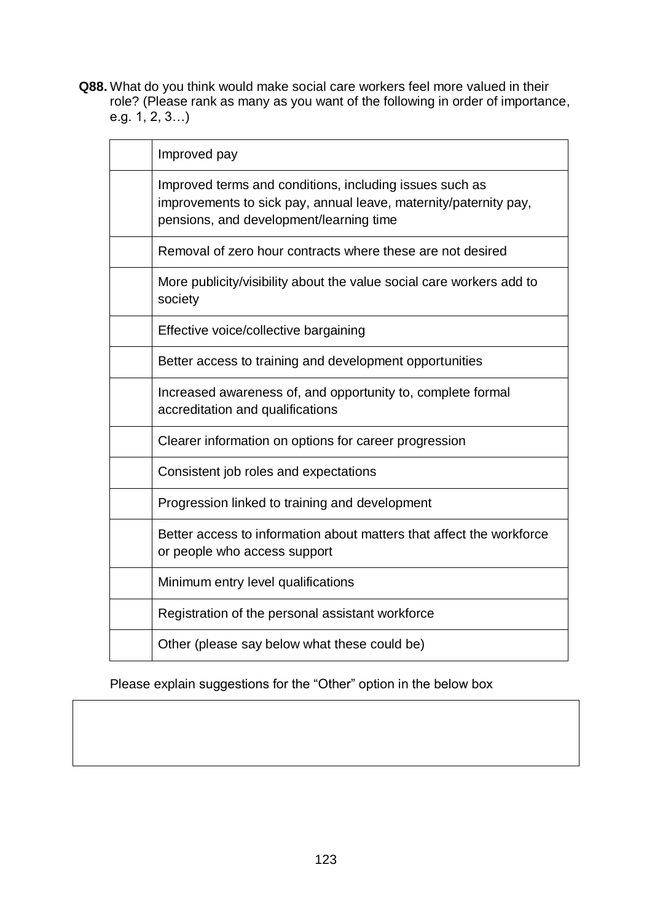**Q88.** What do you think would make social care workers feel more valued in their role? (Please rank as many as you want of the following in order of importance, e.g. 1, 2, 3…)

| | |
|---|---|
| | Improved pay |
| | Improved terms and conditions, including issues such as improvements to sick pay, annual leave, maternity/paternity pay, pensions, and development/learning time |
| | Removal of zero hour contracts where these are not desired |
| | More publicity/visibility about the value social care workers add to society |
| | Effective voice/collective bargaining |
| | Better access to training and development opportunities |
| | Increased awareness of, and opportunity to, complete formal accreditation and qualifications |
| | Clearer information on options for career progression |
| | Consistent job roles and expectations |
| | Progression linked to training and development |
| | Better access to information about matters that affect the workforce or people who access support |
| | Minimum entry level qualifications |
| | Registration of the personal assistant workforce |
| | Other (please say below what these could be) |

Please explain suggestions for the "Other" option in the below box

| |
|---|
| |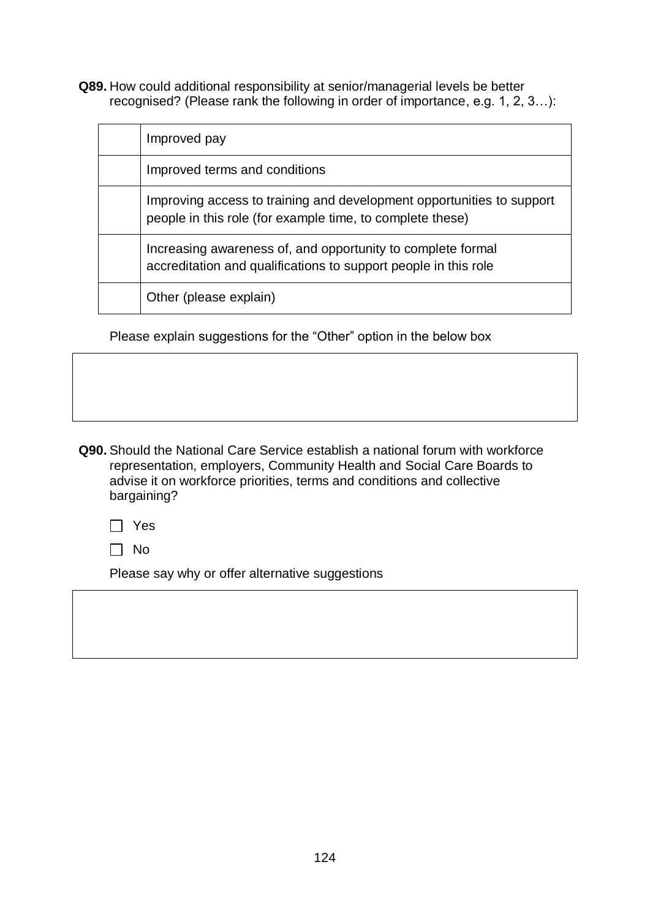**Q89.** How could additional responsibility at senior/managerial levels be better recognised? (Please rank the following in order of importance, e.g. 1, 2, 3…):

| | |
|---|---|
| | Improved pay |
| | Improved terms and conditions |
| | Improving access to training and development opportunities to support people in this role (for example time, to complete these) |
| | Increasing awareness of, and opportunity to complete formal accreditation and qualifications to support people in this role |
| | Other (please explain) |

Please explain suggestions for the "Other" option in the below box

**Q90.** Should the National Care Service establish a national forum with workforce representation, employers, Community Health and Social Care Boards to advise it on workforce priorities, terms and conditions and collective bargaining?

- ☐ Yes
- ☐ No

Please say why or offer alternative suggestions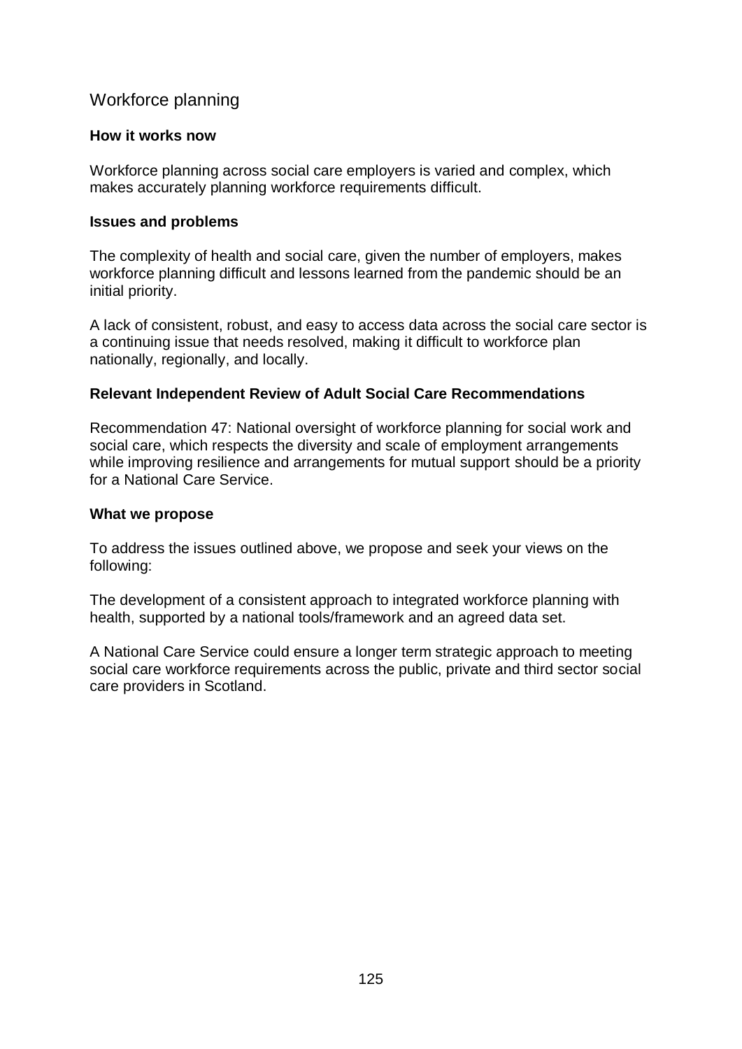## Workforce planning

### How it works now

Workforce planning across social care employers is varied and complex, which makes accurately planning workforce requirements difficult.

### Issues and problems

The complexity of health and social care, given the number of employers, makes workforce planning difficult and lessons learned from the pandemic should be an initial priority.

A lack of consistent, robust, and easy to access data across the social care sector is a continuing issue that needs resolved, making it difficult to workforce plan nationally, regionally, and locally.

### Relevant Independent Review of Adult Social Care Recommendations

Recommendation 47: National oversight of workforce planning for social work and social care, which respects the diversity and scale of employment arrangements while improving resilience and arrangements for mutual support should be a priority for a National Care Service.

### What we propose

To address the issues outlined above, we propose and seek your views on the following:

The development of a consistent approach to integrated workforce planning with health, supported by a national tools/framework and an agreed data set.

A National Care Service could ensure a longer term strategic approach to meeting social care workforce requirements across the public, private and third sector social care providers in Scotland.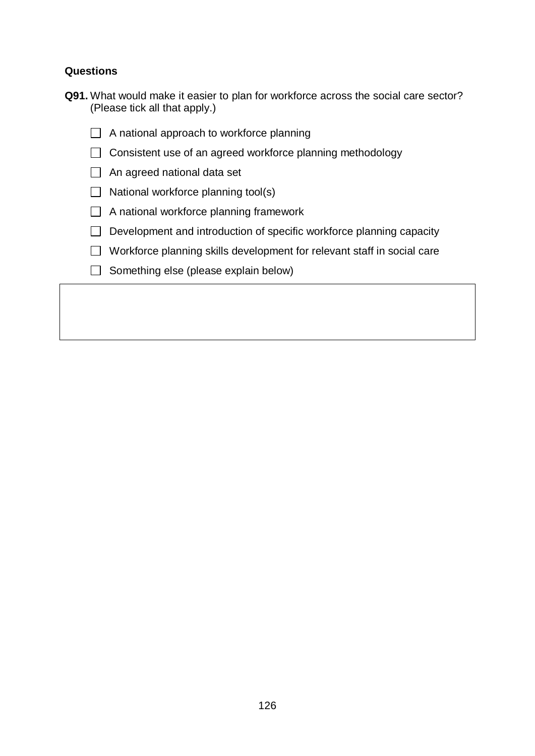**Questions**

**Q91.** What would make it easier to plan for workforce across the social care sector? (Please tick all that apply.)

- ☐ A national approach to workforce planning
- ☐ Consistent use of an agreed workforce planning methodology
- ☐ An agreed national data set
- ☐ National workforce planning tool(s)
- ☐ A national workforce planning framework
- ☐ Development and introduction of specific workforce planning capacity
- ☐ Workforce planning skills development for relevant staff in social care
- ☐ Something else (please explain below)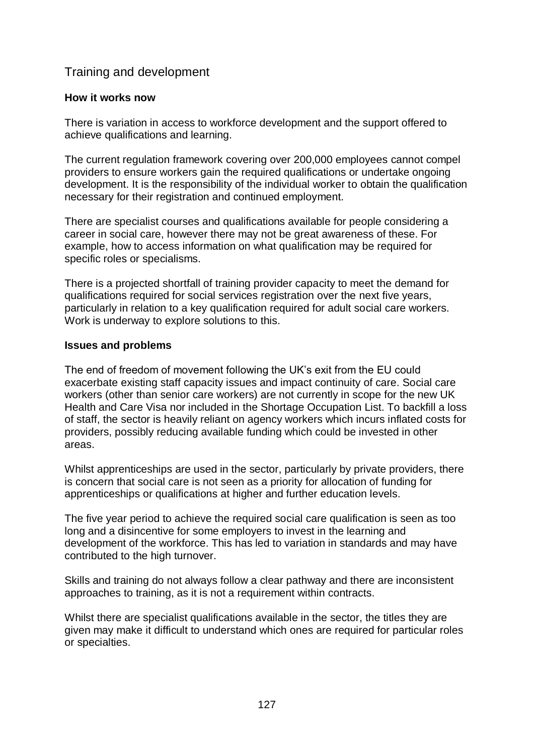## Training and development

### How it works now

There is variation in access to workforce development and the support offered to achieve qualifications and learning.

The current regulation framework covering over 200,000 employees cannot compel providers to ensure workers gain the required qualifications or undertake ongoing development. It is the responsibility of the individual worker to obtain the qualification necessary for their registration and continued employment.

There are specialist courses and qualifications available for people considering a career in social care, however there may not be great awareness of these. For example, how to access information on what qualification may be required for specific roles or specialisms.

There is a projected shortfall of training provider capacity to meet the demand for qualifications required for social services registration over the next five years, particularly in relation to a key qualification required for adult social care workers. Work is underway to explore solutions to this.

### Issues and problems

The end of freedom of movement following the UK's exit from the EU could exacerbate existing staff capacity issues and impact continuity of care. Social care workers (other than senior care workers) are not currently in scope for the new UK Health and Care Visa nor included in the Shortage Occupation List. To backfill a loss of staff, the sector is heavily reliant on agency workers which incurs inflated costs for providers, possibly reducing available funding which could be invested in other areas.

Whilst apprenticeships are used in the sector, particularly by private providers, there is concern that social care is not seen as a priority for allocation of funding for apprenticeships or qualifications at higher and further education levels.

The five year period to achieve the required social care qualification is seen as too long and a disincentive for some employers to invest in the learning and development of the workforce. This has led to variation in standards and may have contributed to the high turnover.

Skills and training do not always follow a clear pathway and there are inconsistent approaches to training, as it is not a requirement within contracts.

Whilst there are specialist qualifications available in the sector, the titles they are given may make it difficult to understand which ones are required for particular roles or specialties.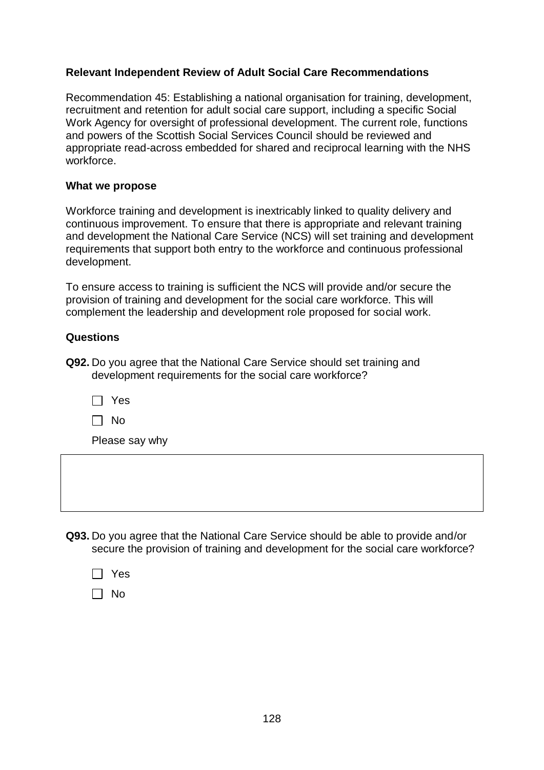**Relevant Independent Review of Adult Social Care Recommendations**

Recommendation 45: Establishing a national organisation for training, development, recruitment and retention for adult social care support, including a specific Social Work Agency for oversight of professional development. The current role, functions and powers of the Scottish Social Services Council should be reviewed and appropriate read-across embedded for shared and reciprocal learning with the NHS workforce.

**What we propose**

Workforce training and development is inextricably linked to quality delivery and continuous improvement. To ensure that there is appropriate and relevant training and development the National Care Service (NCS) will set training and development requirements that support both entry to the workforce and continuous professional development.

To ensure access to training is sufficient the NCS will provide and/or secure the provision of training and development for the social care workforce. This will complement the leadership and development role proposed for social work.

**Questions**

**Q92.** Do you agree that the National Care Service should set training and development requirements for the social care workforce?

☐ Yes

☐ No

Please say why

**Q93.** Do you agree that the National Care Service should be able to provide and/or secure the provision of training and development for the social care workforce?

☐ Yes

☐ No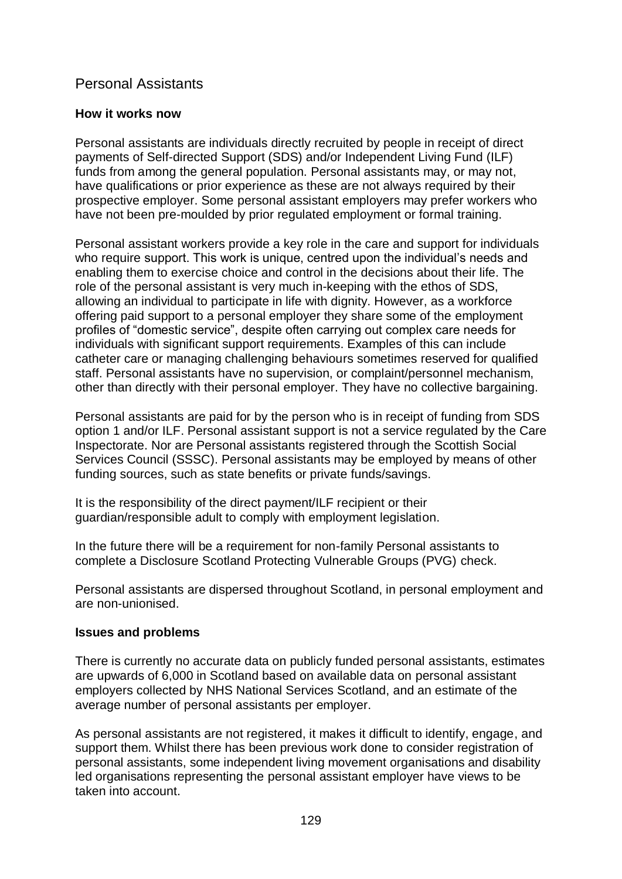## Personal Assistants

**How it works now**

Personal assistants are individuals directly recruited by people in receipt of direct payments of Self-directed Support (SDS) and/or Independent Living Fund (ILF) funds from among the general population. Personal assistants may, or may not, have qualifications or prior experience as these are not always required by their prospective employer. Some personal assistant employers may prefer workers who have not been pre-moulded by prior regulated employment or formal training.

Personal assistant workers provide a key role in the care and support for individuals who require support. This work is unique, centred upon the individual's needs and enabling them to exercise choice and control in the decisions about their life. The role of the personal assistant is very much in-keeping with the ethos of SDS, allowing an individual to participate in life with dignity. However, as a workforce offering paid support to a personal employer they share some of the employment profiles of "domestic service", despite often carrying out complex care needs for individuals with significant support requirements. Examples of this can include catheter care or managing challenging behaviours sometimes reserved for qualified staff. Personal assistants have no supervision, or complaint/personnel mechanism, other than directly with their personal employer. They have no collective bargaining.

Personal assistants are paid for by the person who is in receipt of funding from SDS option 1 and/or ILF. Personal assistant support is not a service regulated by the Care Inspectorate. Nor are Personal assistants registered through the Scottish Social Services Council (SSSC). Personal assistants may be employed by means of other funding sources, such as state benefits or private funds/savings.

It is the responsibility of the direct payment/ILF recipient or their guardian/responsible adult to comply with employment legislation.

In the future there will be a requirement for non-family Personal assistants to complete a Disclosure Scotland Protecting Vulnerable Groups (PVG) check.

Personal assistants are dispersed throughout Scotland, in personal employment and are non-unionised.

**Issues and problems**

There is currently no accurate data on publicly funded personal assistants, estimates are upwards of 6,000 in Scotland based on available data on personal assistant employers collected by NHS National Services Scotland, and an estimate of the average number of personal assistants per employer.

As personal assistants are not registered, it makes it difficult to identify, engage, and support them. Whilst there has been previous work done to consider registration of personal assistants, some independent living movement organisations and disability led organisations representing the personal assistant employer have views to be taken into account.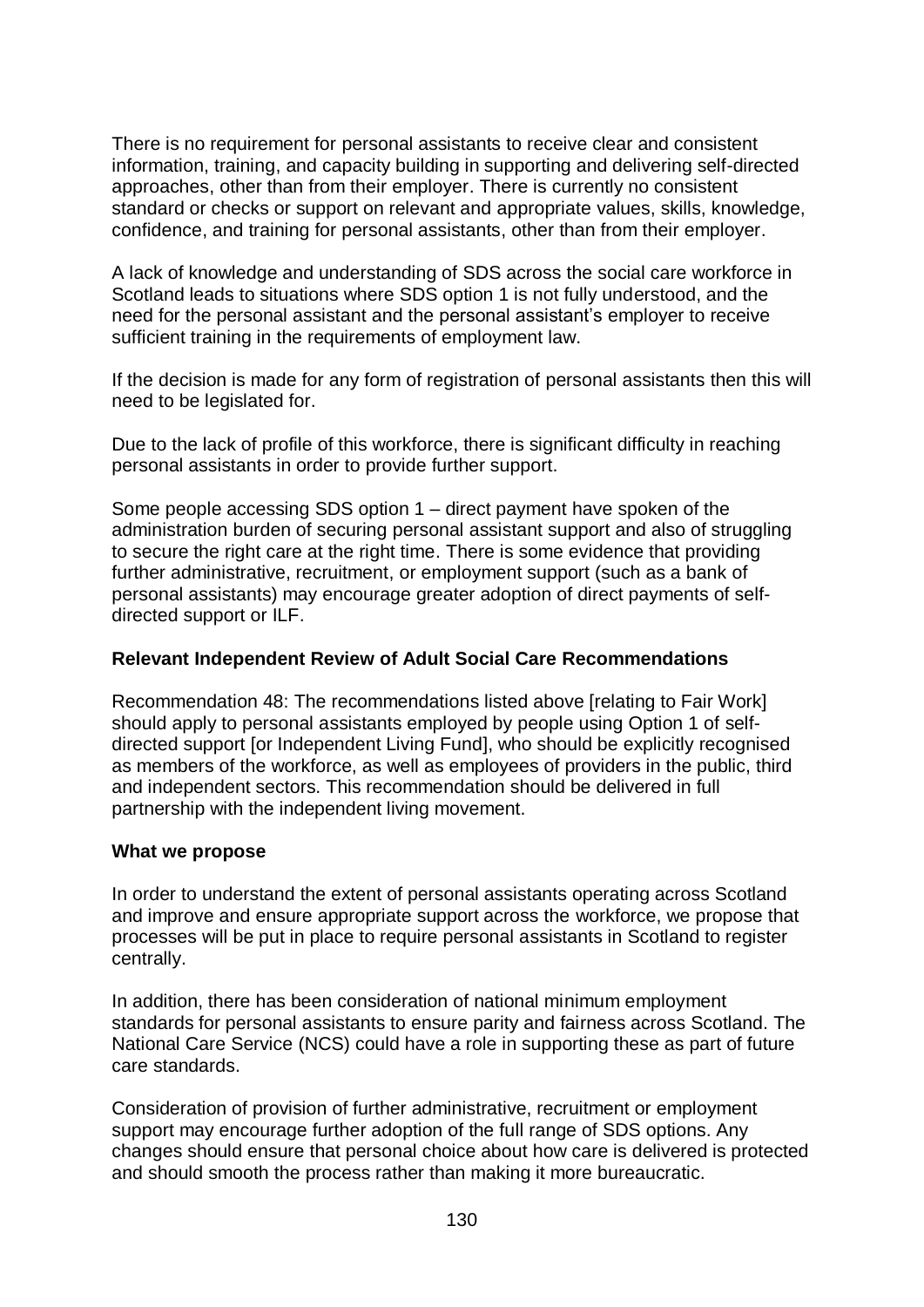There is no requirement for personal assistants to receive clear and consistent information, training, and capacity building in supporting and delivering self-directed approaches, other than from their employer. There is currently no consistent standard or checks or support on relevant and appropriate values, skills, knowledge, confidence, and training for personal assistants, other than from their employer.

A lack of knowledge and understanding of SDS across the social care workforce in Scotland leads to situations where SDS option 1 is not fully understood, and the need for the personal assistant and the personal assistant's employer to receive sufficient training in the requirements of employment law.

If the decision is made for any form of registration of personal assistants then this will need to be legislated for.

Due to the lack of profile of this workforce, there is significant difficulty in reaching personal assistants in order to provide further support.

Some people accessing SDS option 1 – direct payment have spoken of the administration burden of securing personal assistant support and also of struggling to secure the right care at the right time. There is some evidence that providing further administrative, recruitment, or employment support (such as a bank of personal assistants) may encourage greater adoption of direct payments of self-directed support or ILF.

**Relevant Independent Review of Adult Social Care Recommendations**

Recommendation 48: The recommendations listed above [relating to Fair Work] should apply to personal assistants employed by people using Option 1 of self-directed support [or Independent Living Fund], who should be explicitly recognised as members of the workforce, as well as employees of providers in the public, third and independent sectors. This recommendation should be delivered in full partnership with the independent living movement.

**What we propose**

In order to understand the extent of personal assistants operating across Scotland and improve and ensure appropriate support across the workforce, we propose that processes will be put in place to require personal assistants in Scotland to register centrally.

In addition, there has been consideration of national minimum employment standards for personal assistants to ensure parity and fairness across Scotland. The National Care Service (NCS) could have a role in supporting these as part of future care standards.

Consideration of provision of further administrative, recruitment or employment support may encourage further adoption of the full range of SDS options. Any changes should ensure that personal choice about how care is delivered is protected and should smooth the process rather than making it more bureaucratic.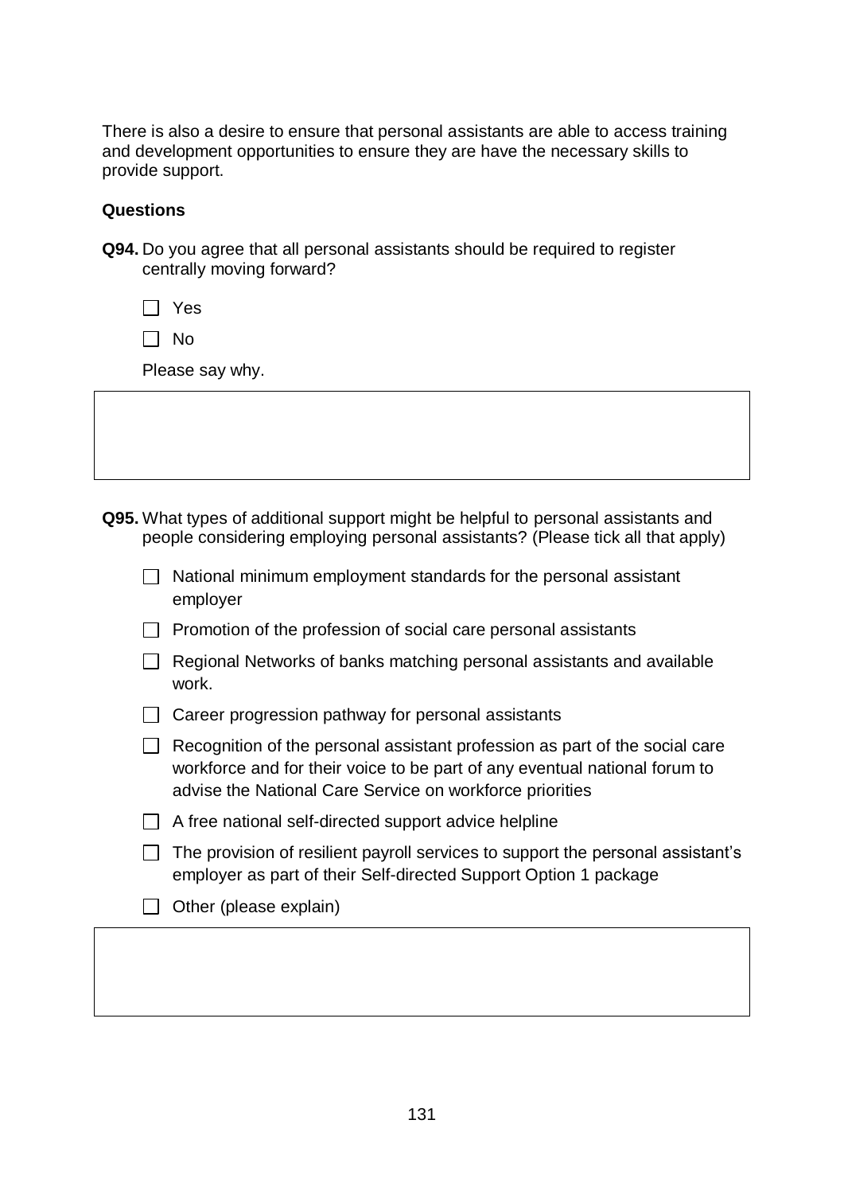There is also a desire to ensure that personal assistants are able to access training and development opportunities to ensure they are have the necessary skills to provide support.

**Questions**

**Q94.** Do you agree that all personal assistants should be required to register centrally moving forward?

- [ ] Yes
- [ ] No

Please say why.

**Q95.** What types of additional support might be helpful to personal assistants and people considering employing personal assistants? (Please tick all that apply)

- [ ] National minimum employment standards for the personal assistant employer
- [ ] Promotion of the profession of social care personal assistants
- [ ] Regional Networks of banks matching personal assistants and available work.
- [ ] Career progression pathway for personal assistants
- [ ] Recognition of the personal assistant profession as part of the social care workforce and for their voice to be part of any eventual national forum to advise the National Care Service on workforce priorities
- [ ] A free national self-directed support advice helpline
- [ ] The provision of resilient payroll services to support the personal assistant's employer as part of their Self-directed Support Option 1 package
- [ ] Other (please explain)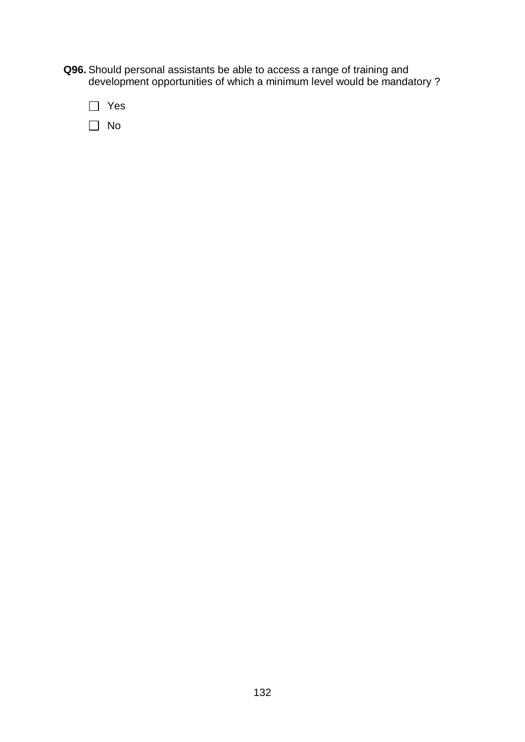**Q96.** Should personal assistants be able to access a range of training and development opportunities of which a minimum level would be mandatory ?

☐ Yes

☐ No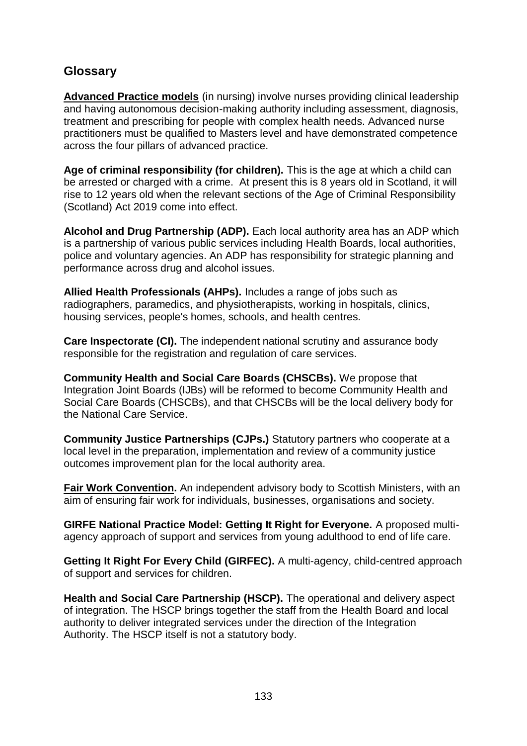## Glossary

**Advanced Practice models** (in nursing) involve nurses providing clinical leadership and having autonomous decision-making authority including assessment, diagnosis, treatment and prescribing for people with complex health needs. Advanced nurse practitioners must be qualified to Masters level and have demonstrated competence across the four pillars of advanced practice.

**Age of criminal responsibility (for children).** This is the age at which a child can be arrested or charged with a crime. At present this is 8 years old in Scotland, it will rise to 12 years old when the relevant sections of the Age of Criminal Responsibility (Scotland) Act 2019 come into effect.

**Alcohol and Drug Partnership (ADP).** Each local authority area has an ADP which is a partnership of various public services including Health Boards, local authorities, police and voluntary agencies. An ADP has responsibility for strategic planning and performance across drug and alcohol issues.

**Allied Health Professionals (AHPs).** Includes a range of jobs such as radiographers, paramedics, and physiotherapists, working in hospitals, clinics, housing services, people's homes, schools, and health centres.

**Care Inspectorate (CI).** The independent national scrutiny and assurance body responsible for the registration and regulation of care services.

**Community Health and Social Care Boards (CHSCBs).** We propose that Integration Joint Boards (IJBs) will be reformed to become Community Health and Social Care Boards (CHSCBs), and that CHSCBs will be the local delivery body for the National Care Service.

**Community Justice Partnerships (CJPs.)** Statutory partners who cooperate at a local level in the preparation, implementation and review of a community justice outcomes improvement plan for the local authority area.

**Fair Work Convention.** An independent advisory body to Scottish Ministers, with an aim of ensuring fair work for individuals, businesses, organisations and society.

**GIRFE National Practice Model: Getting It Right for Everyone.** A proposed multi-agency approach of support and services from young adulthood to end of life care.

**Getting It Right For Every Child (GIRFEC).** A multi-agency, child-centred approach of support and services for children.

**Health and Social Care Partnership (HSCP).** The operational and delivery aspect of integration. The HSCP brings together the staff from the Health Board and local authority to deliver integrated services under the direction of the Integration Authority. The HSCP itself is not a statutory body.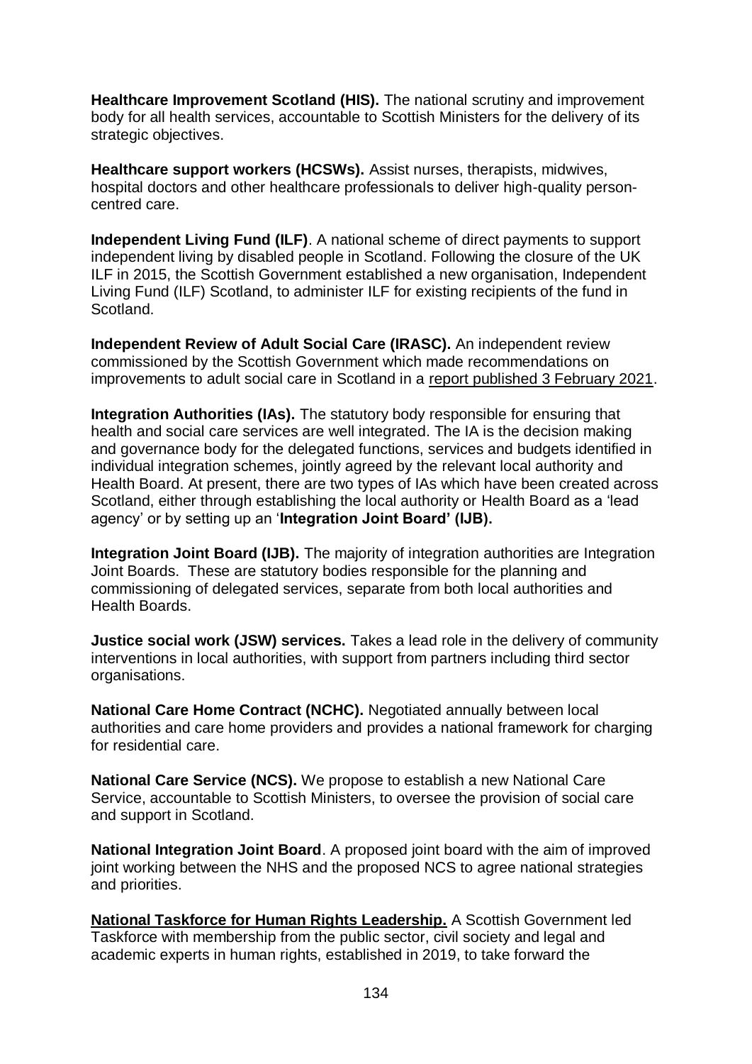**Healthcare Improvement Scotland (HIS).** The national scrutiny and improvement body for all health services, accountable to Scottish Ministers for the delivery of its strategic objectives.

**Healthcare support workers (HCSWs).** Assist nurses, therapists, midwives, hospital doctors and other healthcare professionals to deliver high-quality person-centred care.

**Independent Living Fund (ILF)**. A national scheme of direct payments to support independent living by disabled people in Scotland. Following the closure of the UK ILF in 2015, the Scottish Government established a new organisation, Independent Living Fund (ILF) Scotland, to administer ILF for existing recipients of the fund in Scotland.

**Independent Review of Adult Social Care (IRASC).** An independent review commissioned by the Scottish Government which made recommendations on improvements to adult social care in Scotland in a report published 3 February 2021.

**Integration Authorities (IAs).** The statutory body responsible for ensuring that health and social care services are well integrated. The IA is the decision making and governance body for the delegated functions, services and budgets identified in individual integration schemes, jointly agreed by the relevant local authority and Health Board. At present, there are two types of IAs which have been created across Scotland, either through establishing the local authority or Health Board as a 'lead agency' or by setting up an '**Integration Joint Board' (IJB).**

**Integration Joint Board (IJB).** The majority of integration authorities are Integration Joint Boards. These are statutory bodies responsible for the planning and commissioning of delegated services, separate from both local authorities and Health Boards.

**Justice social work (JSW) services.** Takes a lead role in the delivery of community interventions in local authorities, with support from partners including third sector organisations.

**National Care Home Contract (NCHC).** Negotiated annually between local authorities and care home providers and provides a national framework for charging for residential care.

**National Care Service (NCS).** We propose to establish a new National Care Service, accountable to Scottish Ministers, to oversee the provision of social care and support in Scotland.

**National Integration Joint Board**. A proposed joint board with the aim of improved joint working between the NHS and the proposed NCS to agree national strategies and priorities.

**National Taskforce for Human Rights Leadership.** A Scottish Government led Taskforce with membership from the public sector, civil society and legal and academic experts in human rights, established in 2019, to take forward the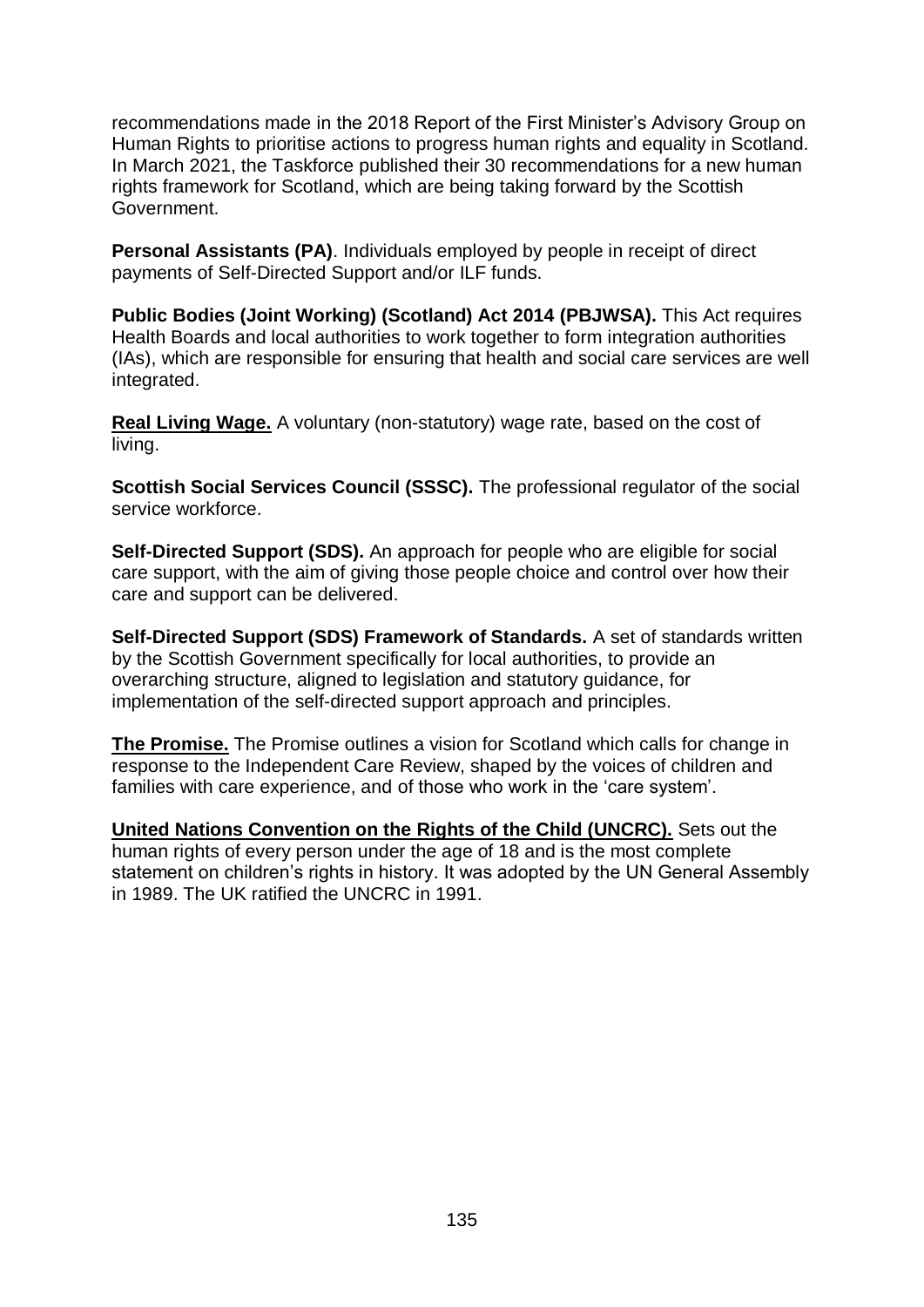recommendations made in the 2018 Report of the First Minister's Advisory Group on Human Rights to prioritise actions to progress human rights and equality in Scotland. In March 2021, the Taskforce published their 30 recommendations for a new human rights framework for Scotland, which are being taking forward by the Scottish Government.

**Personal Assistants (PA)**. Individuals employed by people in receipt of direct payments of Self-Directed Support and/or ILF funds.

**Public Bodies (Joint Working) (Scotland) Act 2014 (PBJWSA).** This Act requires Health Boards and local authorities to work together to form integration authorities (IAs), which are responsible for ensuring that health and social care services are well integrated.

**Real Living Wage.** A voluntary (non-statutory) wage rate, based on the cost of living.

**Scottish Social Services Council (SSSC).** The professional regulator of the social service workforce.

**Self-Directed Support (SDS).** An approach for people who are eligible for social care support, with the aim of giving those people choice and control over how their care and support can be delivered.

**Self-Directed Support (SDS) Framework of Standards.** A set of standards written by the Scottish Government specifically for local authorities, to provide an overarching structure, aligned to legislation and statutory guidance, for implementation of the self-directed support approach and principles.

**The Promise.** The Promise outlines a vision for Scotland which calls for change in response to the Independent Care Review, shaped by the voices of children and families with care experience, and of those who work in the 'care system'.

**United Nations Convention on the Rights of the Child (UNCRC).** Sets out the human rights of every person under the age of 18 and is the most complete statement on children's rights in history. It was adopted by the UN General Assembly in 1989. The UK ratified the UNCRC in 1991.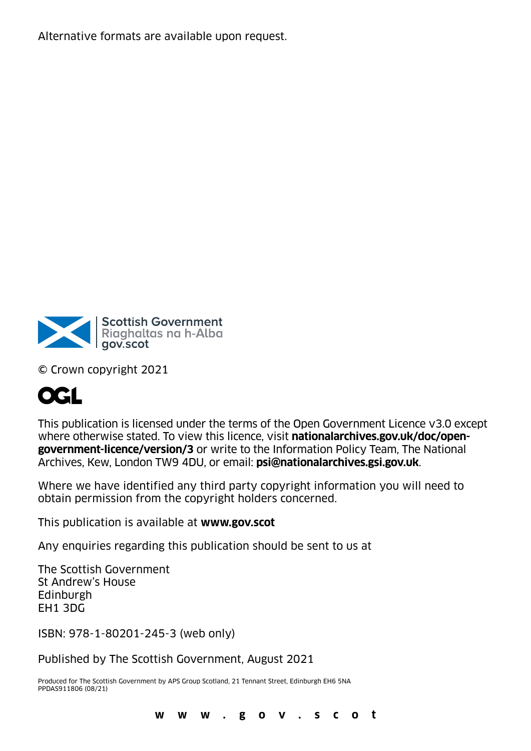Alternative formats are available upon request.

Scottish Government
Riaghaltas na h-Alba
gov.scot

© Crown copyright 2021

OGL

This publication is licensed under the terms of the Open Government Licence v3.0 except where otherwise stated. To view this licence, visit **nationalarchives.gov.uk/doc/open-government-licence/version/3** or write to the Information Policy Team, The National Archives, Kew, London TW9 4DU, or email: **psi@nationalarchives.gsi.gov.uk**.

Where we have identified any third party copyright information you will need to obtain permission from the copyright holders concerned.

This publication is available at **www.gov.scot**

Any enquiries regarding this publication should be sent to us at

The Scottish Government
St Andrew's House
Edinburgh
EH1 3DG

ISBN: 978-1-80201-245-3 (web only)

Published by The Scottish Government, August 2021

Produced for The Scottish Government by APS Group Scotland, 21 Tennant Street, Edinburgh EH6 5NA
PPDAS911806 (08/21)

**w w w . g o v . s c o t**